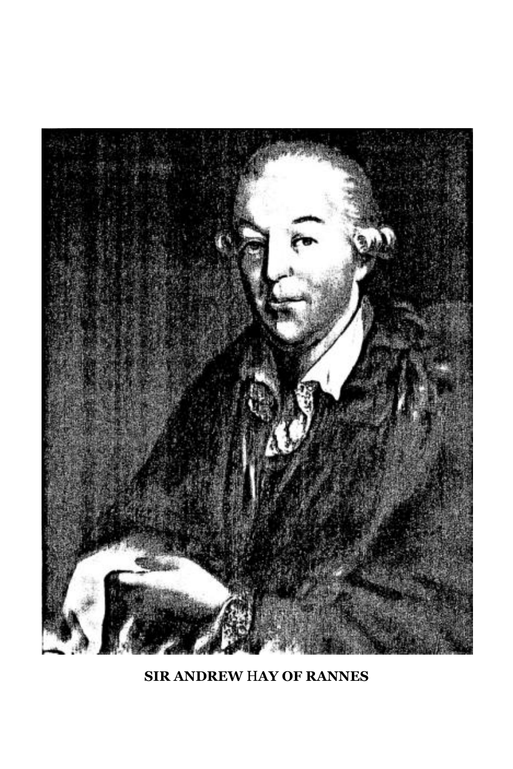**SIR ANDREW HAY OF RANNES**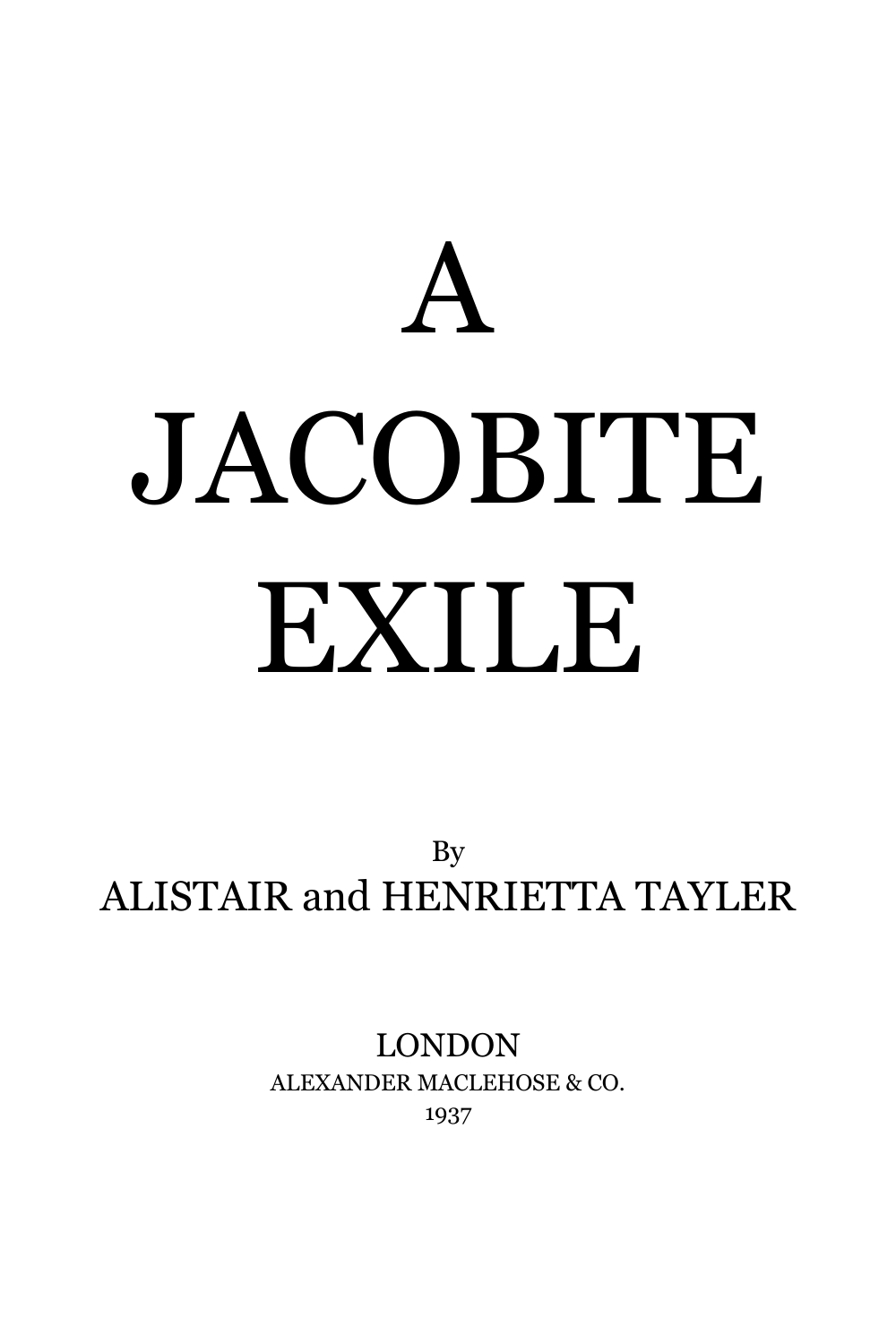# A JACOBITE EXILE

By

ALISTAIR and HENRIETTA TAYLER

LONDON

ALEXANDER MACLEHOSE & CO.

1937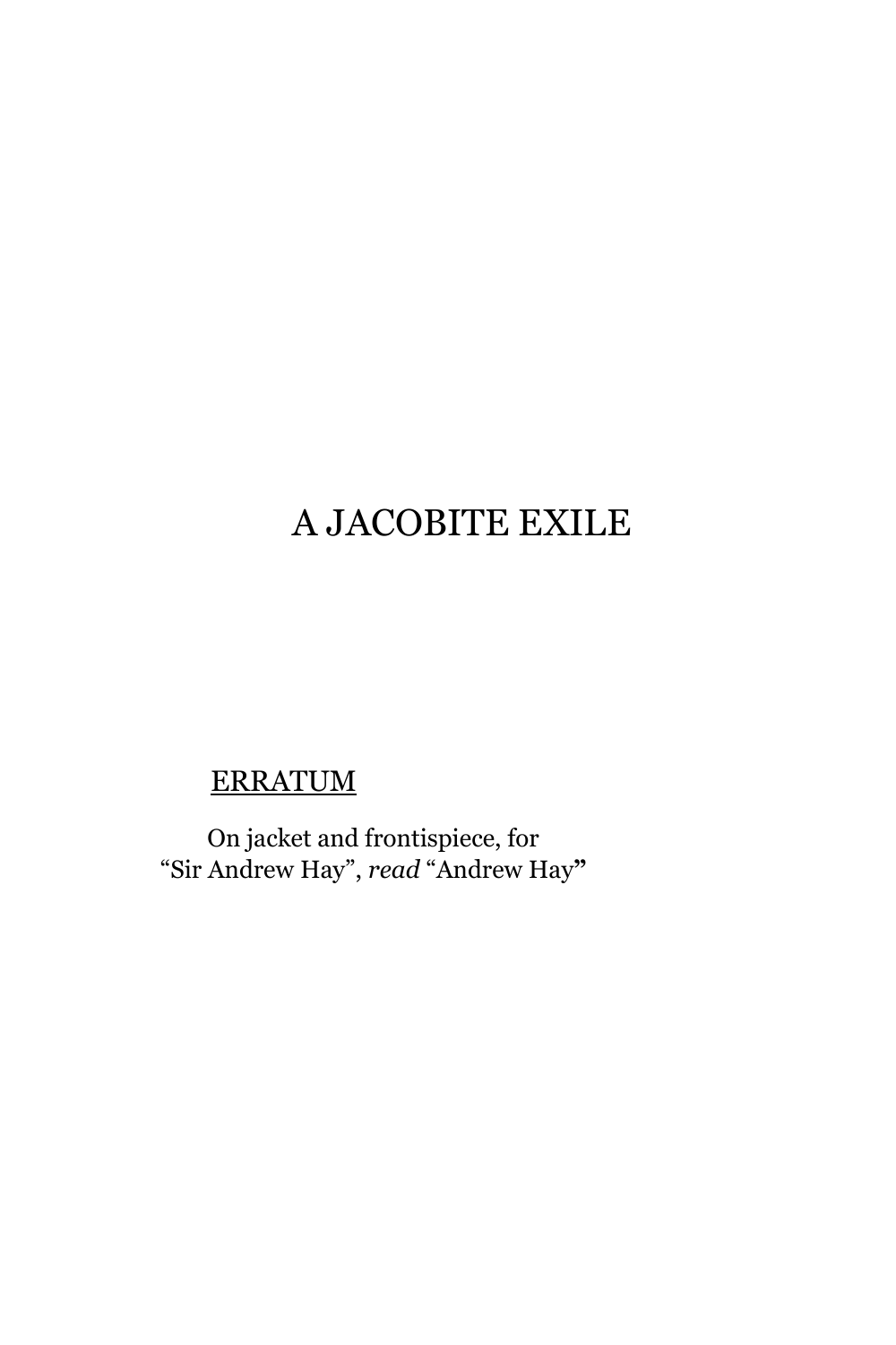# A JACOBITE EXILE

ERRATUM

On jacket and frontispiece, for "Sir Andrew Hay", *read* "Andrew Hay"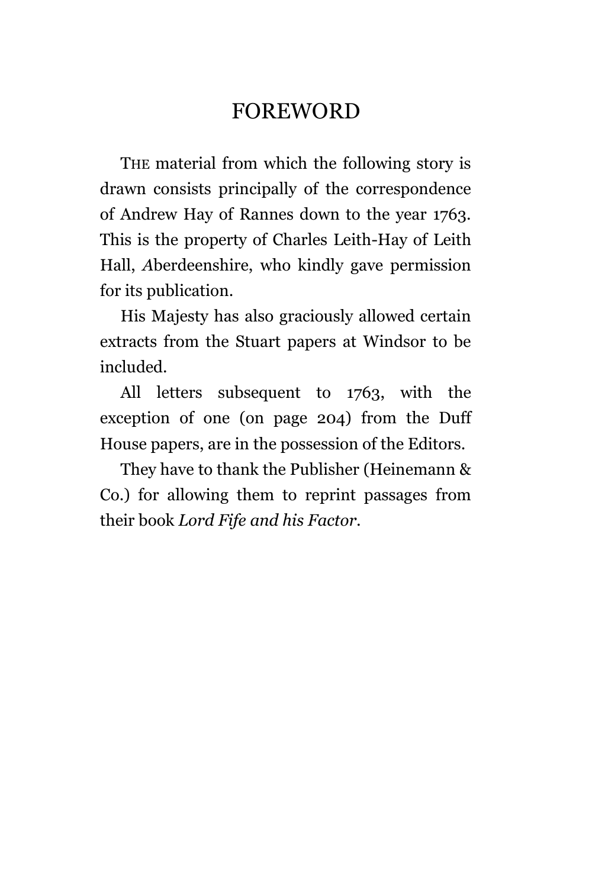# FOREWORD

THE material from which the following story is drawn consists principally of the correspondence of Andrew Hay of Rannes down to the year 1763. This is the property of Charles Leith-Hay of Leith Hall, Aberdeenshire, who kindly gave permission for its publication.

His Majesty has also graciously allowed certain extracts from the Stuart papers at Windsor to be included.

All letters subsequent to 1763, with the exception of one (on page 204) from the Duff House papers, are in the possession of the Editors.

They have to thank the Publisher (Heinemann & Co.) for allowing them to reprint passages from their book *Lord Fife and his Factor*.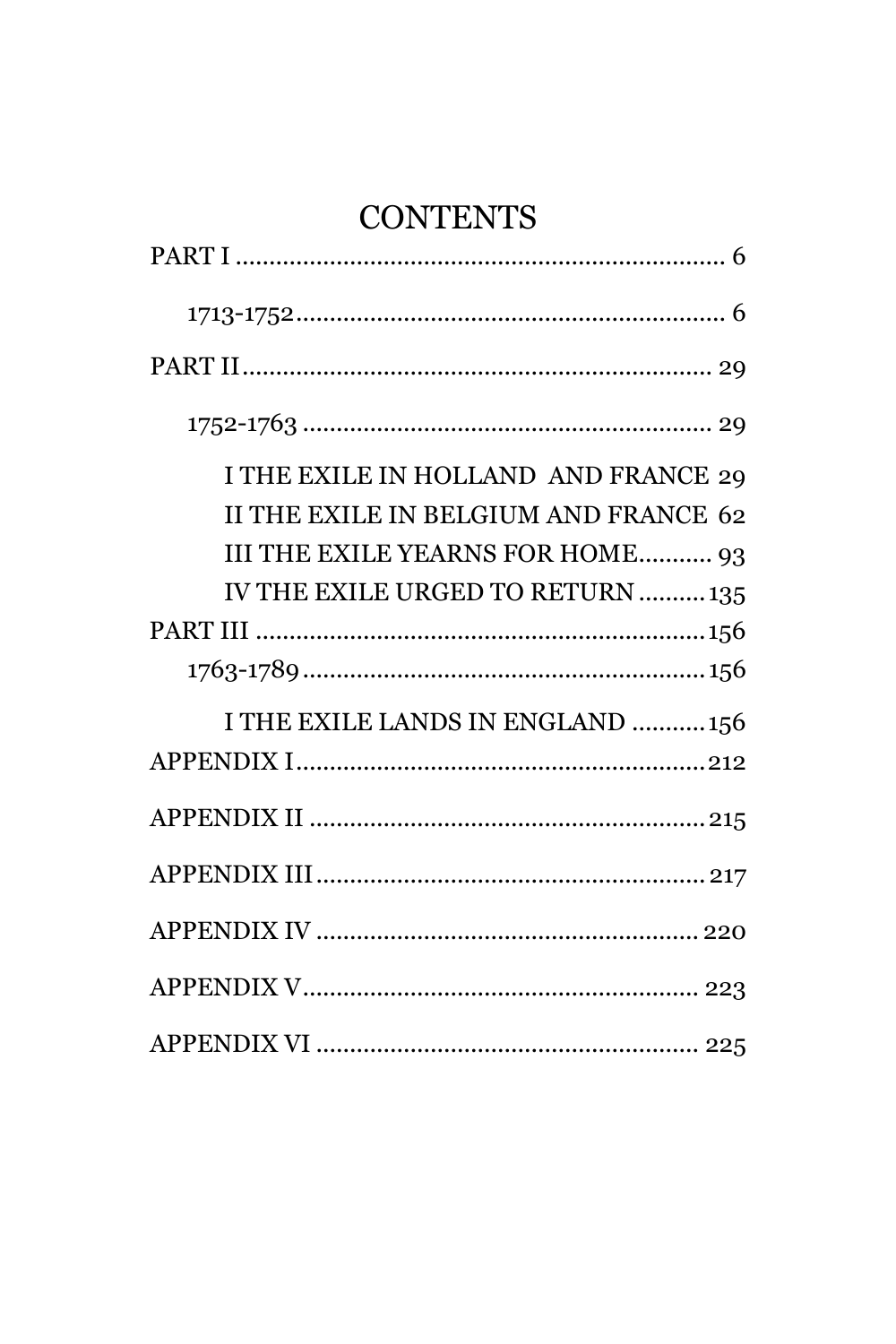# CONTENTS

PART I ........................................................................ 6

1713-1752 ................................................................ 6

PART II ..................................................................... 29

1752-1763 ................................................................ 29

I THE EXILE IN HOLLAND AND FRANCE 29

II THE EXILE IN BELGIUM AND FRANCE 62

III THE EXILE YEARNS FOR HOME........... 93

IV THE EXILE URGED TO RETURN .......... 135

PART III .................................................................. 156

1763-1789 ............................................................ 156

I THE EXILE LANDS IN ENGLAND ........... 156

APPENDIX I ........................................................... 212

APPENDIX II .......................................................... 215

APPENDIX III ......................................................... 217

APPENDIX IV ......................................................... 220

APPENDIX V .......................................................... 223

APPENDIX VI ......................................................... 225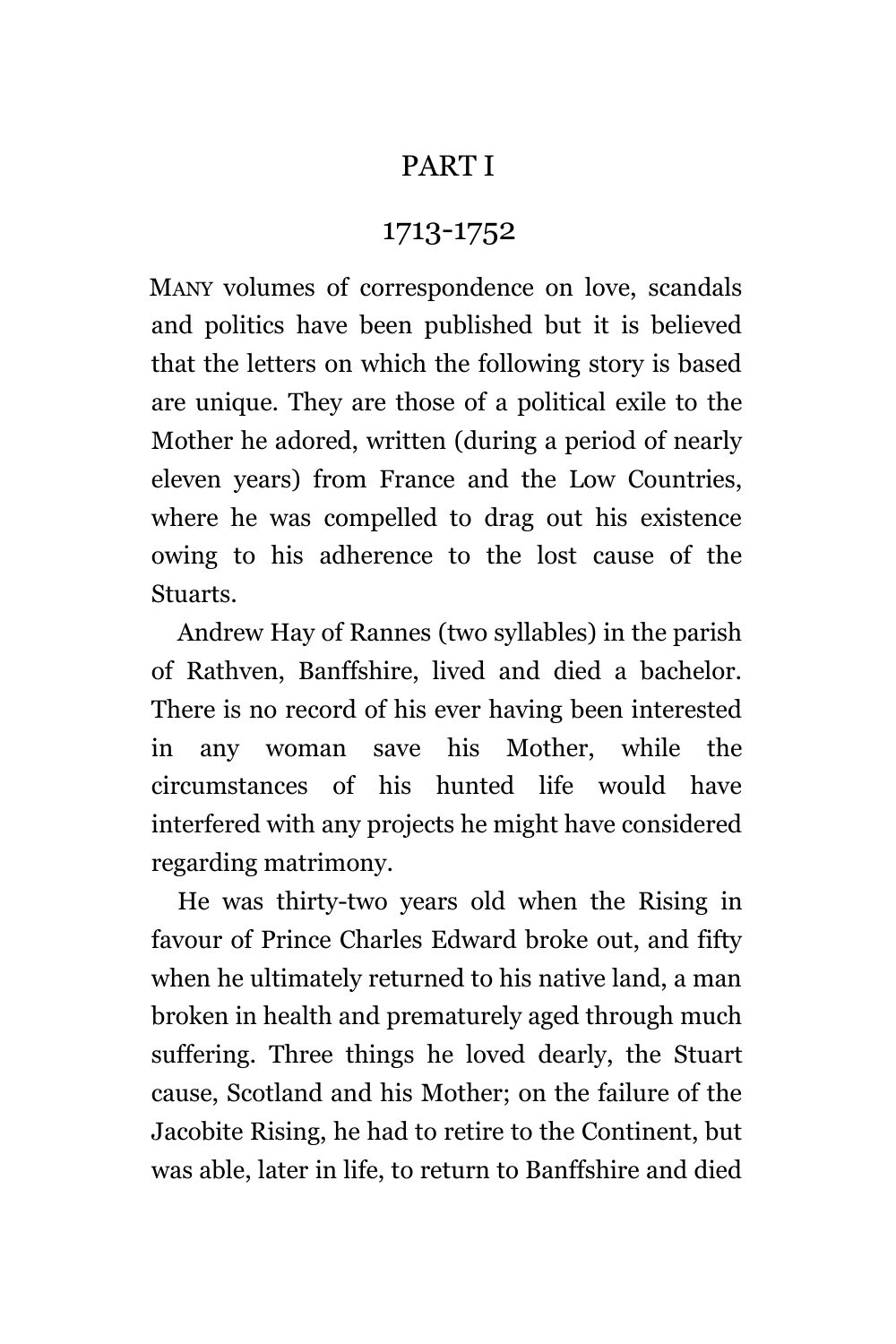# PART I

## 1713-1752

MANY volumes of correspondence on love, scandals and politics have been published but it is believed that the letters on which the following story is based are unique. They are those of a political exile to the Mother he adored, written (during a period of nearly eleven years) from France and the Low Countries, where he was compelled to drag out his existence owing to his adherence to the lost cause of the Stuarts.

Andrew Hay of Rannes (two syllables) in the parish of Rathven, Banffshire, lived and died a bachelor. There is no record of his ever having been interested in any woman save his Mother, while the circumstances of his hunted life would have interfered with any projects he might have considered regarding matrimony.

He was thirty-two years old when the Rising in favour of Prince Charles Edward broke out, and fifty when he ultimately returned to his native land, a man broken in health and prematurely aged through much suffering. Three things he loved dearly, the Stuart cause, Scotland and his Mother; on the failure of the Jacobite Rising, he had to retire to the Continent, but was able, later in life, to return to Banffshire and died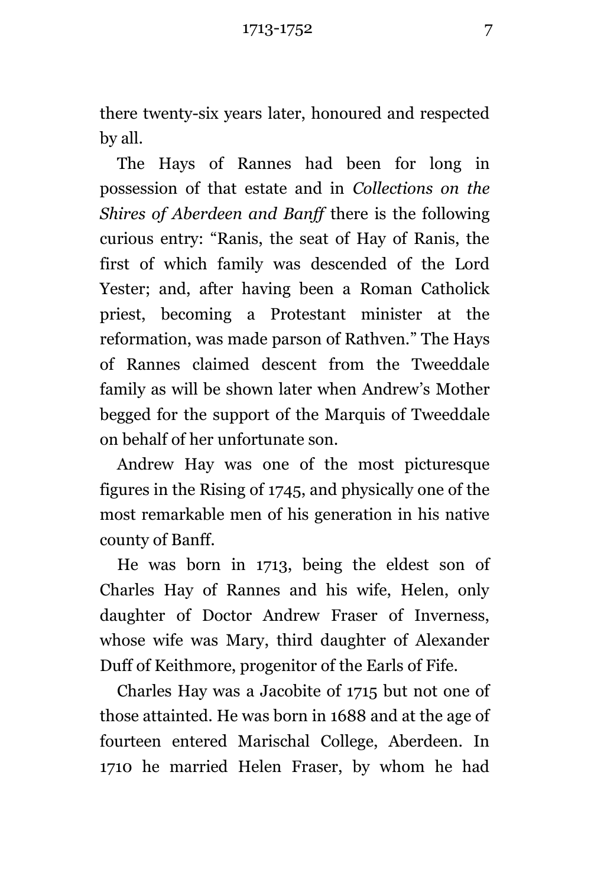there twenty-six years later, honoured and respected by all.

The Hays of Rannes had been for long in possession of that estate and in *Collections on the Shires of Aberdeen and Banff* there is the following curious entry: "Ranis, the seat of Hay of Ranis, the first of which family was descended of the Lord Yester; and, after having been a Roman Catholick priest, becoming a Protestant minister at the reformation, was made parson of Rathven." The Hays of Rannes claimed descent from the Tweeddale family as will be shown later when Andrew's Mother begged for the support of the Marquis of Tweeddale on behalf of her unfortunate son.

Andrew Hay was one of the most picturesque figures in the Rising of 1745, and physically one of the most remarkable men of his generation in his native county of Banff.

He was born in 1713, being the eldest son of Charles Hay of Rannes and his wife, Helen, only daughter of Doctor Andrew Fraser of Inverness, whose wife was Mary, third daughter of Alexander Duff of Keithmore, progenitor of the Earls of Fife.

Charles Hay was a Jacobite of 1715 but not one of those attainted. He was born in 1688 and at the age of fourteen entered Marischal College, Aberdeen. In 1710 he married Helen Fraser, by whom he had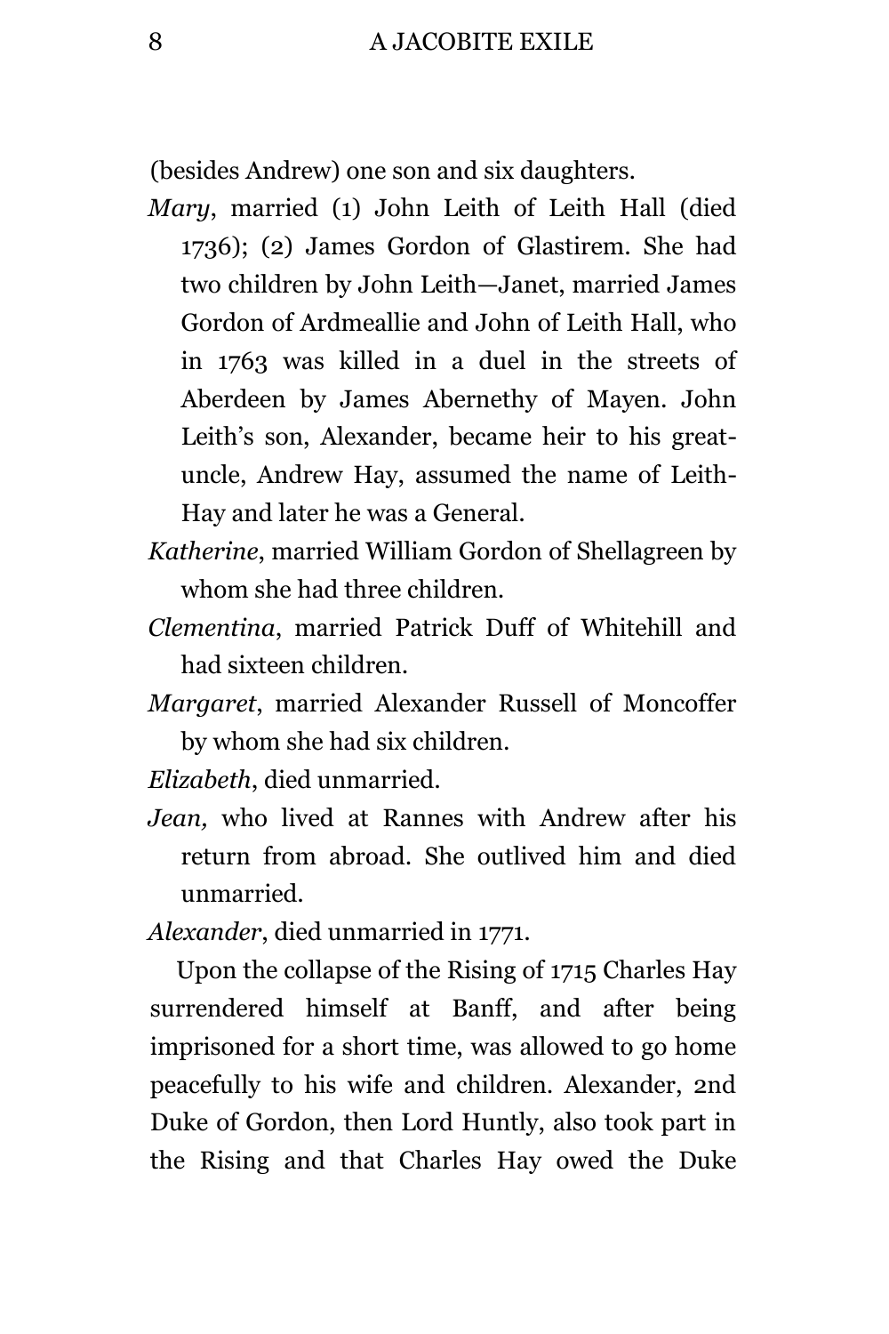(besides Andrew) one son and six daughters.

*Mary*, married (1) John Leith of Leith Hall (died 1736); (2) James Gordon of Glastirem. She had two children by John Leith—Janet, married James Gordon of Ardmeallie and John of Leith Hall, who in 1763 was killed in a duel in the streets of Aberdeen by James Abernethy of Mayen. John Leith's son, Alexander, became heir to his great-uncle, Andrew Hay, assumed the name of Leith-Hay and later he was a General.

*Katherine*, married William Gordon of Shellagreen by whom she had three children.

*Clementina*, married Patrick Duff of Whitehill and had sixteen children.

*Margaret*, married Alexander Russell of Moncoffer by whom she had six children.

*Elizabeth*, died unmarried.

*Jean,* who lived at Rannes with Andrew after his return from abroad. She outlived him and died unmarried.

*Alexander*, died unmarried in 1771.

Upon the collapse of the Rising of 1715 Charles Hay surrendered himself at Banff, and after being imprisoned for a short time, was allowed to go home peacefully to his wife and children. Alexander, 2nd Duke of Gordon, then Lord Huntly, also took part in the Rising and that Charles Hay owed the Duke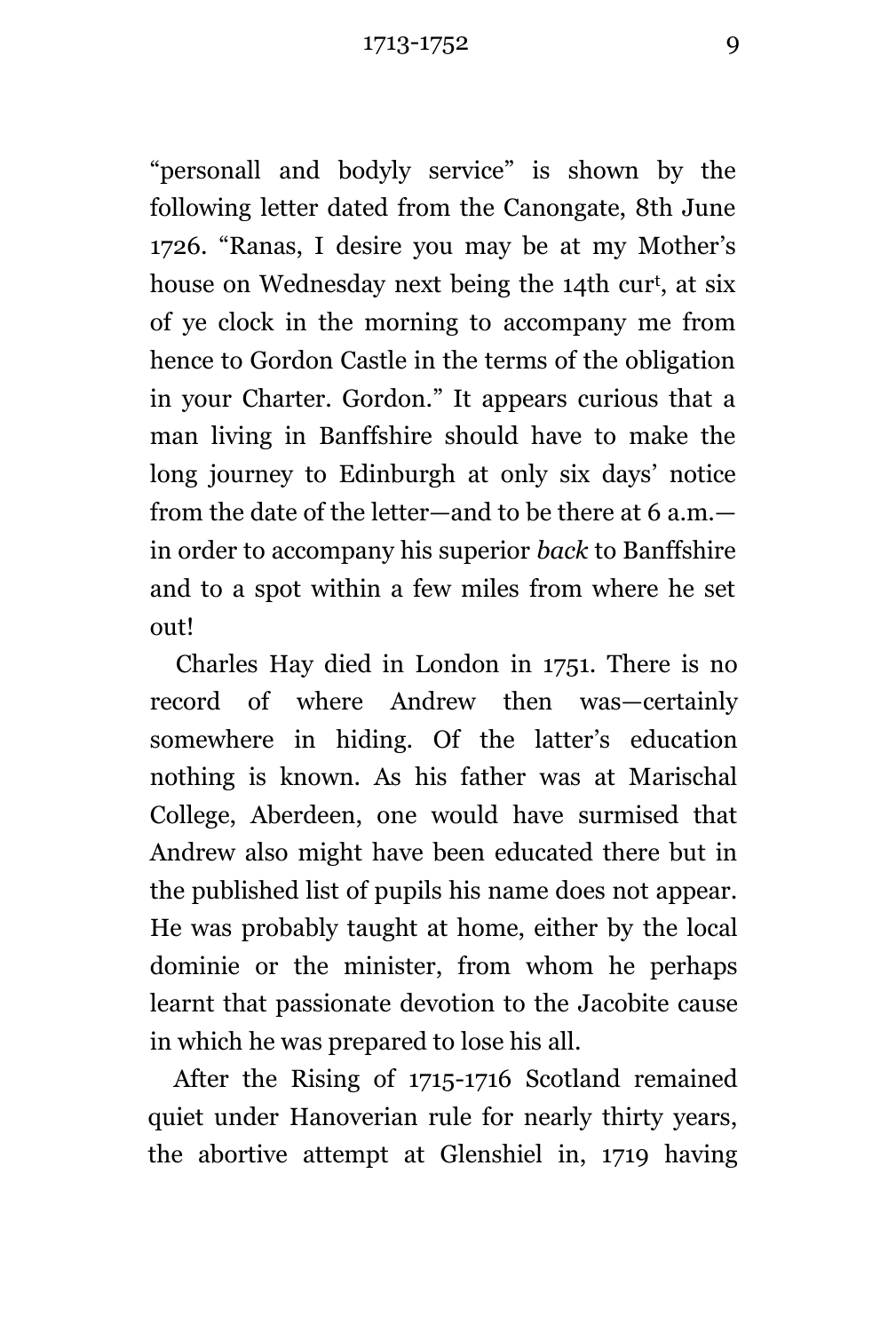"personall and bodyly service" is shown by the following letter dated from the Canongate, 8th June 1726. "Ranas, I desire you may be at my Mother's house on Wednesday next being the 14th cur$^{t}$, at six of ye clock in the morning to accompany me from hence to Gordon Castle in the terms of the obligation in your Charter. Gordon." It appears curious that a man living in Banffshire should have to make the long journey to Edinburgh at only six days' notice from the date of the letter—and to be there at 6 a.m.—in order to accompany his superior *back* to Banffshire and to a spot within a few miles from where he set out!

Charles Hay died in London in 1751. There is no record of where Andrew then was—certainly somewhere in hiding. Of the latter's education nothing is known. As his father was at Marischal College, Aberdeen, one would have surmised that Andrew also might have been educated there but in the published list of pupils his name does not appear. He was probably taught at home, either by the local dominie or the minister, from whom he perhaps learnt that passionate devotion to the Jacobite cause in which he was prepared to lose his all.

After the Rising of 1715-1716 Scotland remained quiet under Hanoverian rule for nearly thirty years, the abortive attempt at Glenshiel in, 1719 having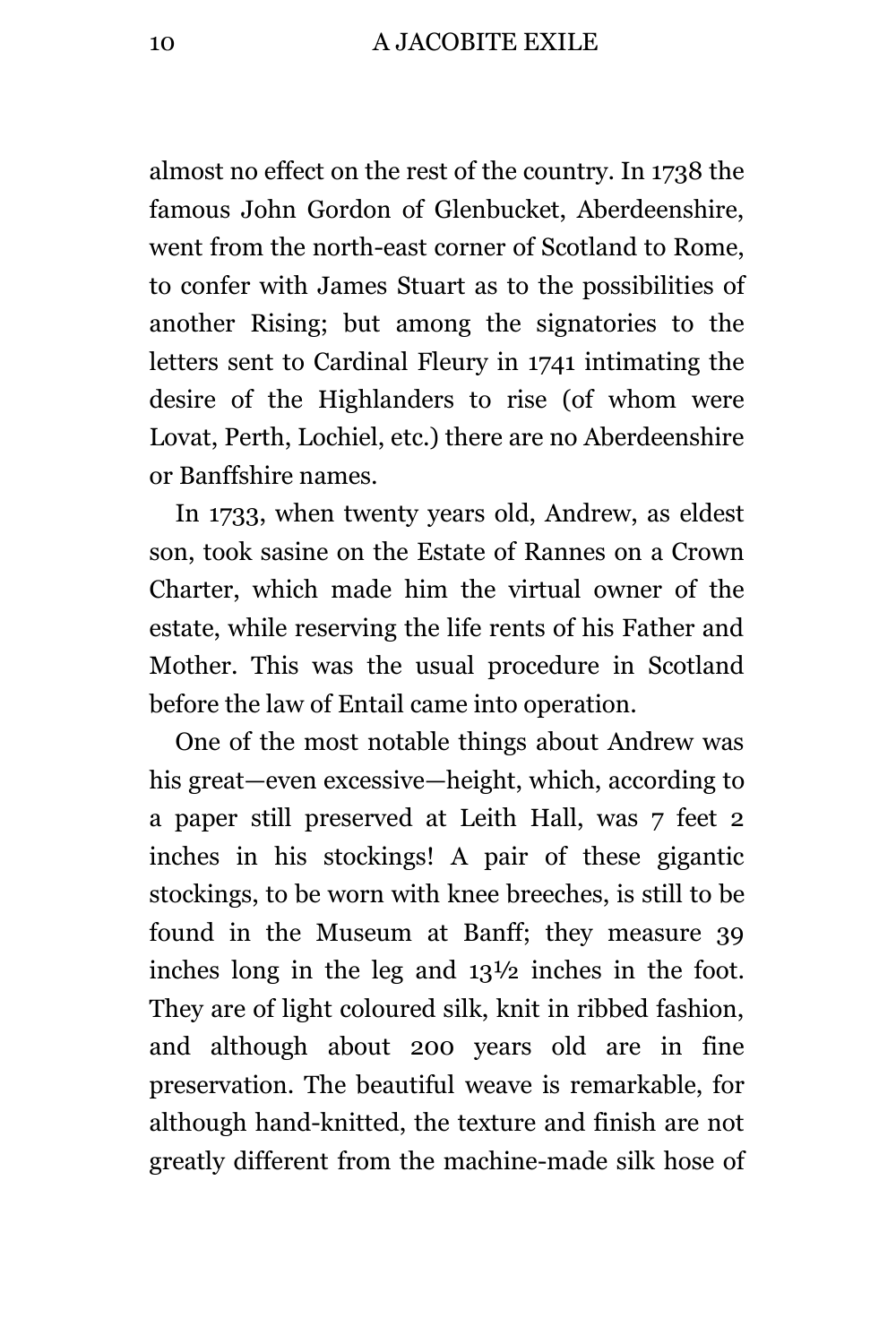almost no effect on the rest of the country. In 1738 the famous John Gordon of Glenbucket, Aberdeenshire, went from the north-east corner of Scotland to Rome, to confer with James Stuart as to the possibilities of another Rising; but among the signatories to the letters sent to Cardinal Fleury in 1741 intimating the desire of the Highlanders to rise (of whom were Lovat, Perth, Lochiel, etc.) there are no Aberdeenshire or Banffshire names.

In 1733, when twenty years old, Andrew, as eldest son, took sasine on the Estate of Rannes on a Crown Charter, which made him the virtual owner of the estate, while reserving the life rents of his Father and Mother. This was the usual procedure in Scotland before the law of Entail came into operation.

One of the most notable things about Andrew was his great—even excessive—height, which, according to a paper still preserved at Leith Hall, was 7 feet 2 inches in his stockings! A pair of these gigantic stockings, to be worn with knee breeches, is still to be found in the Museum at Banff; they measure 39 inches long in the leg and 13½ inches in the foot. They are of light coloured silk, knit in ribbed fashion, and although about 200 years old are in fine preservation. The beautiful weave is remarkable, for although hand-knitted, the texture and finish are not greatly different from the machine-made silk hose of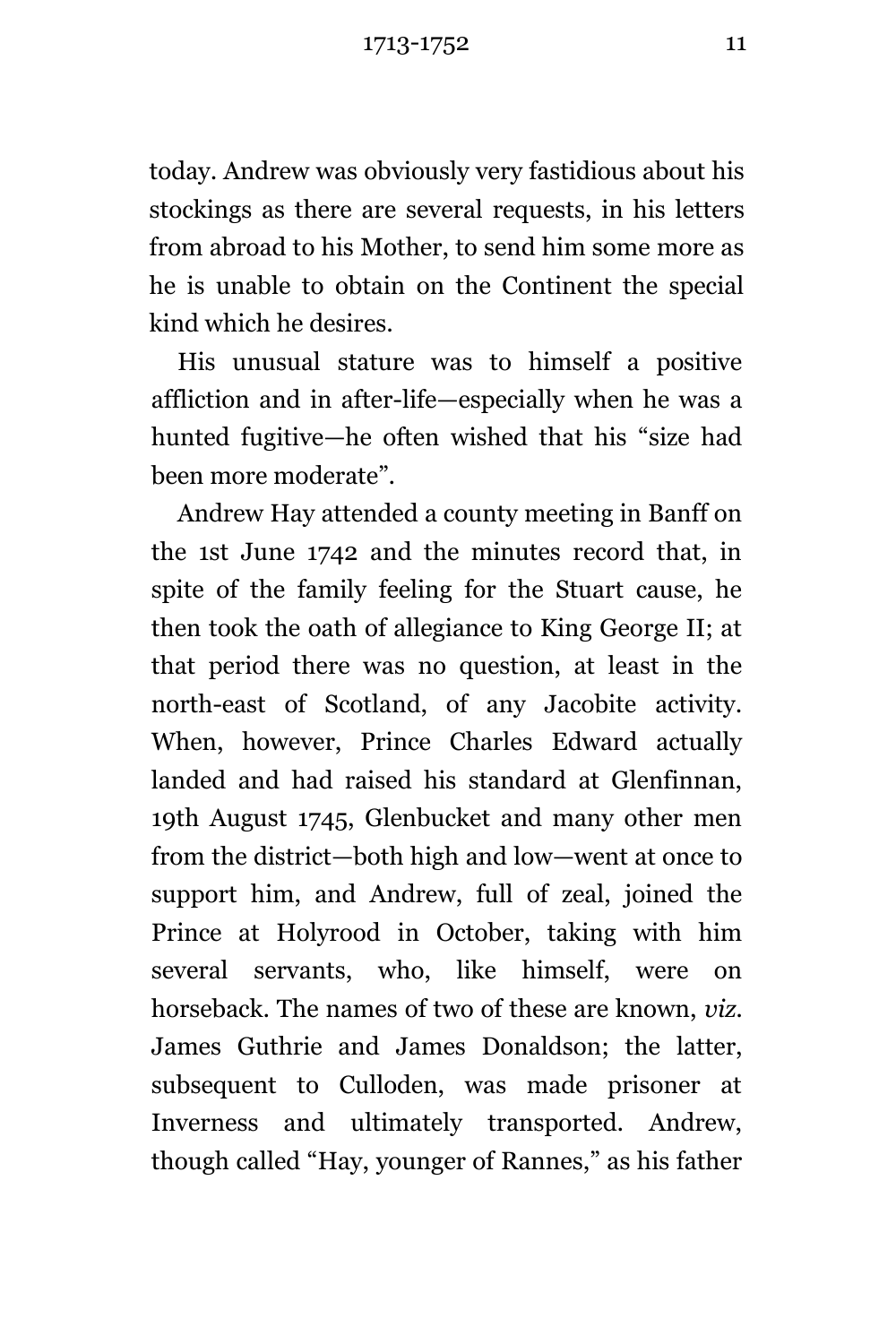today. Andrew was obviously very fastidious about his stockings as there are several requests, in his letters from abroad to his Mother, to send him some more as he is unable to obtain on the Continent the special kind which he desires.

His unusual stature was to himself a positive affliction and in after-life—especially when he was a hunted fugitive—he often wished that his "size had been more moderate".

Andrew Hay attended a county meeting in Banff on the 1st June 1742 and the minutes record that, in spite of the family feeling for the Stuart cause, he then took the oath of allegiance to King George II; at that period there was no question, at least in the north-east of Scotland, of any Jacobite activity. When, however, Prince Charles Edward actually landed and had raised his standard at Glenfinnan, 19th August 1745, Glenbucket and many other men from the district—both high and low—went at once to support him, and Andrew, full of zeal, joined the Prince at Holyrood in October, taking with him several servants, who, like himself, were on horseback. The names of two of these are known, *viz.* James Guthrie and James Donaldson; the latter, subsequent to Culloden, was made prisoner at Inverness and ultimately transported. Andrew, though called "Hay, younger of Rannes," as his father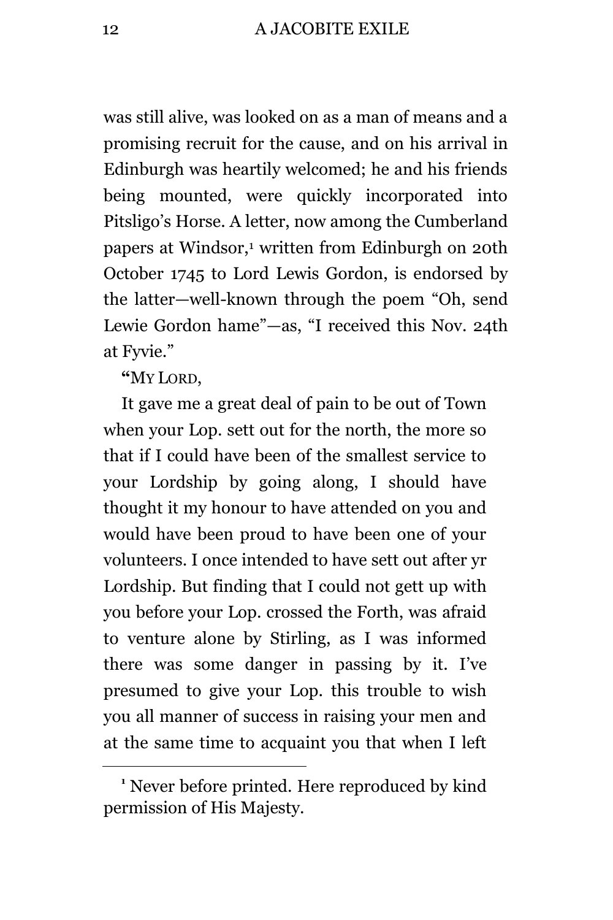was still alive, was looked on as a man of means and a promising recruit for the cause, and on his arrival in Edinburgh was heartily welcomed; he and his friends being mounted, were quickly incorporated into Pitsligo's Horse. A letter, now among the Cumberland papers at Windsor,[1] written from Edinburgh on 20th October 1745 to Lord Lewis Gordon, is endorsed by the latter—well-known through the poem "Oh, send Lewie Gordon hame"—as, "I received this Nov. 24th at Fyvie."

"MY LORD,

It gave me a great deal of pain to be out of Town when your Lop. sett out for the north, the more so that if I could have been of the smallest service to your Lordship by going along, I should have thought it my honour to have attended on you and would have been proud to have been one of your volunteers. I once intended to have sett out after yr Lordship. But finding that I could not gett up with you before your Lop. crossed the Forth, was afraid to venture alone by Stirling, as I was informed there was some danger in passing by it. I've presumed to give your Lop. this trouble to wish you all manner of success in raising your men and at the same time to acquaint you that when I left

[1] Never before printed. Here reproduced by kind permission of His Majesty.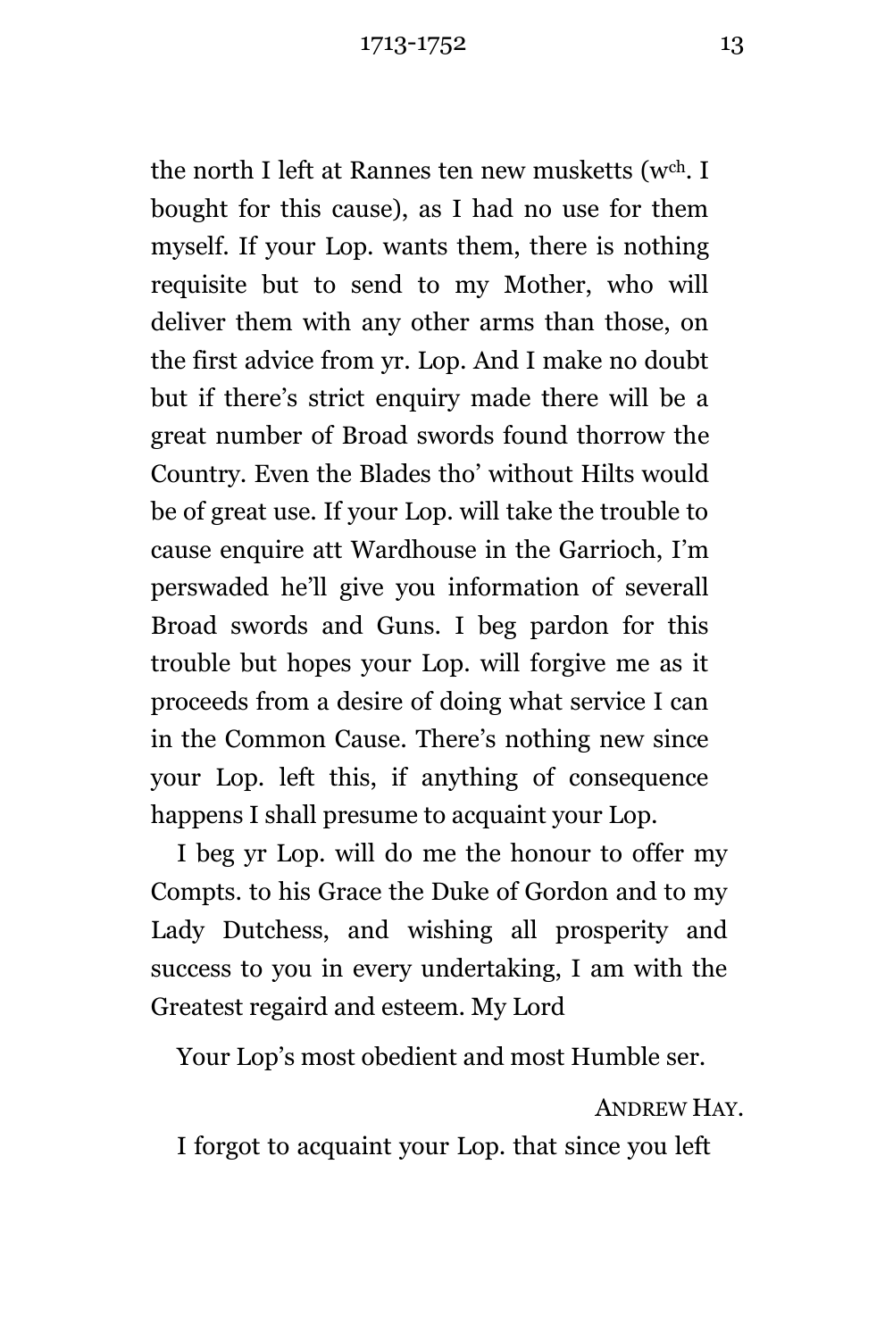the north I left at Rannes ten new musketts (w^ch^. I bought for this cause), as I had no use for them myself. If your Lop. wants them, there is nothing requisite but to send to my Mother, who will deliver them with any other arms than those, on the first advice from yr. Lop. And I make no doubt but if there's strict enquiry made there will be a great number of Broad swords found thorrow the Country. Even the Blades tho' without Hilts would be of great use. If your Lop. will take the trouble to cause enquire att Wardhouse in the Garrioch, I'm perswaded he'll give you information of severall Broad swords and Guns. I beg pardon for this trouble but hopes your Lop. will forgive me as it proceeds from a desire of doing what service I can in the Common Cause. There's nothing new since your Lop. left this, if anything of consequence happens I shall presume to acquaint your Lop.

I beg yr Lop. will do me the honour to offer my Compts. to his Grace the Duke of Gordon and to my Lady Dutchess, and wishing all prosperity and success to you in every undertaking, I am with the Greatest regaird and esteem. My Lord

Your Lop's most obedient and most Humble ser.

ANDREW HAY.

I forgot to acquaint your Lop. that since you left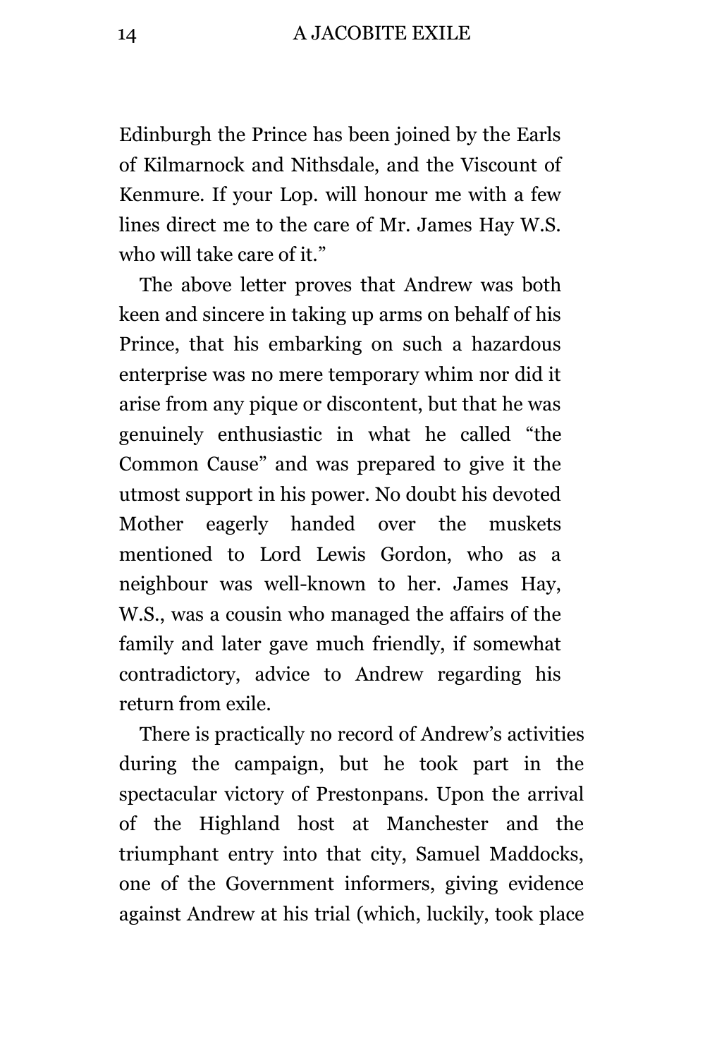Edinburgh the Prince has been joined by the Earls of Kilmarnock and Nithsdale, and the Viscount of Kenmure. If your Lop. will honour me with a few lines direct me to the care of Mr. James Hay W.S. who will take care of it."

The above letter proves that Andrew was both keen and sincere in taking up arms on behalf of his Prince, that his embarking on such a hazardous enterprise was no mere temporary whim nor did it arise from any pique or discontent, but that he was genuinely enthusiastic in what he called "the Common Cause" and was prepared to give it the utmost support in his power. No doubt his devoted Mother eagerly handed over the muskets mentioned to Lord Lewis Gordon, who as a neighbour was well-known to her. James Hay, W.S., was a cousin who managed the affairs of the family and later gave much friendly, if somewhat contradictory, advice to Andrew regarding his return from exile.

There is practically no record of Andrew's activities during the campaign, but he took part in the spectacular victory of Prestonpans. Upon the arrival of the Highland host at Manchester and the triumphant entry into that city, Samuel Maddocks, one of the Government informers, giving evidence against Andrew at his trial (which, luckily, took place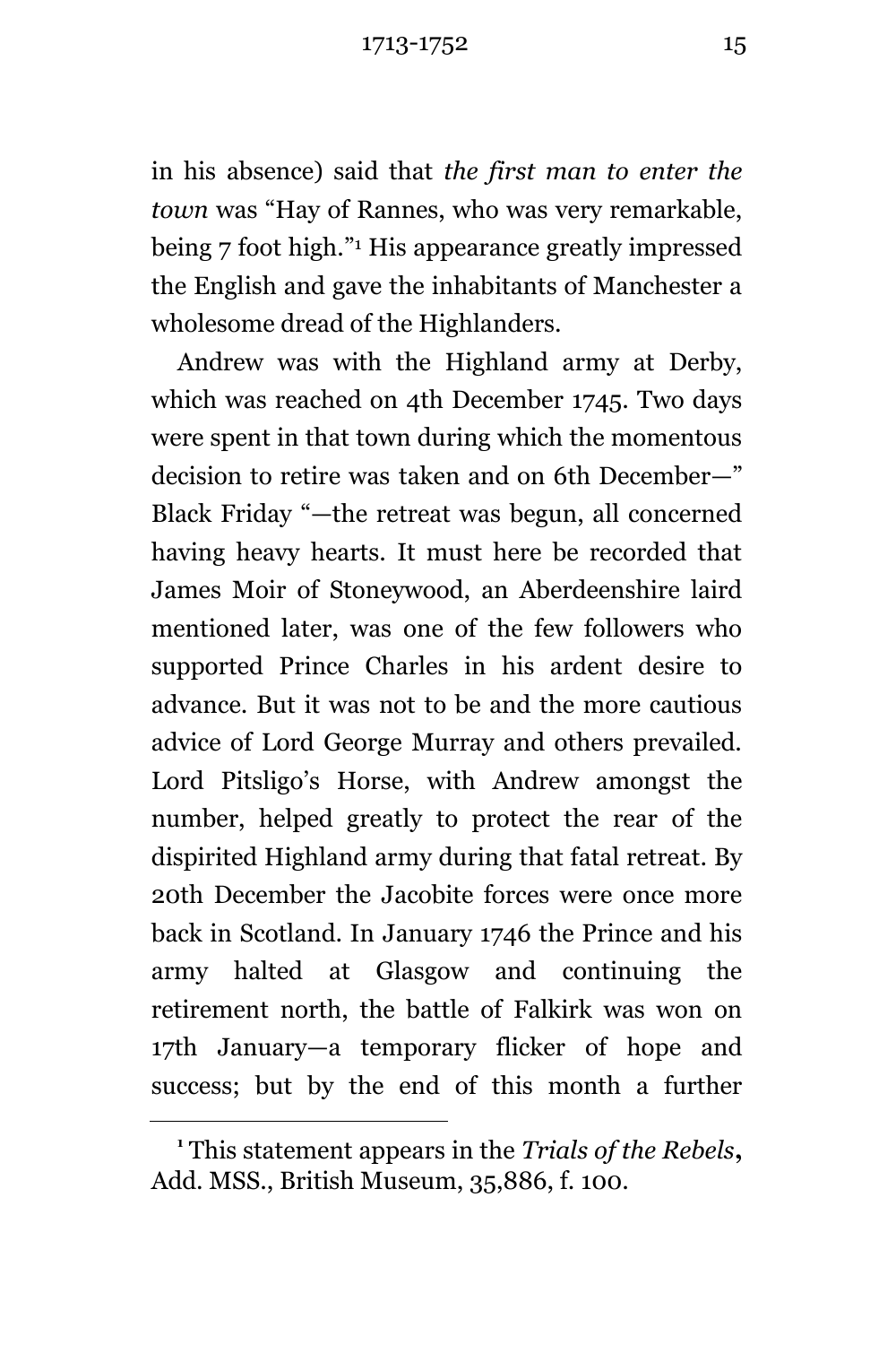in his absence) said that *the first man to enter the town* was "Hay of Rannes, who was very remarkable, being 7 foot high."[1] His appearance greatly impressed the English and gave the inhabitants of Manchester a wholesome dread of the Highlanders.

Andrew was with the Highland army at Derby, which was reached on 4th December 1745. Two days were spent in that town during which the momentous decision to retire was taken and on 6th December—" Black Friday "—the retreat was begun, all concerned having heavy hearts. It must here be recorded that James Moir of Stoneywood, an Aberdeenshire laird mentioned later, was one of the few followers who supported Prince Charles in his ardent desire to advance. But it was not to be and the more cautious advice of Lord George Murray and others prevailed. Lord Pitsligo's Horse, with Andrew amongst the number, helped greatly to protect the rear of the dispirited Highland army during that fatal retreat. By 20th December the Jacobite forces were once more back in Scotland. In January 1746 the Prince and his army halted at Glasgow and continuing the retirement north, the battle of Falkirk was won on 17th January—a temporary flicker of hope and success; but by the end of this month a further

[1] This statement appears in the *Trials of the Rebels*, Add. MSS., British Museum, 35,886, f. 100.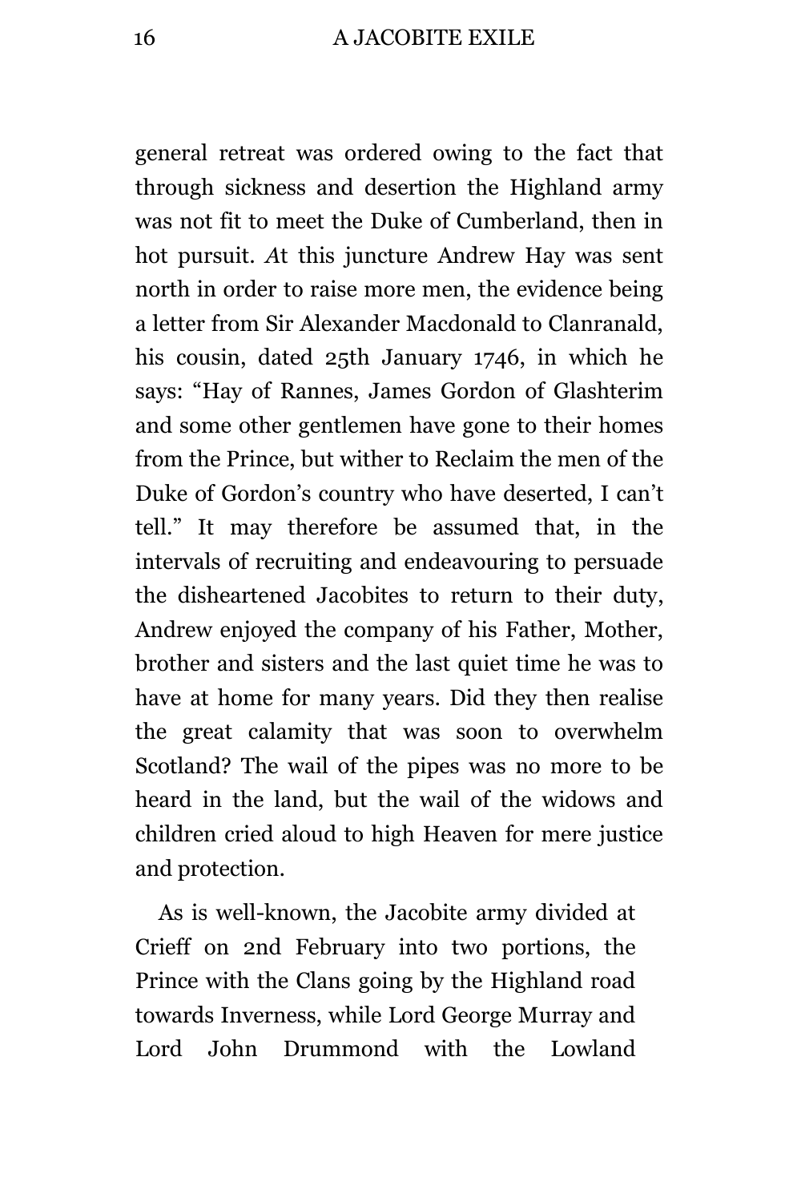general retreat was ordered owing to the fact that through sickness and desertion the Highland army was not fit to meet the Duke of Cumberland, then in hot pursuit. At this juncture Andrew Hay was sent north in order to raise more men, the evidence being a letter from Sir Alexander Macdonald to Clanranald, his cousin, dated 25th January 1746, in which he says: "Hay of Rannes, James Gordon of Glashterim and some other gentlemen have gone to their homes from the Prince, but wither to Reclaim the men of the Duke of Gordon's country who have deserted, I can't tell." It may therefore be assumed that, in the intervals of recruiting and endeavouring to persuade the disheartened Jacobites to return to their duty, Andrew enjoyed the company of his Father, Mother, brother and sisters and the last quiet time he was to have at home for many years. Did they then realise the great calamity that was soon to overwhelm Scotland? The wail of the pipes was no more to be heard in the land, but the wail of the widows and children cried aloud to high Heaven for mere justice and protection.

As is well-known, the Jacobite army divided at Crieff on 2nd February into two portions, the Prince with the Clans going by the Highland road towards Inverness, while Lord George Murray and Lord John Drummond with the Lowland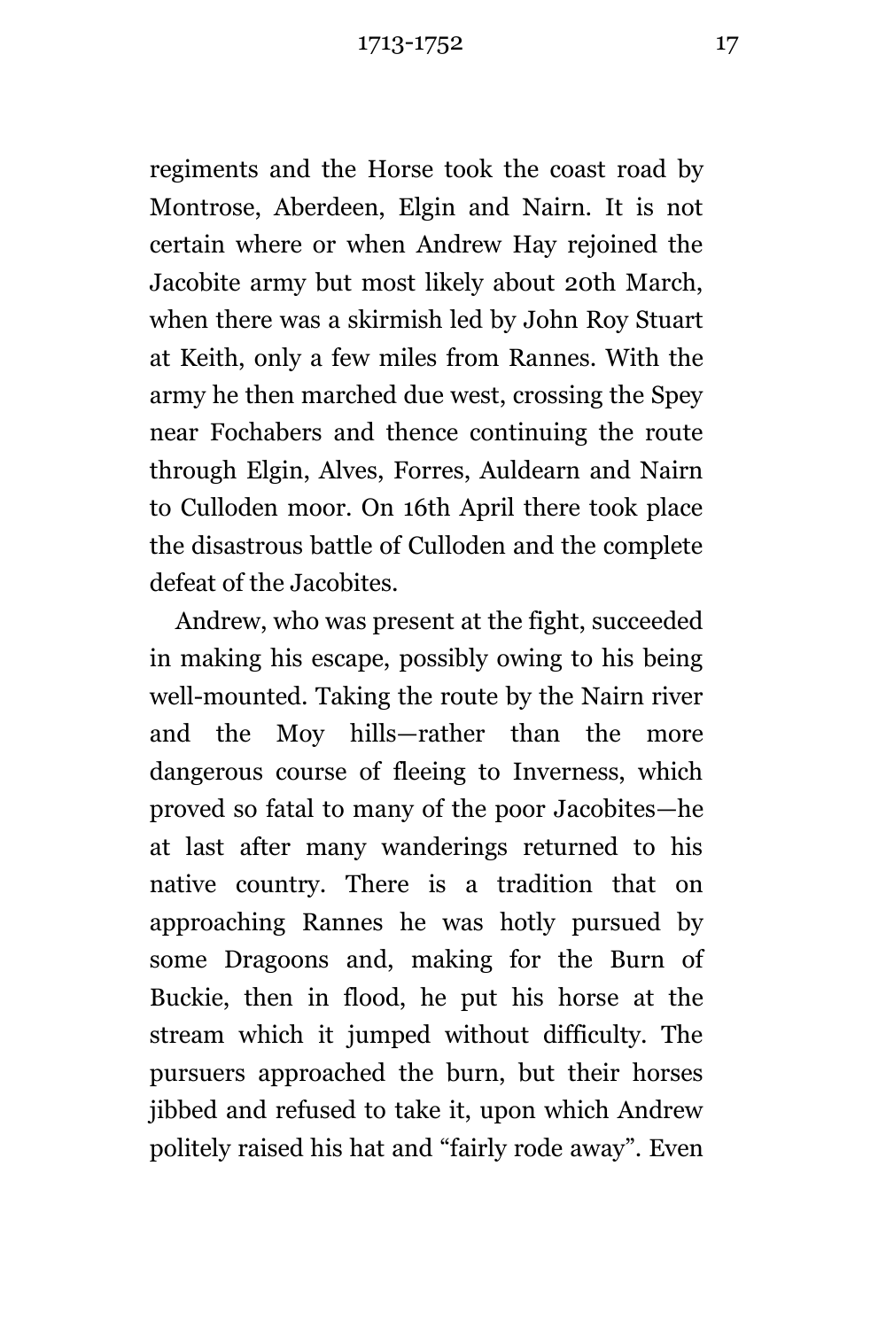regiments and the Horse took the coast road by Montrose, Aberdeen, Elgin and Nairn. It is not certain where or when Andrew Hay rejoined the Jacobite army but most likely about 20th March, when there was a skirmish led by John Roy Stuart at Keith, only a few miles from Rannes. With the army he then marched due west, crossing the Spey near Fochabers and thence continuing the route through Elgin, Alves, Forres, Auldearn and Nairn to Culloden moor. On 16th April there took place the disastrous battle of Culloden and the complete defeat of the Jacobites.

Andrew, who was present at the fight, succeeded in making his escape, possibly owing to his being well-mounted. Taking the route by the Nairn river and the Moy hills—rather than the more dangerous course of fleeing to Inverness, which proved so fatal to many of the poor Jacobites—he at last after many wanderings returned to his native country. There is a tradition that on approaching Rannes he was hotly pursued by some Dragoons and, making for the Burn of Buckie, then in flood, he put his horse at the stream which it jumped without difficulty. The pursuers approached the burn, but their horses jibbed and refused to take it, upon which Andrew politely raised his hat and "fairly rode away". Even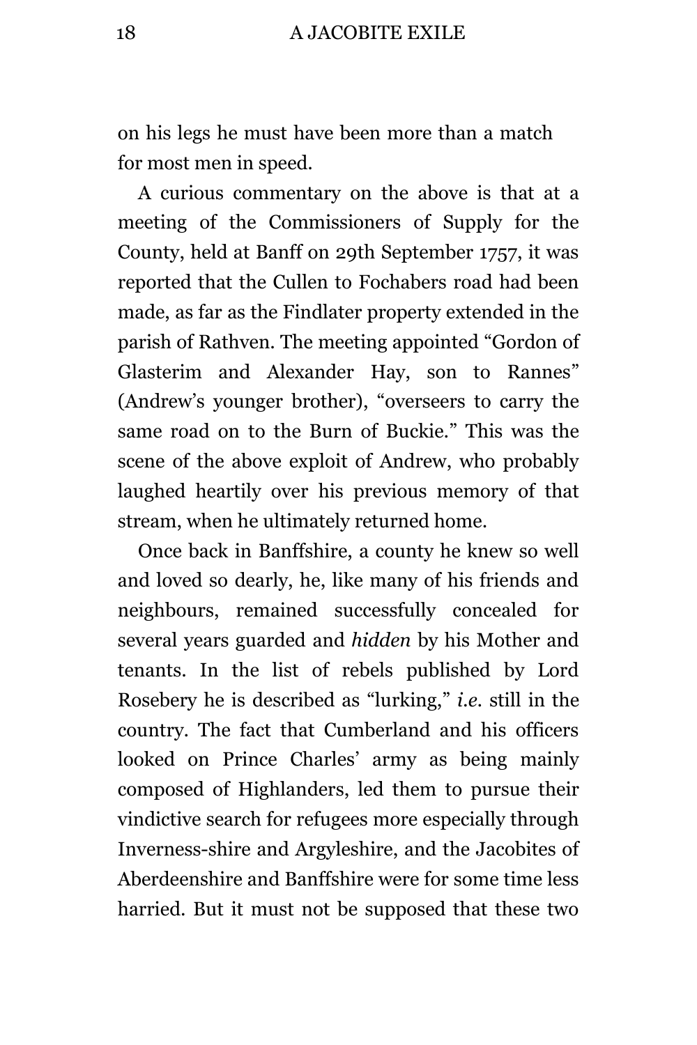on his legs he must have been more than a match for most men in speed.

A curious commentary on the above is that at a meeting of the Commissioners of Supply for the County, held at Banff on 29th September 1757, it was reported that the Cullen to Fochabers road had been made, as far as the Findlater property extended in the parish of Rathven. The meeting appointed "Gordon of Glasterim and Alexander Hay, son to Rannes" (Andrew's younger brother), "overseers to carry the same road on to the Burn of Buckie." This was the scene of the above exploit of Andrew, who probably laughed heartily over his previous memory of that stream, when he ultimately returned home.

Once back in Banffshire, a county he knew so well and loved so dearly, he, like many of his friends and neighbours, remained successfully concealed for several years guarded and *hidden* by his Mother and tenants. In the list of rebels published by Lord Rosebery he is described as "lurking," *i.e.* still in the country. The fact that Cumberland and his officers looked on Prince Charles' army as being mainly composed of Highlanders, led them to pursue their vindictive search for refugees more especially through Inverness-shire and Argyleshire, and the Jacobites of Aberdeenshire and Banffshire were for some time less harried. But it must not be supposed that these two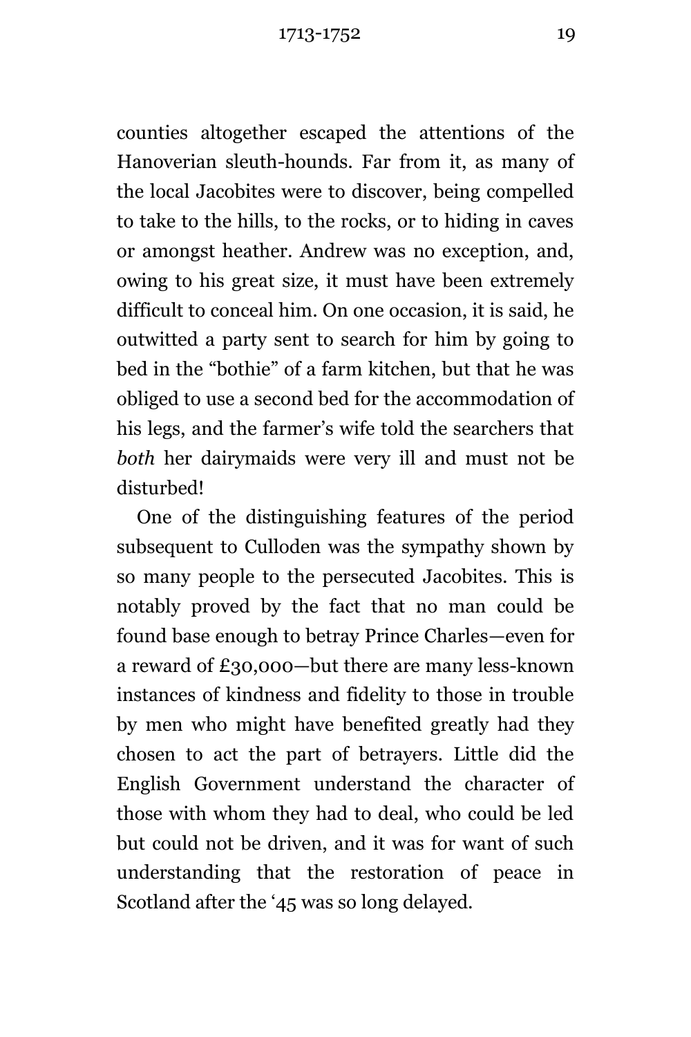counties altogether escaped the attentions of the Hanoverian sleuth-hounds. Far from it, as many of the local Jacobites were to discover, being compelled to take to the hills, to the rocks, or to hiding in caves or amongst heather. Andrew was no exception, and, owing to his great size, it must have been extremely difficult to conceal him. On one occasion, it is said, he outwitted a party sent to search for him by going to bed in the "bothie" of a farm kitchen, but that he was obliged to use a second bed for the accommodation of his legs, and the farmer's wife told the searchers that *both* her dairymaids were very ill and must not be disturbed!

One of the distinguishing features of the period subsequent to Culloden was the sympathy shown by so many people to the persecuted Jacobites. This is notably proved by the fact that no man could be found base enough to betray Prince Charles—even for a reward of £30,000—but there are many less-known instances of kindness and fidelity to those in trouble by men who might have benefited greatly had they chosen to act the part of betrayers. Little did the English Government understand the character of those with whom they had to deal, who could be led but could not be driven, and it was for want of such understanding that the restoration of peace in Scotland after the '45 was so long delayed.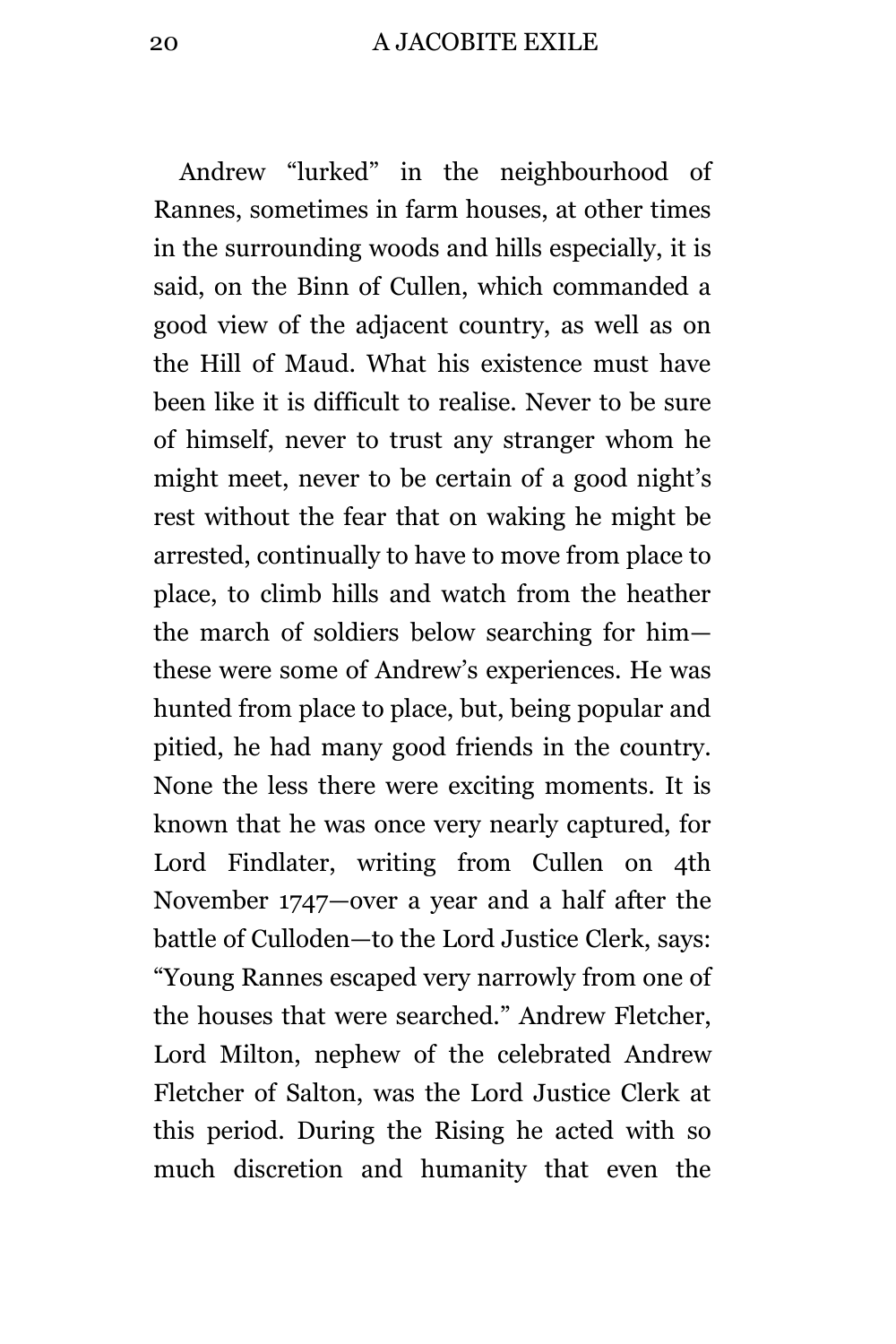Andrew "lurked" in the neighbourhood of Rannes, sometimes in farm houses, at other times in the surrounding woods and hills especially, it is said, on the Binn of Cullen, which commanded a good view of the adjacent country, as well as on the Hill of Maud. What his existence must have been like it is difficult to realise. Never to be sure of himself, never to trust any stranger whom he might meet, never to be certain of a good night's rest without the fear that on waking he might be arrested, continually to have to move from place to place, to climb hills and watch from the heather the march of soldiers below searching for him—these were some of Andrew's experiences. He was hunted from place to place, but, being popular and pitied, he had many good friends in the country. None the less there were exciting moments. It is known that he was once very nearly captured, for Lord Findlater, writing from Cullen on 4th November 1747—over a year and a half after the battle of Culloden—to the Lord Justice Clerk, says: "Young Rannes escaped very narrowly from one of the houses that were searched." Andrew Fletcher, Lord Milton, nephew of the celebrated Andrew Fletcher of Salton, was the Lord Justice Clerk at this period. During the Rising he acted with so much discretion and humanity that even the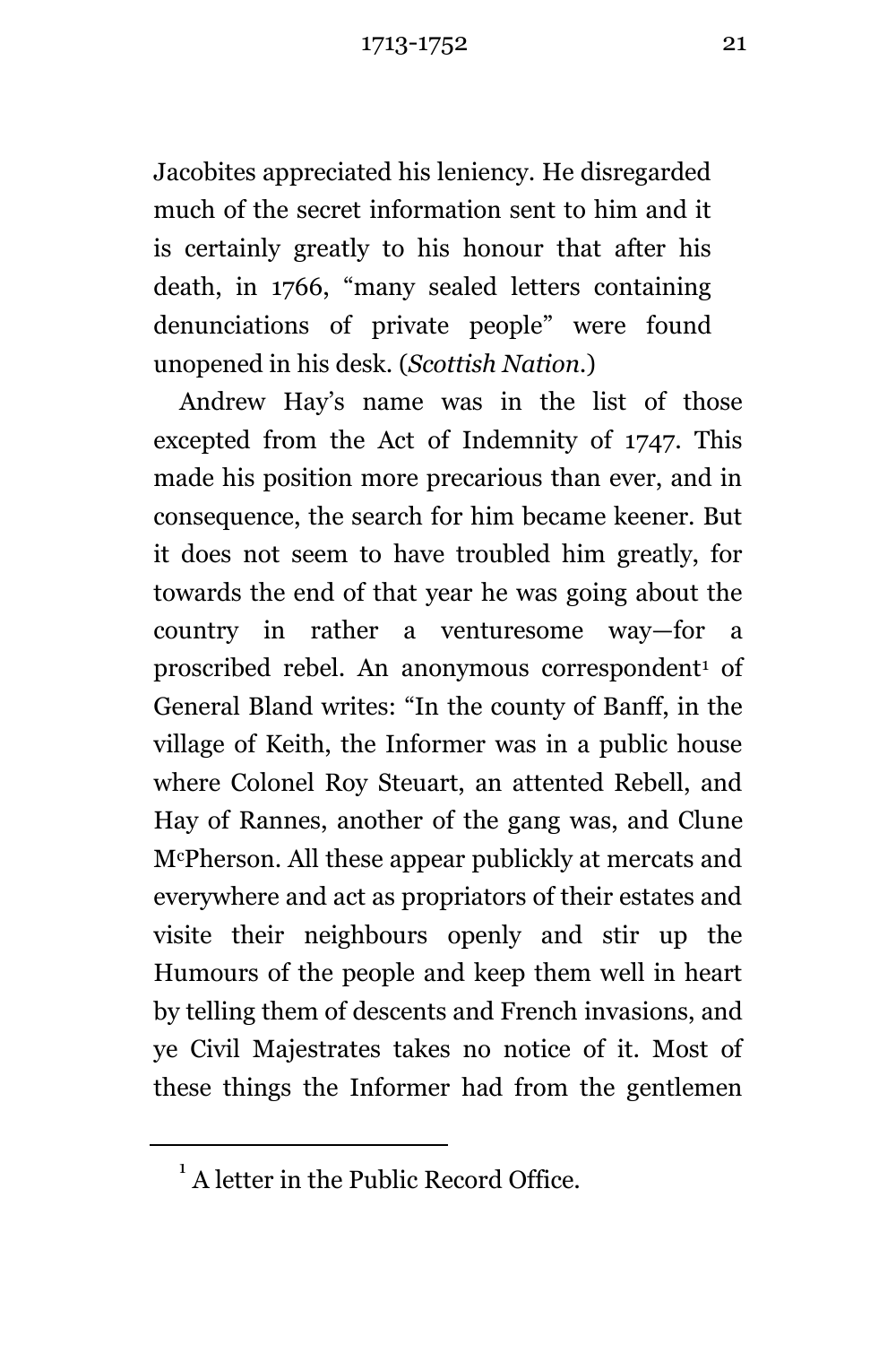Jacobites appreciated his leniency. He disregarded much of the secret information sent to him and it is certainly greatly to his honour that after his death, in 1766, "many sealed letters containing denunciations of private people" were found unopened in his desk. (*Scottish Nation.*)

Andrew Hay's name was in the list of those excepted from the Act of Indemnity of 1747. This made his position more precarious than ever, and in consequence, the search for him became keener. But it does not seem to have troubled him greatly, for towards the end of that year he was going about the country in rather a venturesome way—for a proscribed rebel. An anonymous correspondent[1] of General Bland writes: "In the county of Banff, in the village of Keith, the Informer was in a public house where Colonel Roy Steuart, an attented Rebell, and Hay of Rannes, another of the gang was, and Clune McPherson. All these appear publickly at mercats and everywhere and act as propriators of their estates and visite their neighbours openly and stir up the Humours of the people and keep them well in heart by telling them of descents and French invasions, and ye Civil Majestrates takes no notice of it. Most of these things the Informer had from the gentlemen

[1] A letter in the Public Record Office.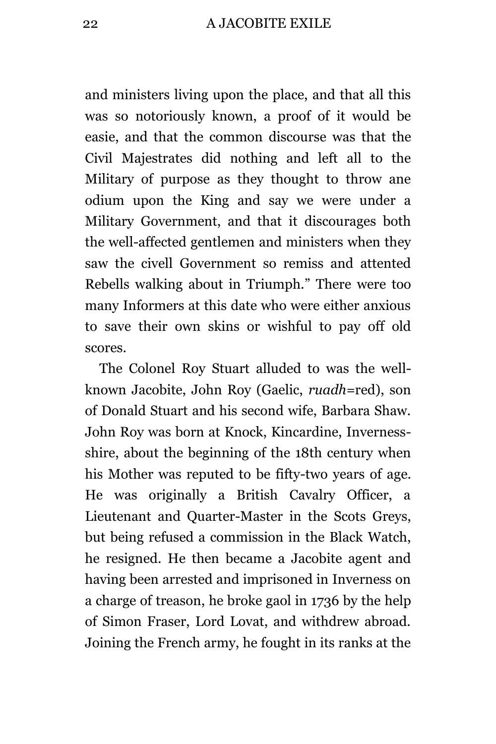and ministers living upon the place, and that all this was so notoriously known, a proof of it would be easie, and that the common discourse was that the Civil Majestrates did nothing and left all to the Military of purpose as they thought to throw ane odium upon the King and say we were under a Military Government, and that it discourages both the well-affected gentlemen and ministers when they saw the civell Government so remiss and attented Rebells walking about in Triumph." There were too many Informers at this date who were either anxious to save their own skins or wishful to pay off old scores.

The Colonel Roy Stuart alluded to was the well-known Jacobite, John Roy (Gaelic, *ruadh*=red), son of Donald Stuart and his second wife, Barbara Shaw. John Roy was born at Knock, Kincardine, Inverness-shire, about the beginning of the 18th century when his Mother was reputed to be fifty-two years of age. He was originally a British Cavalry Officer, a Lieutenant and Quarter-Master in the Scots Greys, but being refused a commission in the Black Watch, he resigned. He then became a Jacobite agent and having been arrested and imprisoned in Inverness on a charge of treason, he broke gaol in 1736 by the help of Simon Fraser, Lord Lovat, and withdrew abroad. Joining the French army, he fought in its ranks at the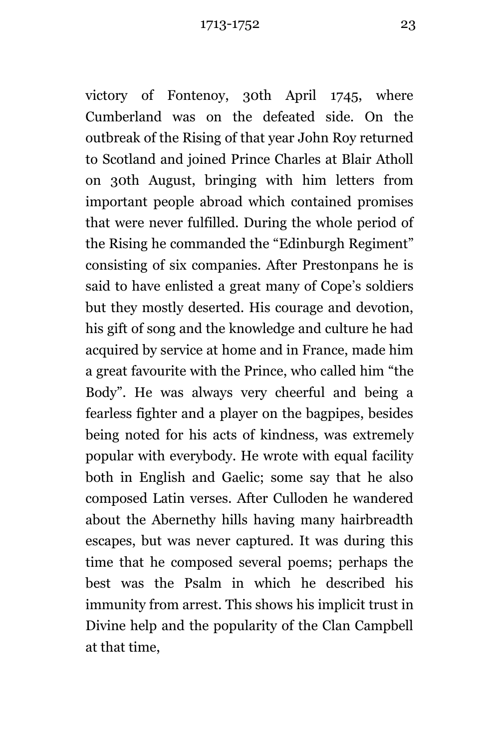victory of Fontenoy, 30th April 1745, where Cumberland was on the defeated side. On the outbreak of the Rising of that year John Roy returned to Scotland and joined Prince Charles at Blair Atholl on 30th August, bringing with him letters from important people abroad which contained promises that were never fulfilled. During the whole period of the Rising he commanded the "Edinburgh Regiment" consisting of six companies. After Prestonpans he is said to have enlisted a great many of Cope's soldiers but they mostly deserted. His courage and devotion, his gift of song and the knowledge and culture he had acquired by service at home and in France, made him a great favourite with the Prince, who called him "the Body". He was always very cheerful and being a fearless fighter and a player on the bagpipes, besides being noted for his acts of kindness, was extremely popular with everybody. He wrote with equal facility both in English and Gaelic; some say that he also composed Latin verses. After Culloden he wandered about the Abernethy hills having many hairbreadth escapes, but was never captured. It was during this time that he composed several poems; perhaps the best was the Psalm in which he described his immunity from arrest. This shows his implicit trust in Divine help and the popularity of the Clan Campbell at that time,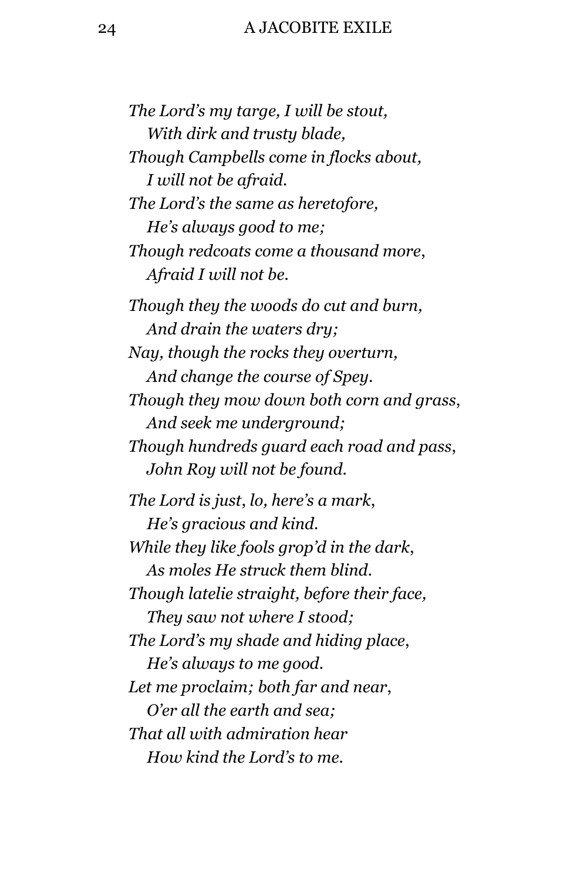*The Lord's my targe, I will be stout,*
  *With dirk and trusty blade,*
*Though Campbells come in flocks about,*
  *I will not be afraid.*
*The Lord's the same as heretofore,*
  *He's always good to me;*
*Though redcoats come a thousand more,*
  *Afraid I will not be.*

*Though they the woods do cut and burn,*
  *And drain the waters dry;*
*Nay, though the rocks they overturn,*
  *And change the course of Spey.*
*Though they mow down both corn and grass,*
  *And seek me underground;*
*Though hundreds guard each road and pass,*
  *John Roy will not be found.*

*The Lord is just, lo, here's a mark,*
  *He's gracious and kind.*
*While they like fools grop'd in the dark,*
  *As moles He struck them blind.*
*Though latelie straight, before their face,*
  *They saw not where I stood;*
*The Lord's my shade and hiding place,*
  *He's always to me good.*
*Let me proclaim; both far and near,*
  *O'er all the earth and sea;*
*That all with admiration hear*
  *How kind the Lord's to me.*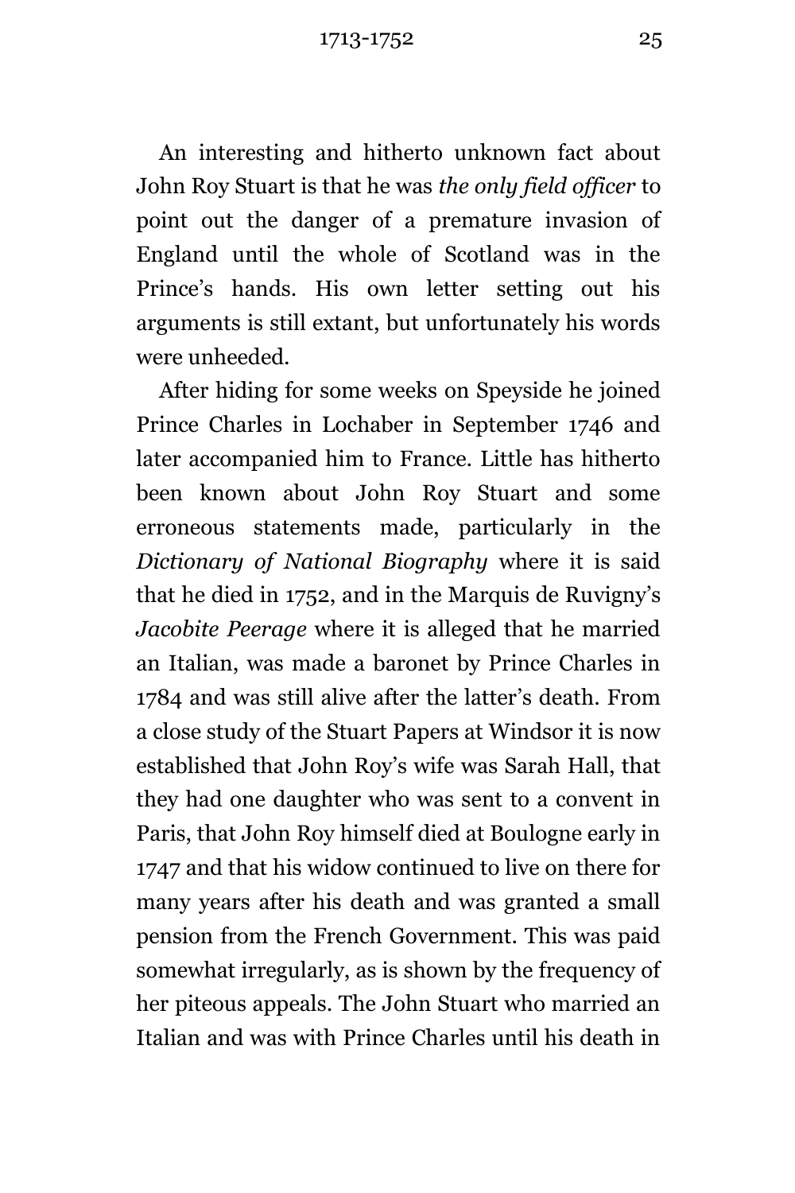An interesting and hitherto unknown fact about John Roy Stuart is that he was *the only field officer* to point out the danger of a premature invasion of England until the whole of Scotland was in the Prince's hands. His own letter setting out his arguments is still extant, but unfortunately his words were unheeded.

After hiding for some weeks on Speyside he joined Prince Charles in Lochaber in September 1746 and later accompanied him to France. Little has hitherto been known about John Roy Stuart and some erroneous statements made, particularly in the *Dictionary of National Biography* where it is said that he died in 1752, and in the Marquis de Ruvigny's *Jacobite Peerage* where it is alleged that he married an Italian, was made a baronet by Prince Charles in 1784 and was still alive after the latter's death. From a close study of the Stuart Papers at Windsor it is now established that John Roy's wife was Sarah Hall, that they had one daughter who was sent to a convent in Paris, that John Roy himself died at Boulogne early in 1747 and that his widow continued to live on there for many years after his death and was granted a small pension from the French Government. This was paid somewhat irregularly, as is shown by the frequency of her piteous appeals. The John Stuart who married an Italian and was with Prince Charles until his death in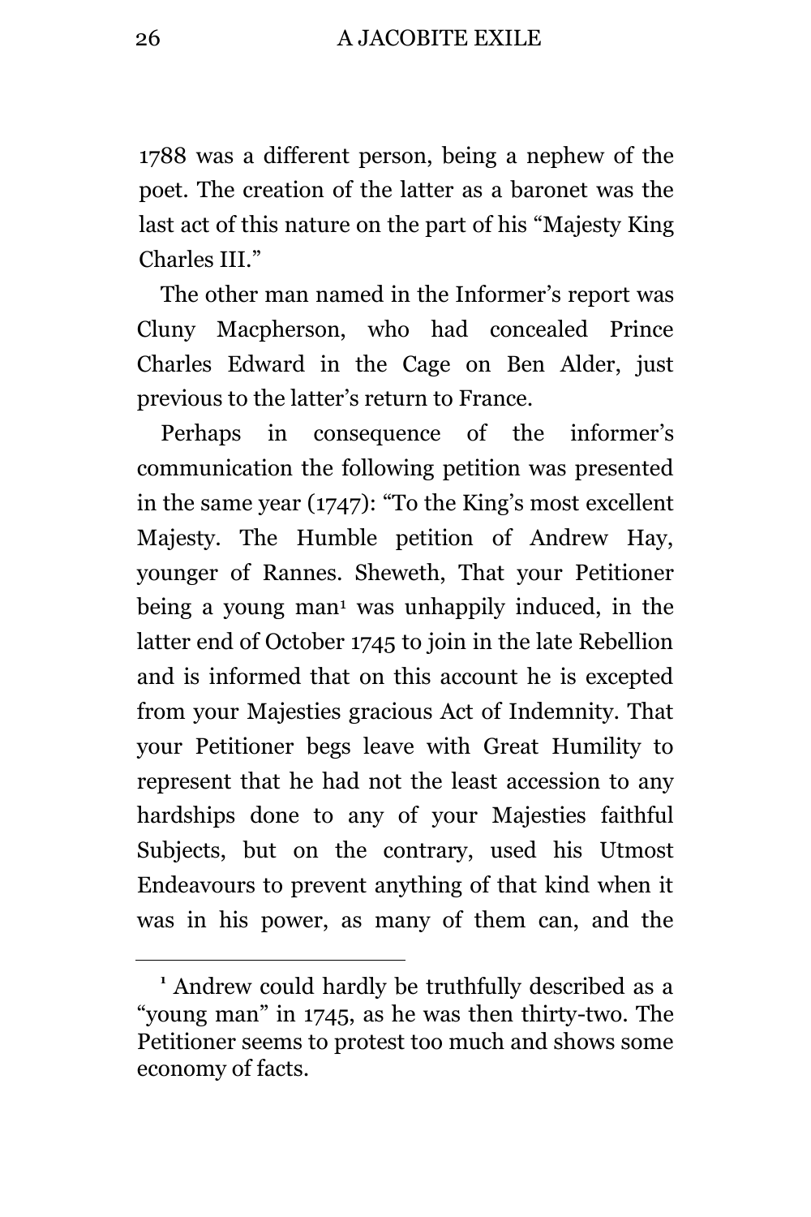1788 was a different person, being a nephew of the poet. The creation of the latter as a baronet was the last act of this nature on the part of his "Majesty King Charles III."

The other man named in the Informer's report was Cluny Macpherson, who had concealed Prince Charles Edward in the Cage on Ben Alder, just previous to the latter's return to France.

Perhaps in consequence of the informer's communication the following petition was presented in the same year (1747): "To the King's most excellent Majesty. The Humble petition of Andrew Hay, younger of Rannes. Sheweth, That your Petitioner being a young man[1] was unhappily induced, in the latter end of October 1745 to join in the late Rebellion and is informed that on this account he is excepted from your Majesties gracious Act of Indemnity. That your Petitioner begs leave with Great Humility to represent that he had not the least accession to any hardships done to any of your Majesties faithful Subjects, but on the contrary, used his Utmost Endeavours to prevent anything of that kind when it was in his power, as many of them can, and the

[1] Andrew could hardly be truthfully described as a "young man" in 1745, as he was then thirty-two. The Petitioner seems to protest too much and shows some economy of facts.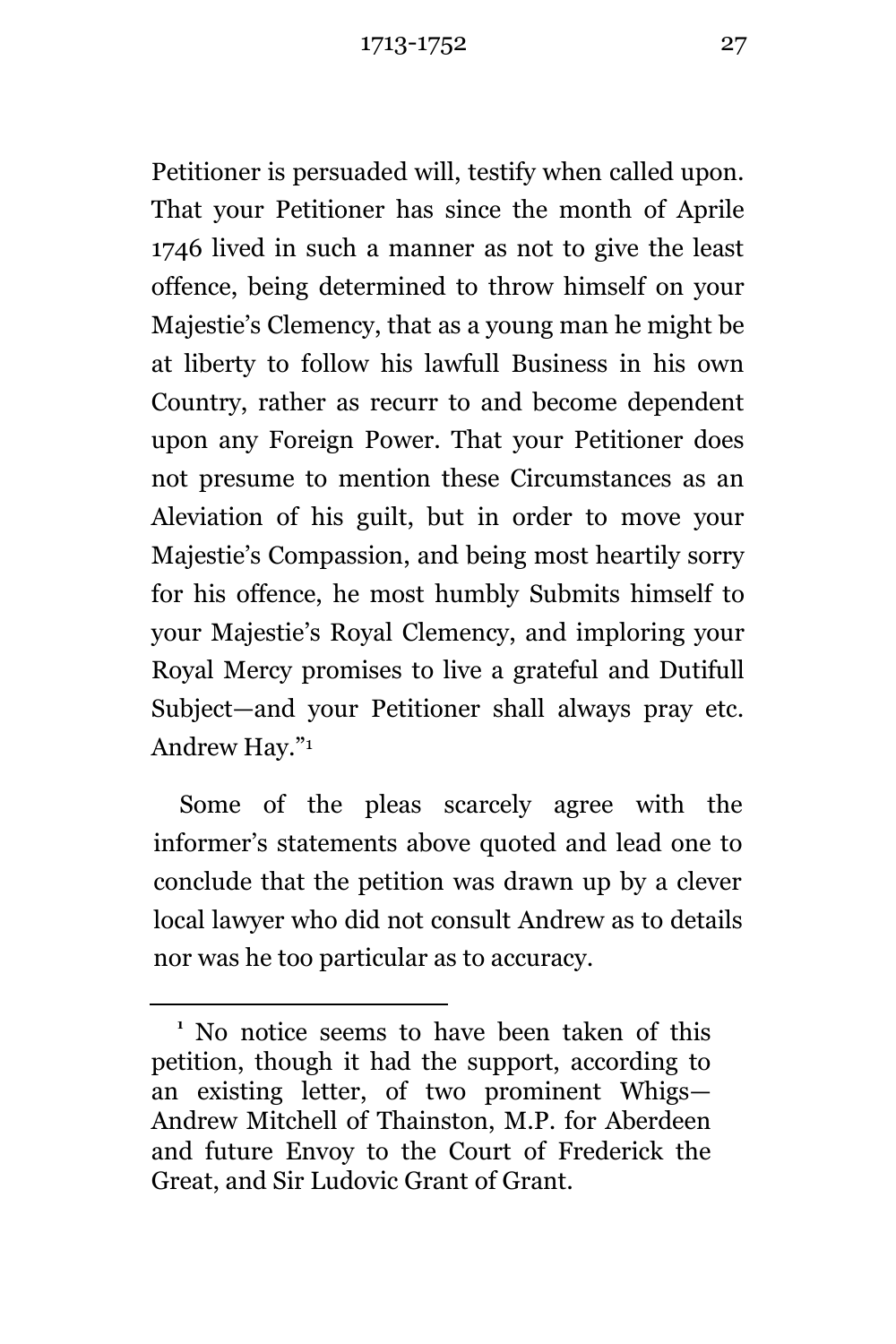Petitioner is persuaded will, testify when called upon. That your Petitioner has since the month of Aprile 1746 lived in such a manner as not to give the least offence, being determined to throw himself on your Majestie's Clemency, that as a young man he might be at liberty to follow his lawfull Business in his own Country, rather as recurr to and become dependent upon any Foreign Power. That your Petitioner does not presume to mention these Circumstances as an Aleviation of his guilt, but in order to move your Majestie's Compassion, and being most heartily sorry for his offence, he most humbly Submits himself to your Majestie's Royal Clemency, and imploring your Royal Mercy promises to live a grateful and Dutifull Subject—and your Petitioner shall always pray etc. Andrew Hay."[1]

Some of the pleas scarcely agree with the informer's statements above quoted and lead one to conclude that the petition was drawn up by a clever local lawyer who did not consult Andrew as to details nor was he too particular as to accuracy.

---

[1] No notice seems to have been taken of this petition, though it had the support, according to an existing letter, of two prominent Whigs—Andrew Mitchell of Thainston, M.P. for Aberdeen and future Envoy to the Court of Frederick the Great, and Sir Ludovic Grant of Grant.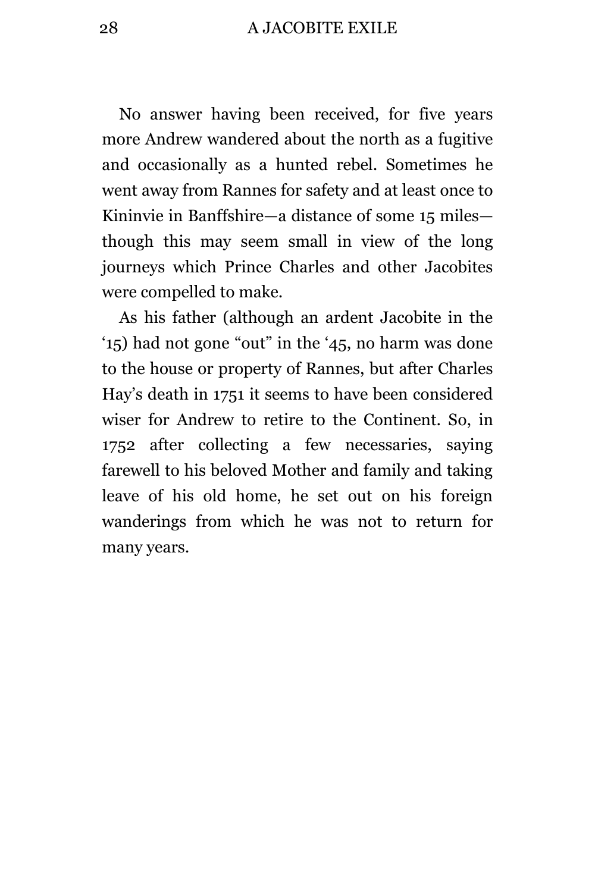No answer having been received, for five years more Andrew wandered about the north as a fugitive and occasionally as a hunted rebel. Sometimes he went away from Rannes for safety and at least once to Kininvie in Banffshire—a distance of some 15 miles—though this may seem small in view of the long journeys which Prince Charles and other Jacobites were compelled to make.

As his father (although an ardent Jacobite in the '15) had not gone "out" in the '45, no harm was done to the house or property of Rannes, but after Charles Hay's death in 1751 it seems to have been considered wiser for Andrew to retire to the Continent. So, in 1752 after collecting a few necessaries, saying farewell to his beloved Mother and family and taking leave of his old home, he set out on his foreign wanderings from which he was not to return for many years.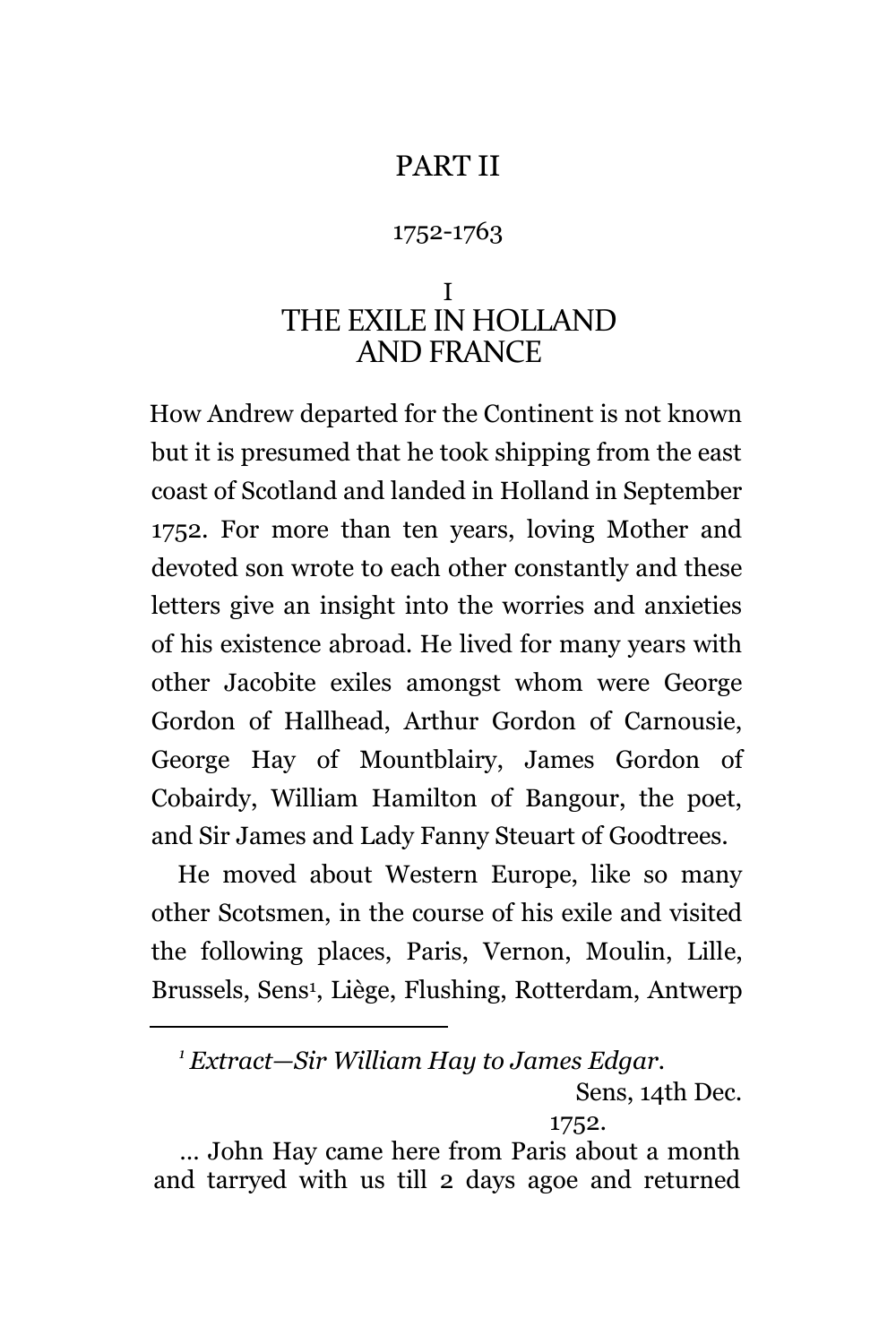# PART II

1752-1763

## I
## THE EXILE IN HOLLAND AND FRANCE

How Andrew departed for the Continent is not known but it is presumed that he took shipping from the east coast of Scotland and landed in Holland in September 1752. For more than ten years, loving Mother and devoted son wrote to each other constantly and these letters give an insight into the worries and anxieties of his existence abroad. He lived for many years with other Jacobite exiles amongst whom were George Gordon of Hallhead, Arthur Gordon of Carnousie, George Hay of Mountblairy, James Gordon of Cobairdy, William Hamilton of Bangour, the poet, and Sir James and Lady Fanny Steuart of Goodtrees.

He moved about Western Europe, like so many other Scotsmen, in the course of his exile and visited the following places, Paris, Vernon, Moulin, Lille, Brussels, Sens[1], Liège, Flushing, Rotterdam, Antwerp

---

[1] *Extract—Sir William Hay to James Edgar.*

Sens, 14th Dec. 1752.

... John Hay came here from Paris about a month and tarryed with us till 2 days agoe and returned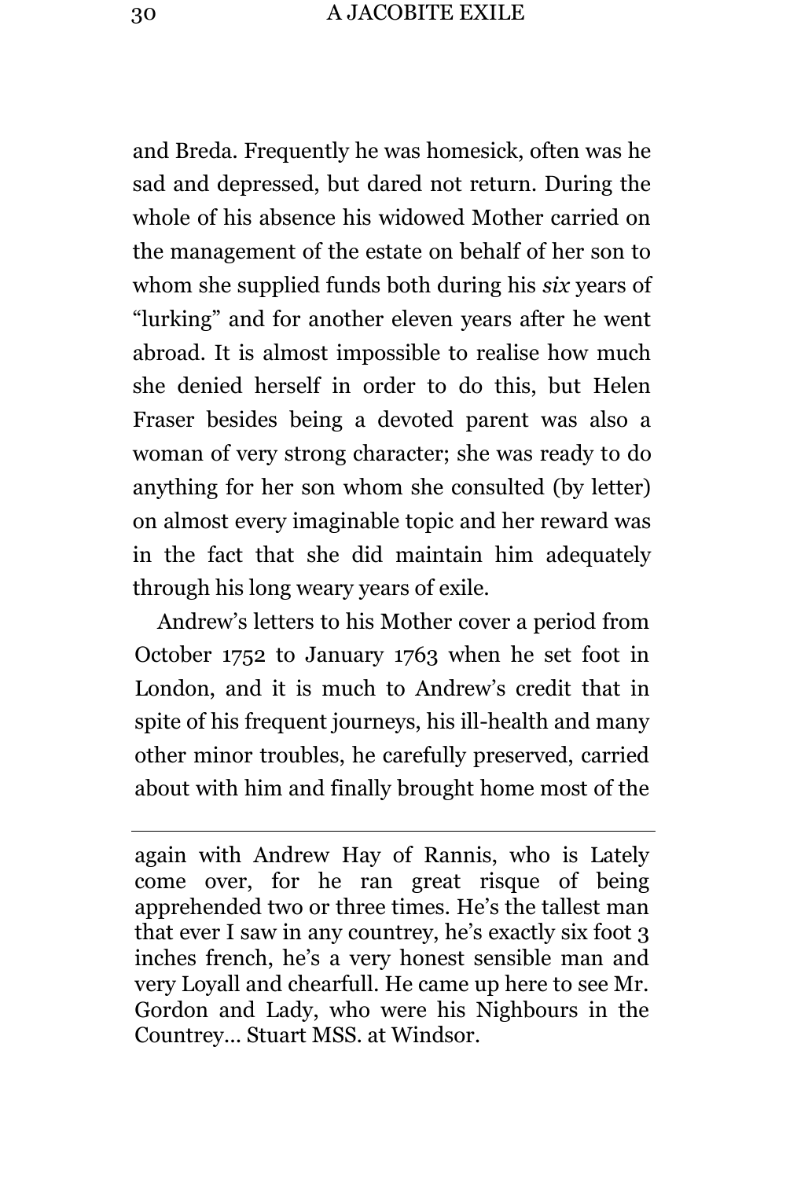and Breda. Frequently he was homesick, often was he sad and depressed, but dared not return. During the whole of his absence his widowed Mother carried on the management of the estate on behalf of her son to whom she supplied funds both during his *six* years of "lurking" and for another eleven years after he went abroad. It is almost impossible to realise how much she denied herself in order to do this, but Helen Fraser besides being a devoted parent was also a woman of very strong character; she was ready to do anything for her son whom she consulted (by letter) on almost every imaginable topic and her reward was in the fact that she did maintain him adequately through his long weary years of exile.

Andrew's letters to his Mother cover a period from October 1752 to January 1763 when he set foot in London, and it is much to Andrew's credit that in spite of his frequent journeys, his ill-health and many other minor troubles, he carefully preserved, carried about with him and finally brought home most of the

---

again with Andrew Hay of Rannis, who is Lately come over, for he ran great risque of being apprehended two or three times. He's the tallest man that ever I saw in any countrey, he's exactly six foot 3 inches french, he's a very honest sensible man and very Loyall and chearfull. He came up here to see Mr. Gordon and Lady, who were his Nighbours in the Countrey... Stuart MSS. at Windsor.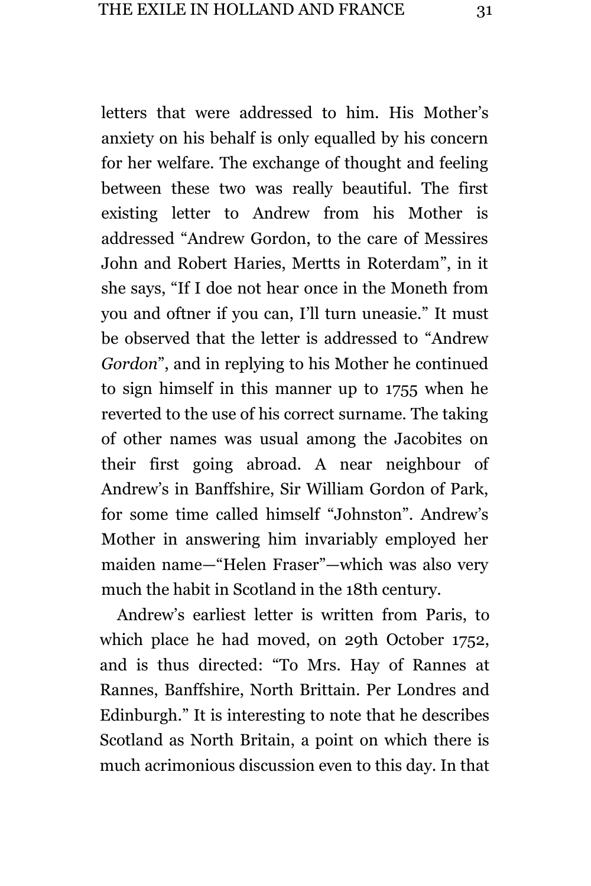letters that were addressed to him. His Mother's anxiety on his behalf is only equalled by his concern for her welfare. The exchange of thought and feeling between these two was really beautiful. The first existing letter to Andrew from his Mother is addressed "Andrew Gordon, to the care of Messires John and Robert Haries, Mertts in Roterdam", in it she says, "If I doe not hear once in the Moneth from you and oftner if you can, I'll turn uneasie." It must be observed that the letter is addressed to "Andrew *Gordon*", and in replying to his Mother he continued to sign himself in this manner up to 1755 when he reverted to the use of his correct surname. The taking of other names was usual among the Jacobites on their first going abroad. A near neighbour of Andrew's in Banffshire, Sir William Gordon of Park, for some time called himself "Johnston". Andrew's Mother in answering him invariably employed her maiden name—"Helen Fraser"—which was also very much the habit in Scotland in the 18th century.

Andrew's earliest letter is written from Paris, to which place he had moved, on 29th October 1752, and is thus directed: "To Mrs. Hay of Rannes at Rannes, Banffshire, North Brittain. Per Londres and Edinburgh." It is interesting to note that he describes Scotland as North Britain, a point on which there is much acrimonious discussion even to this day. In that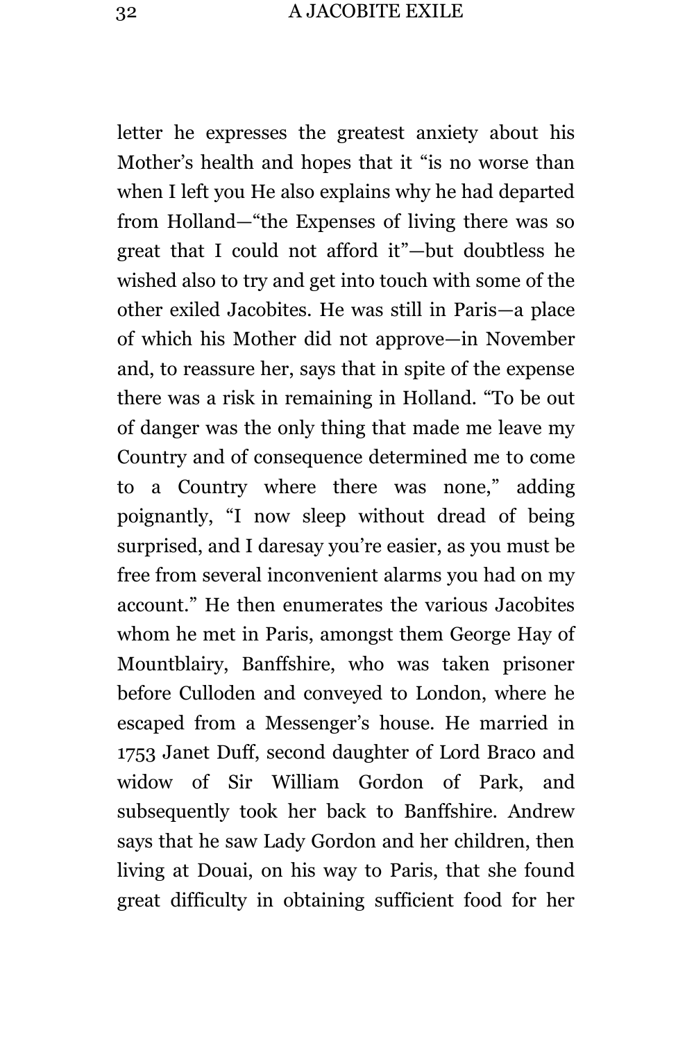letter he expresses the greatest anxiety about his Mother's health and hopes that it "is no worse than when I left you He also explains why he had departed from Holland—"the Expenses of living there was so great that I could not afford it"—but doubtless he wished also to try and get into touch with some of the other exiled Jacobites. He was still in Paris—a place of which his Mother did not approve—in November and, to reassure her, says that in spite of the expense there was a risk in remaining in Holland. "To be out of danger was the only thing that made me leave my Country and of consequence determined me to come to a Country where there was none," adding poignantly, "I now sleep without dread of being surprised, and I daresay you're easier, as you must be free from several inconvenient alarms you had on my account." He then enumerates the various Jacobites whom he met in Paris, amongst them George Hay of Mountblairy, Banffshire, who was taken prisoner before Culloden and conveyed to London, where he escaped from a Messenger's house. He married in 1753 Janet Duff, second daughter of Lord Braco and widow of Sir William Gordon of Park, and subsequently took her back to Banffshire. Andrew says that he saw Lady Gordon and her children, then living at Douai, on his way to Paris, that she found great difficulty in obtaining sufficient food for her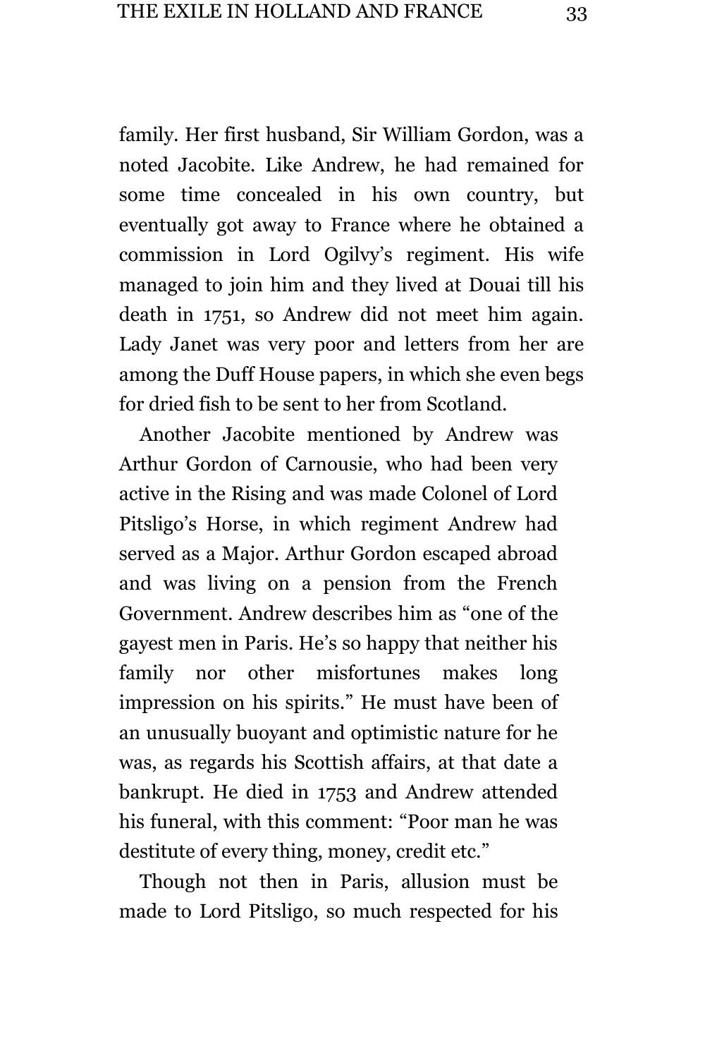family. Her first husband, Sir William Gordon, was a noted Jacobite. Like Andrew, he had remained for some time concealed in his own country, but eventually got away to France where he obtained a commission in Lord Ogilvy's regiment. His wife managed to join him and they lived at Douai till his death in 1751, so Andrew did not meet him again. Lady Janet was very poor and letters from her are among the Duff House papers, in which she even begs for dried fish to be sent to her from Scotland.

Another Jacobite mentioned by Andrew was Arthur Gordon of Carnousie, who had been very active in the Rising and was made Colonel of Lord Pitsligo's Horse, in which regiment Andrew had served as a Major. Arthur Gordon escaped abroad and was living on a pension from the French Government. Andrew describes him as "one of the gayest men in Paris. He's so happy that neither his family nor other misfortunes makes long impression on his spirits." He must have been of an unusually buoyant and optimistic nature for he was, as regards his Scottish affairs, at that date a bankrupt. He died in 1753 and Andrew attended his funeral, with this comment: "Poor man he was destitute of every thing, money, credit etc."

Though not then in Paris, allusion must be made to Lord Pitsligo, so much respected for his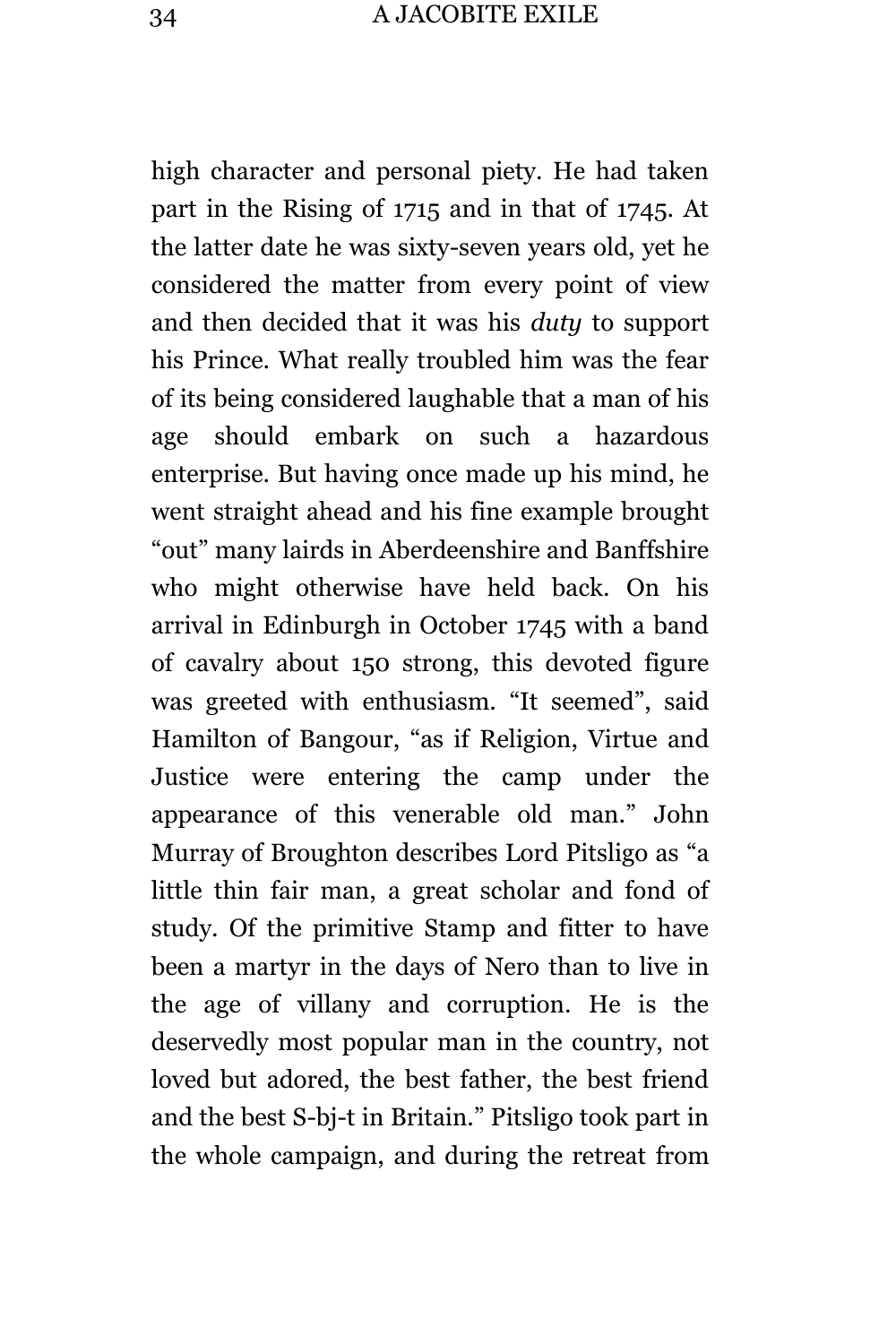high character and personal piety. He had taken part in the Rising of 1715 and in that of 1745. At the latter date he was sixty-seven years old, yet he considered the matter from every point of view and then decided that it was his *duty* to support his Prince. What really troubled him was the fear of its being considered laughable that a man of his age should embark on such a hazardous enterprise. But having once made up his mind, he went straight ahead and his fine example brought "out" many lairds in Aberdeenshire and Banffshire who might otherwise have held back. On his arrival in Edinburgh in October 1745 with a band of cavalry about 150 strong, this devoted figure was greeted with enthusiasm. "It seemed", said Hamilton of Bangour, "as if Religion, Virtue and Justice were entering the camp under the appearance of this venerable old man." John Murray of Broughton describes Lord Pitsligo as "a little thin fair man, a great scholar and fond of study. Of the primitive Stamp and fitter to have been a martyr in the days of Nero than to live in the age of villany and corruption. He is the deservedly most popular man in the country, not loved but adored, the best father, the best friend and the best S-bj-t in Britain." Pitsligo took part in the whole campaign, and during the retreat from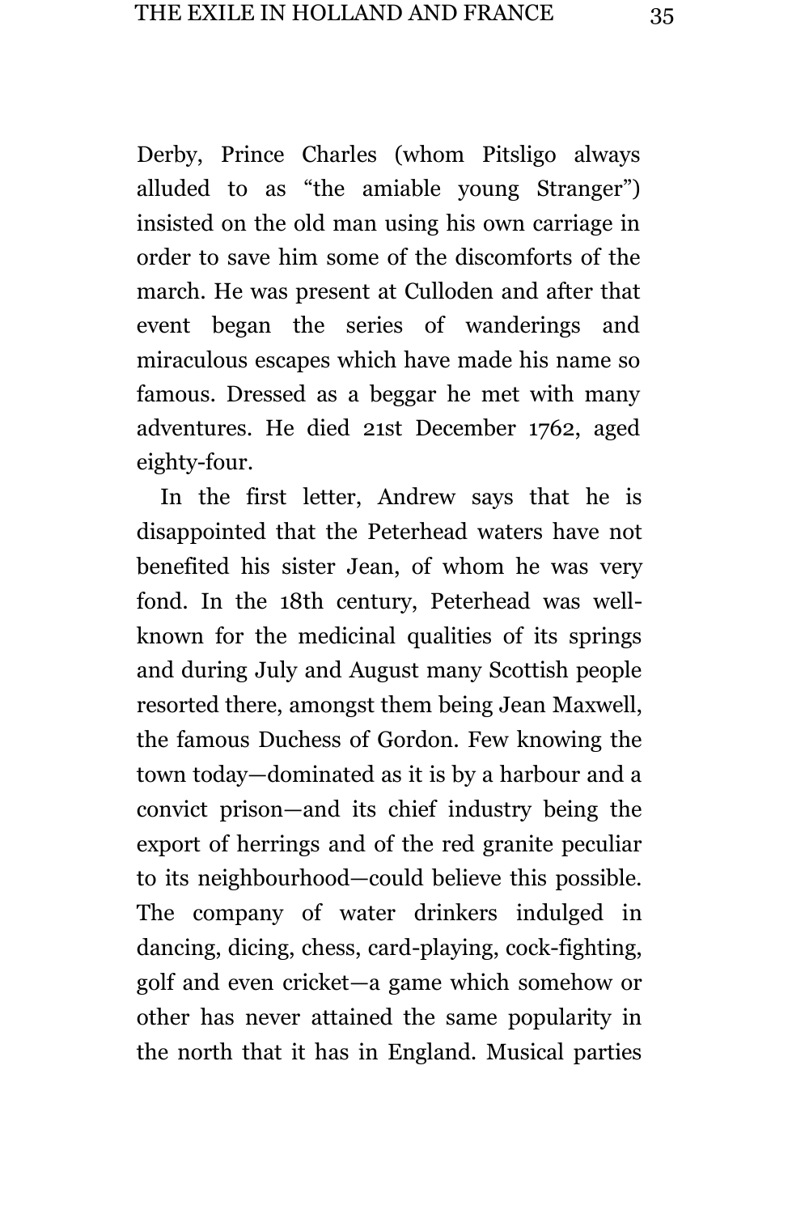Derby, Prince Charles (whom Pitsligo always alluded to as “the amiable young Stranger”) insisted on the old man using his own carriage in order to save him some of the discomforts of the march. He was present at Culloden and after that event began the series of wanderings and miraculous escapes which have made his name so famous. Dressed as a beggar he met with many adventures. He died 21st December 1762, aged eighty-four.

In the first letter, Andrew says that he is disappointed that the Peterhead waters have not benefited his sister Jean, of whom he was very fond. In the 18th century, Peterhead was well-known for the medicinal qualities of its springs and during July and August many Scottish people resorted there, amongst them being Jean Maxwell, the famous Duchess of Gordon. Few knowing the town today—dominated as it is by a harbour and a convict prison—and its chief industry being the export of herrings and of the red granite peculiar to its neighbourhood—could believe this possible. The company of water drinkers indulged in dancing, dicing, chess, card-playing, cock-fighting, golf and even cricket—a game which somehow or other has never attained the same popularity in the north that it has in England. Musical parties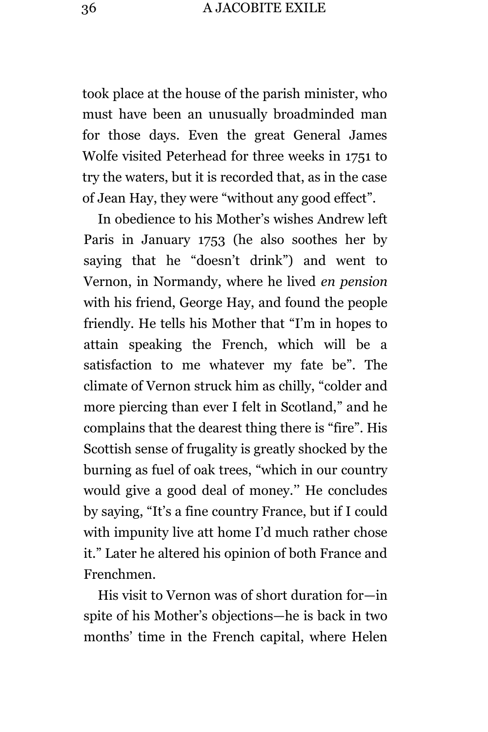took place at the house of the parish minister, who must have been an unusually broadminded man for those days. Even the great General James Wolfe visited Peterhead for three weeks in 1751 to try the waters, but it is recorded that, as in the case of Jean Hay, they were "without any good effect".

In obedience to his Mother's wishes Andrew left Paris in January 1753 (he also soothes her by saying that he "doesn't drink") and went to Vernon, in Normandy, where he lived *en pension* with his friend, George Hay, and found the people friendly. He tells his Mother that "I'm in hopes to attain speaking the French, which will be a satisfaction to me whatever my fate be". The climate of Vernon struck him as chilly, "colder and more piercing than ever I felt in Scotland," and he complains that the dearest thing there is "fire". His Scottish sense of frugality is greatly shocked by the burning as fuel of oak trees, "which in our country would give a good deal of money." He concludes by saying, "It's a fine country France, but if I could with impunity live att home I'd much rather chose it." Later he altered his opinion of both France and Frenchmen.

His visit to Vernon was of short duration for—in spite of his Mother's objections—he is back in two months' time in the French capital, where Helen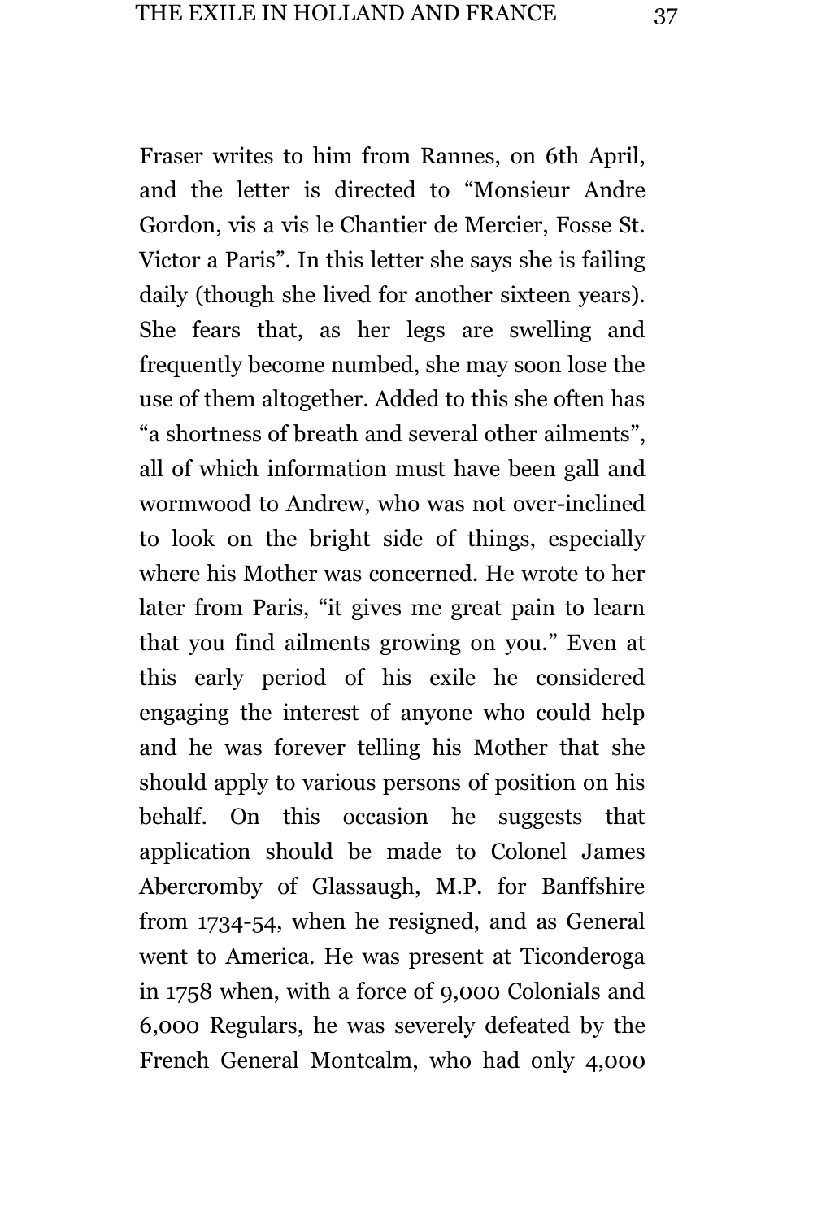Fraser writes to him from Rannes, on 6th April, and the letter is directed to “Monsieur Andre Gordon, vis a vis le Chantier de Mercier, Fosse St. Victor a Paris”. In this letter she says she is failing daily (though she lived for another sixteen years). She fears that, as her legs are swelling and frequently become numbed, she may soon lose the use of them altogether. Added to this she often has “a shortness of breath and several other ailments”, all of which information must have been gall and wormwood to Andrew, who was not over-inclined to look on the bright side of things, especially where his Mother was concerned. He wrote to her later from Paris, “it gives me great pain to learn that you find ailments growing on you.” Even at this early period of his exile he considered engaging the interest of anyone who could help and he was forever telling his Mother that she should apply to various persons of position on his behalf. On this occasion he suggests that application should be made to Colonel James Abercromby of Glassaugh, M.P. for Banffshire from 1734-54, when he resigned, and as General went to America. He was present at Ticonderoga in 1758 when, with a force of 9,000 Colonials and 6,000 Regulars, he was severely defeated by the French General Montcalm, who had only 4,000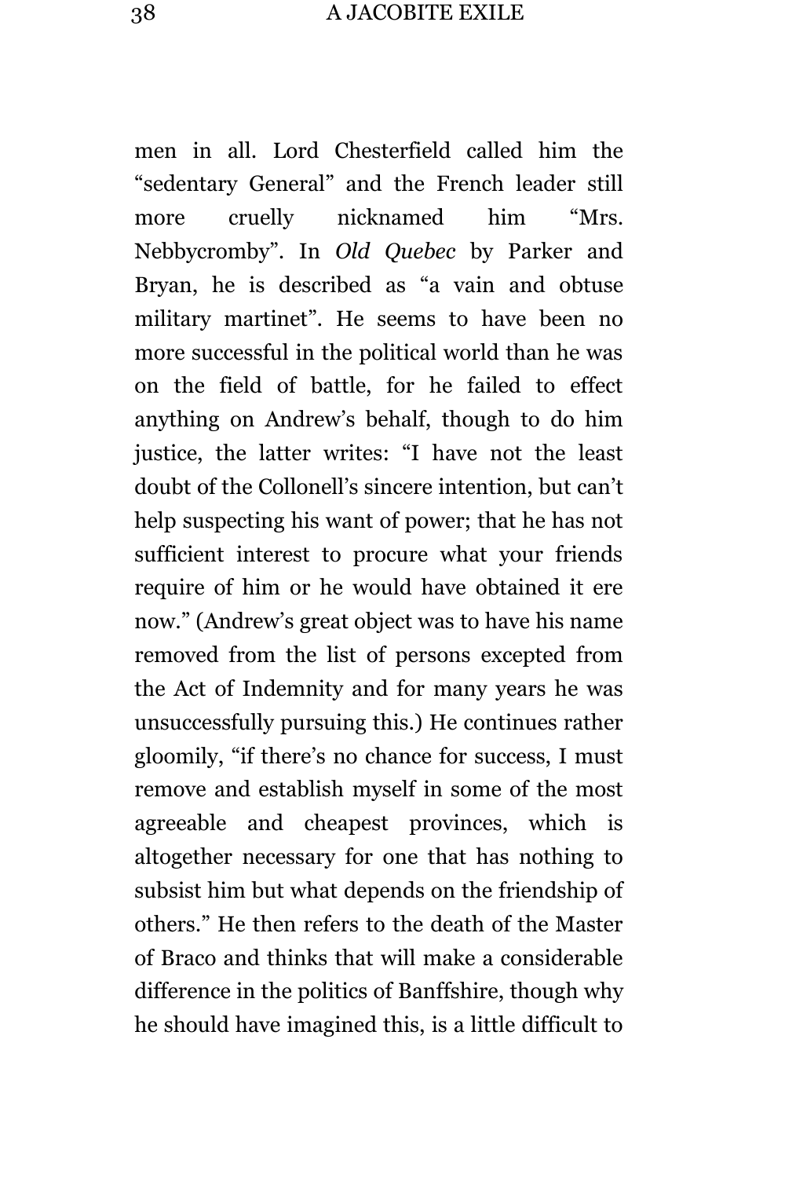men in all. Lord Chesterfield called him the "sedentary General" and the French leader still more cruelly nicknamed him "Mrs. Nebbycromby". In *Old Quebec* by Parker and Bryan, he is described as "a vain and obtuse military martinet". He seems to have been no more successful in the political world than he was on the field of battle, for he failed to effect anything on Andrew's behalf, though to do him justice, the latter writes: "I have not the least doubt of the Collonell's sincere intention, but can't help suspecting his want of power; that he has not sufficient interest to procure what your friends require of him or he would have obtained it ere now." (Andrew's great object was to have his name removed from the list of persons excepted from the Act of Indemnity and for many years he was unsuccessfully pursuing this.) He continues rather gloomily, "if there's no chance for success, I must remove and establish myself in some of the most agreeable and cheapest provinces, which is altogether necessary for one that has nothing to subsist him but what depends on the friendship of others." He then refers to the death of the Master of Braco and thinks that will make a considerable difference in the politics of Banffshire, though why he should have imagined this, is a little difficult to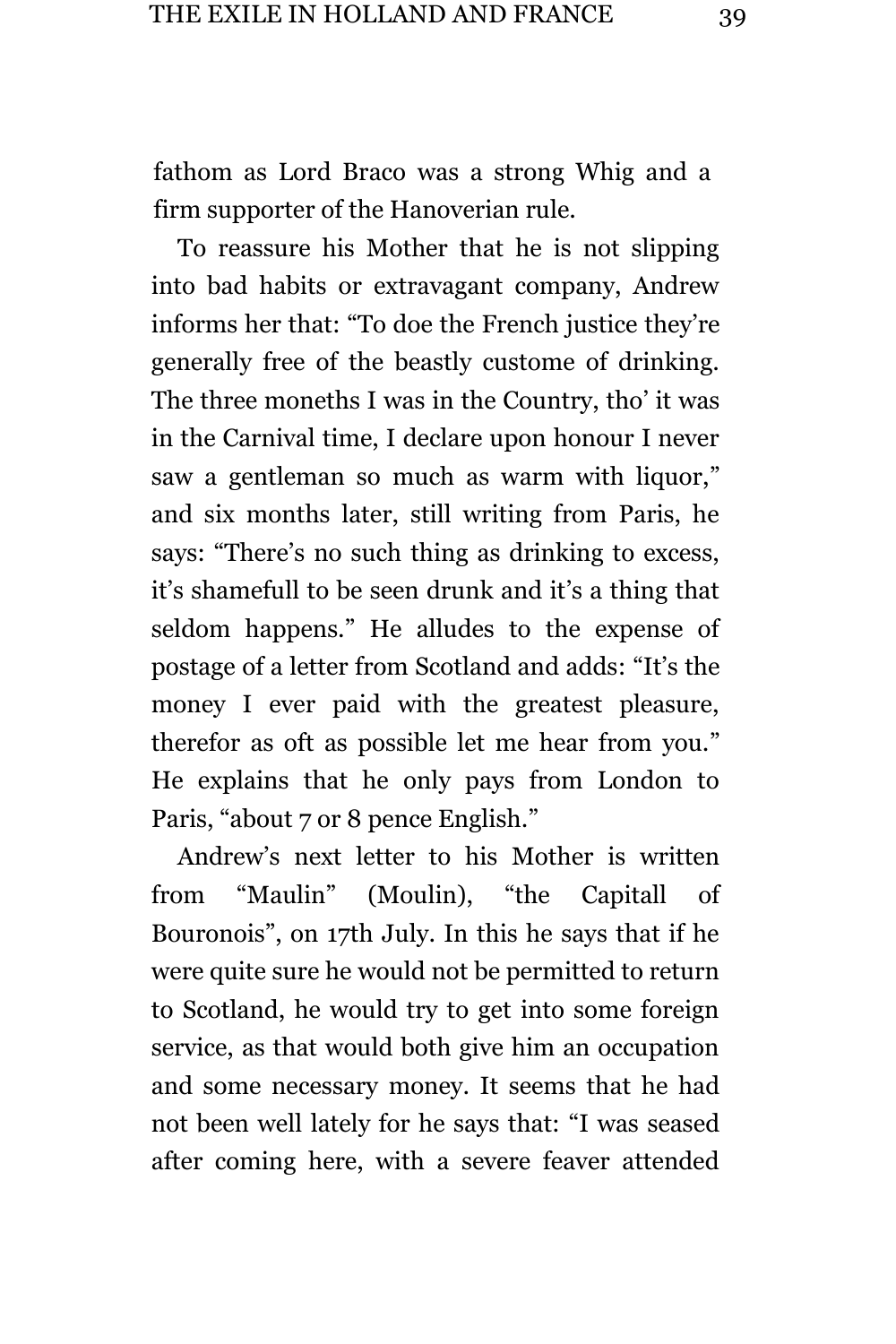fathom as Lord Braco was a strong Whig and a firm supporter of the Hanoverian rule.

To reassure his Mother that he is not slipping into bad habits or extravagant company, Andrew informs her that: "To doe the French justice they're generally free of the beastly custome of drinking. The three moneths I was in the Country, tho' it was in the Carnival time, I declare upon honour I never saw a gentleman so much as warm with liquor," and six months later, still writing from Paris, he says: "There's no such thing as drinking to excess, it's shamefull to be seen drunk and it's a thing that seldom happens." He alludes to the expense of postage of a letter from Scotland and adds: "It's the money I ever paid with the greatest pleasure, therefor as oft as possible let me hear from you." He explains that he only pays from London to Paris, "about 7 or 8 pence English."

Andrew's next letter to his Mother is written from "Maulin" (Moulin), "the Capitall of Bouronois", on 17th July. In this he says that if he were quite sure he would not be permitted to return to Scotland, he would try to get into some foreign service, as that would both give him an occupation and some necessary money. It seems that he had not been well lately for he says that: "I was seased after coming here, with a severe feaver attended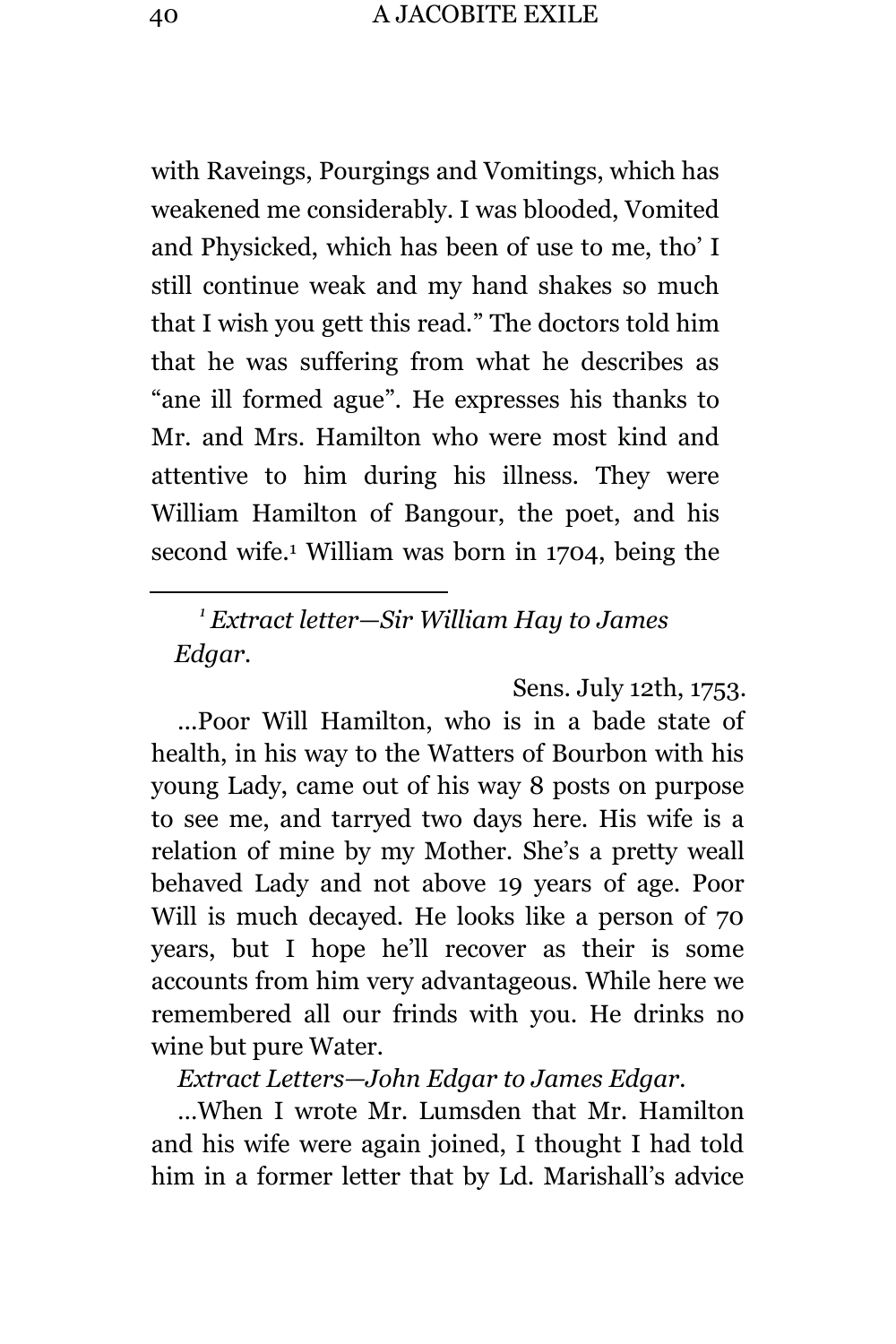with Raveings, Pourgings and Vomitings, which has weakened me considerably. I was blooded, Vomited and Physicked, which has been of use to me, tho' I still continue weak and my hand shakes so much that I wish you gett this read." The doctors told him that he was suffering from what he describes as "ane ill formed ague". He expresses his thanks to Mr. and Mrs. Hamilton who were most kind and attentive to him during his illness. They were William Hamilton of Bangour, the poet, and his second wife.[1] William was born in 1704, being the

---

[1] *Extract letter—Sir William Hay to James Edgar.*

Sens. July 12th, 1753.

...Poor Will Hamilton, who is in a bade state of health, in his way to the Watters of Bourbon with his young Lady, came out of his way 8 posts on purpose to see me, and tarryed two days here. His wife is a relation of mine by my Mother. She's a pretty weall behaved Lady and not above 19 years of age. Poor Will is much decayed. He looks like a person of 70 years, but I hope he'll recover as their is some accounts from him very advantageous. While here we remembered all our frinds with you. He drinks no wine but pure Water.

*Extract Letters—John Edgar to James Edgar.*

...When I wrote Mr. Lumsden that Mr. Hamilton and his wife were again joined, I thought I had told him in a former letter that by Ld. Marishall's advice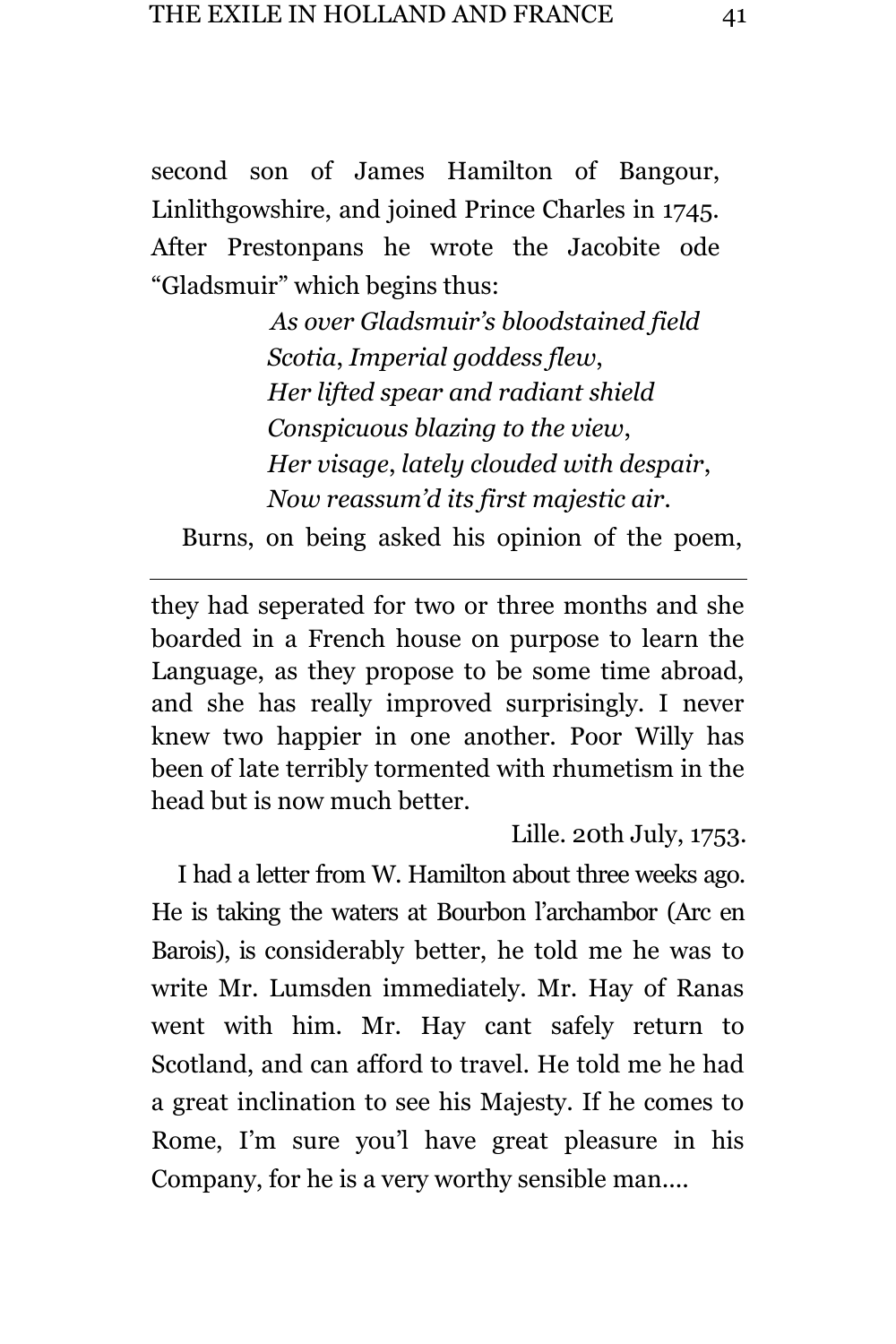second son of James Hamilton of Bangour, Linlithgowshire, and joined Prince Charles in 1745. After Prestonpans he wrote the Jacobite ode "Gladsmuir" which begins thus:

> *As over Gladsmuir's bloodstained field*
> *Scotia, Imperial goddess flew,*
> *Her lifted spear and radiant shield*
> *Conspicuous blazing to the view,*
> *Her visage, lately clouded with despair,*
> *Now reassum'd its first majestic air.*

Burns, on being asked his opinion of the poem,

---

they had seperated for two or three months and she boarded in a French house on purpose to learn the Language, as they propose to be some time abroad, and she has really improved surprisingly. I never knew two happier in one another. Poor Willy has been of late terribly tormented with rhumetism in the head but is now much better.

Lille. 20th July, 1753.

I had a letter from W. Hamilton about three weeks ago. He is taking the waters at Bourbon l'archambor (Arc en Barois), is considerably better, he told me he was to write Mr. Lumsden immediately. Mr. Hay of Ranas went with him. Mr. Hay cant safely return to Scotland, and can afford to travel. He told me he had a great inclination to see his Majesty. If he comes to Rome, I'm sure you'l have great pleasure in his Company, for he is a very worthy sensible man....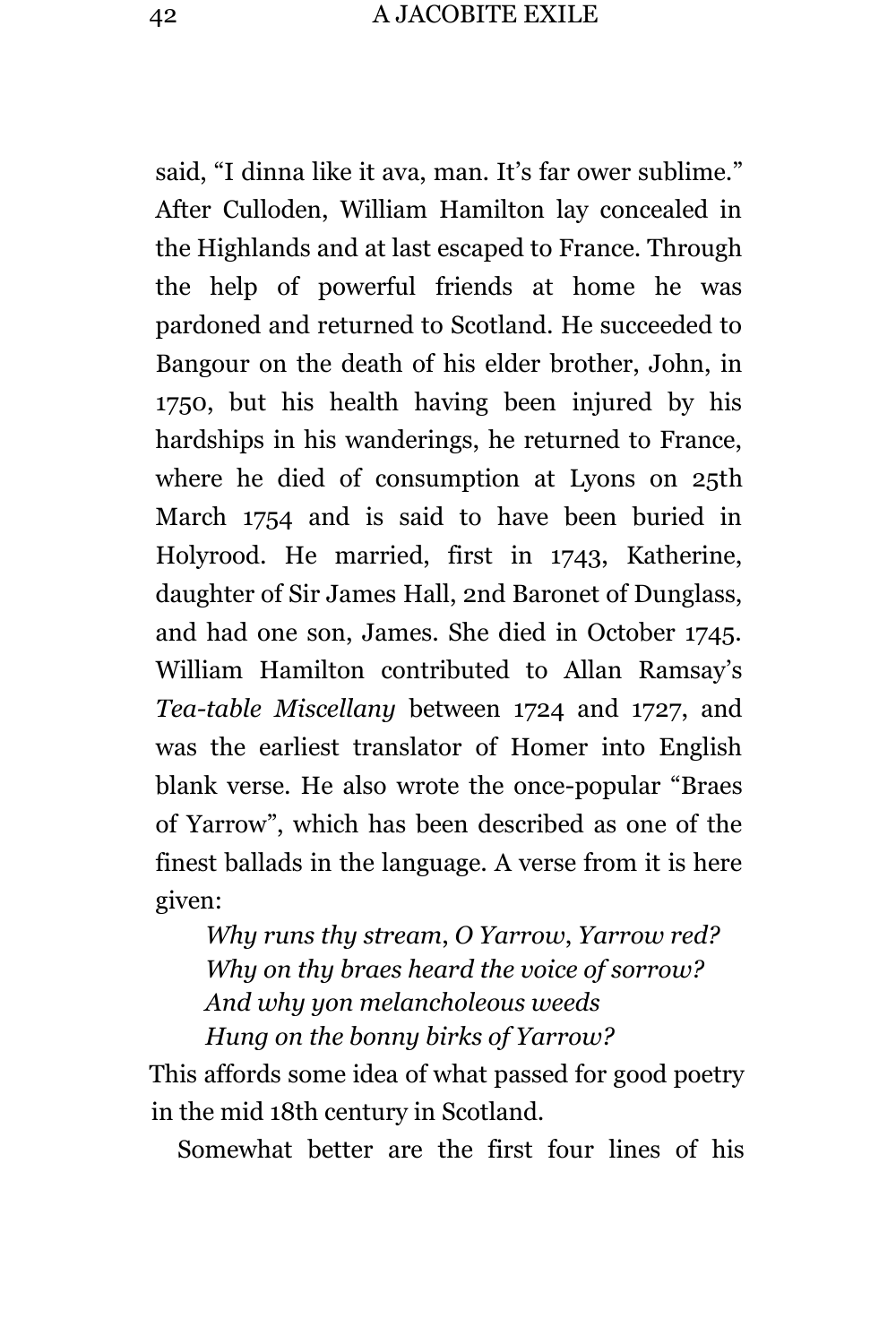said, “I dinna like it ava, man. It’s far ower sublime.” After Culloden, William Hamilton lay concealed in the Highlands and at last escaped to France. Through the help of powerful friends at home he was pardoned and returned to Scotland. He succeeded to Bangour on the death of his elder brother, John, in 1750, but his health having been injured by his hardships in his wanderings, he returned to France, where he died of consumption at Lyons on 25th March 1754 and is said to have been buried in Holyrood. He married, first in 1743, Katherine, daughter of Sir James Hall, 2nd Baronet of Dunglass, and had one son, James. She died in October 1745. William Hamilton contributed to Allan Ramsay’s *Tea-table Miscellany* between 1724 and 1727, and was the earliest translator of Homer into English blank verse. He also wrote the once-popular “Braes of Yarrow”, which has been described as one of the finest ballads in the language. A verse from it is here given:

*Why runs thy stream, O Yarrow, Yarrow red?*
*Why on thy braes heard the voice of sorrow?*
*And why yon melancholeous weeds*
*Hung on the bonny birks of Yarrow?*

This affords some idea of what passed for good poetry in the mid 18th century in Scotland.

Somewhat better are the first four lines of his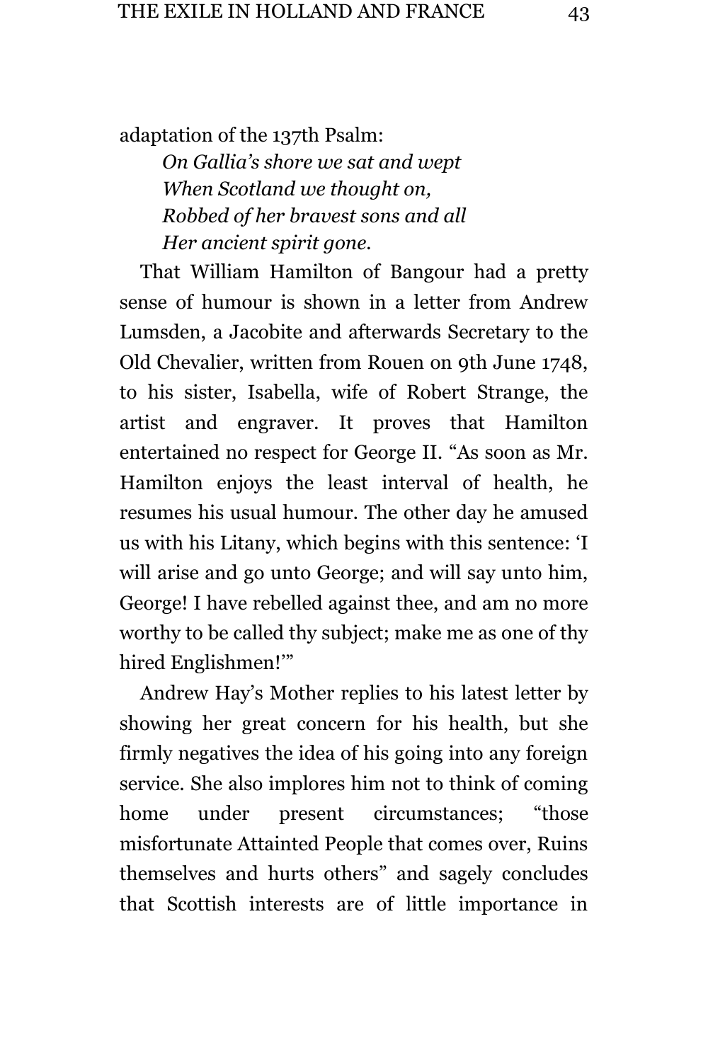adaptation of the 137th Psalm:

> *On Gallia's shore we sat and wept*
> *When Scotland we thought on,*
> *Robbed of her bravest sons and all*
> *Her ancient spirit gone.*

That William Hamilton of Bangour had a pretty sense of humour is shown in a letter from Andrew Lumsden, a Jacobite and afterwards Secretary to the Old Chevalier, written from Rouen on 9th June 1748, to his sister, Isabella, wife of Robert Strange, the artist and engraver. It proves that Hamilton entertained no respect for George II. "As soon as Mr. Hamilton enjoys the least interval of health, he resumes his usual humour. The other day he amused us with his Litany, which begins with this sentence: 'I will arise and go unto George; and will say unto him, George! I have rebelled against thee, and am no more worthy to be called thy subject; make me as one of thy hired Englishmen!'"

Andrew Hay's Mother replies to his latest letter by showing her great concern for his health, but she firmly negatives the idea of his going into any foreign service. She also implores him not to think of coming home under present circumstances; "those misfortunate Attainted People that comes over, Ruins themselves and hurts others" and sagely concludes that Scottish interests are of little importance in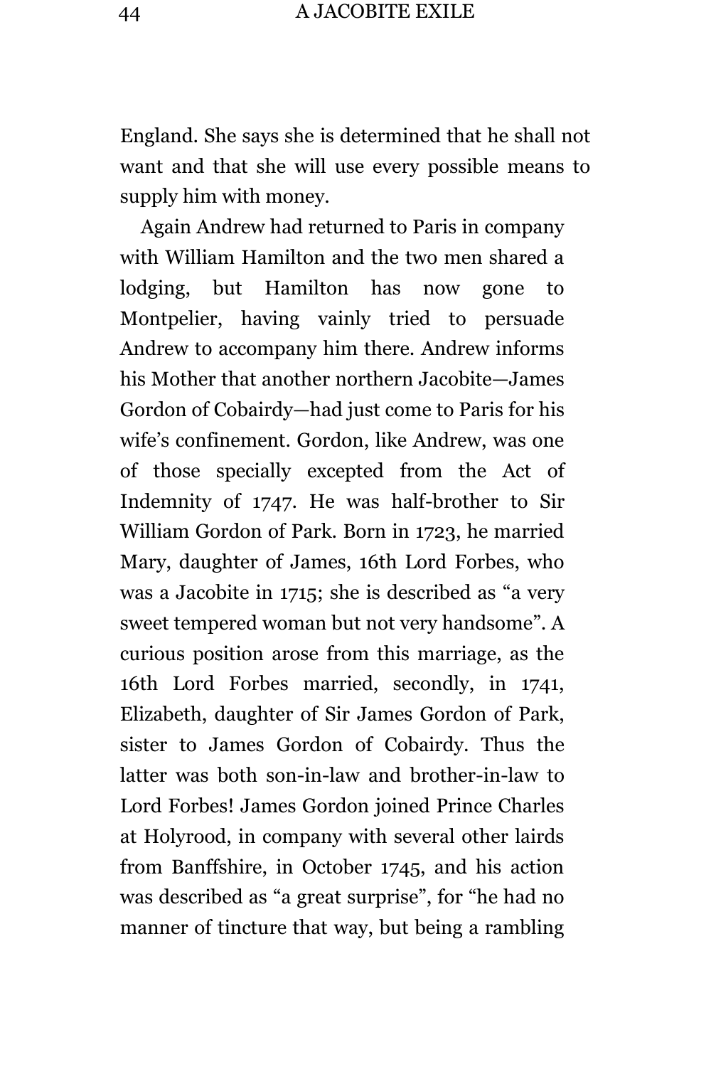England. She says she is determined that he shall not want and that she will use every possible means to supply him with money.

Again Andrew had returned to Paris in company with William Hamilton and the two men shared a lodging, but Hamilton has now gone to Montpelier, having vainly tried to persuade Andrew to accompany him there. Andrew informs his Mother that another northern Jacobite—James Gordon of Cobairdy—had just come to Paris for his wife's confinement. Gordon, like Andrew, was one of those specially excepted from the Act of Indemnity of 1747. He was half-brother to Sir William Gordon of Park. Born in 1723, he married Mary, daughter of James, 16th Lord Forbes, who was a Jacobite in 1715; she is described as "a very sweet tempered woman but not very handsome". A curious position arose from this marriage, as the 16th Lord Forbes married, secondly, in 1741, Elizabeth, daughter of Sir James Gordon of Park, sister to James Gordon of Cobairdy. Thus the latter was both son-in-law and brother-in-law to Lord Forbes! James Gordon joined Prince Charles at Holyrood, in company with several other lairds from Banffshire, in October 1745, and his action was described as "a great surprise", for "he had no manner of tincture that way, but being a rambling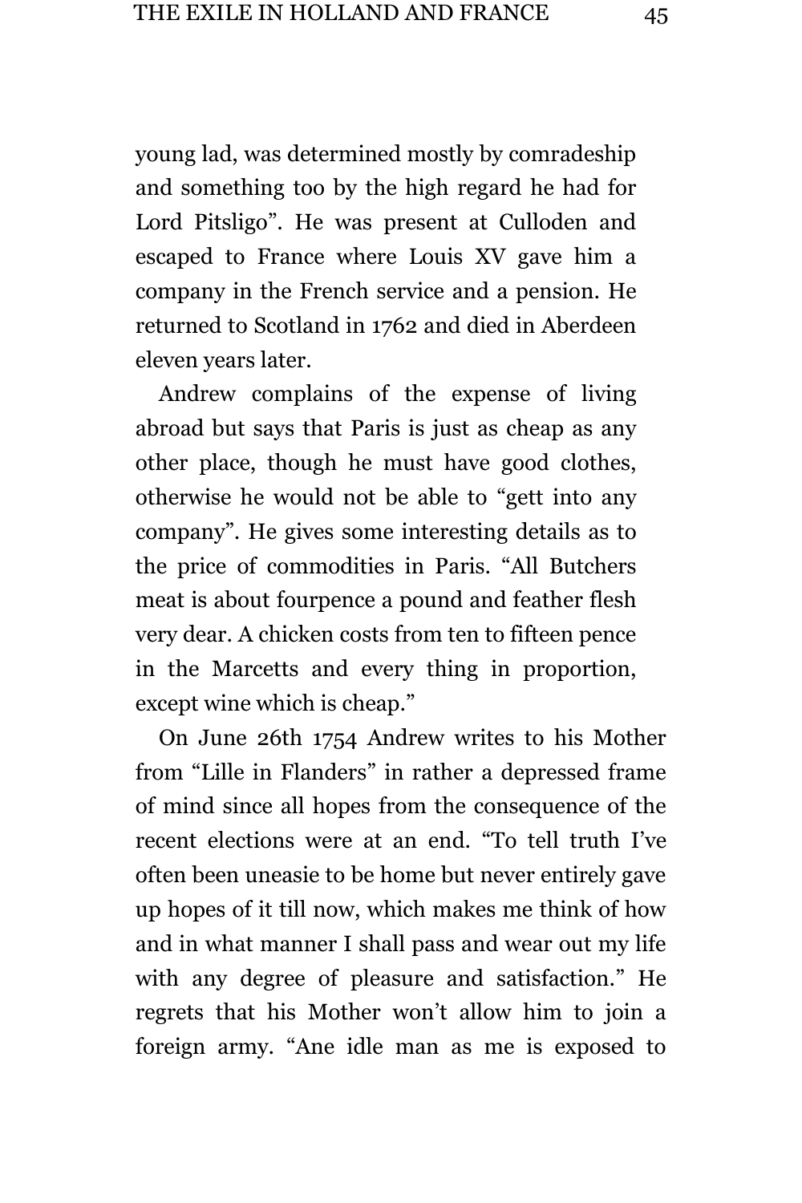young lad, was determined mostly by comradeship and something too by the high regard he had for Lord Pitsligo". He was present at Culloden and escaped to France where Louis XV gave him a company in the French service and a pension. He returned to Scotland in 1762 and died in Aberdeen eleven years later.

Andrew complains of the expense of living abroad but says that Paris is just as cheap as any other place, though he must have good clothes, otherwise he would not be able to "gett into any company". He gives some interesting details as to the price of commodities in Paris. "All Butchers meat is about fourpence a pound and feather flesh very dear. A chicken costs from ten to fifteen pence in the Marcetts and every thing in proportion, except wine which is cheap."

On June 26th 1754 Andrew writes to his Mother from "Lille in Flanders" in rather a depressed frame of mind since all hopes from the consequence of the recent elections were at an end. "To tell truth I've often been uneasie to be home but never entirely gave up hopes of it till now, which makes me think of how and in what manner I shall pass and wear out my life with any degree of pleasure and satisfaction." He regrets that his Mother won't allow him to join a foreign army. "Ane idle man as me is exposed to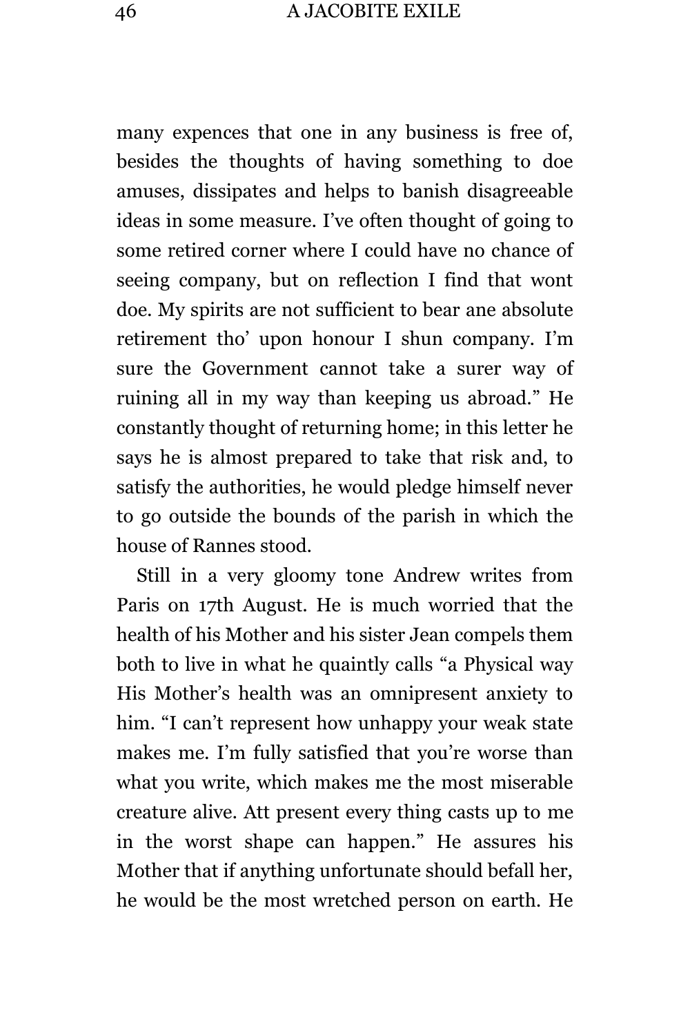many expences that one in any business is free of, besides the thoughts of having something to doe amuses, dissipates and helps to banish disagreeable ideas in some measure. I've often thought of going to some retired corner where I could have no chance of seeing company, but on reflection I find that wont doe. My spirits are not sufficient to bear ane absolute retirement tho' upon honour I shun company. I'm sure the Government cannot take a surer way of ruining all in my way than keeping us abroad." He constantly thought of returning home; in this letter he says he is almost prepared to take that risk and, to satisfy the authorities, he would pledge himself never to go outside the bounds of the parish in which the house of Rannes stood.

Still in a very gloomy tone Andrew writes from Paris on 17th August. He is much worried that the health of his Mother and his sister Jean compels them both to live in what he quaintly calls "a Physical way His Mother's health was an omnipresent anxiety to him. "I can't represent how unhappy your weak state makes me. I'm fully satisfied that you're worse than what you write, which makes me the most miserable creature alive. Att present every thing casts up to me in the worst shape can happen." He assures his Mother that if anything unfortunate should befall her, he would be the most wretched person on earth. He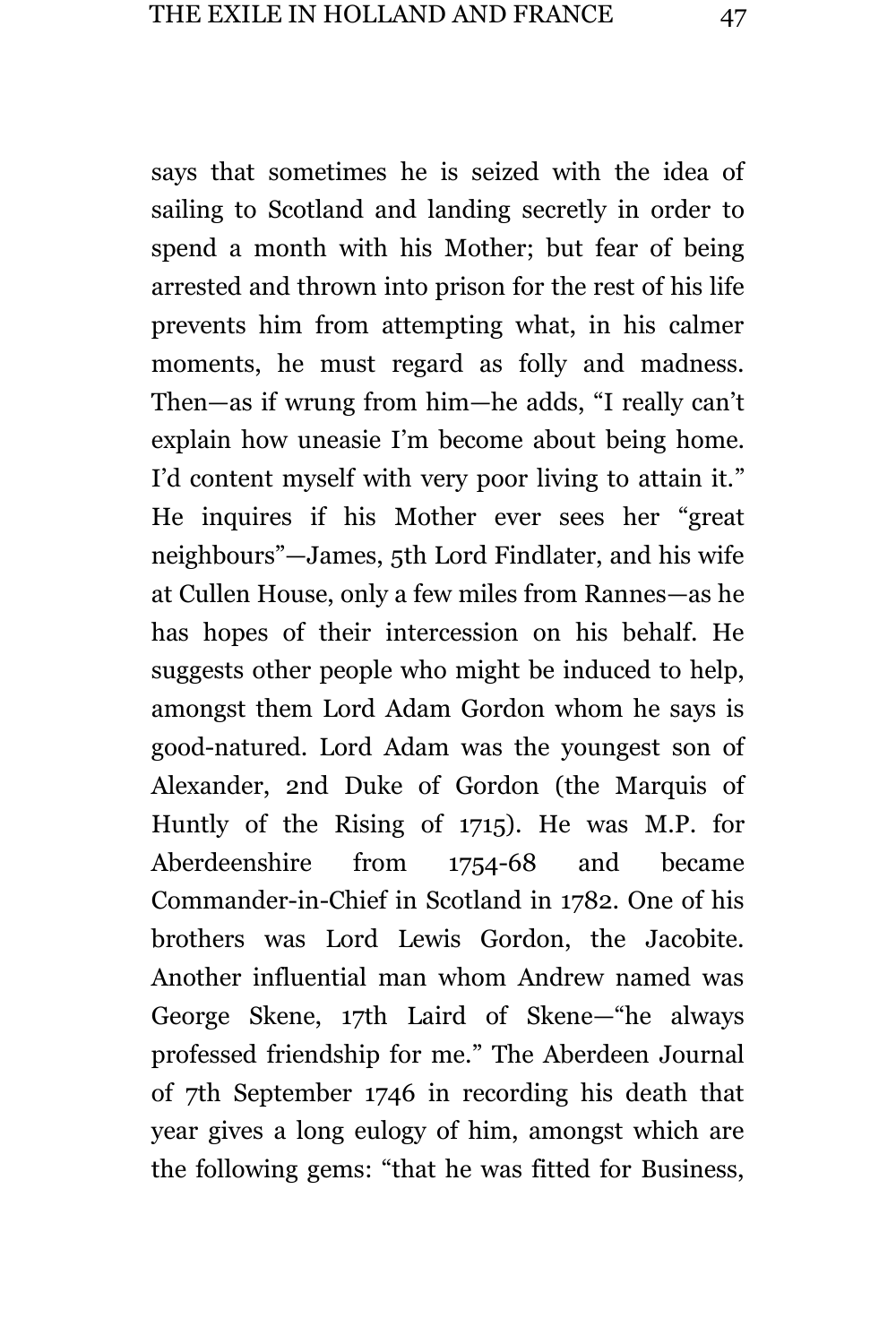says that sometimes he is seized with the idea of sailing to Scotland and landing secretly in order to spend a month with his Mother; but fear of being arrested and thrown into prison for the rest of his life prevents him from attempting what, in his calmer moments, he must regard as folly and madness. Then—as if wrung from him—he adds, "I really can't explain how uneasie I'm become about being home. I'd content myself with very poor living to attain it." He inquires if his Mother ever sees her "great neighbours"—James, 5th Lord Findlater, and his wife at Cullen House, only a few miles from Rannes—as he has hopes of their intercession on his behalf. He suggests other people who might be induced to help, amongst them Lord Adam Gordon whom he says is good-natured. Lord Adam was the youngest son of Alexander, 2nd Duke of Gordon (the Marquis of Huntly of the Rising of 1715). He was M.P. for Aberdeenshire from 1754-68 and became Commander-in-Chief in Scotland in 1782. One of his brothers was Lord Lewis Gordon, the Jacobite. Another influential man whom Andrew named was George Skene, 17th Laird of Skene—"he always professed friendship for me." The Aberdeen Journal of 7th September 1746 in recording his death that year gives a long eulogy of him, amongst which are the following gems: "that he was fitted for Business,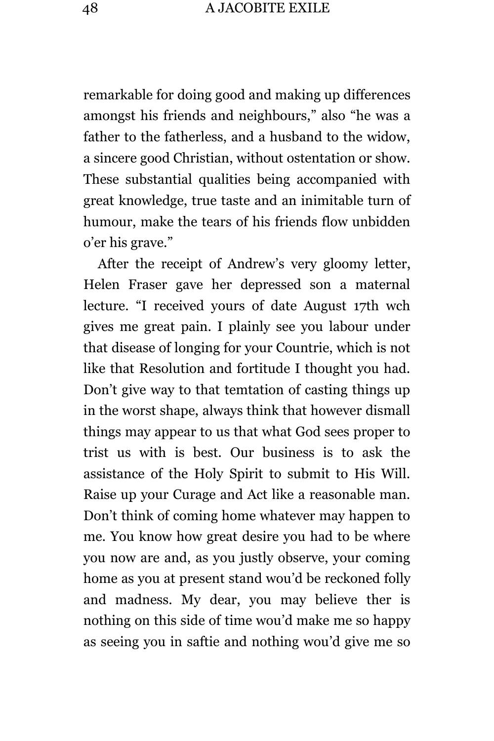remarkable for doing good and making up differences amongst his friends and neighbours," also "he was a father to the fatherless, and a husband to the widow, a sincere good Christian, without ostentation or show. These substantial qualities being accompanied with great knowledge, true taste and an inimitable turn of humour, make the tears of his friends flow unbidden o'er his grave."

After the receipt of Andrew's very gloomy letter, Helen Fraser gave her depressed son a maternal lecture. "I received yours of date August 17th wch gives me great pain. I plainly see you labour under that disease of longing for your Countrie, which is not like that Resolution and fortitude I thought you had. Don't give way to that temtation of casting things up in the worst shape, always think that however dismall things may appear to us that what God sees proper to trist us with is best. Our business is to ask the assistance of the Holy Spirit to submit to His Will. Raise up your Curage and Act like a reasonable man. Don't think of coming home whatever may happen to me. You know how great desire you had to be where you now are and, as you justly observe, your coming home as you at present stand wou'd be reckoned folly and madness. My dear, you may believe ther is nothing on this side of time wou'd make me so happy as seeing you in saftie and nothing wou'd give me so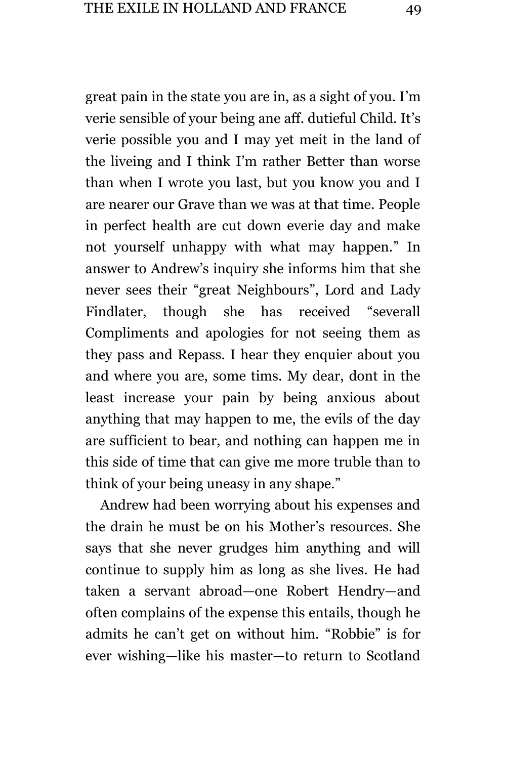great pain in the state you are in, as a sight of you. I'm verie sensible of your being ane aff. dutieful Child. It's verie possible you and I may yet meit in the land of the liveing and I think I'm rather Better than worse than when I wrote you last, but you know you and I are nearer our Grave than we was at that time. People in perfect health are cut down everie day and make not yourself unhappy with what may happen." In answer to Andrew's inquiry she informs him that she never sees their "great Neighbours", Lord and Lady Findlater, though she has received "severall Compliments and apologies for not seeing them as they pass and Repass. I hear they enquier about you and where you are, some tims. My dear, dont in the least increase your pain by being anxious about anything that may happen to me, the evils of the day are sufficient to bear, and nothing can happen me in this side of time that can give me more truble than to think of your being uneasy in any shape."

Andrew had been worrying about his expenses and the drain he must be on his Mother's resources. She says that she never grudges him anything and will continue to supply him as long as she lives. He had taken a servant abroad—one Robert Hendry—and often complains of the expense this entails, though he admits he can't get on without him. "Robbie" is for ever wishing—like his master—to return to Scotland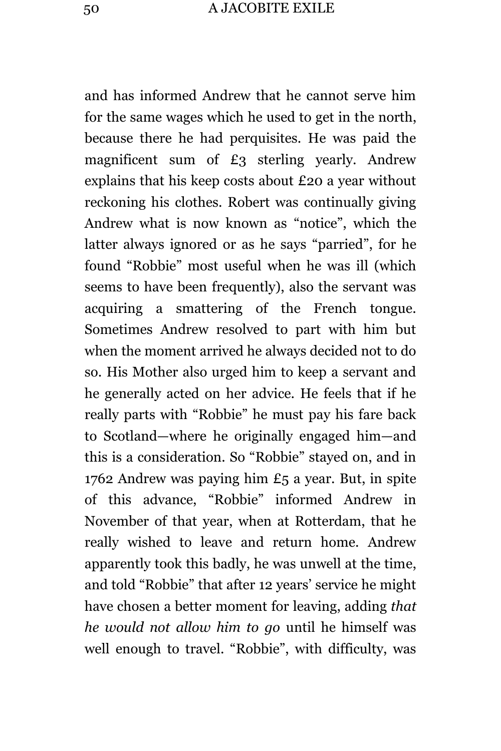and has informed Andrew that he cannot serve him for the same wages which he used to get in the north, because there he had perquisites. He was paid the magnificent sum of £3 sterling yearly. Andrew explains that his keep costs about £20 a year without reckoning his clothes. Robert was continually giving Andrew what is now known as "notice", which the latter always ignored or as he says "parried", for he found "Robbie" most useful when he was ill (which seems to have been frequently), also the servant was acquiring a smattering of the French tongue. Sometimes Andrew resolved to part with him but when the moment arrived he always decided not to do so. His Mother also urged him to keep a servant and he generally acted on her advice. He feels that if he really parts with "Robbie" he must pay his fare back to Scotland—where he originally engaged him—and this is a consideration. So "Robbie" stayed on, and in 1762 Andrew was paying him £5 a year. But, in spite of this advance, "Robbie" informed Andrew in November of that year, when at Rotterdam, that he really wished to leave and return home. Andrew apparently took this badly, he was unwell at the time, and told "Robbie" that after 12 years' service he might have chosen a better moment for leaving, adding *that he would not allow him to go* until he himself was well enough to travel. "Robbie", with difficulty, was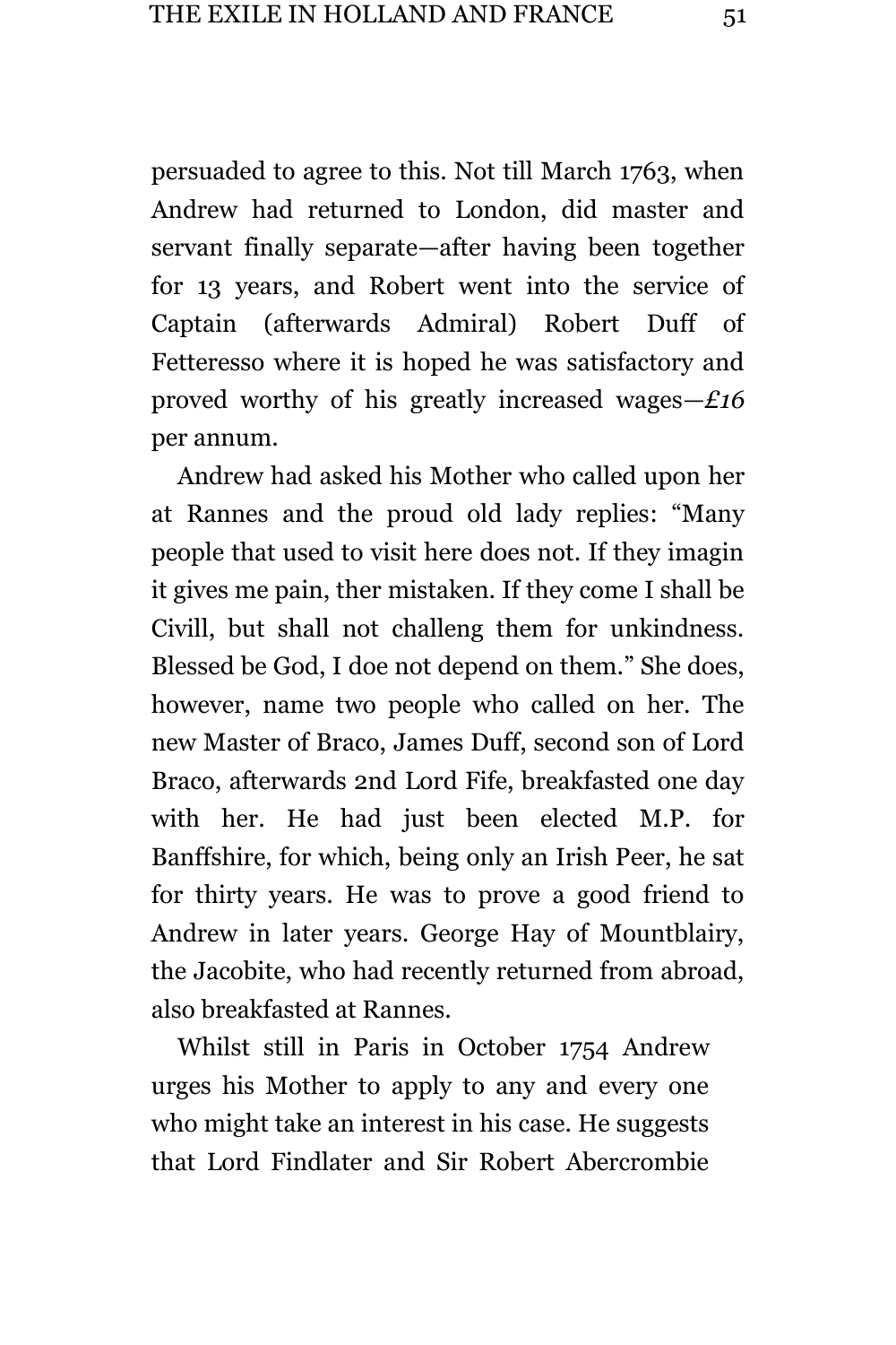persuaded to agree to this. Not till March 1763, when Andrew had returned to London, did master and servant finally separate—after having been together for 13 years, and Robert went into the service of Captain (afterwards Admiral) Robert Duff of Fetteresso where it is hoped he was satisfactory and proved worthy of his greatly increased wages—*£16* per annum.

Andrew had asked his Mother who called upon her at Rannes and the proud old lady replies: "Many people that used to visit here does not. If they imagin it gives me pain, ther mistaken. If they come I shall be Civill, but shall not challeng them for unkindness. Blessed be God, I doe not depend on them." She does, however, name two people who called on her. The new Master of Braco, James Duff, second son of Lord Braco, afterwards 2nd Lord Fife, breakfasted one day with her. He had just been elected M.P. for Banffshire, for which, being only an Irish Peer, he sat for thirty years. He was to prove a good friend to Andrew in later years. George Hay of Mountblairy, the Jacobite, who had recently returned from abroad, also breakfasted at Rannes.

Whilst still in Paris in October 1754 Andrew urges his Mother to apply to any and every one who might take an interest in his case. He suggests that Lord Findlater and Sir Robert Abercrombie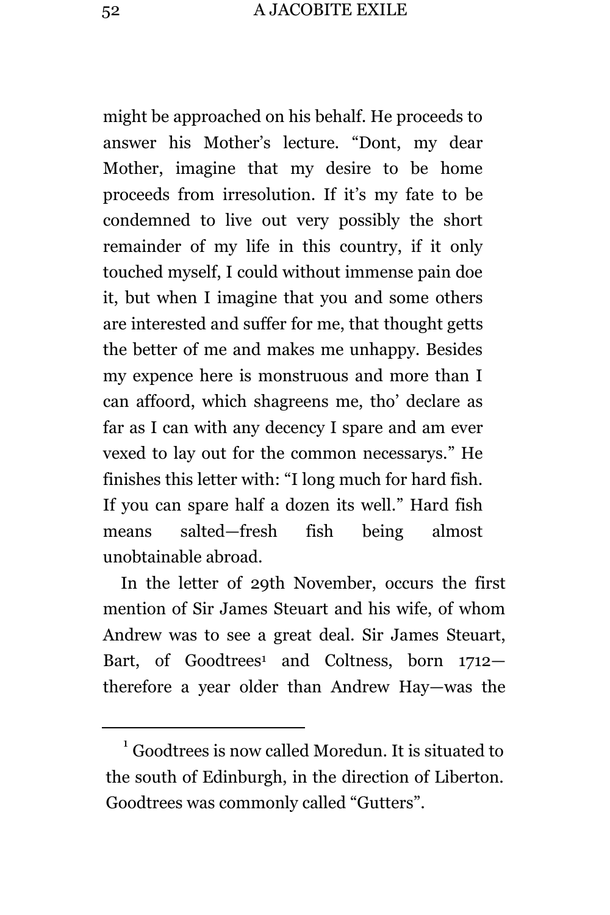might be approached on his behalf. He proceeds to answer his Mother's lecture. "Dont, my dear Mother, imagine that my desire to be home proceeds from irresolution. If it's my fate to be condemned to live out very possibly the short remainder of my life in this country, if it only touched myself, I could without immense pain doe it, but when I imagine that you and some others are interested and suffer for me, that thought getts the better of me and makes me unhappy. Besides my expence here is monstruous and more than I can affoord, which shagreens me, tho' declare as far as I can with any decency I spare and am ever vexed to lay out for the common necessarys." He finishes this letter with: "I long much for hard fish. If you can spare half a dozen its well." Hard fish means salted—fresh fish being almost unobtainable abroad.

In the letter of 29th November, occurs the first mention of Sir James Steuart and his wife, of whom Andrew was to see a great deal. Sir James Steuart, Bart, of Goodtrees[1] and Coltness, born 1712—therefore a year older than Andrew Hay—was the

[1] Goodtrees is now called Moredun. It is situated to the south of Edinburgh, in the direction of Liberton. Goodtrees was commonly called "Gutters".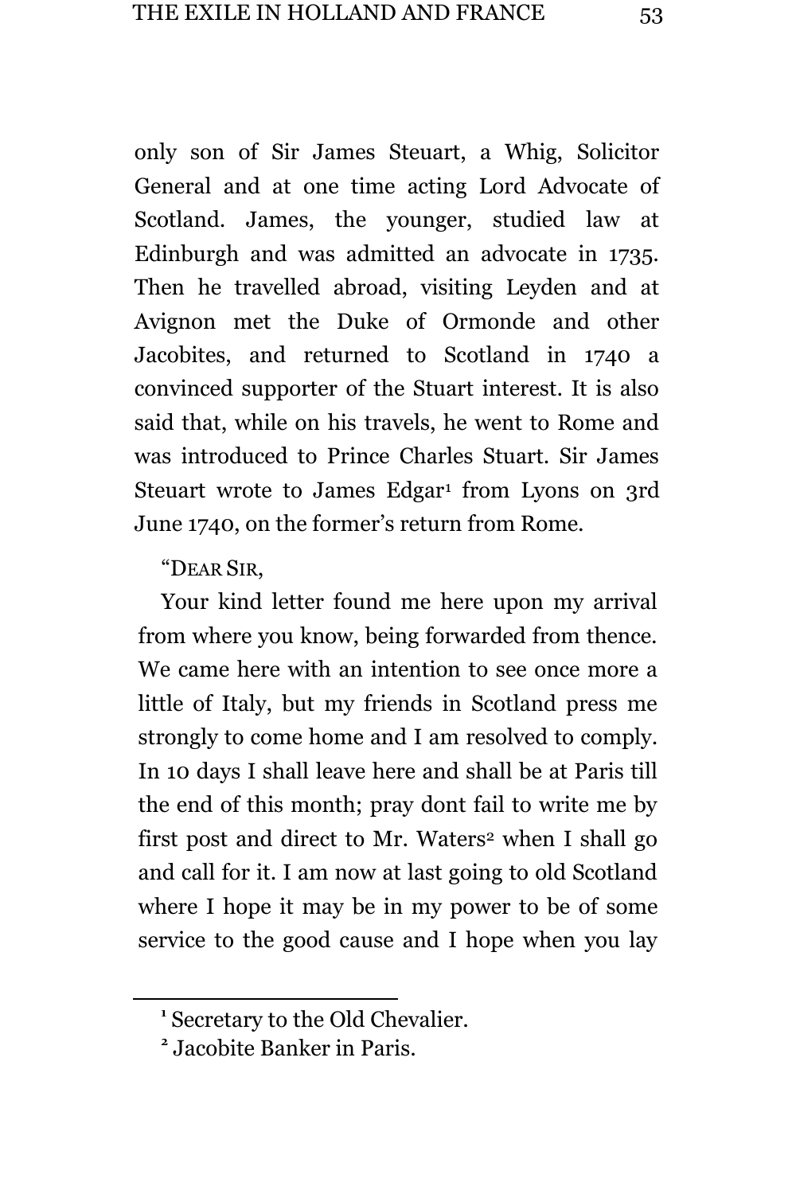only son of Sir James Steuart, a Whig, Solicitor General and at one time acting Lord Advocate of Scotland. James, the younger, studied law at Edinburgh and was admitted an advocate in 1735. Then he travelled abroad, visiting Leyden and at Avignon met the Duke of Ormonde and other Jacobites, and returned to Scotland in 1740 a convinced supporter of the Stuart interest. It is also said that, while on his travels, he went to Rome and was introduced to Prince Charles Stuart. Sir James Steuart wrote to James Edgar[1] from Lyons on 3rd June 1740, on the former's return from Rome.

"DEAR SIR,

Your kind letter found me here upon my arrival from where you know, being forwarded from thence. We came here with an intention to see once more a little of Italy, but my friends in Scotland press me strongly to come home and I am resolved to comply. In 10 days I shall leave here and shall be at Paris till the end of this month; pray dont fail to write me by first post and direct to Mr. Waters[2] when I shall go and call for it. I am now at last going to old Scotland where I hope it may be in my power to be of some service to the good cause and I hope when you lay

---

[1] Secretary to the Old Chevalier.

[2] Jacobite Banker in Paris.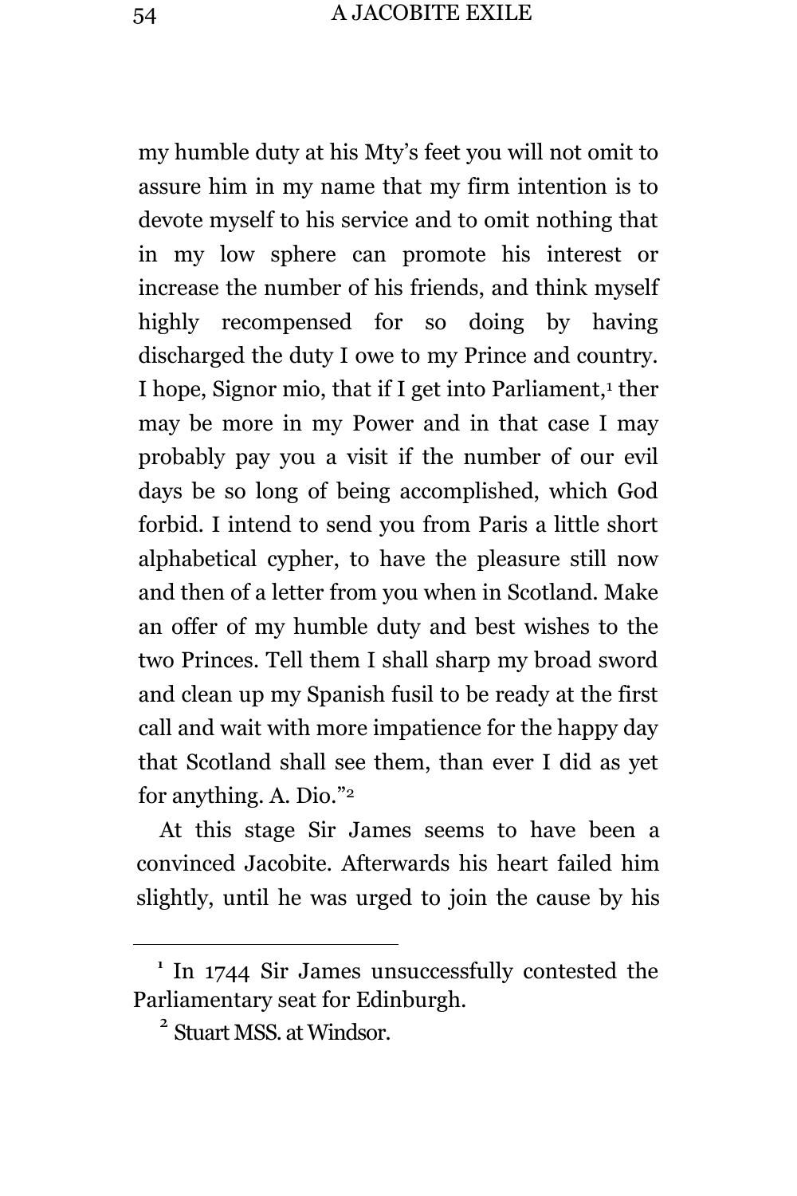my humble duty at his Mty's feet you will not omit to assure him in my name that my firm intention is to devote myself to his service and to omit nothing that in my low sphere can promote his interest or increase the number of his friends, and think myself highly recompensed for so doing by having discharged the duty I owe to my Prince and country. I hope, Signor mio, that if I get into Parliament,[1] ther may be more in my Power and in that case I may probably pay you a visit if the number of our evil days be so long of being accomplished, which God forbid. I intend to send you from Paris a little short alphabetical cypher, to have the pleasure still now and then of a letter from you when in Scotland. Make an offer of my humble duty and best wishes to the two Princes. Tell them I shall sharp my broad sword and clean up my Spanish fusil to be ready at the first call and wait with more impatience for the happy day that Scotland shall see them, than ever I did as yet for anything. A. Dio."[2]

At this stage Sir James seems to have been a convinced Jacobite. Afterwards his heart failed him slightly, until he was urged to join the cause by his

---

[1] In 1744 Sir James unsuccessfully contested the Parliamentary seat for Edinburgh.

[2] Stuart MSS. at Windsor.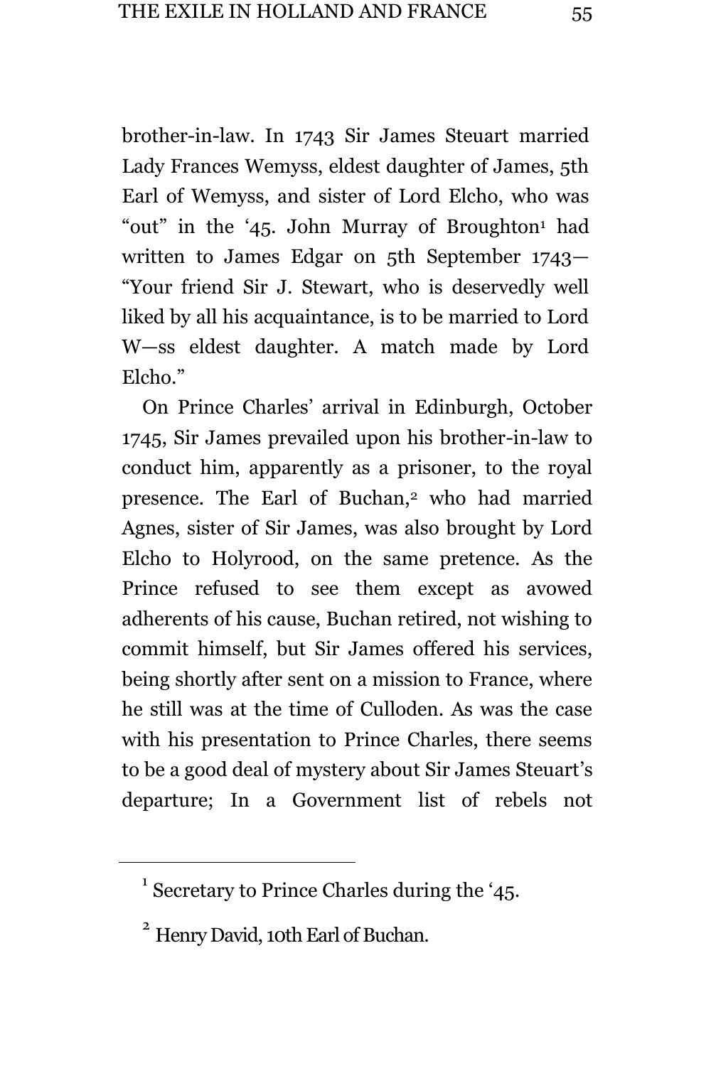brother-in-law. In 1743 Sir James Steuart married Lady Frances Wemyss, eldest daughter of James, 5th Earl of Wemyss, and sister of Lord Elcho, who was "out" in the '45. John Murray of Broughton[1] had written to James Edgar on 5th September 1743—"Your friend Sir J. Stewart, who is deservedly well liked by all his acquaintance, is to be married to Lord W—ss eldest daughter. A match made by Lord Elcho."

On Prince Charles' arrival in Edinburgh, October 1745, Sir James prevailed upon his brother-in-law to conduct him, apparently as a prisoner, to the royal presence. The Earl of Buchan,[2] who had married Agnes, sister of Sir James, was also brought by Lord Elcho to Holyrood, on the same pretence. As the Prince refused to see them except as avowed adherents of his cause, Buchan retired, not wishing to commit himself, but Sir James offered his services, being shortly after sent on a mission to France, where he still was at the time of Culloden. As was the case with his presentation to Prince Charles, there seems to be a good deal of mystery about Sir James Steuart's departure; In a Government list of rebels not

[1] Secretary to Prince Charles during the '45.

[2] Henry David, 10th Earl of Buchan.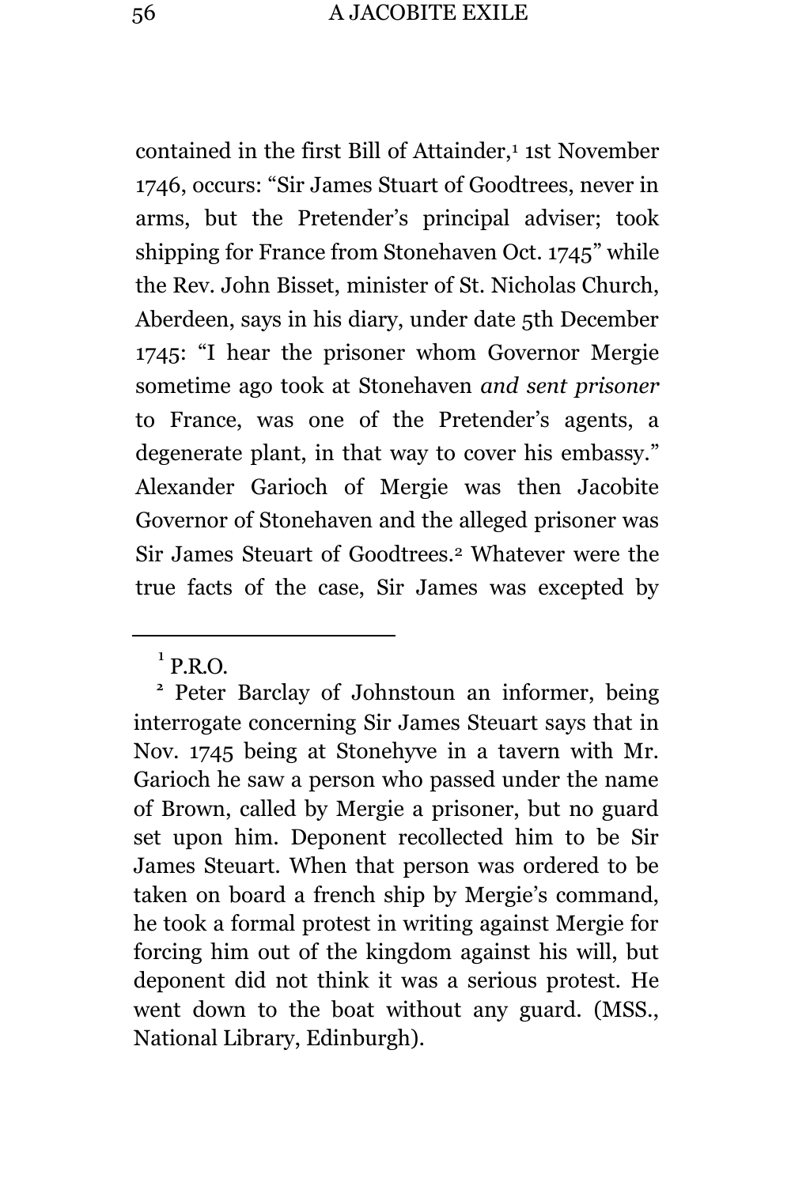contained in the first Bill of Attainder,[1] 1st November 1746, occurs: "Sir James Stuart of Goodtrees, never in arms, but the Pretender's principal adviser; took shipping for France from Stonehaven Oct. 1745" while the Rev. John Bisset, minister of St. Nicholas Church, Aberdeen, says in his diary, under date 5th December 1745: "I hear the prisoner whom Governor Mergie sometime ago took at Stonehaven *and sent prisoner* to France, was one of the Pretender's agents, a degenerate plant, in that way to cover his embassy." Alexander Garioch of Mergie was then Jacobite Governor of Stonehaven and the alleged prisoner was Sir James Steuart of Goodtrees.[2] Whatever were the true facts of the case, Sir James was excepted by

---

[1] P.R.O.

[2] Peter Barclay of Johnstoun an informer, being interrogate concerning Sir James Steuart says that in Nov. 1745 being at Stonehyve in a tavern with Mr. Garioch he saw a person who passed under the name of Brown, called by Mergie a prisoner, but no guard set upon him. Deponent recollected him to be Sir James Steuart. When that person was ordered to be taken on board a french ship by Mergie's command, he took a formal protest in writing against Mergie for forcing him out of the kingdom against his will, but deponent did not think it was a serious protest. He went down to the boat without any guard. (MSS., National Library, Edinburgh).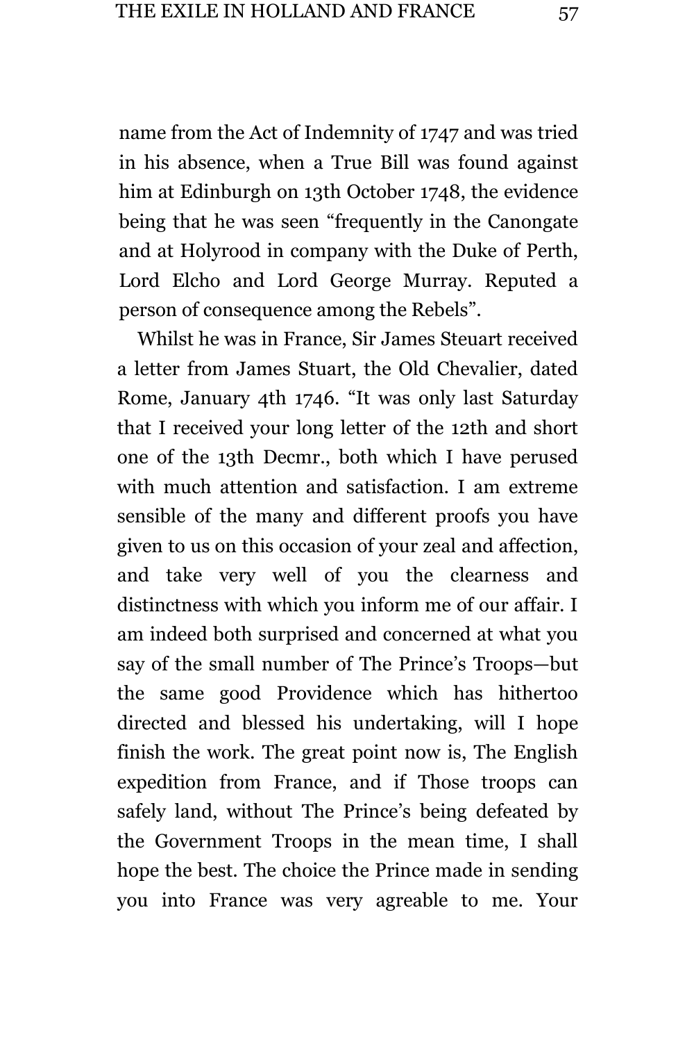name from the Act of Indemnity of 1747 and was tried in his absence, when a True Bill was found against him at Edinburgh on 13th October 1748, the evidence being that he was seen "frequently in the Canongate and at Holyrood in company with the Duke of Perth, Lord Elcho and Lord George Murray. Reputed a person of consequence among the Rebels".

Whilst he was in France, Sir James Steuart received a letter from James Stuart, the Old Chevalier, dated Rome, January 4th 1746. "It was only last Saturday that I received your long letter of the 12th and short one of the 13th Decmr., both which I have perused with much attention and satisfaction. I am extreme sensible of the many and different proofs you have given to us on this occasion of your zeal and affection, and take very well of you the clearness and distinctness with which you inform me of our affair. I am indeed both surprised and concerned at what you say of the small number of The Prince's Troops—but the same good Providence which has hithertoo directed and blessed his undertaking, will I hope finish the work. The great point now is, The English expedition from France, and if Those troops can safely land, without The Prince's being defeated by the Government Troops in the mean time, I shall hope the best. The choice the Prince made in sending you into France was very agreable to me. Your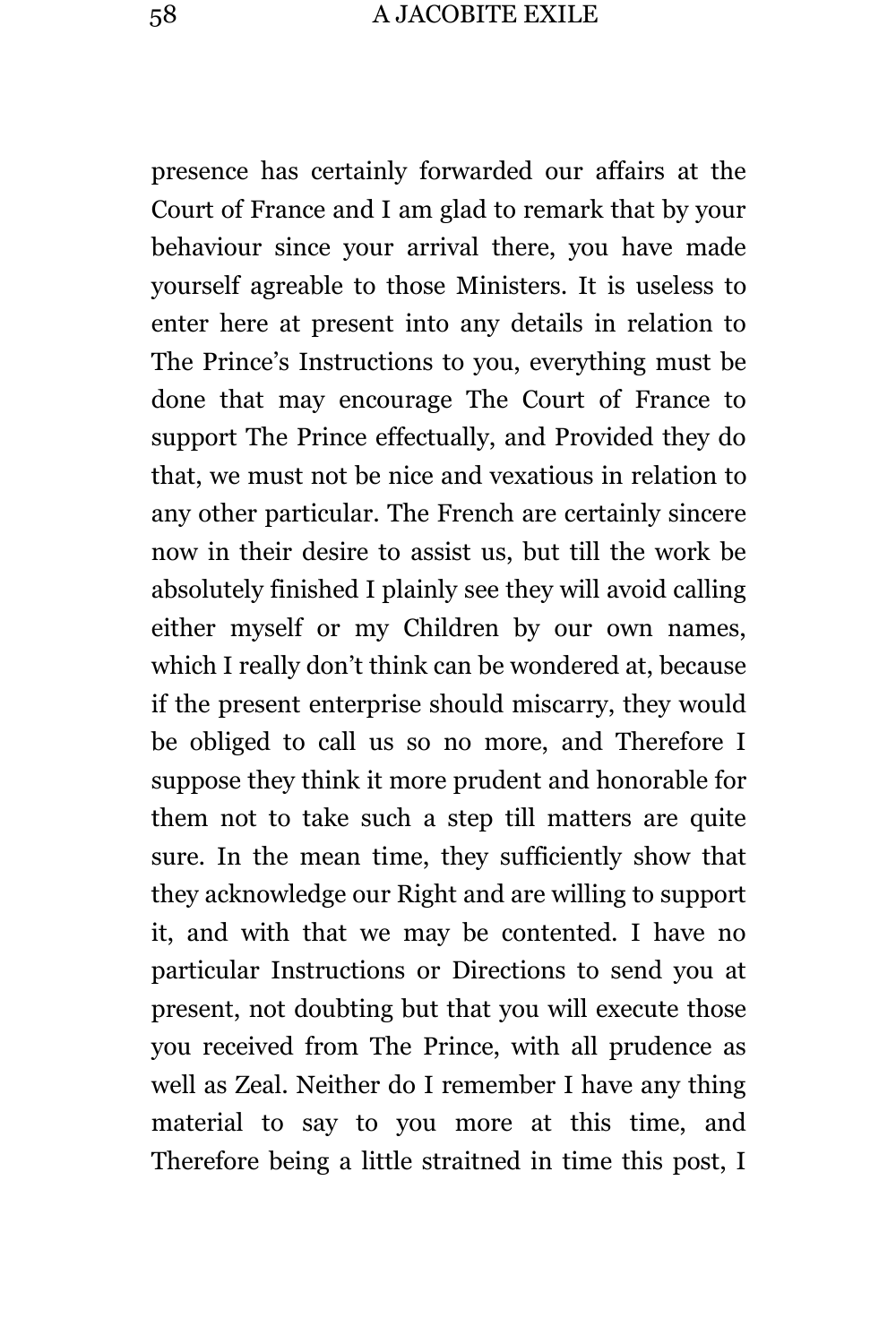presence has certainly forwarded our affairs at the Court of France and I am glad to remark that by your behaviour since your arrival there, you have made yourself agreable to those Ministers. It is useless to enter here at present into any details in relation to The Prince's Instructions to you, everything must be done that may encourage The Court of France to support The Prince effectually, and Provided they do that, we must not be nice and vexatious in relation to any other particular. The French are certainly sincere now in their desire to assist us, but till the work be absolutely finished I plainly see they will avoid calling either myself or my Children by our own names, which I really don't think can be wondered at, because if the present enterprise should miscarry, they would be obliged to call us so no more, and Therefore I suppose they think it more prudent and honorable for them not to take such a step till matters are quite sure. In the mean time, they sufficiently show that they acknowledge our Right and are willing to support it, and with that we may be contented. I have no particular Instructions or Directions to send you at present, not doubting but that you will execute those you received from The Prince, with all prudence as well as Zeal. Neither do I remember I have any thing material to say to you more at this time, and Therefore being a little straitned in time this post, I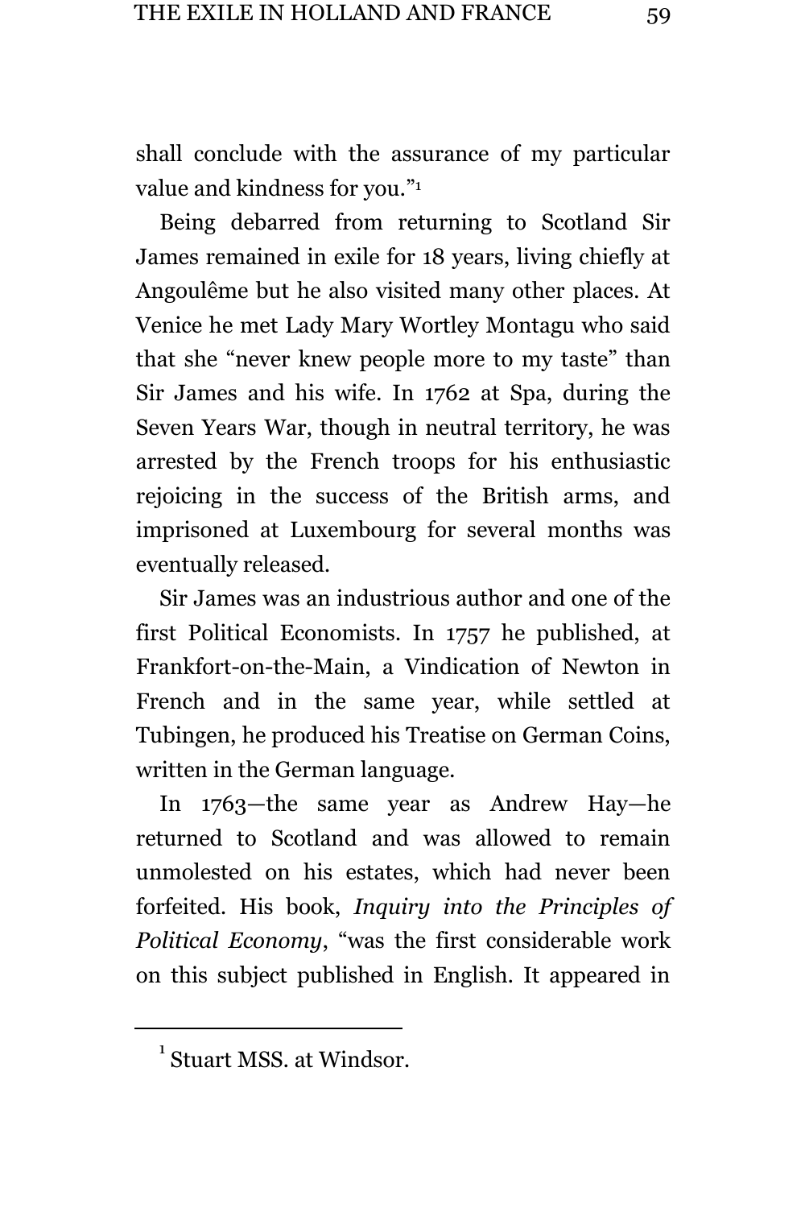shall conclude with the assurance of my particular value and kindness for you."[1]

Being debarred from returning to Scotland Sir James remained in exile for 18 years, living chiefly at Angoulême but he also visited many other places. At Venice he met Lady Mary Wortley Montagu who said that she "never knew people more to my taste" than Sir James and his wife. In 1762 at Spa, during the Seven Years War, though in neutral territory, he was arrested by the French troops for his enthusiastic rejoicing in the success of the British arms, and imprisoned at Luxembourg for several months was eventually released.

Sir James was an industrious author and one of the first Political Economists. In 1757 he published, at Frankfort-on-the-Main, a Vindication of Newton in French and in the same year, while settled at Tubingen, he produced his Treatise on German Coins, written in the German language.

In 1763—the same year as Andrew Hay—he returned to Scotland and was allowed to remain unmolested on his estates, which had never been forfeited. His book, *Inquiry into the Principles of Political Economy*, "was the first considerable work on this subject published in English. It appeared in

---

[1] Stuart MSS. at Windsor.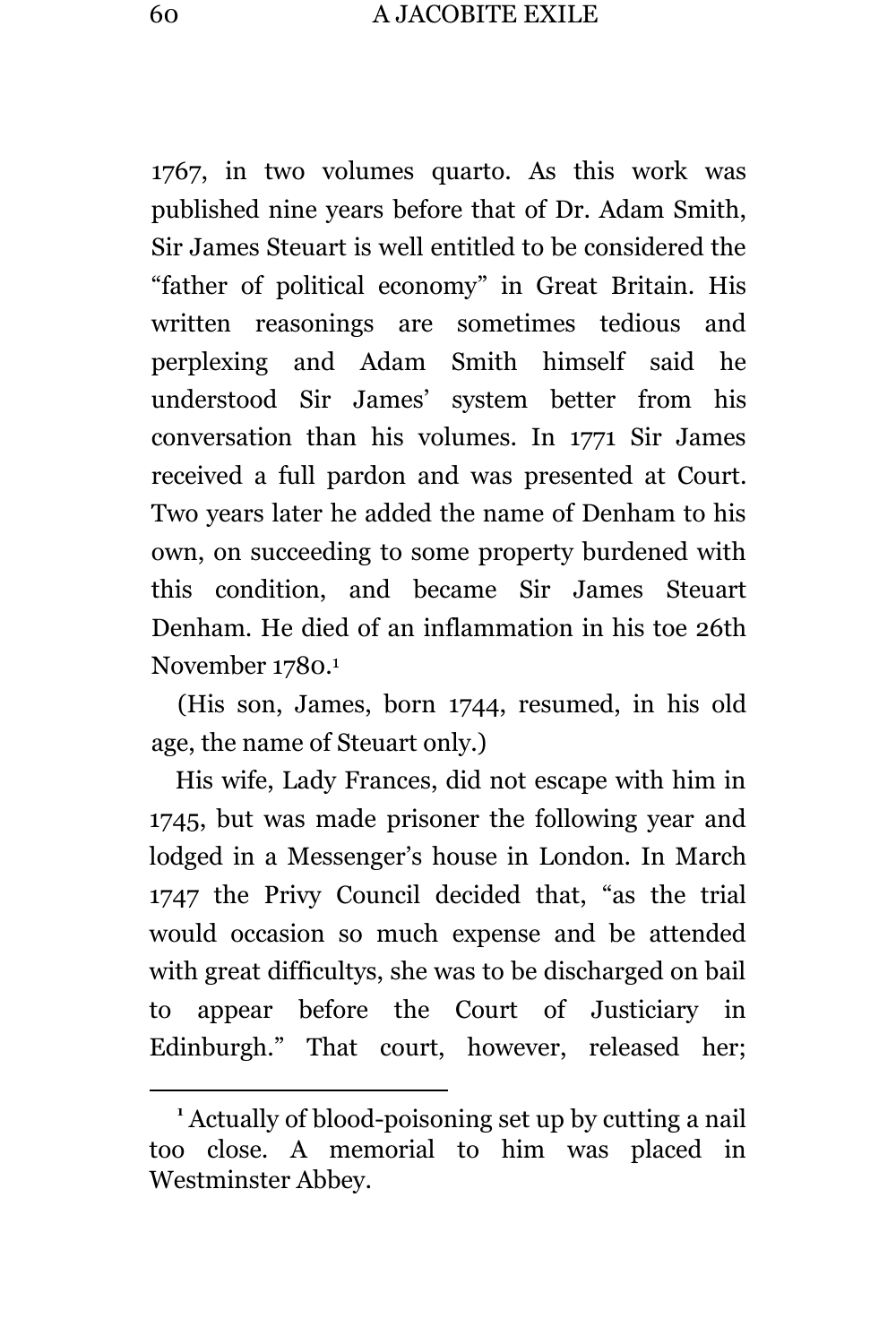1767, in two volumes quarto. As this work was published nine years before that of Dr. Adam Smith, Sir James Steuart is well entitled to be considered the "father of political economy" in Great Britain. His written reasonings are sometimes tedious and perplexing and Adam Smith himself said he understood Sir James' system better from his conversation than his volumes. In 1771 Sir James received a full pardon and was presented at Court. Two years later he added the name of Denham to his own, on succeeding to some property burdened with this condition, and became Sir James Steuart Denham. He died of an inflammation in his toe 26th November 1780.[1]

(His son, James, born 1744, resumed, in his old age, the name of Steuart only.)

His wife, Lady Frances, did not escape with him in 1745, but was made prisoner the following year and lodged in a Messenger's house in London. In March 1747 the Privy Council decided that, "as the trial would occasion so much expense and be attended with great difficultys, she was to be discharged on bail to appear before the Court of Justiciary in Edinburgh." That court, however, released her;

[1] Actually of blood-poisoning set up by cutting a nail too close. A memorial to him was placed in Westminster Abbey.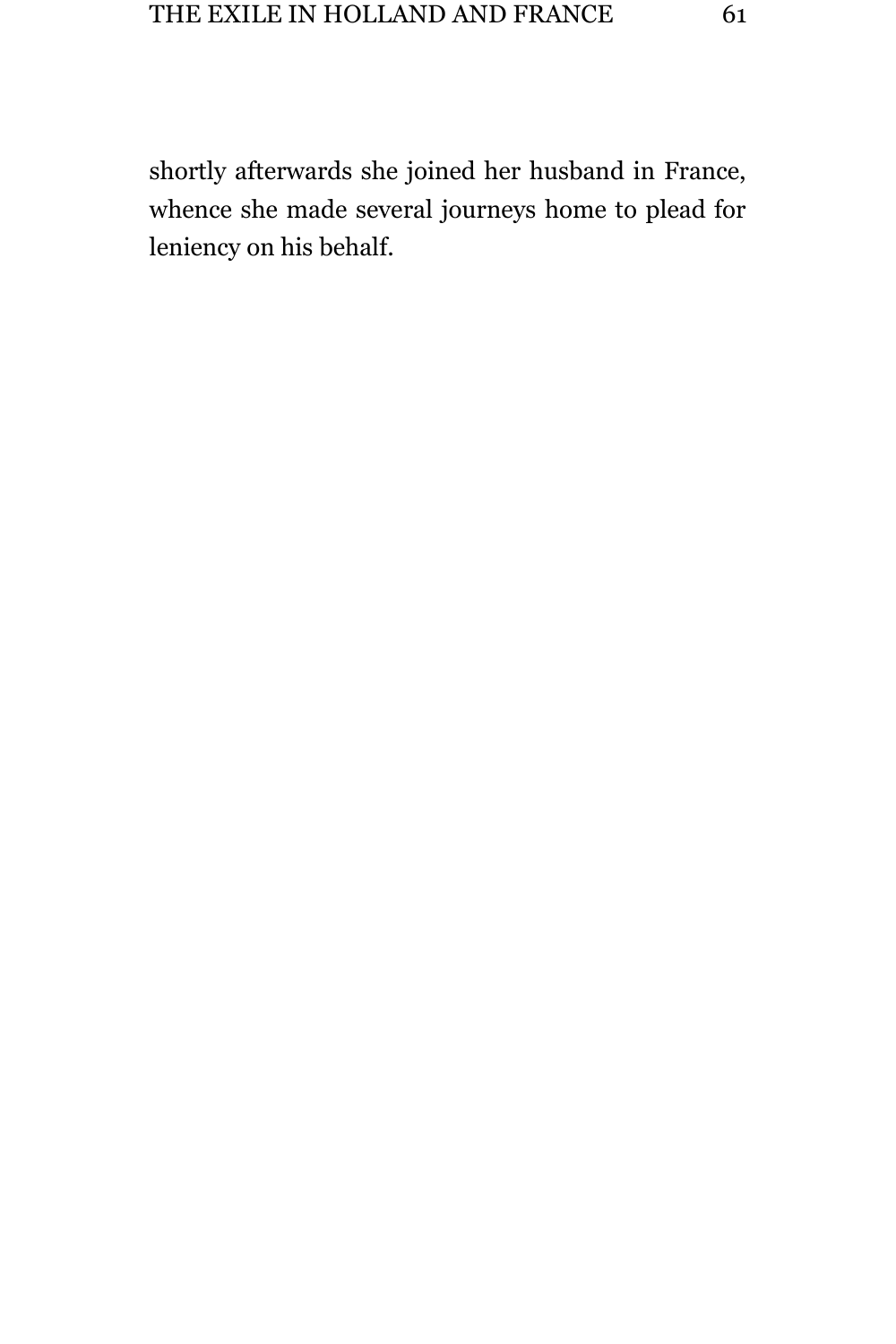shortly afterwards she joined her husband in France, whence she made several journeys home to plead for leniency on his behalf.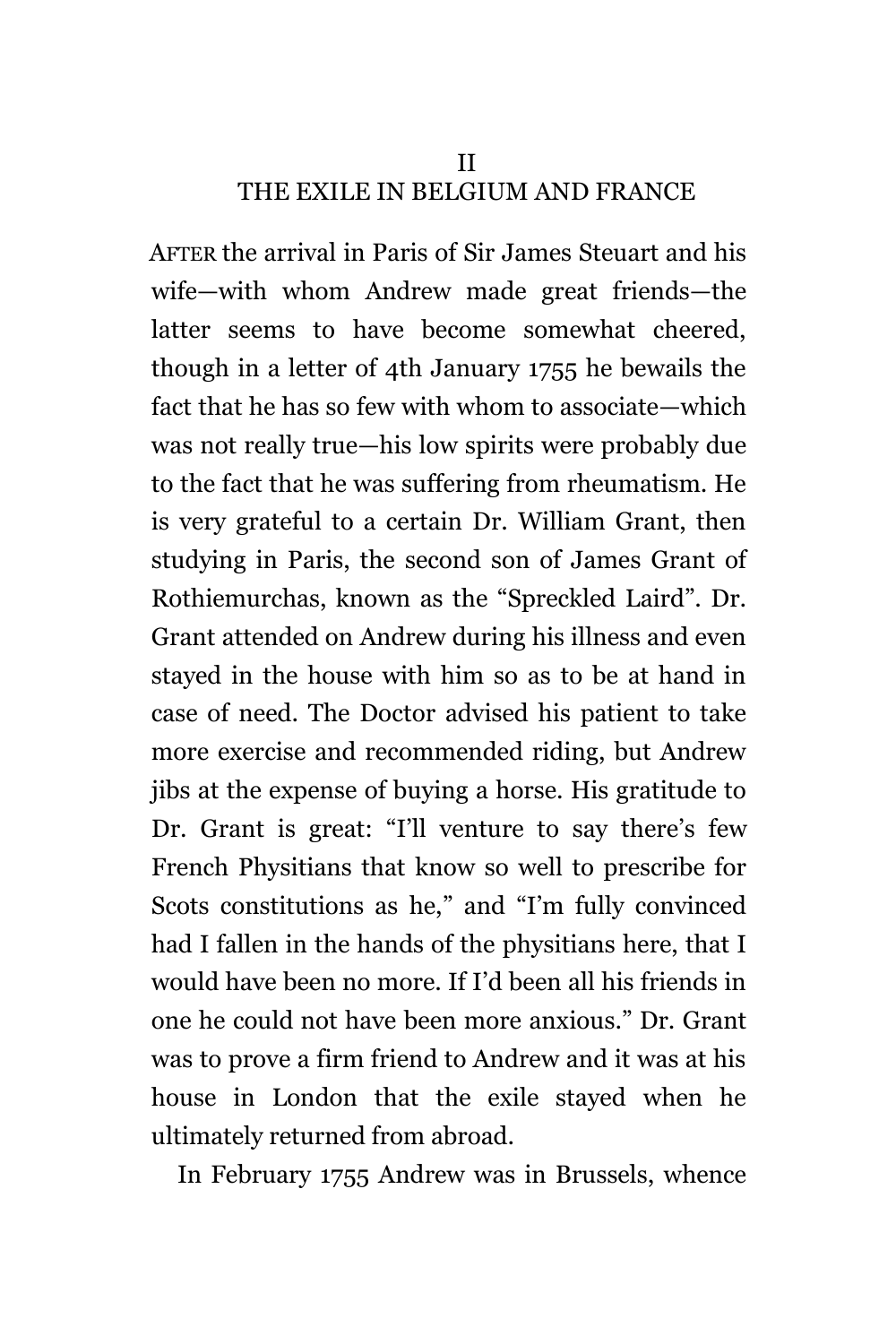## II
## THE EXILE IN BELGIUM AND FRANCE

AFTER the arrival in Paris of Sir James Steuart and his wife—with whom Andrew made great friends—the latter seems to have become somewhat cheered, though in a letter of 4th January 1755 he bewails the fact that he has so few with whom to associate—which was not really true—his low spirits were probably due to the fact that he was suffering from rheumatism. He is very grateful to a certain Dr. William Grant, then studying in Paris, the second son of James Grant of Rothiemurchas, known as the "Spreckled Laird". Dr. Grant attended on Andrew during his illness and even stayed in the house with him so as to be at hand in case of need. The Doctor advised his patient to take more exercise and recommended riding, but Andrew jibs at the expense of buying a horse. His gratitude to Dr. Grant is great: "I'll venture to say there's few French Physitians that know so well to prescribe for Scots constitutions as he," and "I'm fully convinced had I fallen in the hands of the physitians here, that I would have been no more. If I'd been all his friends in one he could not have been more anxious." Dr. Grant was to prove a firm friend to Andrew and it was at his house in London that the exile stayed when he ultimately returned from abroad.

In February 1755 Andrew was in Brussels, whence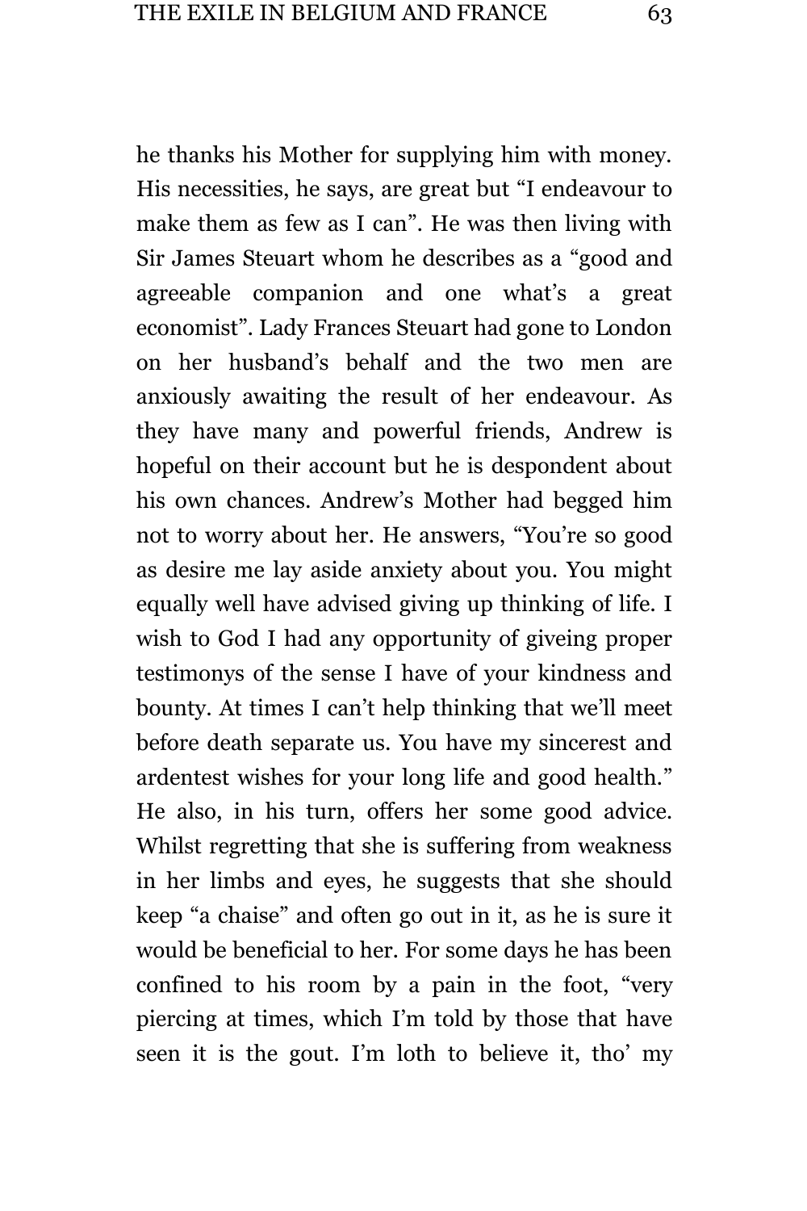he thanks his Mother for supplying him with money. His necessities, he says, are great but “I endeavour to make them as few as I can”. He was then living with Sir James Steuart whom he describes as a “good and agreeable companion and one what’s a great economist”. Lady Frances Steuart had gone to London on her husband’s behalf and the two men are anxiously awaiting the result of her endeavour. As they have many and powerful friends, Andrew is hopeful on their account but he is despondent about his own chances. Andrew’s Mother had begged him not to worry about her. He answers, “You’re so good as desire me lay aside anxiety about you. You might equally well have advised giving up thinking of life. I wish to God I had any opportunity of giveing proper testimonys of the sense I have of your kindness and bounty. At times I can’t help thinking that we’ll meet before death separate us. You have my sincerest and ardentest wishes for your long life and good health.” He also, in his turn, offers her some good advice. Whilst regretting that she is suffering from weakness in her limbs and eyes, he suggests that she should keep “a chaise” and often go out in it, as he is sure it would be beneficial to her. For some days he has been confined to his room by a pain in the foot, “very piercing at times, which I’m told by those that have seen it is the gout. I’m loth to believe it, tho’ my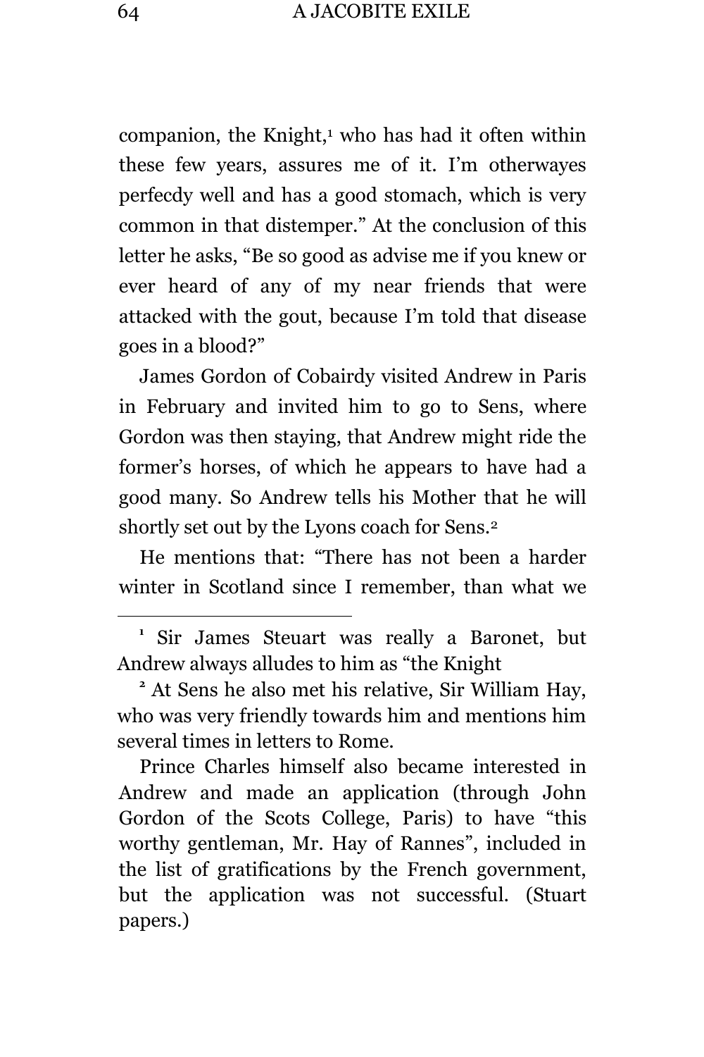companion, the Knight,[1] who has had it often within these few years, assures me of it. I'm otherwayes perfecdy well and has a good stomach, which is very common in that distemper." At the conclusion of this letter he asks, "Be so good as advise me if you knew or ever heard of any of my near friends that were attacked with the gout, because I'm told that disease goes in a blood?"

James Gordon of Cobairdy visited Andrew in Paris in February and invited him to go to Sens, where Gordon was then staying, that Andrew might ride the former's horses, of which he appears to have had a good many. So Andrew tells his Mother that he will shortly set out by the Lyons coach for Sens.[2]

He mentions that: "There has not been a harder winter in Scotland since I remember, than what we

---

[1] Sir James Steuart was really a Baronet, but Andrew always alludes to him as "the Knight

[2] At Sens he also met his relative, Sir William Hay, who was very friendly towards him and mentions him several times in letters to Rome.

Prince Charles himself also became interested in Andrew and made an application (through John Gordon of the Scots College, Paris) to have "this worthy gentleman, Mr. Hay of Rannes", included in the list of gratifications by the French government, but the application was not successful. (Stuart papers.)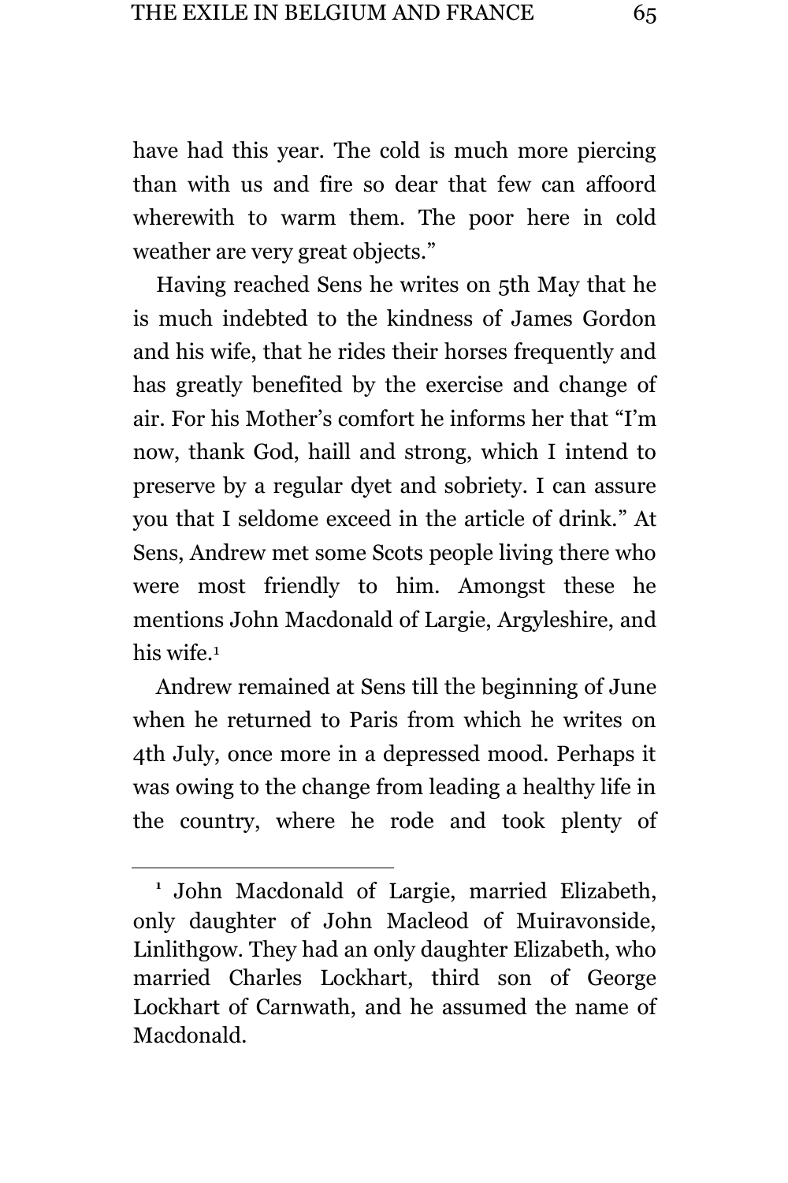have had this year. The cold is much more piercing than with us and fire so dear that few can affoord wherewith to warm them. The poor here in cold weather are very great objects."

Having reached Sens he writes on 5th May that he is much indebted to the kindness of James Gordon and his wife, that he rides their horses frequently and has greatly benefited by the exercise and change of air. For his Mother's comfort he informs her that "I'm now, thank God, haill and strong, which I intend to preserve by a regular dyet and sobriety. I can assure you that I seldome exceed in the article of drink." At Sens, Andrew met some Scots people living there who were most friendly to him. Amongst these he mentions John Macdonald of Largie, Argyleshire, and his wife.[1]

Andrew remained at Sens till the beginning of June when he returned to Paris from which he writes on 4th July, once more in a depressed mood. Perhaps it was owing to the change from leading a healthy life in the country, where he rode and took plenty of

---

[1] John Macdonald of Largie, married Elizabeth, only daughter of John Macleod of Muiravonside, Linlithgow. They had an only daughter Elizabeth, who married Charles Lockhart, third son of George Lockhart of Carnwath, and he assumed the name of Macdonald.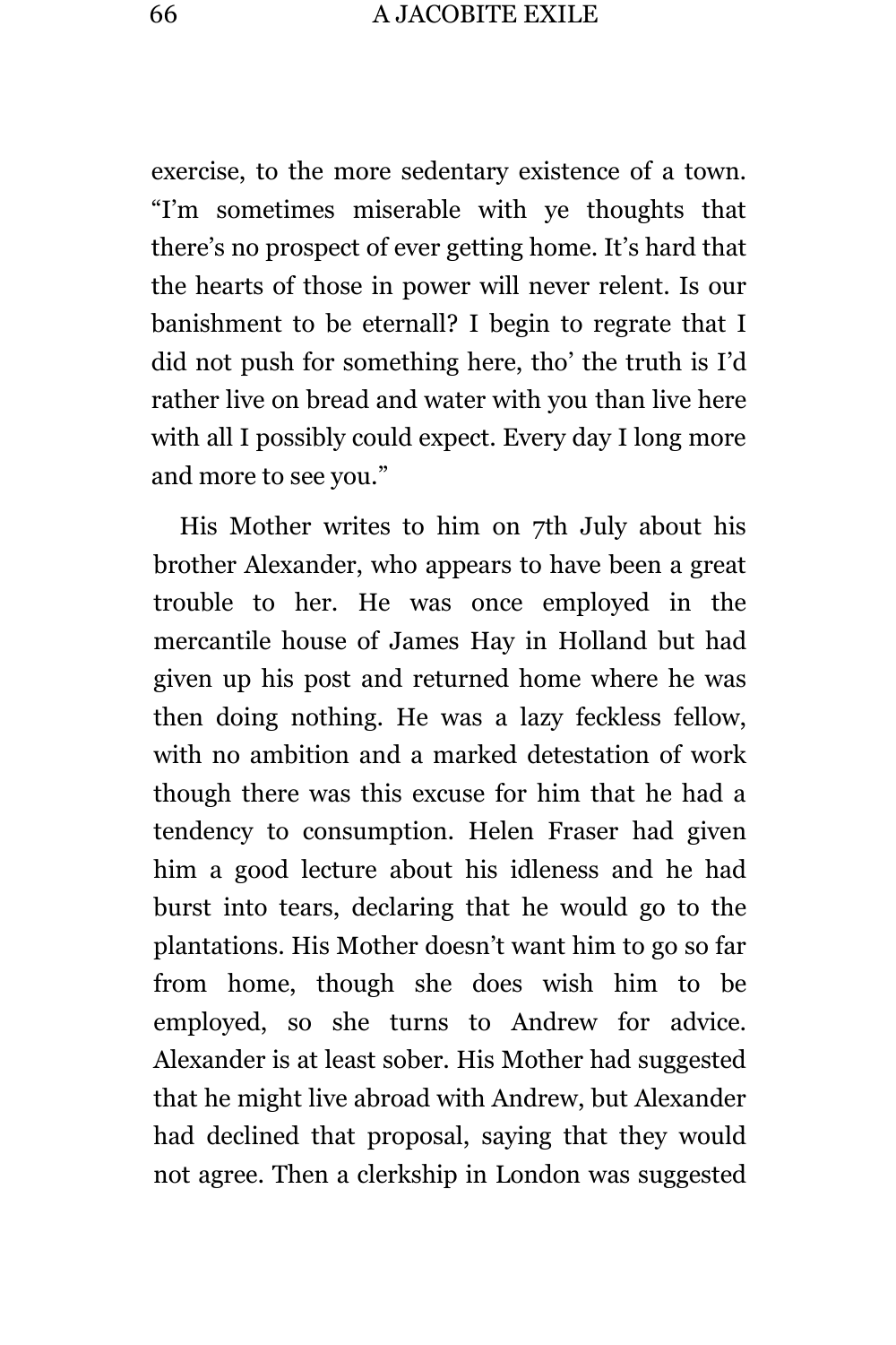exercise, to the more sedentary existence of a town. "I'm sometimes miserable with ye thoughts that there's no prospect of ever getting home. It's hard that the hearts of those in power will never relent. Is our banishment to be eternall? I begin to regrate that I did not push for something here, tho' the truth is I'd rather live on bread and water with you than live here with all I possibly could expect. Every day I long more and more to see you."

His Mother writes to him on 7th July about his brother Alexander, who appears to have been a great trouble to her. He was once employed in the mercantile house of James Hay in Holland but had given up his post and returned home where he was then doing nothing. He was a lazy feckless fellow, with no ambition and a marked detestation of work though there was this excuse for him that he had a tendency to consumption. Helen Fraser had given him a good lecture about his idleness and he had burst into tears, declaring that he would go to the plantations. His Mother doesn't want him to go so far from home, though she does wish him to be employed, so she turns to Andrew for advice. Alexander is at least sober. His Mother had suggested that he might live abroad with Andrew, but Alexander had declined that proposal, saying that they would not agree. Then a clerkship in London was suggested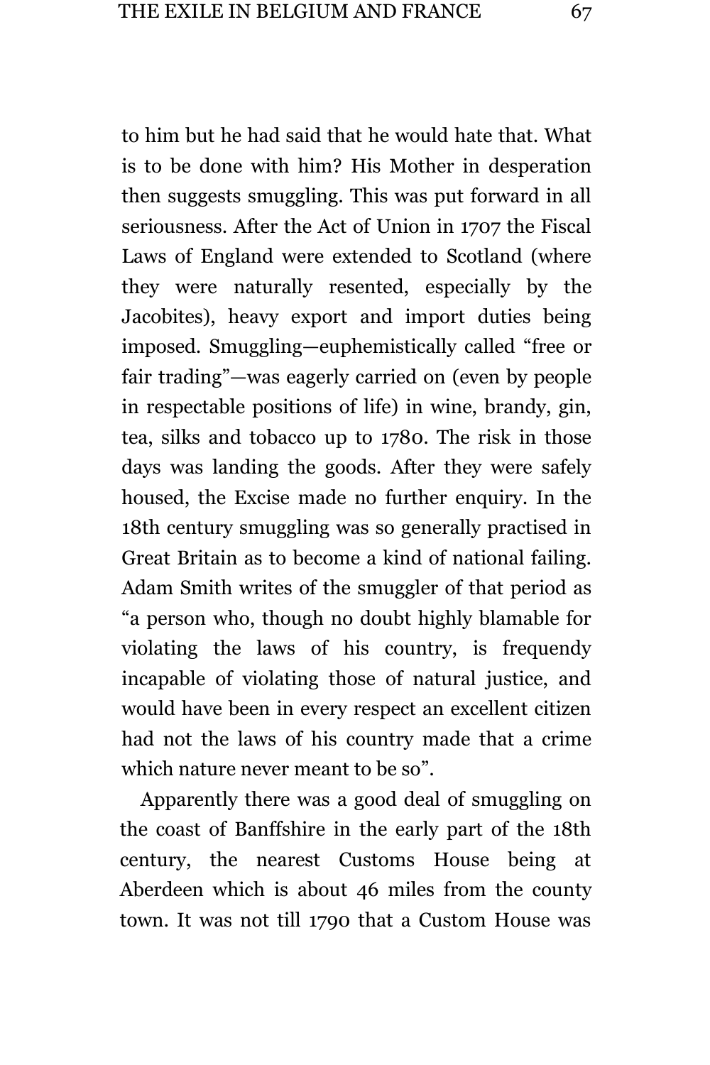to him but he had said that he would hate that. What is to be done with him? His Mother in desperation then suggests smuggling. This was put forward in all seriousness. After the Act of Union in 1707 the Fiscal Laws of England were extended to Scotland (where they were naturally resented, especially by the Jacobites), heavy export and import duties being imposed. Smuggling—euphemistically called "free or fair trading"—was eagerly carried on (even by people in respectable positions of life) in wine, brandy, gin, tea, silks and tobacco up to 1780. The risk in those days was landing the goods. After they were safely housed, the Excise made no further enquiry. In the 18th century smuggling was so generally practised in Great Britain as to become a kind of national failing. Adam Smith writes of the smuggler of that period as "a person who, though no doubt highly blamable for violating the laws of his country, is frequendy incapable of violating those of natural justice, and would have been in every respect an excellent citizen had not the laws of his country made that a crime which nature never meant to be so".

Apparently there was a good deal of smuggling on the coast of Banffshire in the early part of the 18th century, the nearest Customs House being at Aberdeen which is about 46 miles from the county town. It was not till 1790 that a Custom House was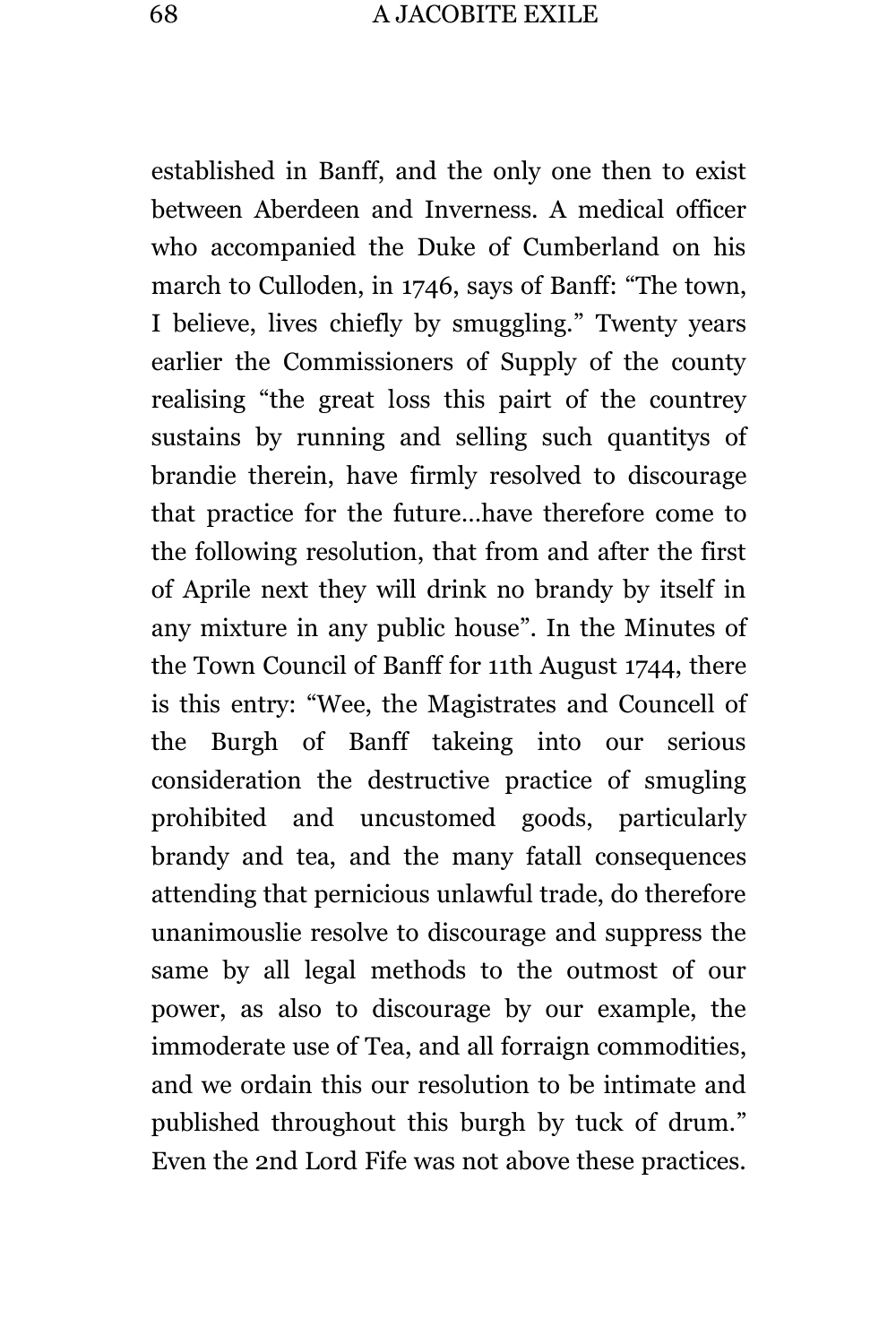established in Banff, and the only one then to exist between Aberdeen and Inverness. A medical officer who accompanied the Duke of Cumberland on his march to Culloden, in 1746, says of Banff: "The town, I believe, lives chiefly by smuggling." Twenty years earlier the Commissioners of Supply of the county realising "the great loss this pairt of the countrey sustains by running and selling such quantitys of brandie therein, have firmly resolved to discourage that practice for the future...have therefore come to the following resolution, that from and after the first of Aprile next they will drink no brandy by itself in any mixture in any public house". In the Minutes of the Town Council of Banff for 11th August 1744, there is this entry: "Wee, the Magistrates and Councell of the Burgh of Banff takeing into our serious consideration the destructive practice of smugling prohibited and uncustomed goods, particularly brandy and tea, and the many fatall consequences attending that pernicious unlawful trade, do therefore unanimouslie resolve to discourage and suppress the same by all legal methods to the outmost of our power, as also to discourage by our example, the immoderate use of Tea, and all forraign commodities, and we ordain this our resolution to be intimate and published throughout this burgh by tuck of drum." Even the 2nd Lord Fife was not above these practices.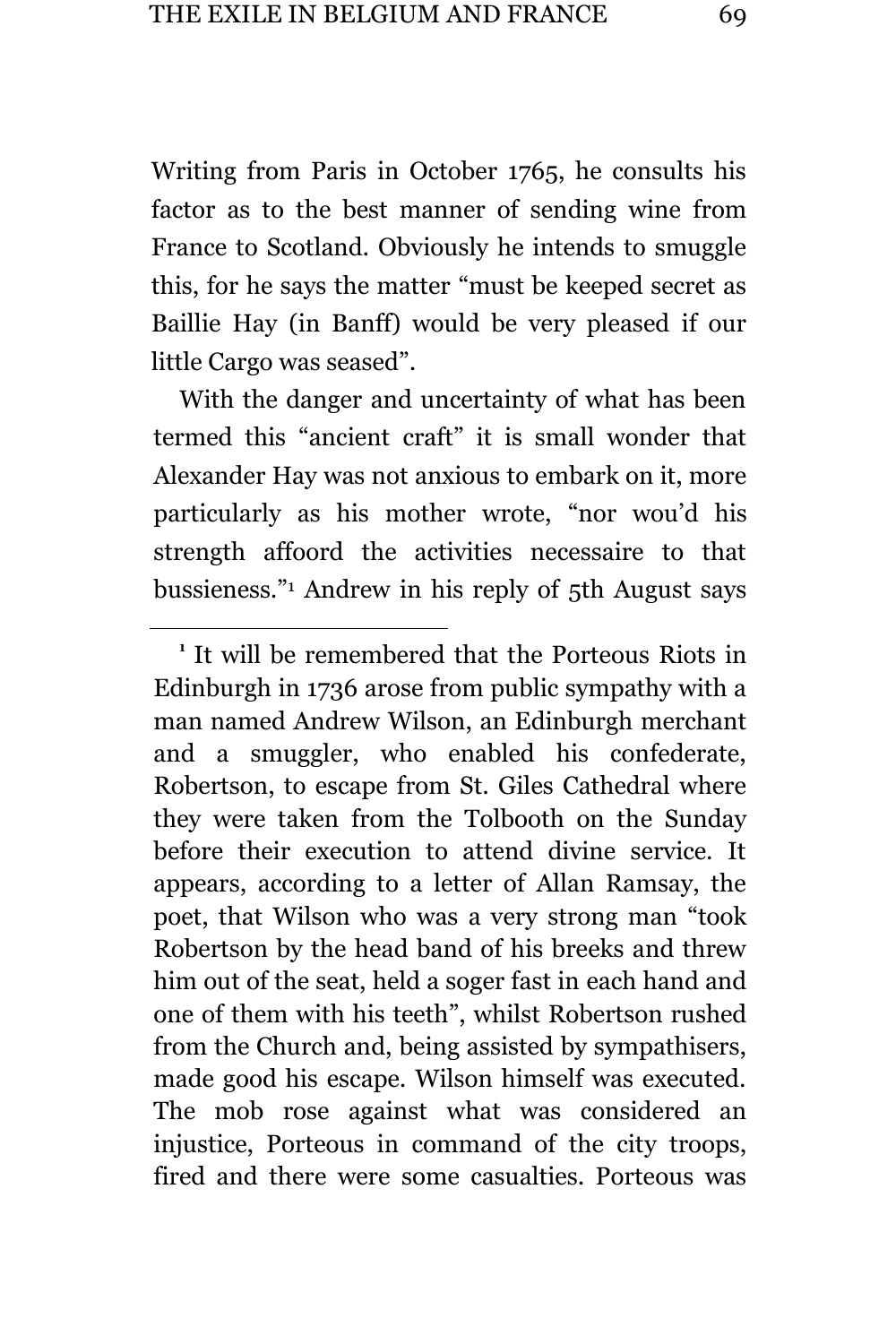Writing from Paris in October 1765, he consults his factor as to the best manner of sending wine from France to Scotland. Obviously he intends to smuggle this, for he says the matter "must be keeped secret as Baillie Hay (in Banff) would be very pleased if our little Cargo was seased".

With the danger and uncertainty of what has been termed this "ancient craft" it is small wonder that Alexander Hay was not anxious to embark on it, more particularly as his mother wrote, "nor wou'd his strength affoord the activities necessaire to that bussieness."[1] Andrew in his reply of 5th August says

---

[1] It will be remembered that the Porteous Riots in Edinburgh in 1736 arose from public sympathy with a man named Andrew Wilson, an Edinburgh merchant and a smuggler, who enabled his confederate, Robertson, to escape from St. Giles Cathedral where they were taken from the Tolbooth on the Sunday before their execution to attend divine service. It appears, according to a letter of Allan Ramsay, the poet, that Wilson who was a very strong man "took Robertson by the head band of his breeks and threw him out of the seat, held a soger fast in each hand and one of them with his teeth", whilst Robertson rushed from the Church and, being assisted by sympathisers, made good his escape. Wilson himself was executed. The mob rose against what was considered an injustice, Porteous in command of the city troops, fired and there were some casualties. Porteous was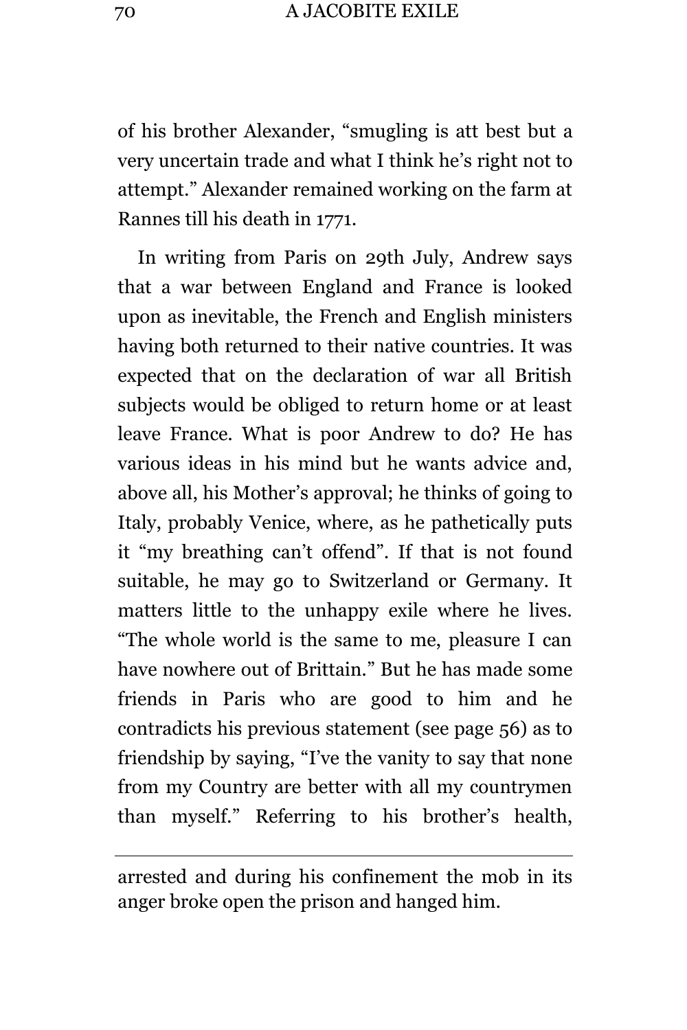of his brother Alexander, "smugling is att best but a very uncertain trade and what I think he's right not to attempt." Alexander remained working on the farm at Rannes till his death in 1771.

In writing from Paris on 29th July, Andrew says that a war between England and France is looked upon as inevitable, the French and English ministers having both returned to their native countries. It was expected that on the declaration of war all British subjects would be obliged to return home or at least leave France. What is poor Andrew to do? He has various ideas in his mind but he wants advice and, above all, his Mother's approval; he thinks of going to Italy, probably Venice, where, as he pathetically puts it "my breathing can't offend". If that is not found suitable, he may go to Switzerland or Germany. It matters little to the unhappy exile where he lives. "The whole world is the same to me, pleasure I can have nowhere out of Brittain." But he has made some friends in Paris who are good to him and he contradicts his previous statement (see page 56) as to friendship by saying, "I've the vanity to say that none from my Country are better with all my countrymen than myself." Referring to his brother's health,

---

arrested and during his confinement the mob in its anger broke open the prison and hanged him.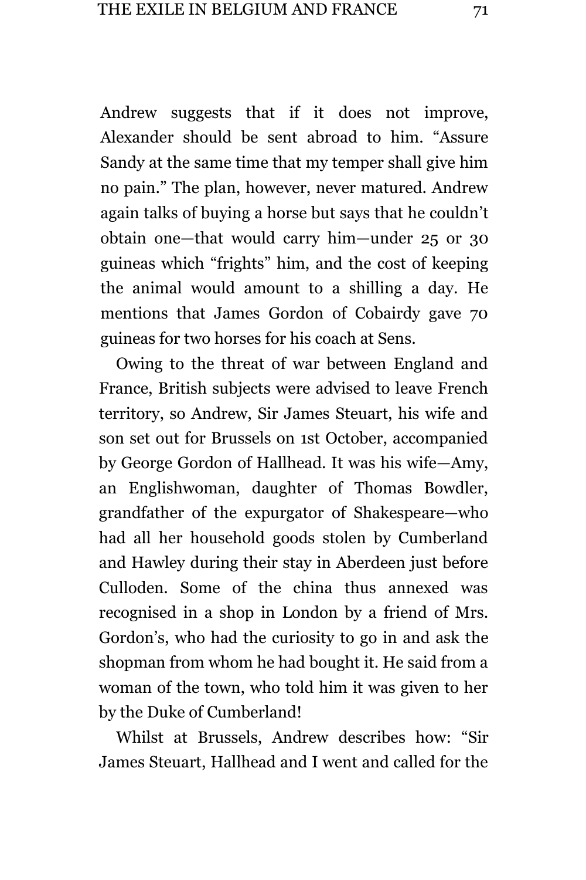Andrew suggests that if it does not improve, Alexander should be sent abroad to him. “Assure Sandy at the same time that my temper shall give him no pain.” The plan, however, never matured. Andrew again talks of buying a horse but says that he couldn’t obtain one—that would carry him—under 25 or 30 guineas which “frights” him, and the cost of keeping the animal would amount to a shilling a day. He mentions that James Gordon of Cobairdy gave 70 guineas for two horses for his coach at Sens.

Owing to the threat of war between England and France, British subjects were advised to leave French territory, so Andrew, Sir James Steuart, his wife and son set out for Brussels on 1st October, accompanied by George Gordon of Hallhead. It was his wife—Amy, an Englishwoman, daughter of Thomas Bowdler, grandfather of the expurgator of Shakespeare—who had all her household goods stolen by Cumberland and Hawley during their stay in Aberdeen just before Culloden. Some of the china thus annexed was recognised in a shop in London by a friend of Mrs. Gordon’s, who had the curiosity to go in and ask the shopman from whom he had bought it. He said from a woman of the town, who told him it was given to her by the Duke of Cumberland!

Whilst at Brussels, Andrew describes how: “Sir James Steuart, Hallhead and I went and called for the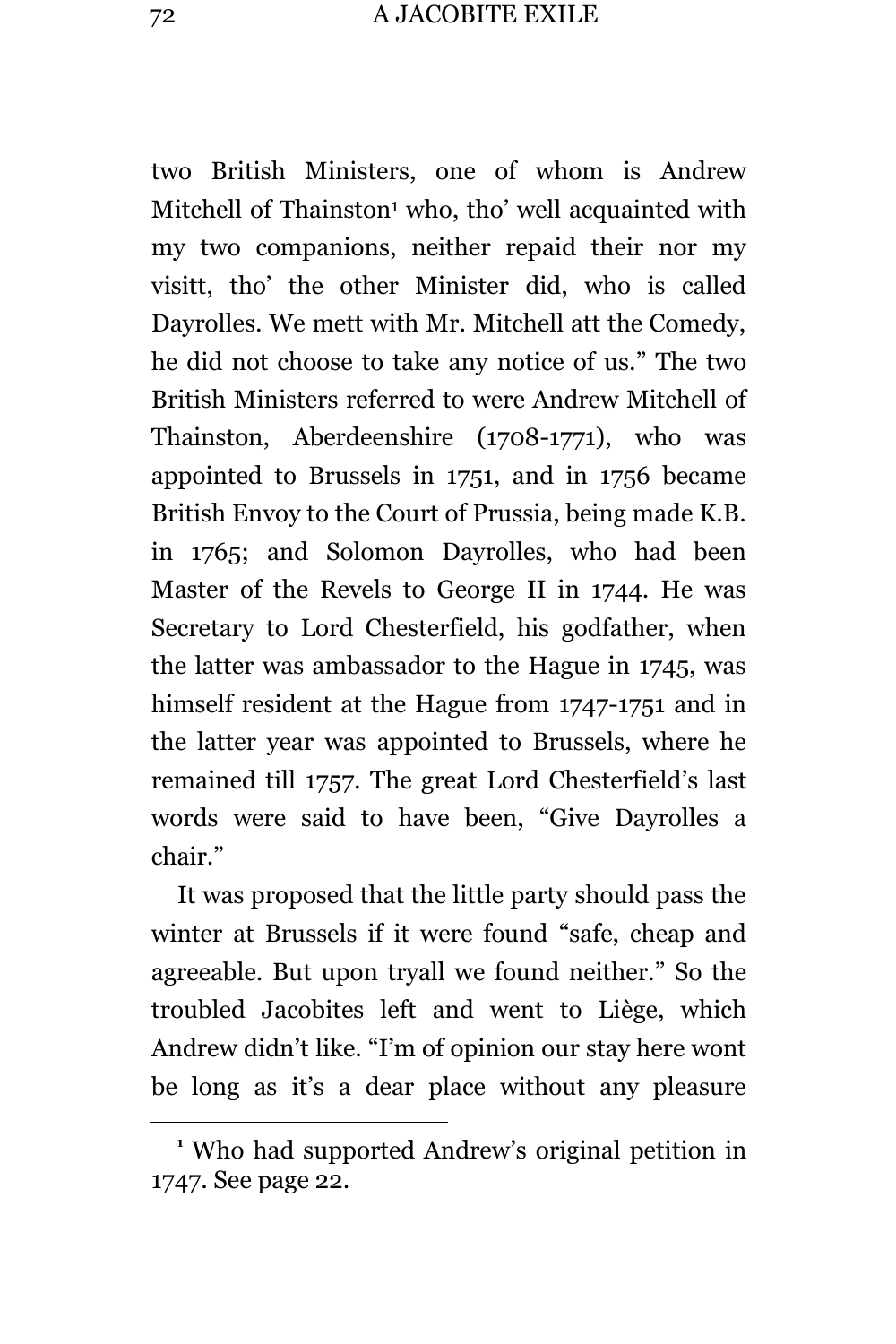two British Ministers, one of whom is Andrew Mitchell of Thainston[1] who, tho' well acquainted with my two companions, neither repaid their nor my visitt, tho' the other Minister did, who is called Dayrolles. We mett with Mr. Mitchell att the Comedy, he did not choose to take any notice of us." The two British Ministers referred to were Andrew Mitchell of Thainston, Aberdeenshire (1708-1771), who was appointed to Brussels in 1751, and in 1756 became British Envoy to the Court of Prussia, being made K.B. in 1765; and Solomon Dayrolles, who had been Master of the Revels to George II in 1744. He was Secretary to Lord Chesterfield, his godfather, when the latter was ambassador to the Hague in 1745, was himself resident at the Hague from 1747-1751 and in the latter year was appointed to Brussels, where he remained till 1757. The great Lord Chesterfield's last words were said to have been, "Give Dayrolles a chair."

It was proposed that the little party should pass the winter at Brussels if it were found "safe, cheap and agreeable. But upon tryall we found neither." So the troubled Jacobites left and went to Liège, which Andrew didn't like. "I'm of opinion our stay here wont be long as it's a dear place without any pleasure

---

[1] Who had supported Andrew's original petition in 1747. See page 22.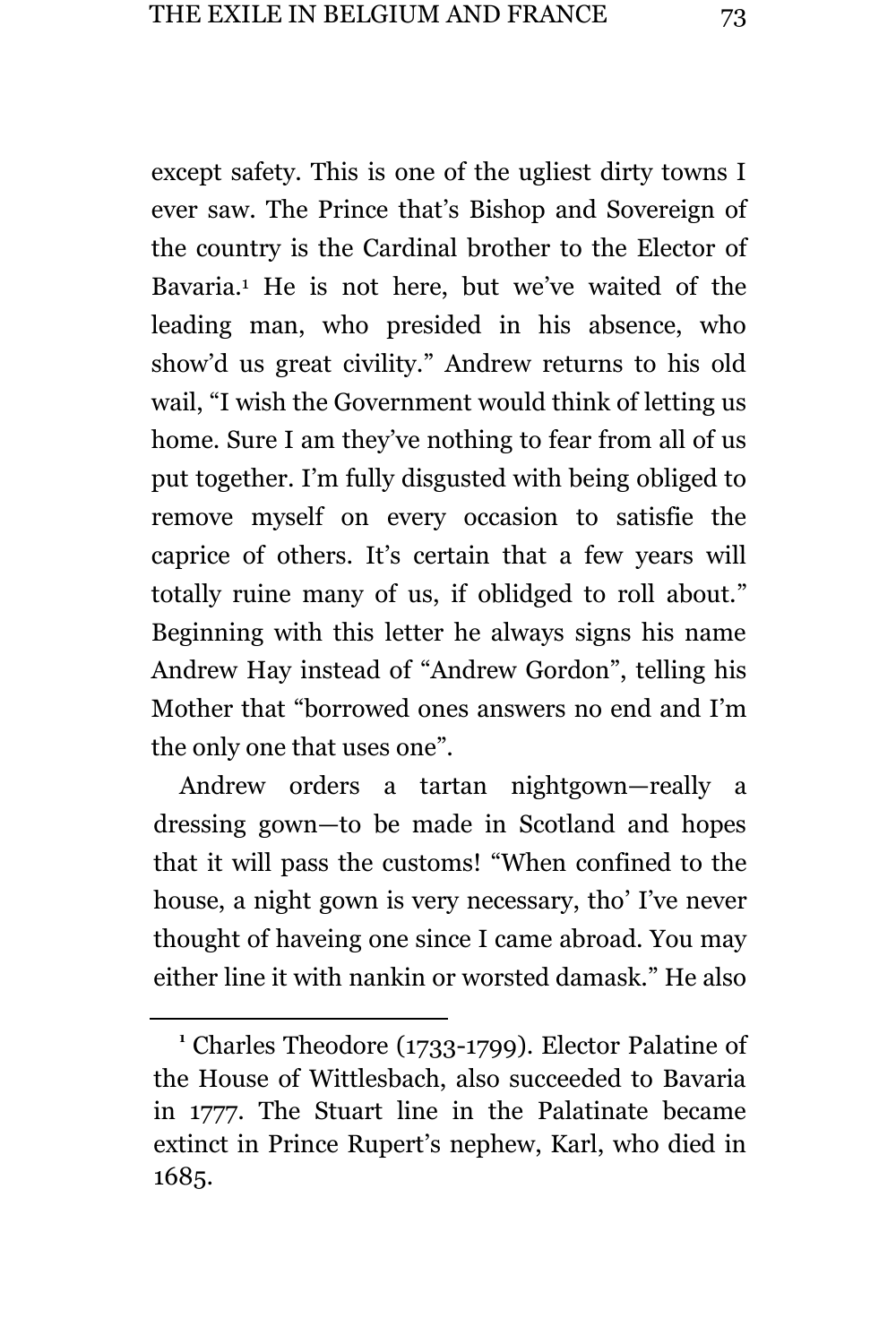except safety. This is one of the ugliest dirty towns I ever saw. The Prince that's Bishop and Sovereign of the country is the Cardinal brother to the Elector of Bavaria.[1] He is not here, but we've waited of the leading man, who presided in his absence, who show'd us great civility." Andrew returns to his old wail, "I wish the Government would think of letting us home. Sure I am they've nothing to fear from all of us put together. I'm fully disgusted with being obliged to remove myself on every occasion to satisfie the caprice of others. It's certain that a few years will totally ruine many of us, if oblidged to roll about." Beginning with this letter he always signs his name Andrew Hay instead of "Andrew Gordon", telling his Mother that "borrowed ones answers no end and I'm the only one that uses one".

Andrew orders a tartan nightgown—really a dressing gown—to be made in Scotland and hopes that it will pass the customs! "When confined to the house, a night gown is very necessary, tho' I've never thought of haveing one since I came abroad. You may either line it with nankin or worsted damask." He also

---

[1] Charles Theodore (1733-1799). Elector Palatine of the House of Wittlesbach, also succeeded to Bavaria in 1777. The Stuart line in the Palatinate became extinct in Prince Rupert's nephew, Karl, who died in 1685.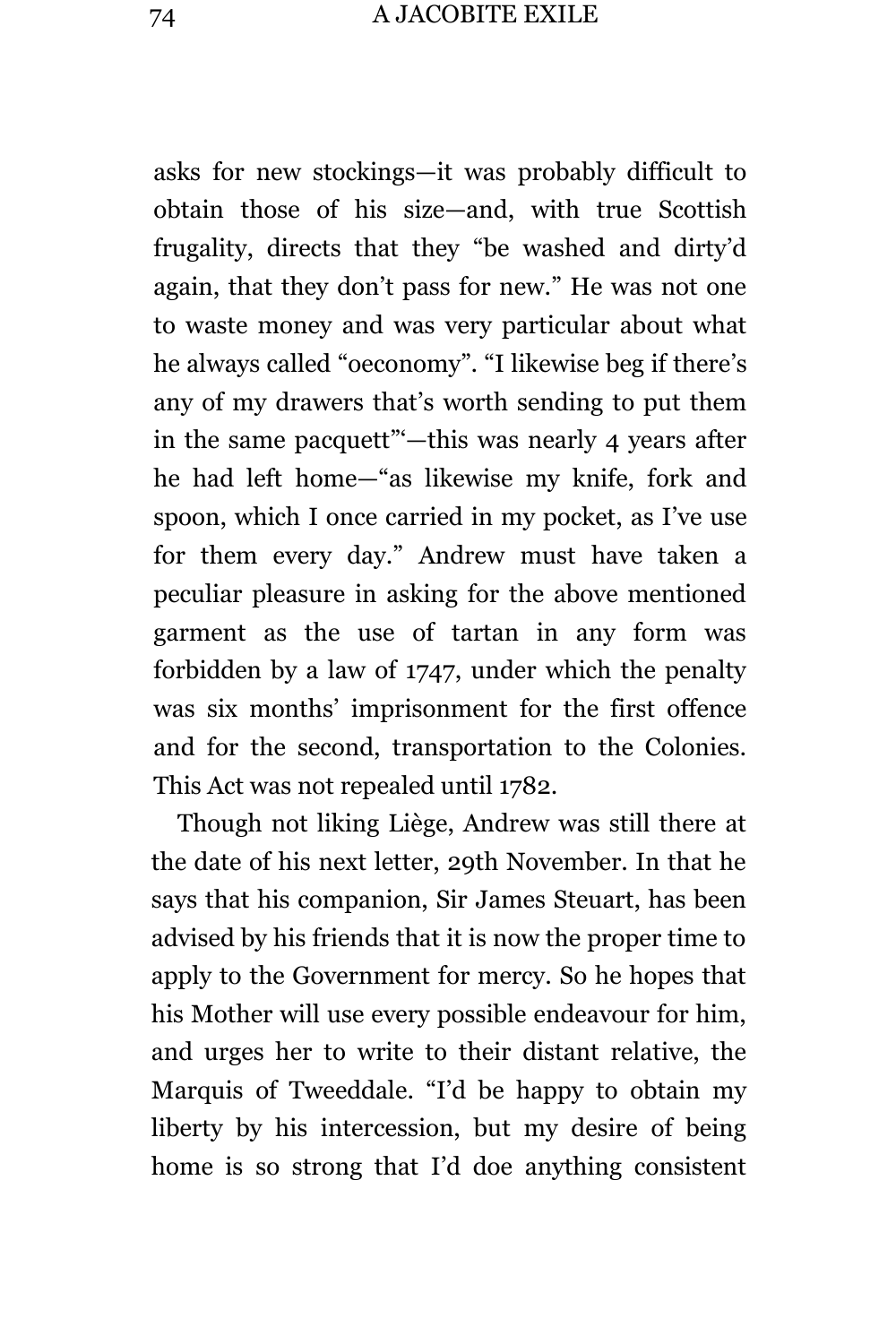asks for new stockings—it was probably difficult to obtain those of his size—and, with true Scottish frugality, directs that they "be washed and dirty'd again, that they don't pass for new." He was not one to waste money and was very particular about what he always called "oeconomy". "I likewise beg if there's any of my drawers that's worth sending to put them in the same pacquett"'—this was nearly 4 years after he had left home—"as likewise my knife, fork and spoon, which I once carried in my pocket, as I've use for them every day." Andrew must have taken a peculiar pleasure in asking for the above mentioned garment as the use of tartan in any form was forbidden by a law of 1747, under which the penalty was six months' imprisonment for the first offence and for the second, transportation to the Colonies. This Act was not repealed until 1782.

Though not liking Liège, Andrew was still there at the date of his next letter, 29th November. In that he says that his companion, Sir James Steuart, has been advised by his friends that it is now the proper time to apply to the Government for mercy. So he hopes that his Mother will use every possible endeavour for him, and urges her to write to their distant relative, the Marquis of Tweeddale. "I'd be happy to obtain my liberty by his intercession, but my desire of being home is so strong that I'd doe anything consistent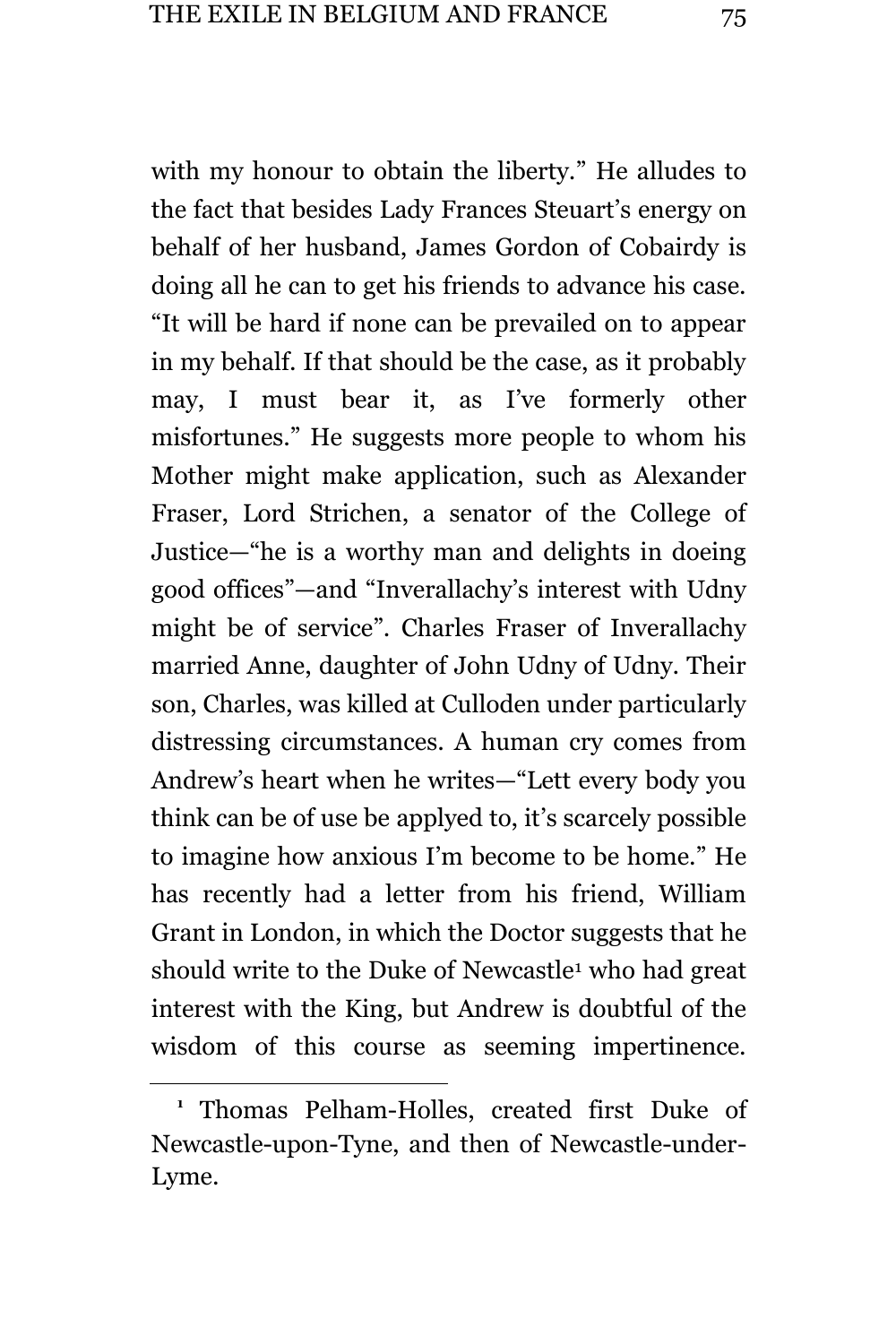with my honour to obtain the liberty." He alludes to the fact that besides Lady Frances Steuart's energy on behalf of her husband, James Gordon of Cobairdy is doing all he can to get his friends to advance his case. "It will be hard if none can be prevailed on to appear in my behalf. If that should be the case, as it probably may, I must bear it, as I've formerly other misfortunes." He suggests more people to whom his Mother might make application, such as Alexander Fraser, Lord Strichen, a senator of the College of Justice—"he is a worthy man and delights in doeing good offices"—and "Inverallachy's interest with Udny might be of service". Charles Fraser of Inverallachy married Anne, daughter of John Udny of Udny. Their son, Charles, was killed at Culloden under particularly distressing circumstances. A human cry comes from Andrew's heart when he writes—"Lett every body you think can be of use be applyed to, it's scarcely possible to imagine how anxious I'm become to be home." He has recently had a letter from his friend, William Grant in London, in which the Doctor suggests that he should write to the Duke of Newcastle[1] who had great interest with the King, but Andrew is doubtful of the wisdom of this course as seeming impertinence.

[1] Thomas Pelham-Holles, created first Duke of Newcastle-upon-Tyne, and then of Newcastle-under-Lyme.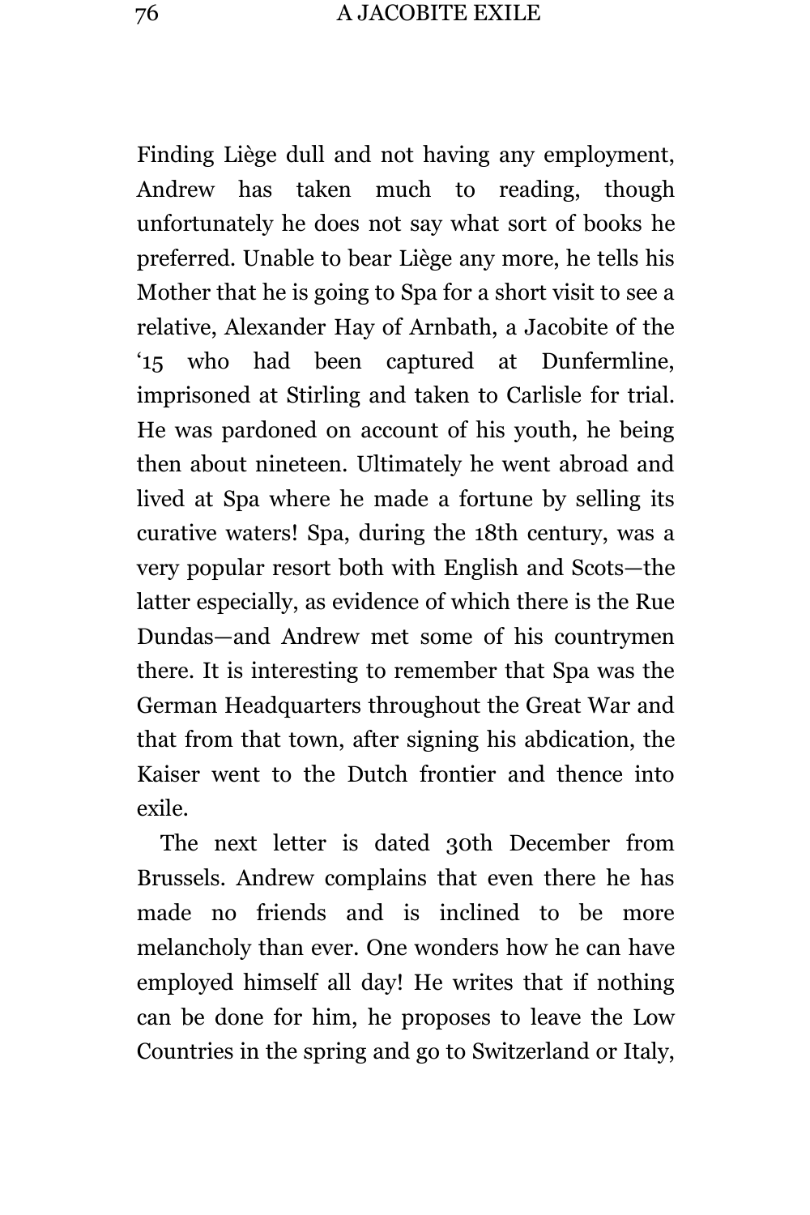Finding Liège dull and not having any employment, Andrew has taken much to reading, though unfortunately he does not say what sort of books he preferred. Unable to bear Liège any more, he tells his Mother that he is going to Spa for a short visit to see a relative, Alexander Hay of Arnbath, a Jacobite of the '15 who had been captured at Dunfermline, imprisoned at Stirling and taken to Carlisle for trial. He was pardoned on account of his youth, he being then about nineteen. Ultimately he went abroad and lived at Spa where he made a fortune by selling its curative waters! Spa, during the 18th century, was a very popular resort both with English and Scots—the latter especially, as evidence of which there is the Rue Dundas—and Andrew met some of his countrymen there. It is interesting to remember that Spa was the German Headquarters throughout the Great War and that from that town, after signing his abdication, the Kaiser went to the Dutch frontier and thence into exile.

The next letter is dated 30th December from Brussels. Andrew complains that even there he has made no friends and is inclined to be more melancholy than ever. One wonders how he can have employed himself all day! He writes that if nothing can be done for him, he proposes to leave the Low Countries in the spring and go to Switzerland or Italy,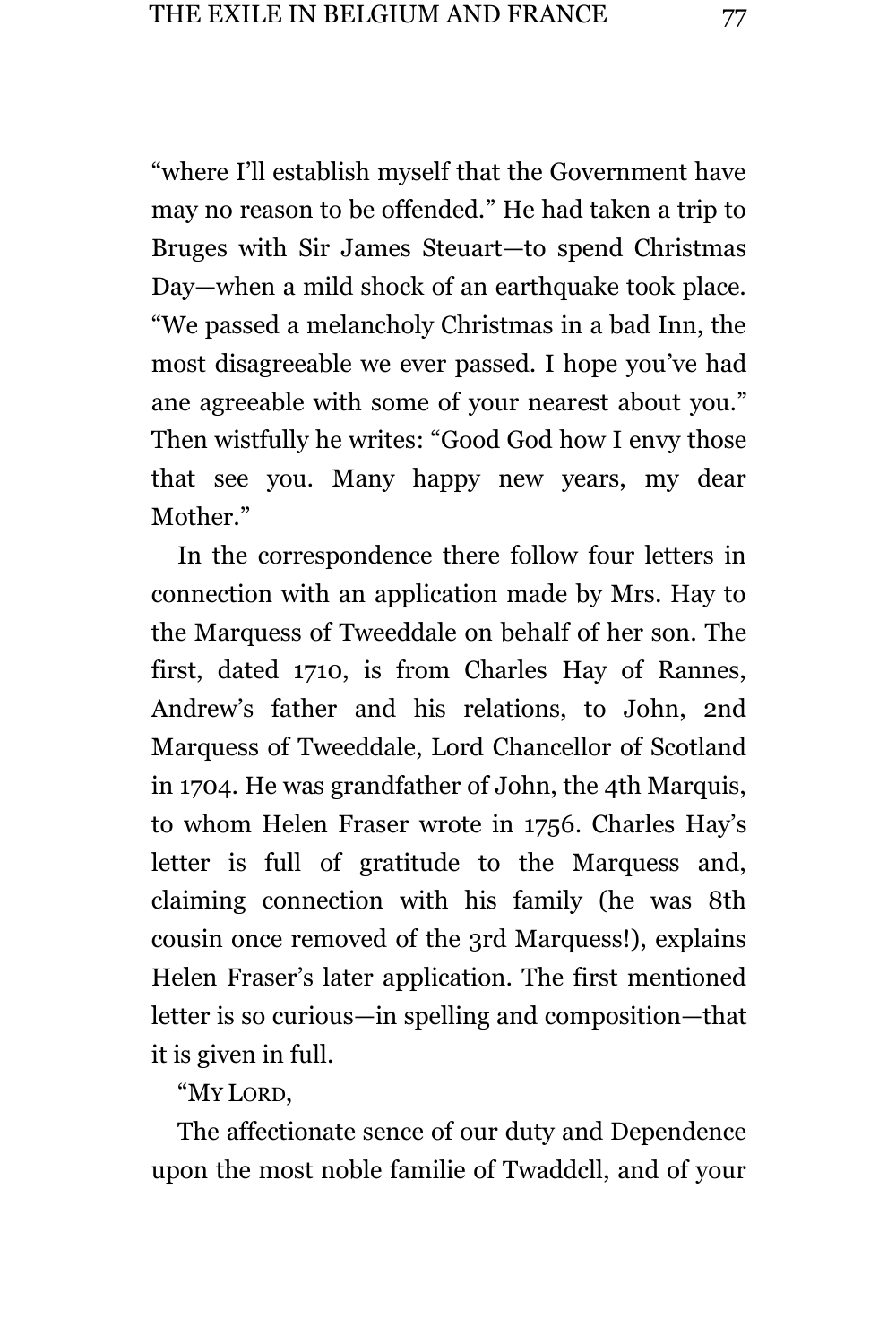"where I'll establish myself that the Government have may no reason to be offended." He had taken a trip to Bruges with Sir James Steuart—to spend Christmas Day—when a mild shock of an earthquake took place. "We passed a melancholy Christmas in a bad Inn, the most disagreeable we ever passed. I hope you've had ane agreeable with some of your nearest about you." Then wistfully he writes: "Good God how I envy those that see you. Many happy new years, my dear Mother."

In the correspondence there follow four letters in connection with an application made by Mrs. Hay to the Marquess of Tweeddale on behalf of her son. The first, dated 1710, is from Charles Hay of Rannes, Andrew's father and his relations, to John, 2nd Marquess of Tweeddale, Lord Chancellor of Scotland in 1704. He was grandfather of John, the 4th Marquis, to whom Helen Fraser wrote in 1756. Charles Hay's letter is full of gratitude to the Marquess and, claiming connection with his family (he was 8th cousin once removed of the 3rd Marquess!), explains Helen Fraser's later application. The first mentioned letter is so curious—in spelling and composition—that it is given in full.

"My Lord,

The affectionate sence of our duty and Dependence upon the most noble familie of Twaddcll, and of your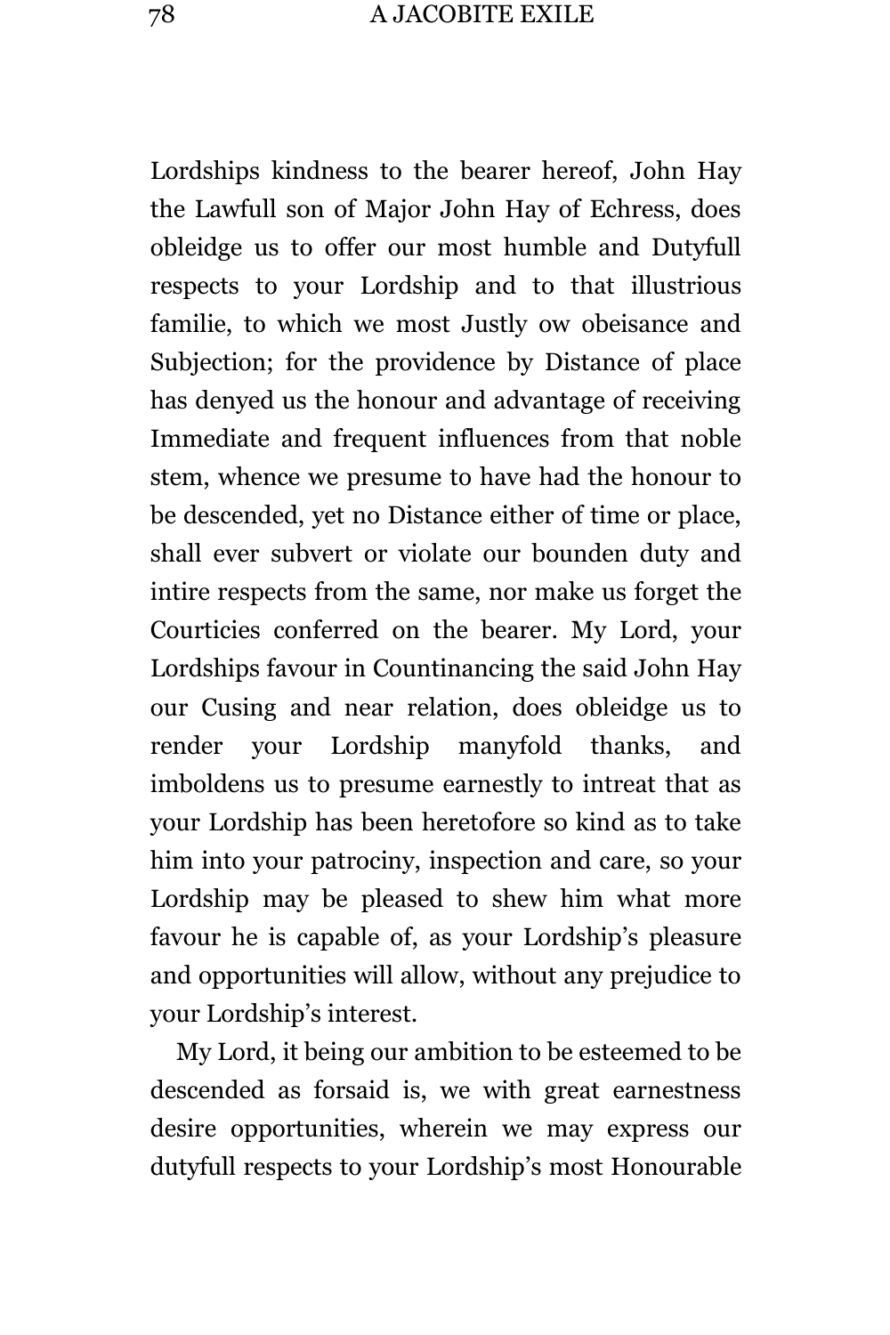Lordships kindness to the bearer hereof, John Hay the Lawfull son of Major John Hay of Echress, does obleidge us to offer our most humble and Dutyfull respects to your Lordship and to that illustrious familie, to which we most Justly ow obeisance and Subjection; for the providence by Distance of place has denyed us the honour and advantage of receiving Immediate and frequent influences from that noble stem, whence we presume to have had the honour to be descended, yet no Distance either of time or place, shall ever subvert or violate our bounden duty and intire respects from the same, nor make us forget the Courticies conferred on the bearer. My Lord, your Lordships favour in Countinancing the said John Hay our Cusing and near relation, does obleidge us to render your Lordship manyfold thanks, and imboldens us to presume earnestly to intreat that as your Lordship has been heretofore so kind as to take him into your patrociny, inspection and care, so your Lordship may be pleased to shew him what more favour he is capable of, as your Lordship's pleasure and opportunities will allow, without any prejudice to your Lordship's interest.

My Lord, it being our ambition to be esteemed to be descended as forsaid is, we with great earnestness desire opportunities, wherein we may express our dutyfull respects to your Lordship's most Honourable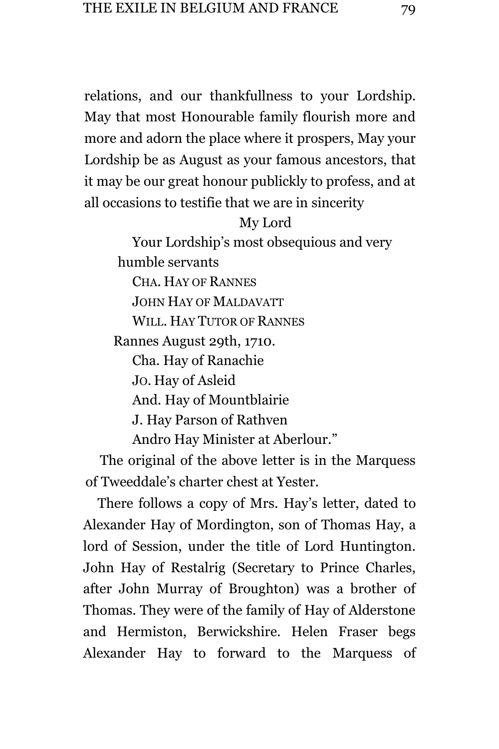relations, and our thankfullness to your Lordship. May that most Honourable family flourish more and more and adorn the place where it prospers, May your Lordship be as August as your famous ancestors, that it may be our great honour publickly to profess, and at all occasions to testifie that we are in sincerity

My Lord

Your Lordship's most obsequious and very humble servants

CHA. HAY OF RANNES
JOHN HAY OF MALDAVATT
WILL. HAY TUTOR OF RANNES

Rannes August 29th, 1710.

Cha. Hay of Ranachie
JO. Hay of Asleid
And. Hay of Mountblairie
J. Hay Parson of Rathven
Andro Hay Minister at Aberlour."

The original of the above letter is in the Marquess of Tweeddale's charter chest at Yester.

There follows a copy of Mrs. Hay's letter, dated to Alexander Hay of Mordington, son of Thomas Hay, a lord of Session, under the title of Lord Huntington. John Hay of Restalrig (Secretary to Prince Charles, after John Murray of Broughton) was a brother of Thomas. They were of the family of Hay of Alderstone and Hermiston, Berwickshire. Helen Fraser begs Alexander Hay to forward to the Marquess of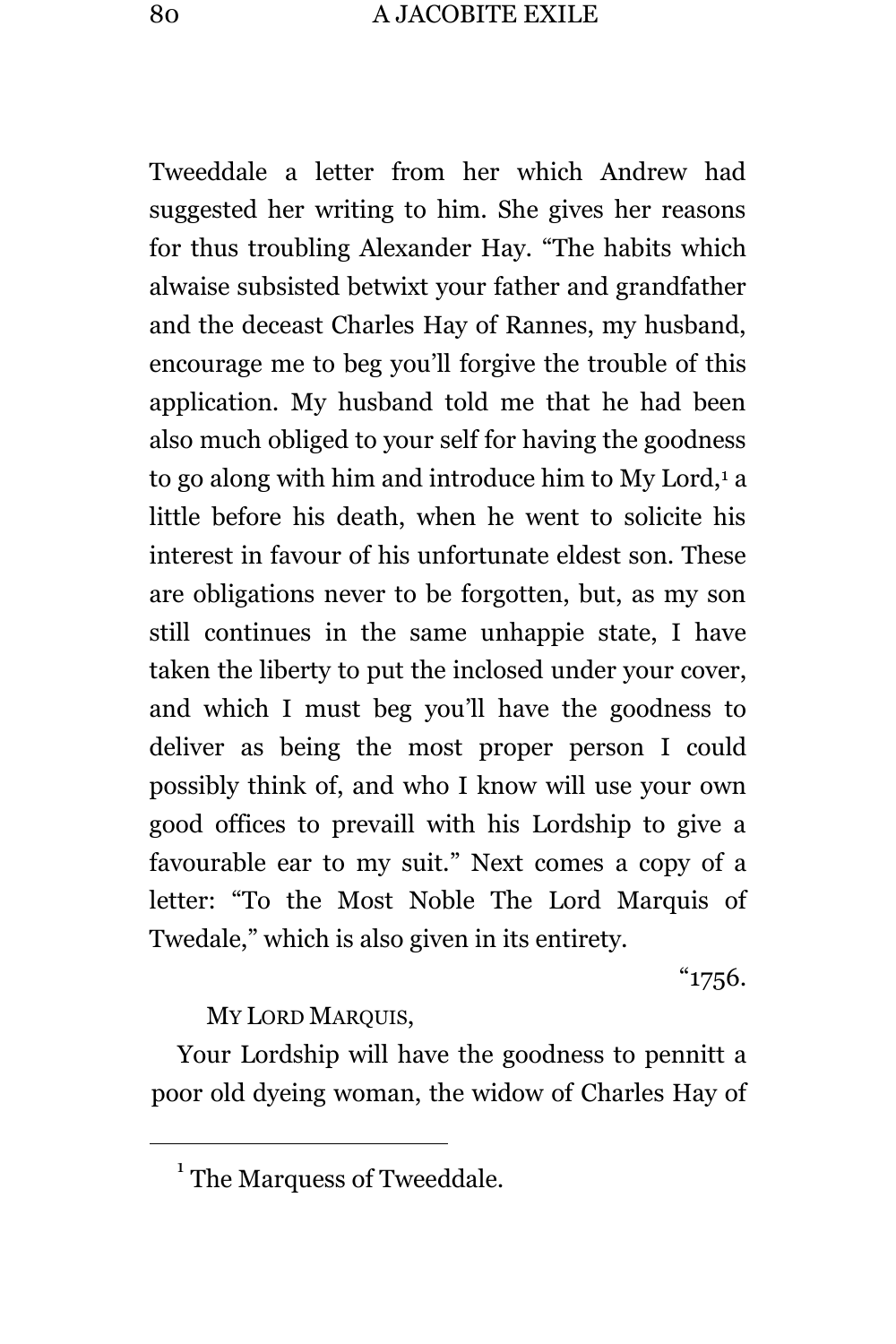Tweeddale a letter from her which Andrew had suggested her writing to him. She gives her reasons for thus troubling Alexander Hay. "The habits which alwaise subsisted betwixt your father and grandfather and the deceast Charles Hay of Rannes, my husband, encourage me to beg you'll forgive the trouble of this application. My husband told me that he had been also much obliged to your self for having the goodness to go along with him and introduce him to My Lord,[1] a little before his death, when he went to solicite his interest in favour of his unfortunate eldest son. These are obligations never to be forgotten, but, as my son still continues in the same unhappie state, I have taken the liberty to put the inclosed under your cover, and which I must beg you'll have the goodness to deliver as being the most proper person I could possibly think of, and who I know will use your own good offices to prevaill with his Lordship to give a favourable ear to my suit." Next comes a copy of a letter: "To the Most Noble The Lord Marquis of Twedale," which is also given in its entirety.

"1756.

MY LORD MARQUIS,

Your Lordship will have the goodness to pennitt a poor old dyeing woman, the widow of Charles Hay of

---

[1] The Marquess of Tweeddale.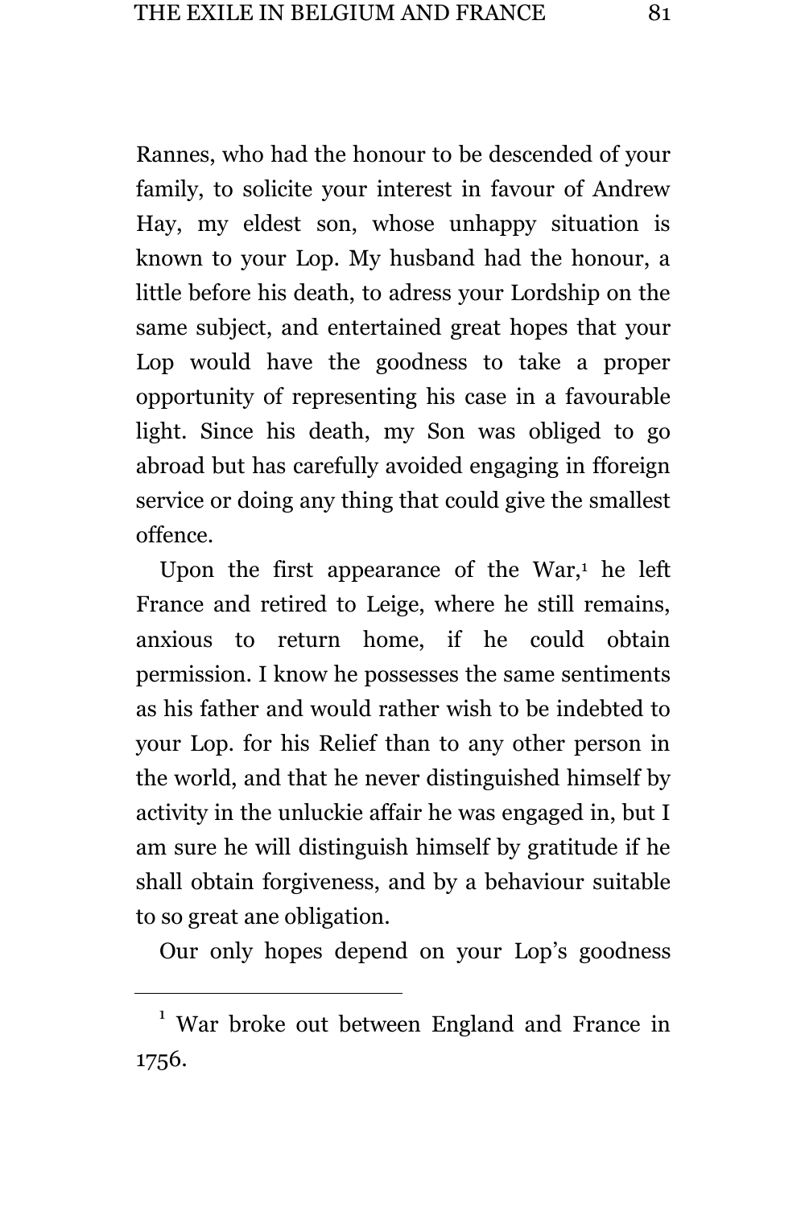Rannes, who had the honour to be descended of your family, to solicite your interest in favour of Andrew Hay, my eldest son, whose unhappy situation is known to your Lop. My husband had the honour, a little before his death, to adress your Lordship on the same subject, and entertained great hopes that your Lop would have the goodness to take a proper opportunity of representing his case in a favourable light. Since his death, my Son was obliged to go abroad but has carefully avoided engaging in fforeign service or doing any thing that could give the smallest offence.

Upon the first appearance of the War,[1] he left France and retired to Leige, where he still remains, anxious to return home, if he could obtain permission. I know he possesses the same sentiments as his father and would rather wish to be indebted to your Lop. for his Relief than to any other person in the world, and that he never distinguished himself by activity in the unluckie affair he was engaged in, but I am sure he will distinguish himself by gratitude if he shall obtain forgiveness, and by a behaviour suitable to so great ane obligation.

Our only hopes depend on your Lop's goodness

[1] War broke out between England and France in 1756.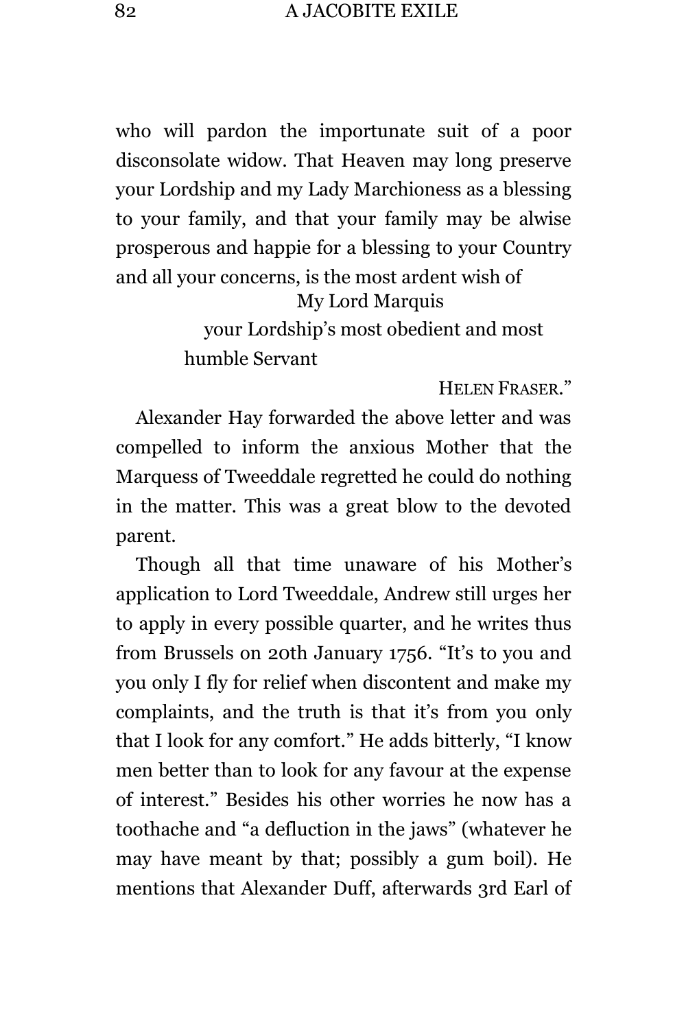who will pardon the importunate suit of a poor disconsolate widow. That Heaven may long preserve your Lordship and my Lady Marchioness as a blessing to your family, and that your family may be alwise prosperous and happie for a blessing to your Country and all your concerns, is the most ardent wish of

My Lord Marquis

your Lordship's most obedient and most humble Servant

HELEN FRASER."

Alexander Hay forwarded the above letter and was compelled to inform the anxious Mother that the Marquess of Tweeddale regretted he could do nothing in the matter. This was a great blow to the devoted parent.

Though all that time unaware of his Mother's application to Lord Tweeddale, Andrew still urges her to apply in every possible quarter, and he writes thus from Brussels on 20th January 1756. "It's to you and you only I fly for relief when discontent and make my complaints, and the truth is that it's from you only that I look for any comfort." He adds bitterly, "I know men better than to look for any favour at the expense of interest." Besides his other worries he now has a toothache and "a defluction in the jaws" (whatever he may have meant by that; possibly a gum boil). He mentions that Alexander Duff, afterwards 3rd Earl of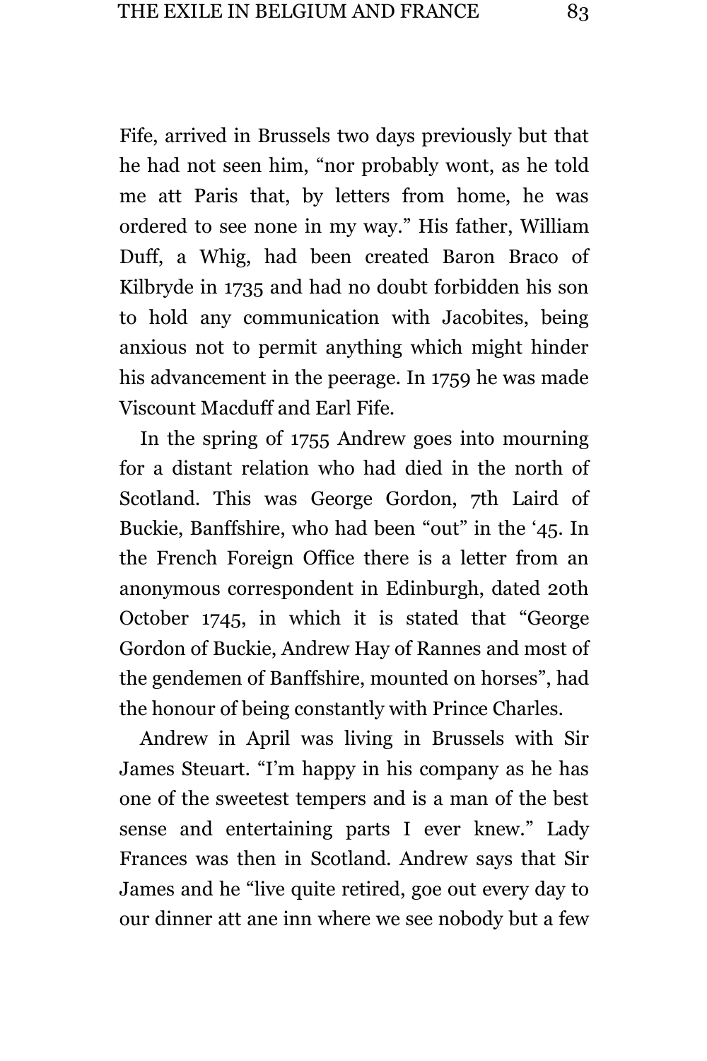Fife, arrived in Brussels two days previously but that he had not seen him, "nor probably wont, as he told me att Paris that, by letters from home, he was ordered to see none in my way." His father, William Duff, a Whig, had been created Baron Braco of Kilbryde in 1735 and had no doubt forbidden his son to hold any communication with Jacobites, being anxious not to permit anything which might hinder his advancement in the peerage. In 1759 he was made Viscount Macduff and Earl Fife.

In the spring of 1755 Andrew goes into mourning for a distant relation who had died in the north of Scotland. This was George Gordon, 7th Laird of Buckie, Banffshire, who had been "out" in the '45. In the French Foreign Office there is a letter from an anonymous correspondent in Edinburgh, dated 20th October 1745, in which it is stated that "George Gordon of Buckie, Andrew Hay of Rannes and most of the gendemen of Banffshire, mounted on horses", had the honour of being constantly with Prince Charles.

Andrew in April was living in Brussels with Sir James Steuart. "I'm happy in his company as he has one of the sweetest tempers and is a man of the best sense and entertaining parts I ever knew." Lady Frances was then in Scotland. Andrew says that Sir James and he "live quite retired, goe out every day to our dinner att ane inn where we see nobody but a few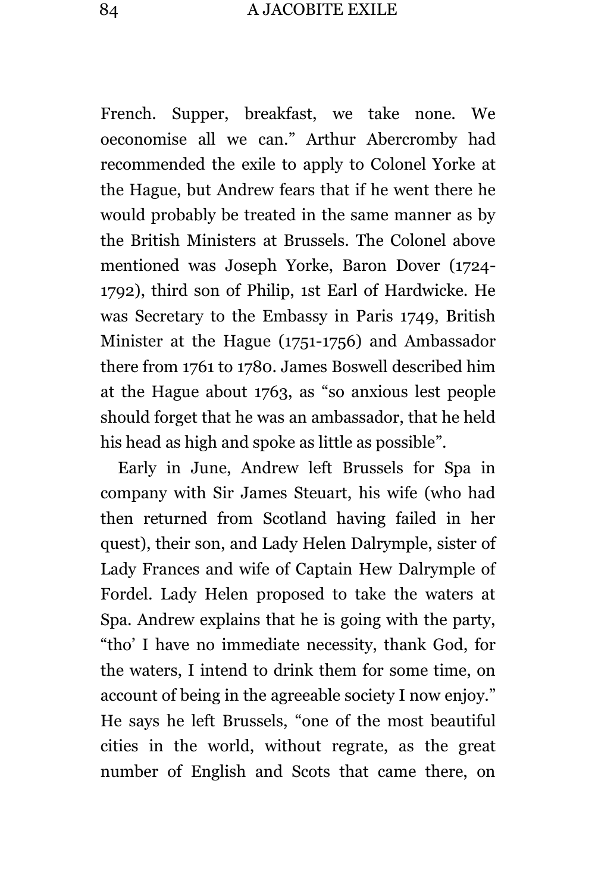French. Supper, breakfast, we take none. We oeconomise all we can.” Arthur Abercromby had recommended the exile to apply to Colonel Yorke at the Hague, but Andrew fears that if he went there he would probably be treated in the same manner as by the British Ministers at Brussels. The Colonel above mentioned was Joseph Yorke, Baron Dover (1724-1792), third son of Philip, 1st Earl of Hardwicke. He was Secretary to the Embassy in Paris 1749, British Minister at the Hague (1751-1756) and Ambassador there from 1761 to 1780. James Boswell described him at the Hague about 1763, as “so anxious lest people should forget that he was an ambassador, that he held his head as high and spoke as little as possible”.

Early in June, Andrew left Brussels for Spa in company with Sir James Steuart, his wife (who had then returned from Scotland having failed in her quest), their son, and Lady Helen Dalrymple, sister of Lady Frances and wife of Captain Hew Dalrymple of Fordel. Lady Helen proposed to take the waters at Spa. Andrew explains that he is going with the party, “tho’ I have no immediate necessity, thank God, for the waters, I intend to drink them for some time, on account of being in the agreeable society I now enjoy.” He says he left Brussels, “one of the most beautiful cities in the world, without regrate, as the great number of English and Scots that came there, on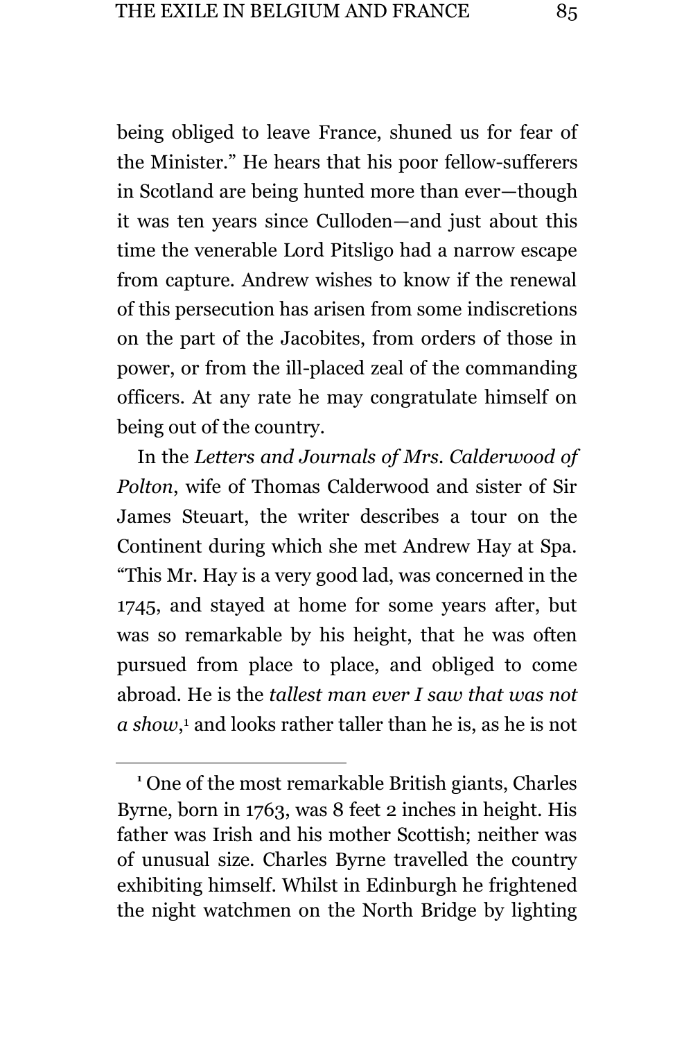being obliged to leave France, shuned us for fear of the Minister." He hears that his poor fellow-sufferers in Scotland are being hunted more than ever—though it was ten years since Culloden—and just about this time the venerable Lord Pitsligo had a narrow escape from capture. Andrew wishes to know if the renewal of this persecution has arisen from some indiscretions on the part of the Jacobites, from orders of those in power, or from the ill-placed zeal of the commanding officers. At any rate he may congratulate himself on being out of the country.

In the *Letters and Journals of Mrs. Calderwood of Polton*, wife of Thomas Calderwood and sister of Sir James Steuart, the writer describes a tour on the Continent during which she met Andrew Hay at Spa. "This Mr. Hay is a very good lad, was concerned in the 1745, and stayed at home for some years after, but was so remarkable by his height, that he was often pursued from place to place, and obliged to come abroad. He is the *tallest man ever I saw that was not a show*,[1] and looks rather taller than he is, as he is not

[1] One of the most remarkable British giants, Charles Byrne, born in 1763, was 8 feet 2 inches in height. His father was Irish and his mother Scottish; neither was of unusual size. Charles Byrne travelled the country exhibiting himself. Whilst in Edinburgh he frightened the night watchmen on the North Bridge by lighting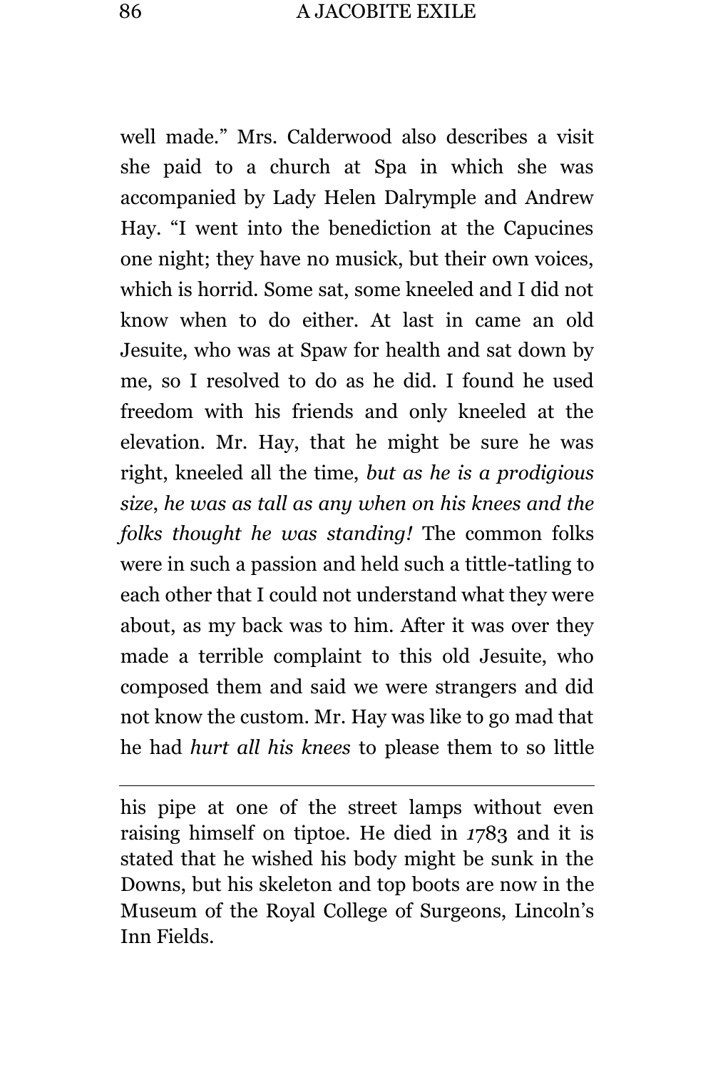well made." Mrs. Calderwood also describes a visit she paid to a church at Spa in which she was accompanied by Lady Helen Dalrymple and Andrew Hay. "I went into the benediction at the Capucines one night; they have no musick, but their own voices, which is horrid. Some sat, some kneeled and I did not know when to do either. At last in came an old Jesuite, who was at Spaw for health and sat down by me, so I resolved to do as he did. I found he used freedom with his friends and only kneeled at the elevation. Mr. Hay, that he might be sure he was right, kneeled all the time, *but as he is a prodigious size, he was as tall as any when on his knees and the folks thought he was standing!* The common folks were in such a passion and held such a tittle-tatling to each other that I could not understand what they were about, as my back was to him. After it was over they made a terrible complaint to this old Jesuite, who composed them and said we were strangers and did not know the custom. Mr. Hay was like to go mad that he had *hurt all his knees* to please them to so little

---

his pipe at one of the street lamps without even raising himself on tiptoe. He died in 1783 and it is stated that he wished his body might be sunk in the Downs, but his skeleton and top boots are now in the Museum of the Royal College of Surgeons, Lincoln's Inn Fields.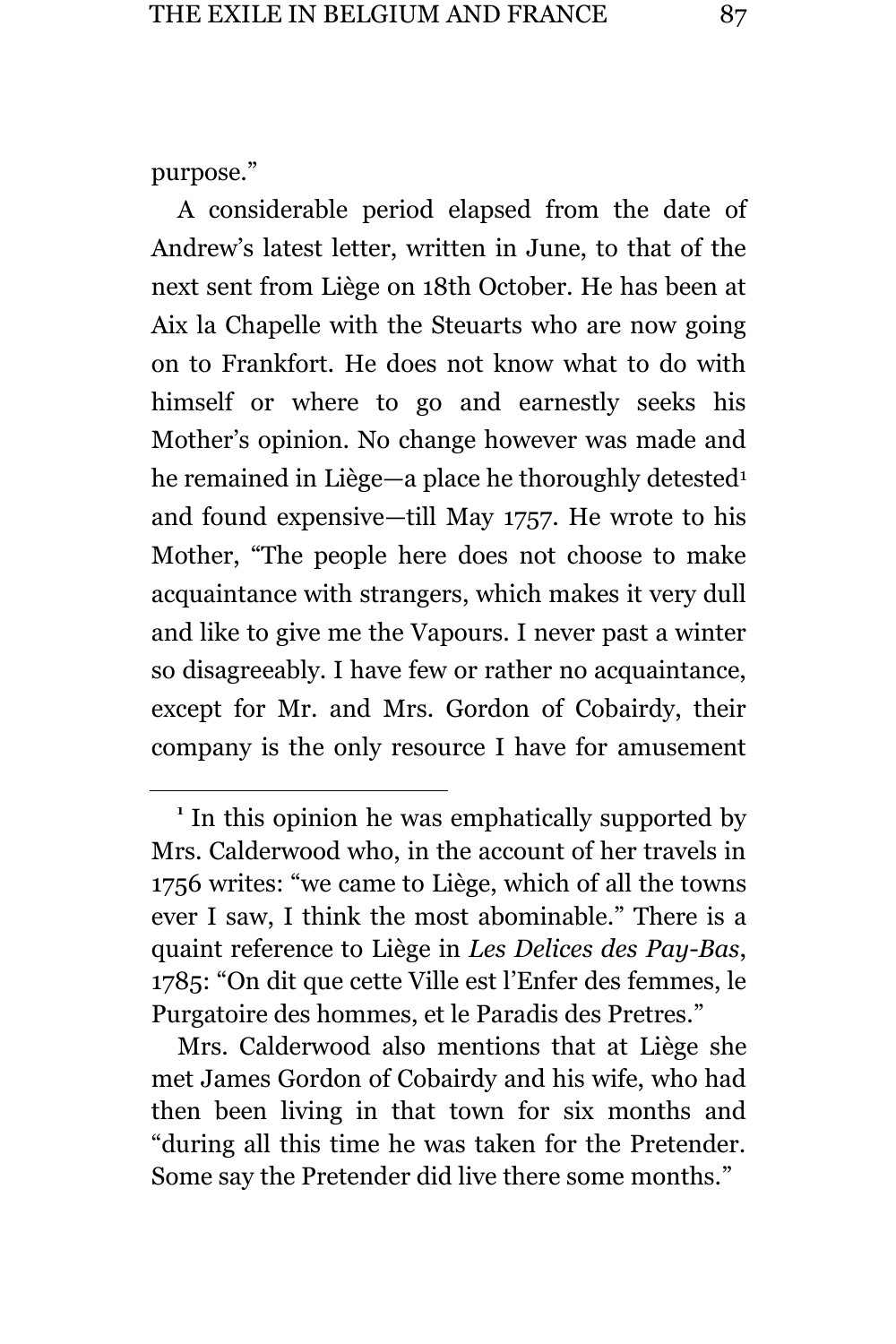purpose."

A considerable period elapsed from the date of Andrew's latest letter, written in June, to that of the next sent from Liège on 18th October. He has been at Aix la Chapelle with the Steuarts who are now going on to Frankfort. He does not know what to do with himself or where to go and earnestly seeks his Mother's opinion. No change however was made and he remained in Liège—a place he thoroughly detested[1] and found expensive—till May 1757. He wrote to his Mother, "The people here does not choose to make acquaintance with strangers, which makes it very dull and like to give me the Vapours. I never past a winter so disagreeably. I have few or rather no acquaintance, except for Mr. and Mrs. Gordon of Cobairdy, their company is the only resource I have for amusement

---

[1] In this opinion he was emphatically supported by Mrs. Calderwood who, in the account of her travels in 1756 writes: "we came to Liège, which of all the towns ever I saw, I think the most abominable." There is a quaint reference to Liège in *Les Delices des Pay-Bas*, 1785: "On dit que cette Ville est l'Enfer des femmes, le Purgatoire des hommes, et le Paradis des Pretres."

Mrs. Calderwood also mentions that at Liège she met James Gordon of Cobairdy and his wife, who had then been living in that town for six months and "during all this time he was taken for the Pretender. Some say the Pretender did live there some months."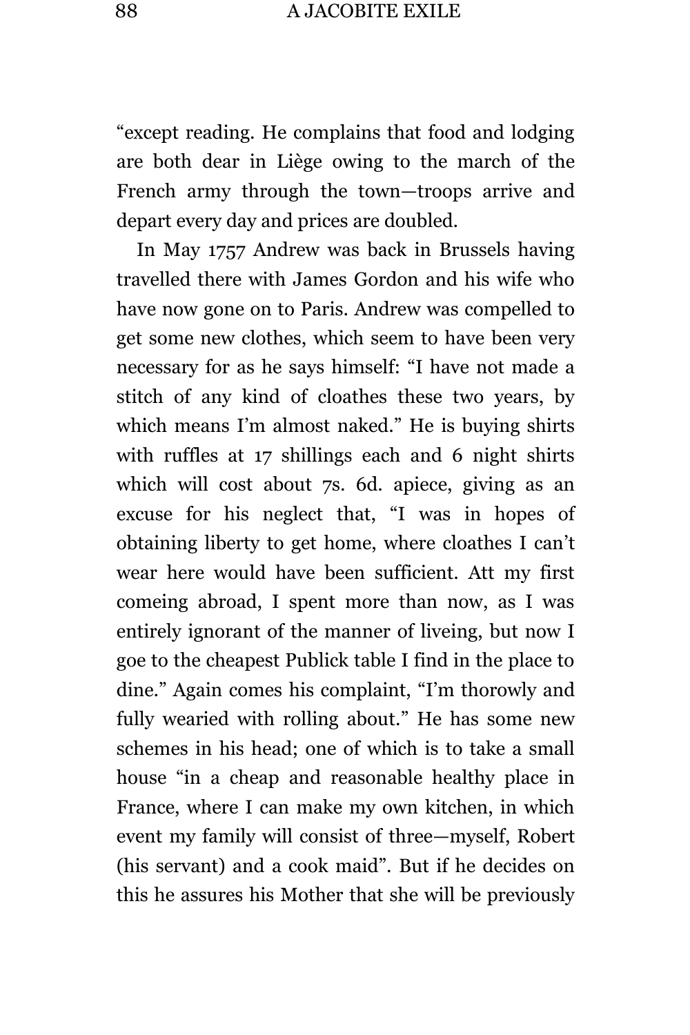"except reading. He complains that food and lodging are both dear in Liège owing to the march of the French army through the town—troops arrive and depart every day and prices are doubled.

In May 1757 Andrew was back in Brussels having travelled there with James Gordon and his wife who have now gone on to Paris. Andrew was compelled to get some new clothes, which seem to have been very necessary for as he says himself: "I have not made a stitch of any kind of cloathes these two years, by which means I'm almost naked." He is buying shirts with ruffles at 17 shillings each and 6 night shirts which will cost about 7s. 6d. apiece, giving as an excuse for his neglect that, "I was in hopes of obtaining liberty to get home, where cloathes I can't wear here would have been sufficient. Att my first comeing abroad, I spent more than now, as I was entirely ignorant of the manner of liveing, but now I goe to the cheapest Publick table I find in the place to dine." Again comes his complaint, "I'm thorowly and fully wearied with rolling about." He has some new schemes in his head; one of which is to take a small house "in a cheap and reasonable healthy place in France, where I can make my own kitchen, in which event my family will consist of three—myself, Robert (his servant) and a cook maid". But if he decides on this he assures his Mother that she will be previously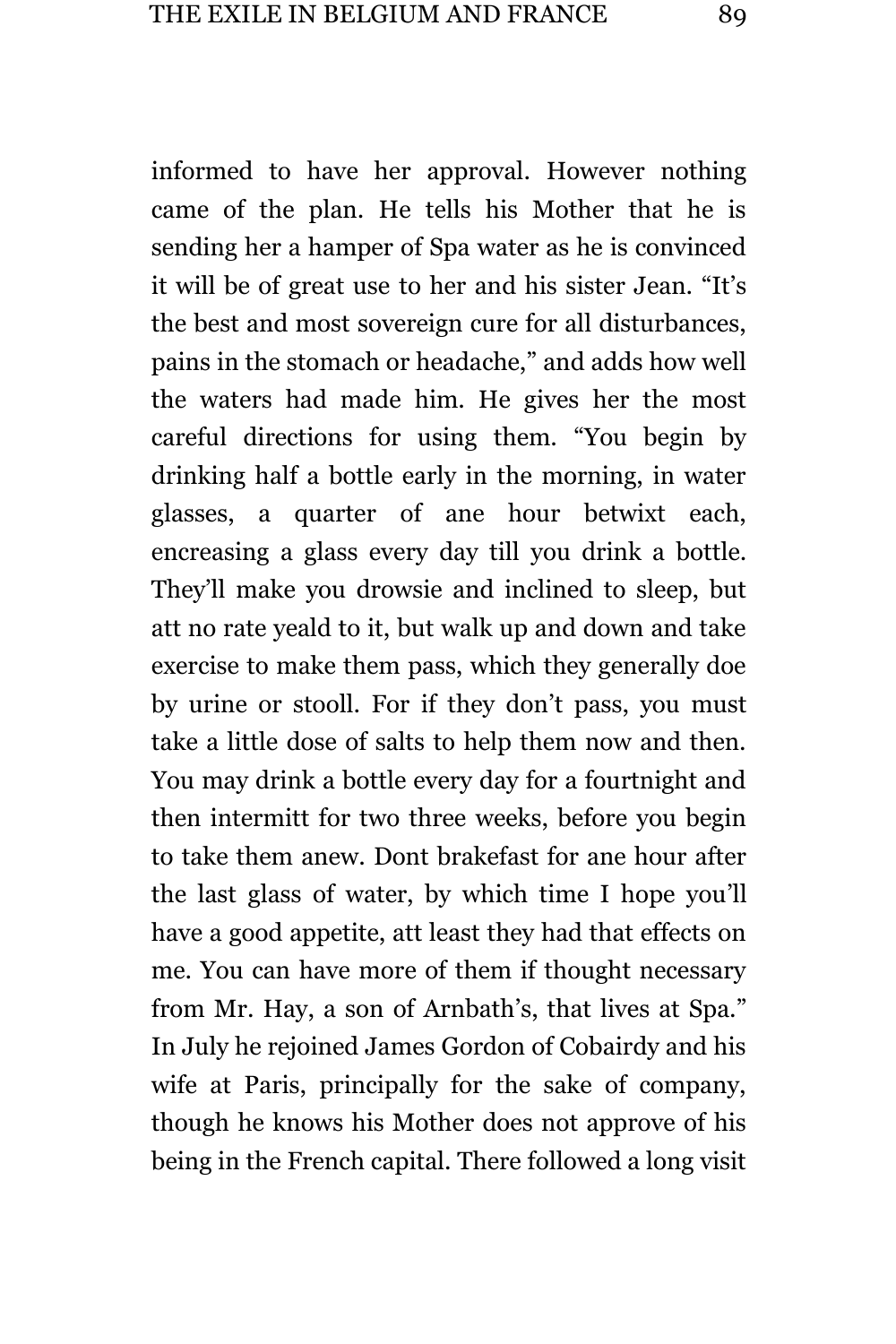informed to have her approval. However nothing came of the plan. He tells his Mother that he is sending her a hamper of Spa water as he is convinced it will be of great use to her and his sister Jean. “It’s the best and most sovereign cure for all disturbances, pains in the stomach or headache,” and adds how well the waters had made him. He gives her the most careful directions for using them. “You begin by drinking half a bottle early in the morning, in water glasses, a quarter of ane hour betwixt each, encreasing a glass every day till you drink a bottle. They’ll make you drowsie and inclined to sleep, but att no rate yeald to it, but walk up and down and take exercise to make them pass, which they generally doe by urine or stooll. For if they don’t pass, you must take a little dose of salts to help them now and then. You may drink a bottle every day for a fourtnight and then intermitt for two three weeks, before you begin to take them anew. Dont brakefast for ane hour after the last glass of water, by which time I hope you’ll have a good appetite, att least they had that effects on me. You can have more of them if thought necessary from Mr. Hay, a son of Arnbath’s, that lives at Spa.” In July he rejoined James Gordon of Cobairdy and his wife at Paris, principally for the sake of company, though he knows his Mother does not approve of his being in the French capital. There followed a long visit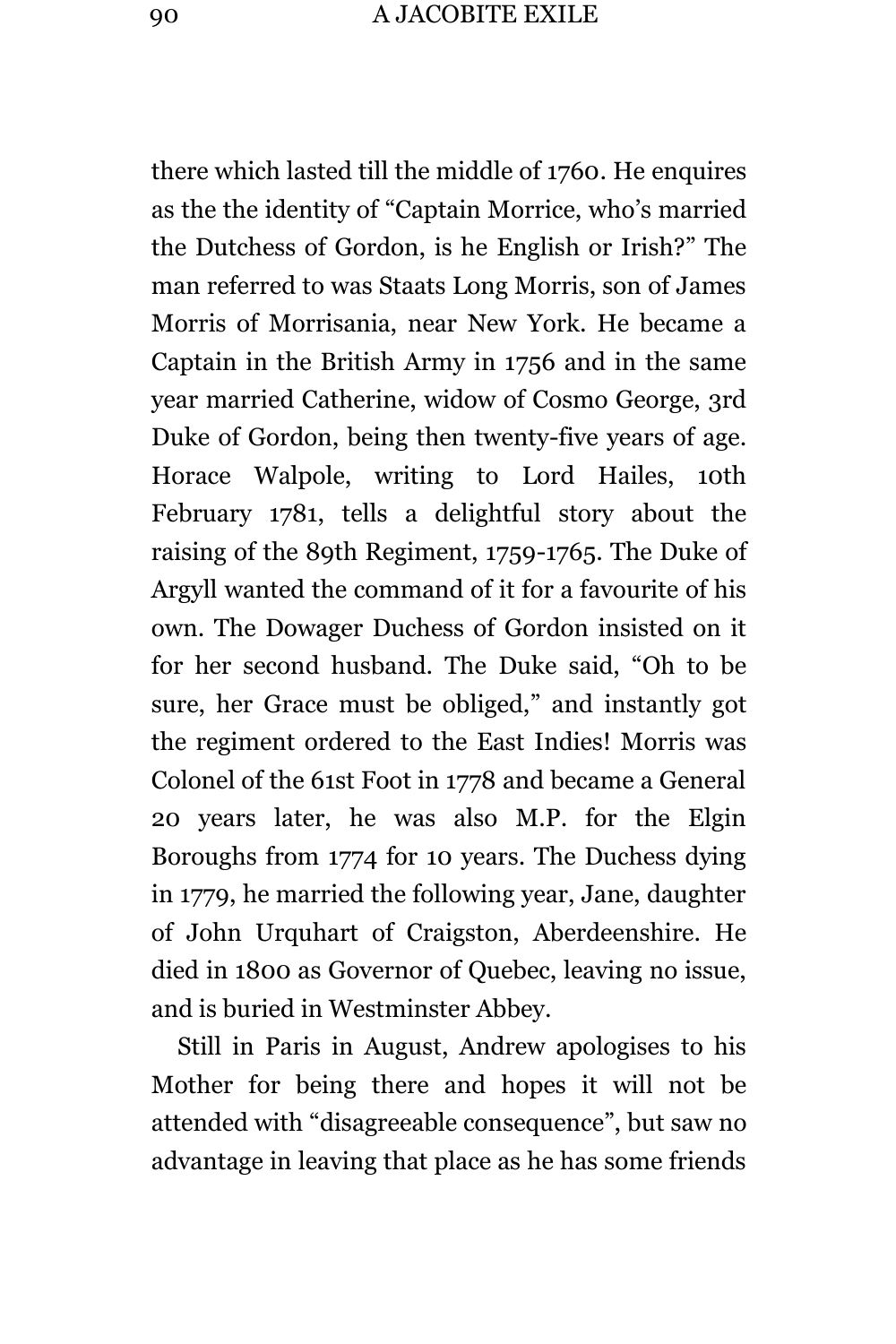there which lasted till the middle of 1760. He enquires as the the identity of "Captain Morrice, who's married the Dutchess of Gordon, is he English or Irish?" The man referred to was Staats Long Morris, son of James Morris of Morrisania, near New York. He became a Captain in the British Army in 1756 and in the same year married Catherine, widow of Cosmo George, 3rd Duke of Gordon, being then twenty-five years of age. Horace Walpole, writing to Lord Hailes, 10th February 1781, tells a delightful story about the raising of the 89th Regiment, 1759-1765. The Duke of Argyll wanted the command of it for a favourite of his own. The Dowager Duchess of Gordon insisted on it for her second husband. The Duke said, "Oh to be sure, her Grace must be obliged," and instantly got the regiment ordered to the East Indies! Morris was Colonel of the 61st Foot in 1778 and became a General 20 years later, he was also M.P. for the Elgin Boroughs from 1774 for 10 years. The Duchess dying in 1779, he married the following year, Jane, daughter of John Urquhart of Craigston, Aberdeenshire. He died in 1800 as Governor of Quebec, leaving no issue, and is buried in Westminster Abbey.

Still in Paris in August, Andrew apologises to his Mother for being there and hopes it will not be attended with "disagreeable consequence", but saw no advantage in leaving that place as he has some friends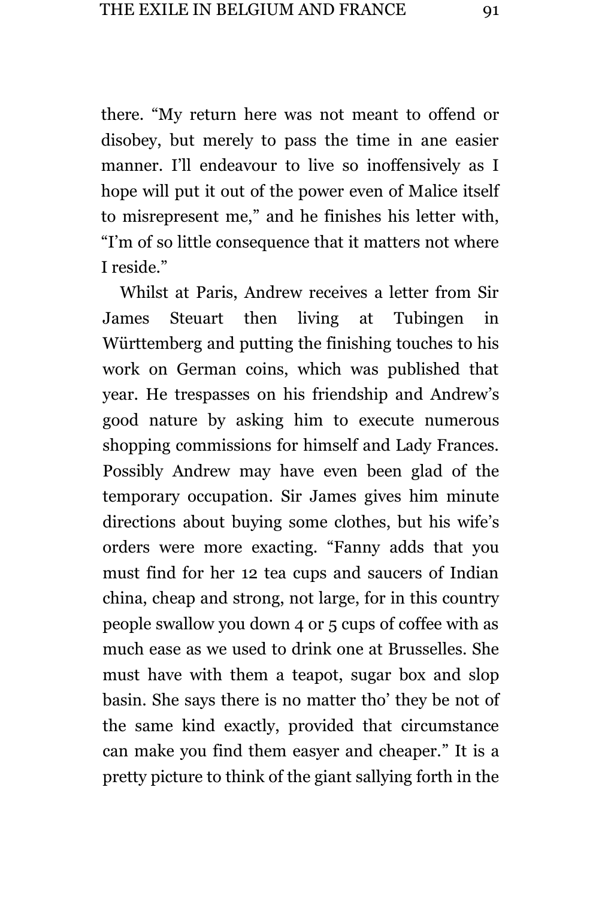there. "My return here was not meant to offend or disobey, but merely to pass the time in ane easier manner. I'll endeavour to live so inoffensively as I hope will put it out of the power even of Malice itself to misrepresent me," and he finishes his letter with, "I'm of so little consequence that it matters not where I reside."

Whilst at Paris, Andrew receives a letter from Sir James Steuart then living at Tubingen in Württemberg and putting the finishing touches to his work on German coins, which was published that year. He trespasses on his friendship and Andrew's good nature by asking him to execute numerous shopping commissions for himself and Lady Frances. Possibly Andrew may have even been glad of the temporary occupation. Sir James gives him minute directions about buying some clothes, but his wife's orders were more exacting. "Fanny adds that you must find for her 12 tea cups and saucers of Indian china, cheap and strong, not large, for in this country people swallow you down 4 or 5 cups of coffee with as much ease as we used to drink one at Brusselles. She must have with them a teapot, sugar box and slop basin. She says there is no matter tho' they be not of the same kind exactly, provided that circumstance can make you find them easyer and cheaper." It is a pretty picture to think of the giant sallying forth in the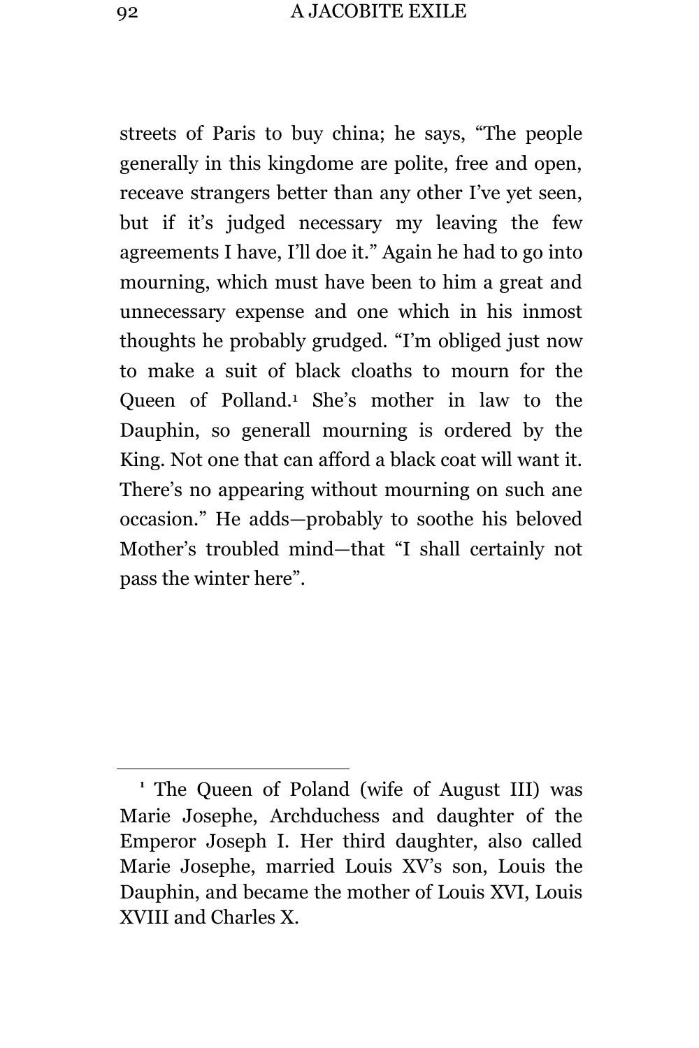streets of Paris to buy china; he says, "The people generally in this kingdome are polite, free and open, receave strangers better than any other I've yet seen, but if it's judged necessary my leaving the few agreements I have, I'll doe it." Again he had to go into mourning, which must have been to him a great and unnecessary expense and one which in his inmost thoughts he probably grudged. "I'm obliged just now to make a suit of black cloaths to mourn for the Queen of Polland.[1] She's mother in law to the Dauphin, so generall mourning is ordered by the King. Not one that can afford a black coat will want it. There's no appearing without mourning on such ane occasion." He adds—probably to soothe his beloved Mother's troubled mind—that "I shall certainly not pass the winter here".

---

[1] The Queen of Poland (wife of August III) was Marie Josephe, Archduchess and daughter of the Emperor Joseph I. Her third daughter, also called Marie Josephe, married Louis XV's son, Louis the Dauphin, and became the mother of Louis XVI, Louis XVIII and Charles X.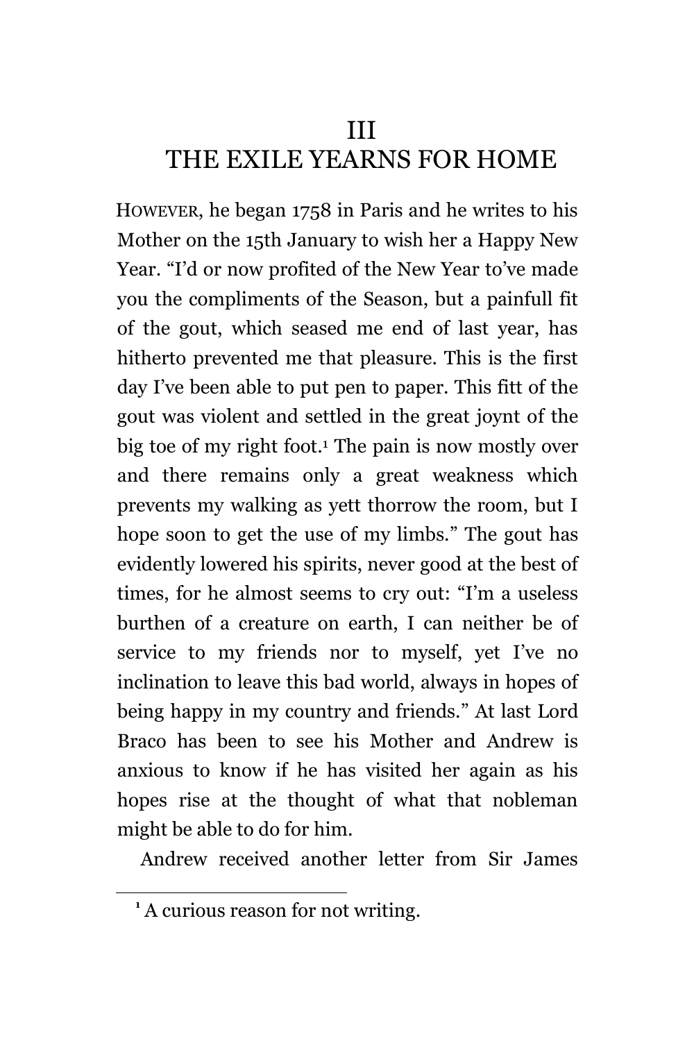# III
# THE EXILE YEARNS FOR HOME

HOWEVER, he began 1758 in Paris and he writes to his Mother on the 15th January to wish her a Happy New Year. "I'd or now profited of the New Year to've made you the compliments of the Season, but a painfull fit of the gout, which seased me end of last year, has hitherto prevented me that pleasure. This is the first day I've been able to put pen to paper. This fitt of the gout was violent and settled in the great joynt of the big toe of my right foot.[1] The pain is now mostly over and there remains only a great weakness which prevents my walking as yett thorrow the room, but I hope soon to get the use of my limbs." The gout has evidently lowered his spirits, never good at the best of times, for he almost seems to cry out: "I'm a useless burthen of a creature on earth, I can neither be of service to my friends nor to myself, yet I've no inclination to leave this bad world, always in hopes of being happy in my country and friends." At last Lord Braco has been to see his Mother and Andrew is anxious to know if he has visited her again as his hopes rise at the thought of what that nobleman might be able to do for him.

Andrew received another letter from Sir James

---

[1] A curious reason for not writing.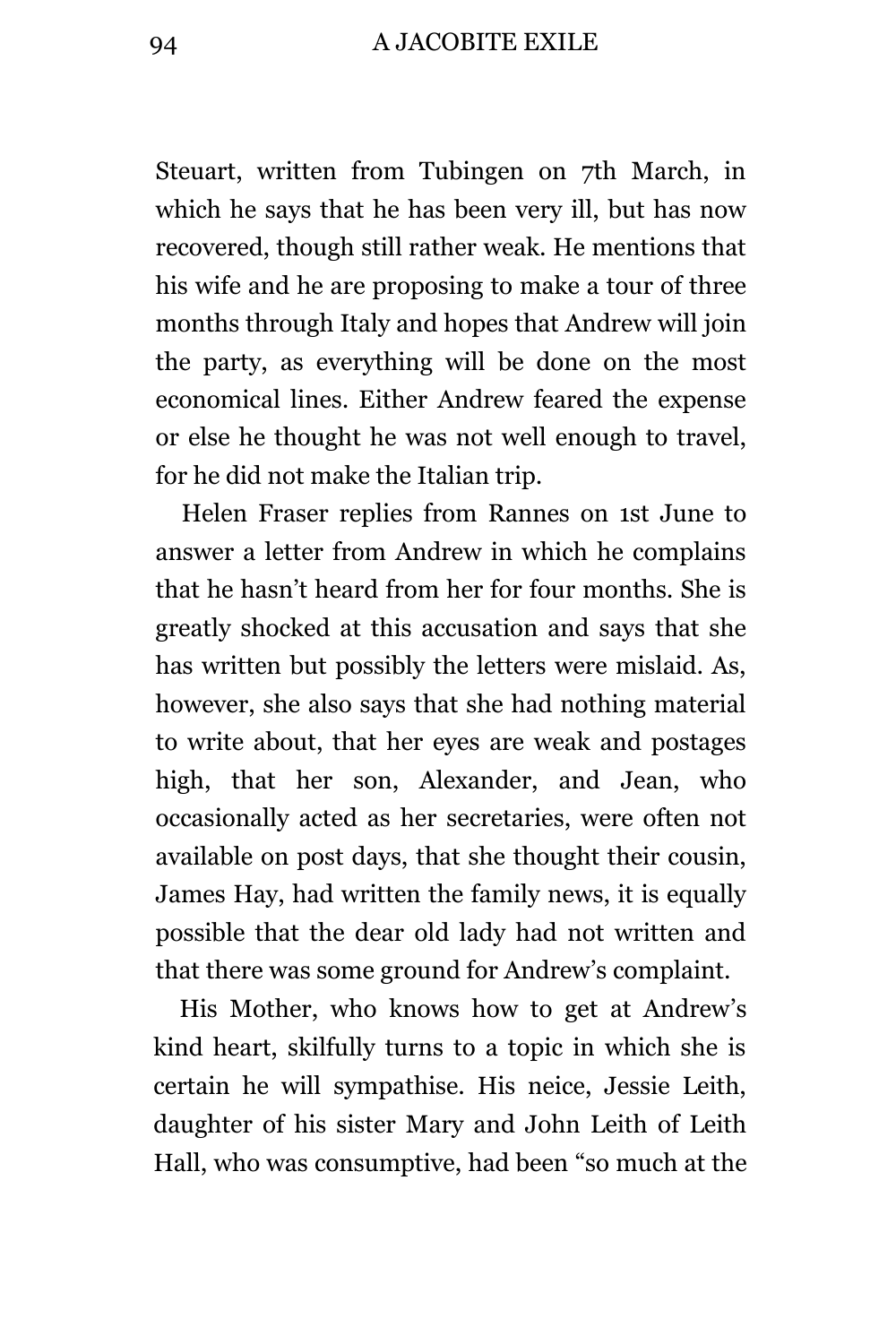Steuart, written from Tubingen on 7th March, in which he says that he has been very ill, but has now recovered, though still rather weak. He mentions that his wife and he are proposing to make a tour of three months through Italy and hopes that Andrew will join the party, as everything will be done on the most economical lines. Either Andrew feared the expense or else he thought he was not well enough to travel, for he did not make the Italian trip.

Helen Fraser replies from Rannes on 1st June to answer a letter from Andrew in which he complains that he hasn't heard from her for four months. She is greatly shocked at this accusation and says that she has written but possibly the letters were mislaid. As, however, she also says that she had nothing material to write about, that her eyes are weak and postages high, that her son, Alexander, and Jean, who occasionally acted as her secretaries, were often not available on post days, that she thought their cousin, James Hay, had written the family news, it is equally possible that the dear old lady had not written and that there was some ground for Andrew's complaint.

His Mother, who knows how to get at Andrew's kind heart, skilfully turns to a topic in which she is certain he will sympathise. His neice, Jessie Leith, daughter of his sister Mary and John Leith of Leith Hall, who was consumptive, had been "so much at the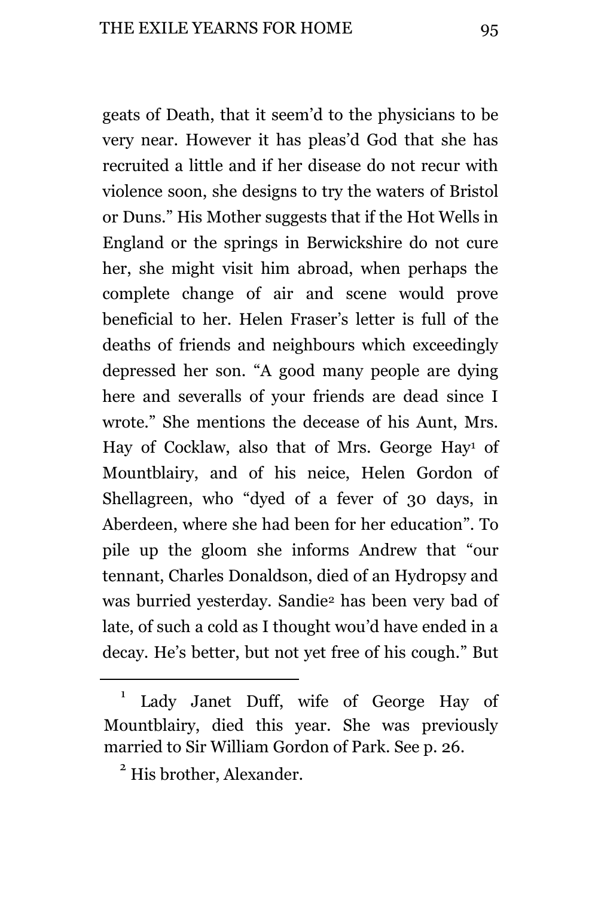geats of Death, that it seem'd to the physicians to be very near. However it has pleas'd God that she has recruited a little and if her disease do not recur with violence soon, she designs to try the waters of Bristol or Duns." His Mother suggests that if the Hot Wells in England or the springs in Berwickshire do not cure her, she might visit him abroad, when perhaps the complete change of air and scene would prove beneficial to her. Helen Fraser's letter is full of the deaths of friends and neighbours which exceedingly depressed her son. "A good many people are dying here and severalls of your friends are dead since I wrote." She mentions the decease of his Aunt, Mrs. Hay of Cocklaw, also that of Mrs. George Hay[1] of Mountblairy, and of his neice, Helen Gordon of Shellagreen, who "dyed of a fever of 30 days, in Aberdeen, where she had been for her education". To pile up the gloom she informs Andrew that "our tennant, Charles Donaldson, died of an Hydropsy and was burried yesterday. Sandie[2] has been very bad of late, of such a cold as I thought wou'd have ended in a decay. He's better, but not yet free of his cough." But

---

[1] Lady Janet Duff, wife of George Hay of Mountblairy, died this year. She was previously married to Sir William Gordon of Park. See p. 26.

[2] His brother, Alexander.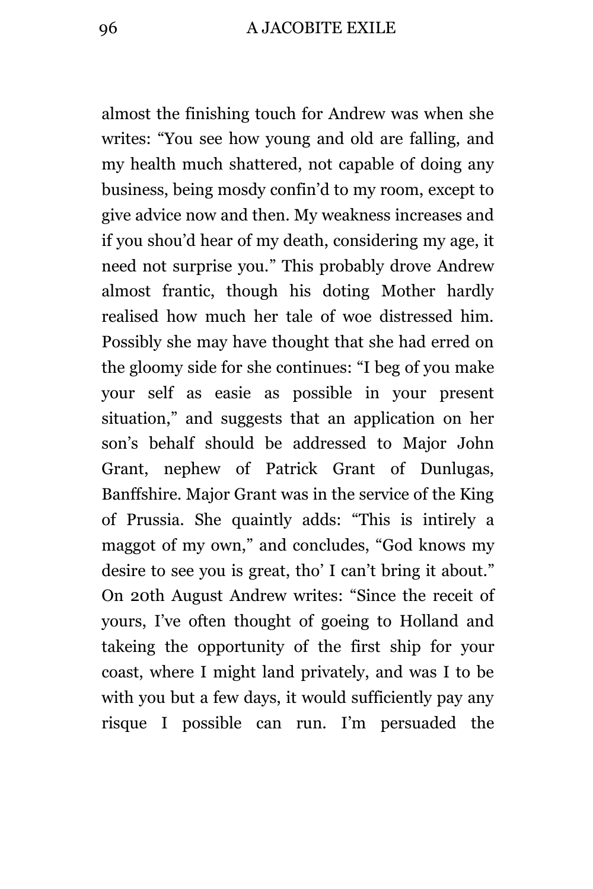almost the finishing touch for Andrew was when she writes: "You see how young and old are falling, and my health much shattered, not capable of doing any business, being mosdy confin'd to my room, except to give advice now and then. My weakness increases and if you shou'd hear of my death, considering my age, it need not surprise you." This probably drove Andrew almost frantic, though his doting Mother hardly realised how much her tale of woe distressed him. Possibly she may have thought that she had erred on the gloomy side for she continues: "I beg of you make your self as easie as possible in your present situation," and suggests that an application on her son's behalf should be addressed to Major John Grant, nephew of Patrick Grant of Dunlugas, Banffshire. Major Grant was in the service of the King of Prussia. She quaintly adds: "This is intirely a maggot of my own," and concludes, "God knows my desire to see you is great, tho' I can't bring it about." On 20th August Andrew writes: "Since the receit of yours, I've often thought of goeing to Holland and takeing the opportunity of the first ship for your coast, where I might land privately, and was I to be with you but a few days, it would sufficiently pay any risque I possible can run. I'm persuaded the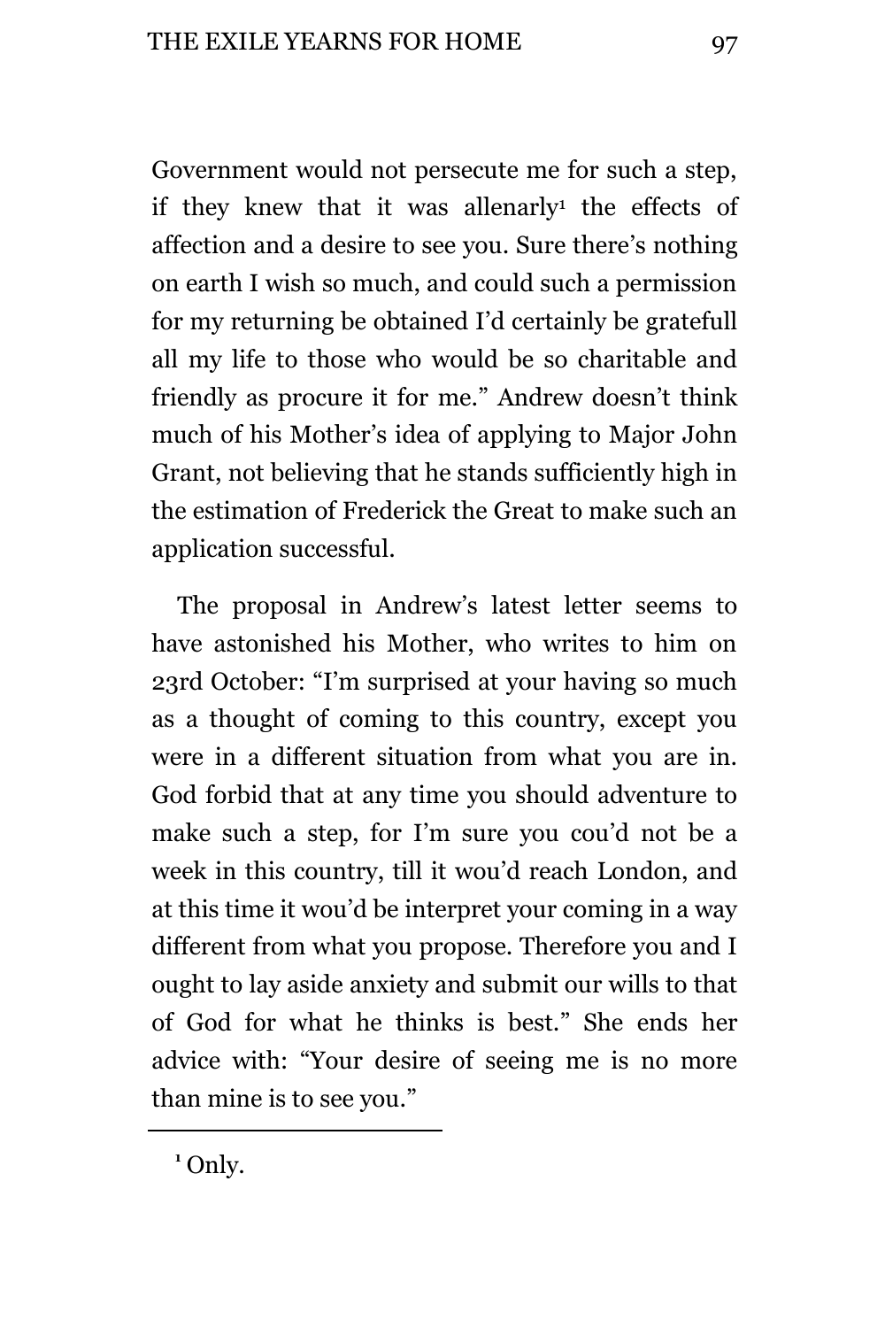Government would not persecute me for such a step, if they knew that it was allenarly[1] the effects of affection and a desire to see you. Sure there's nothing on earth I wish so much, and could such a permission for my returning be obtained I'd certainly be gratefull all my life to those who would be so charitable and friendly as procure it for me." Andrew doesn't think much of his Mother's idea of applying to Major John Grant, not believing that he stands sufficiently high in the estimation of Frederick the Great to make such an application successful.

The proposal in Andrew's latest letter seems to have astonished his Mother, who writes to him on 23rd October: "I'm surprised at your having so much as a thought of coming to this country, except you were in a different situation from what you are in. God forbid that at any time you should adventure to make such a step, for I'm sure you cou'd not be a week in this country, till it wou'd reach London, and at this time it wou'd be interpret your coming in a way different from what you propose. Therefore you and I ought to lay aside anxiety and submit our wills to that of God for what he thinks is best." She ends her advice with: "Your desire of seeing me is no more than mine is to see you."

---

[1] Only.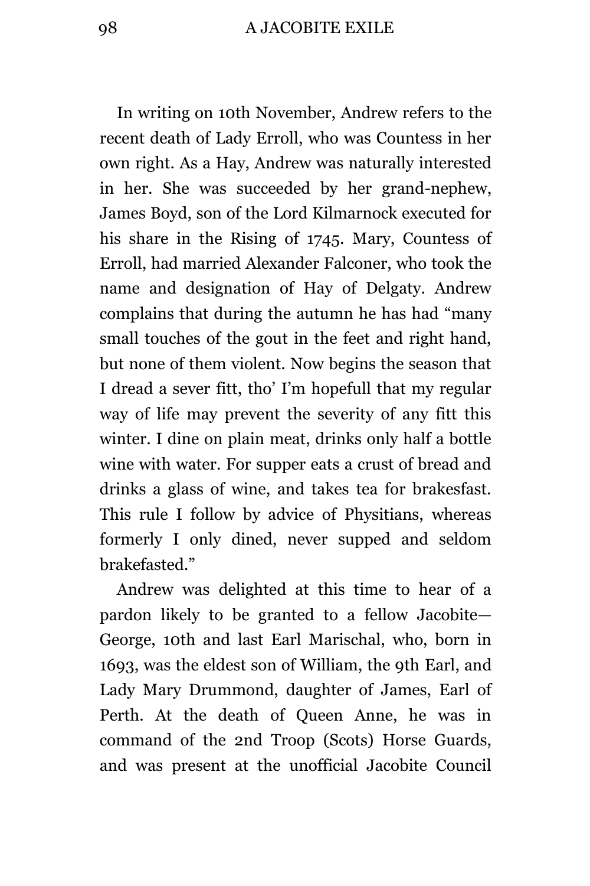In writing on 10th November, Andrew refers to the recent death of Lady Erroll, who was Countess in her own right. As a Hay, Andrew was naturally interested in her. She was succeeded by her grand-nephew, James Boyd, son of the Lord Kilmarnock executed for his share in the Rising of 1745. Mary, Countess of Erroll, had married Alexander Falconer, who took the name and designation of Hay of Delgaty. Andrew complains that during the autumn he has had "many small touches of the gout in the feet and right hand, but none of them violent. Now begins the season that I dread a sever fitt, tho' I'm hopefull that my regular way of life may prevent the severity of any fitt this winter. I dine on plain meat, drinks only half a bottle wine with water. For supper eats a crust of bread and drinks a glass of wine, and takes tea for brakesfast. This rule I follow by advice of Physitians, whereas formerly I only dined, never supped and seldom brakefasted."

Andrew was delighted at this time to hear of a pardon likely to be granted to a fellow Jacobite—George, 10th and last Earl Marischal, who, born in 1693, was the eldest son of William, the 9th Earl, and Lady Mary Drummond, daughter of James, Earl of Perth. At the death of Queen Anne, he was in command of the 2nd Troop (Scots) Horse Guards, and was present at the unofficial Jacobite Council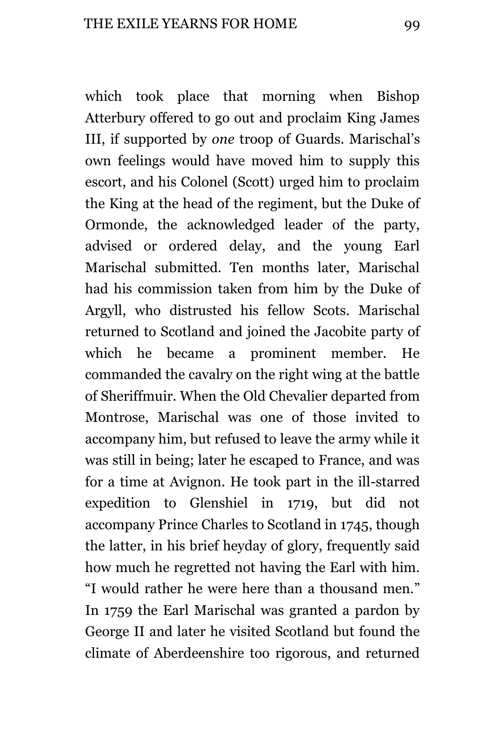which took place that morning when Bishop Atterbury offered to go out and proclaim King James III, if supported by *one* troop of Guards. Marischal's own feelings would have moved him to supply this escort, and his Colonel (Scott) urged him to proclaim the King at the head of the regiment, but the Duke of Ormonde, the acknowledged leader of the party, advised or ordered delay, and the young Earl Marischal submitted. Ten months later, Marischal had his commission taken from him by the Duke of Argyll, who distrusted his fellow Scots. Marischal returned to Scotland and joined the Jacobite party of which he became a prominent member. He commanded the cavalry on the right wing at the battle of Sheriffmuir. When the Old Chevalier departed from Montrose, Marischal was one of those invited to accompany him, but refused to leave the army while it was still in being; later he escaped to France, and was for a time at Avignon. He took part in the ill-starred expedition to Glenshiel in 1719, but did not accompany Prince Charles to Scotland in 1745, though the latter, in his brief heyday of glory, frequently said how much he regretted not having the Earl with him. "I would rather he were here than a thousand men." In 1759 the Earl Marischal was granted a pardon by George II and later he visited Scotland but found the climate of Aberdeenshire too rigorous, and returned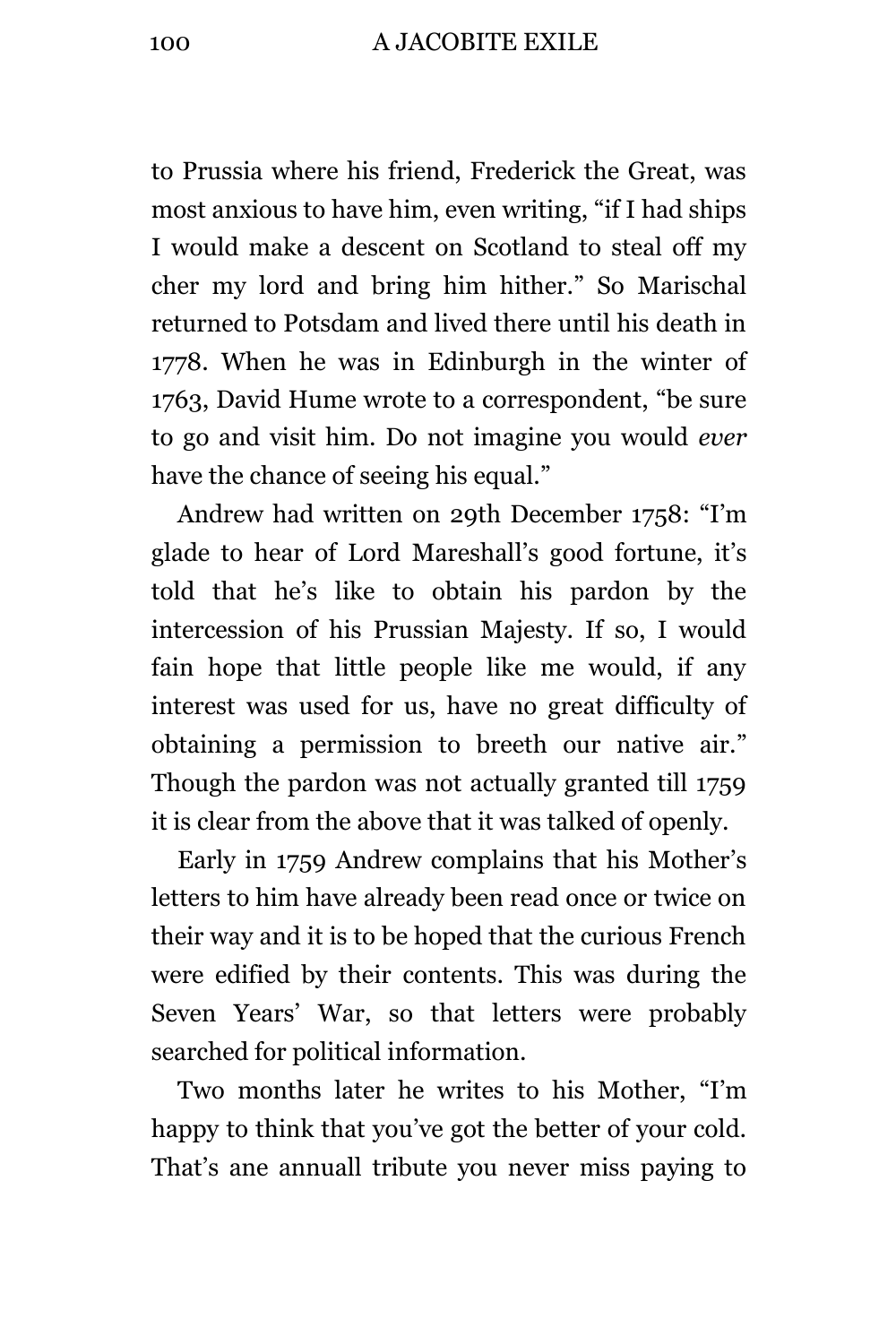to Prussia where his friend, Frederick the Great, was most anxious to have him, even writing, “if I had ships I would make a descent on Scotland to steal off my cher my lord and bring him hither.” So Marischal returned to Potsdam and lived there until his death in 1778. When he was in Edinburgh in the winter of 1763, David Hume wrote to a correspondent, “be sure to go and visit him. Do not imagine you would *ever* have the chance of seeing his equal.”

Andrew had written on 29th December 1758: “I’m glade to hear of Lord Mareshall’s good fortune, it’s told that he’s like to obtain his pardon by the intercession of his Prussian Majesty. If so, I would fain hope that little people like me would, if any interest was used for us, have no great difficulty of obtaining a permission to breeth our native air.” Though the pardon was not actually granted till 1759 it is clear from the above that it was talked of openly.

Early in 1759 Andrew complains that his Mother’s letters to him have already been read once or twice on their way and it is to be hoped that the curious French were edified by their contents. This was during the Seven Years’ War, so that letters were probably searched for political information.

Two months later he writes to his Mother, “I’m happy to think that you’ve got the better of your cold. That’s ane annuall tribute you never miss paying to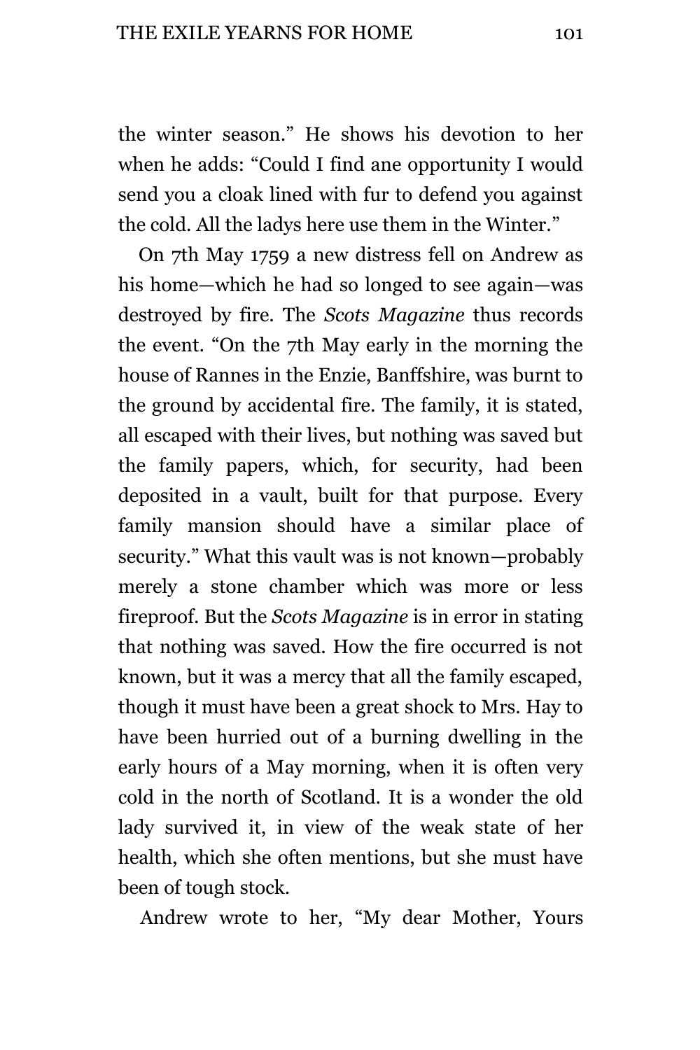the winter season." He shows his devotion to her when he adds: "Could I find ane opportunity I would send you a cloak lined with fur to defend you against the cold. All the ladys here use them in the Winter."

On 7th May 1759 a new distress fell on Andrew as his home—which he had so longed to see again—was destroyed by fire. The *Scots Magazine* thus records the event. "On the 7th May early in the morning the house of Rannes in the Enzie, Banffshire, was burnt to the ground by accidental fire. The family, it is stated, all escaped with their lives, but nothing was saved but the family papers, which, for security, had been deposited in a vault, built for that purpose. Every family mansion should have a similar place of security." What this vault was is not known—probably merely a stone chamber which was more or less fireproof. But the *Scots Magazine* is in error in stating that nothing was saved. How the fire occurred is not known, but it was a mercy that all the family escaped, though it must have been a great shock to Mrs. Hay to have been hurried out of a burning dwelling in the early hours of a May morning, when it is often very cold in the north of Scotland. It is a wonder the old lady survived it, in view of the weak state of her health, which she often mentions, but she must have been of tough stock.

Andrew wrote to her, "My dear Mother, Yours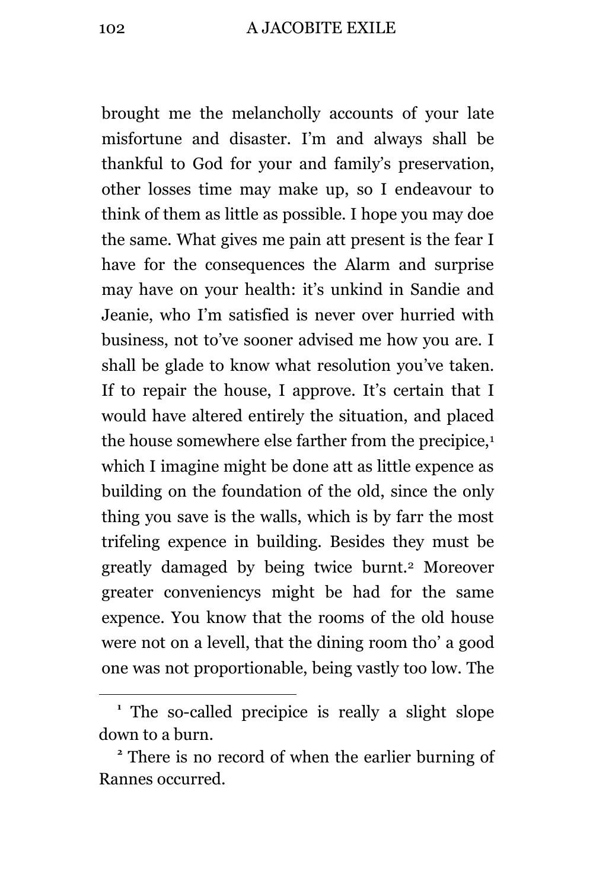brought me the melancholly accounts of your late misfortune and disaster. I'm and always shall be thankful to God for your and family's preservation, other losses time may make up, so I endeavour to think of them as little as possible. I hope you may doe the same. What gives me pain att present is the fear I have for the consequences the Alarm and surprise may have on your health: it's unkind in Sandie and Jeanie, who I'm satisfied is never over hurried with business, not to've sooner advised me how you are. I shall be glade to know what resolution you've taken. If to repair the house, I approve. It's certain that I would have altered entirely the situation, and placed the house somewhere else farther from the precipice,[1] which I imagine might be done att as little expence as building on the foundation of the old, since the only thing you save is the walls, which is by farr the most trifeling expence in building. Besides they must be greatly damaged by being twice burnt.[2] Moreover greater conveniencys might be had for the same expence. You know that the rooms of the old house were not on a levell, that the dining room tho' a good one was not proportionable, being vastly too low. The

---

[1] The so-called precipice is really a slight slope down to a burn.

[2] There is no record of when the earlier burning of Rannes occurred.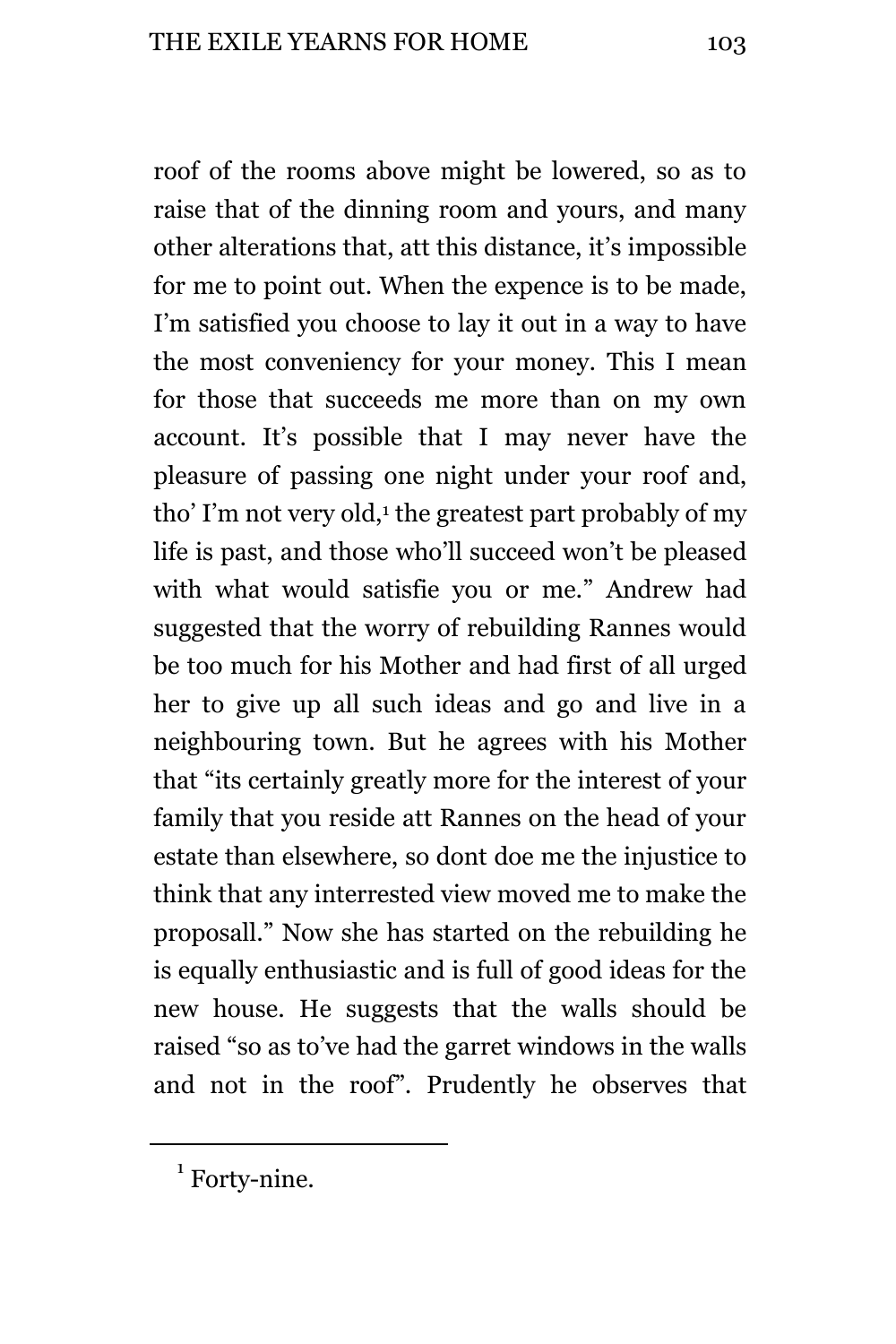roof of the rooms above might be lowered, so as to raise that of the dinning room and yours, and many other alterations that, att this distance, it's impossible for me to point out. When the expence is to be made, I'm satisfied you choose to lay it out in a way to have the most conveniency for your money. This I mean for those that succeeds me more than on my own account. It's possible that I may never have the pleasure of passing one night under your roof and, tho' I'm not very old,[1] the greatest part probably of my life is past, and those who'll succeed won't be pleased with what would satisfie you or me." Andrew had suggested that the worry of rebuilding Rannes would be too much for his Mother and had first of all urged her to give up all such ideas and go and live in a neighbouring town. But he agrees with his Mother that "its certainly greatly more for the interest of your family that you reside att Rannes on the head of your estate than elsewhere, so dont doe me the injustice to think that any interrested view moved me to make the proposall." Now she has started on the rebuilding he is equally enthusiastic and is full of good ideas for the new house. He suggests that the walls should be raised "so as to've had the garret windows in the walls and not in the roof". Prudently he observes that

[1] Forty-nine.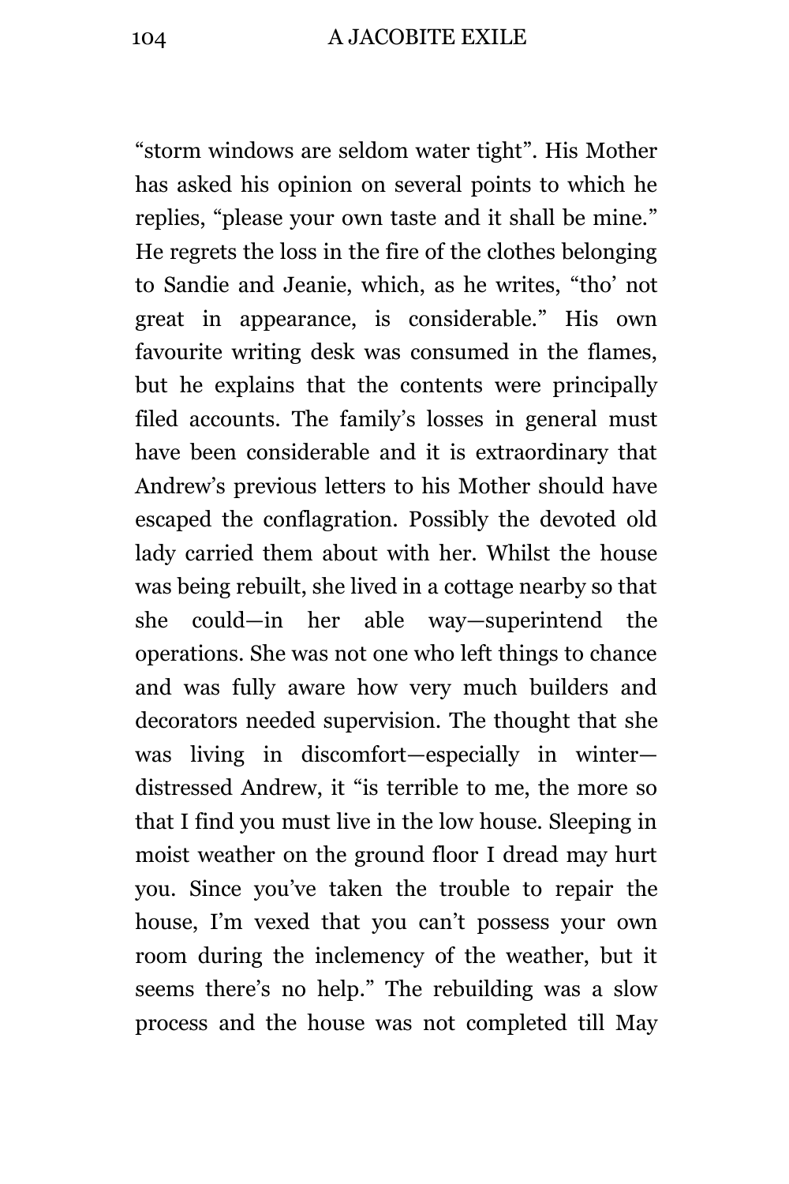"storm windows are seldom water tight". His Mother has asked his opinion on several points to which he replies, "please your own taste and it shall be mine." He regrets the loss in the fire of the clothes belonging to Sandie and Jeanie, which, as he writes, "tho' not great in appearance, is considerable." His own favourite writing desk was consumed in the flames, but he explains that the contents were principally filed accounts. The family's losses in general must have been considerable and it is extraordinary that Andrew's previous letters to his Mother should have escaped the conflagration. Possibly the devoted old lady carried them about with her. Whilst the house was being rebuilt, she lived in a cottage nearby so that she could—in her able way—superintend the operations. She was not one who left things to chance and was fully aware how very much builders and decorators needed supervision. The thought that she was living in discomfort—especially in winter—distressed Andrew, it "is terrible to me, the more so that I find you must live in the low house. Sleeping in moist weather on the ground floor I dread may hurt you. Since you've taken the trouble to repair the house, I'm vexed that you can't possess your own room during the inclemency of the weather, but it seems there's no help." The rebuilding was a slow process and the house was not completed till May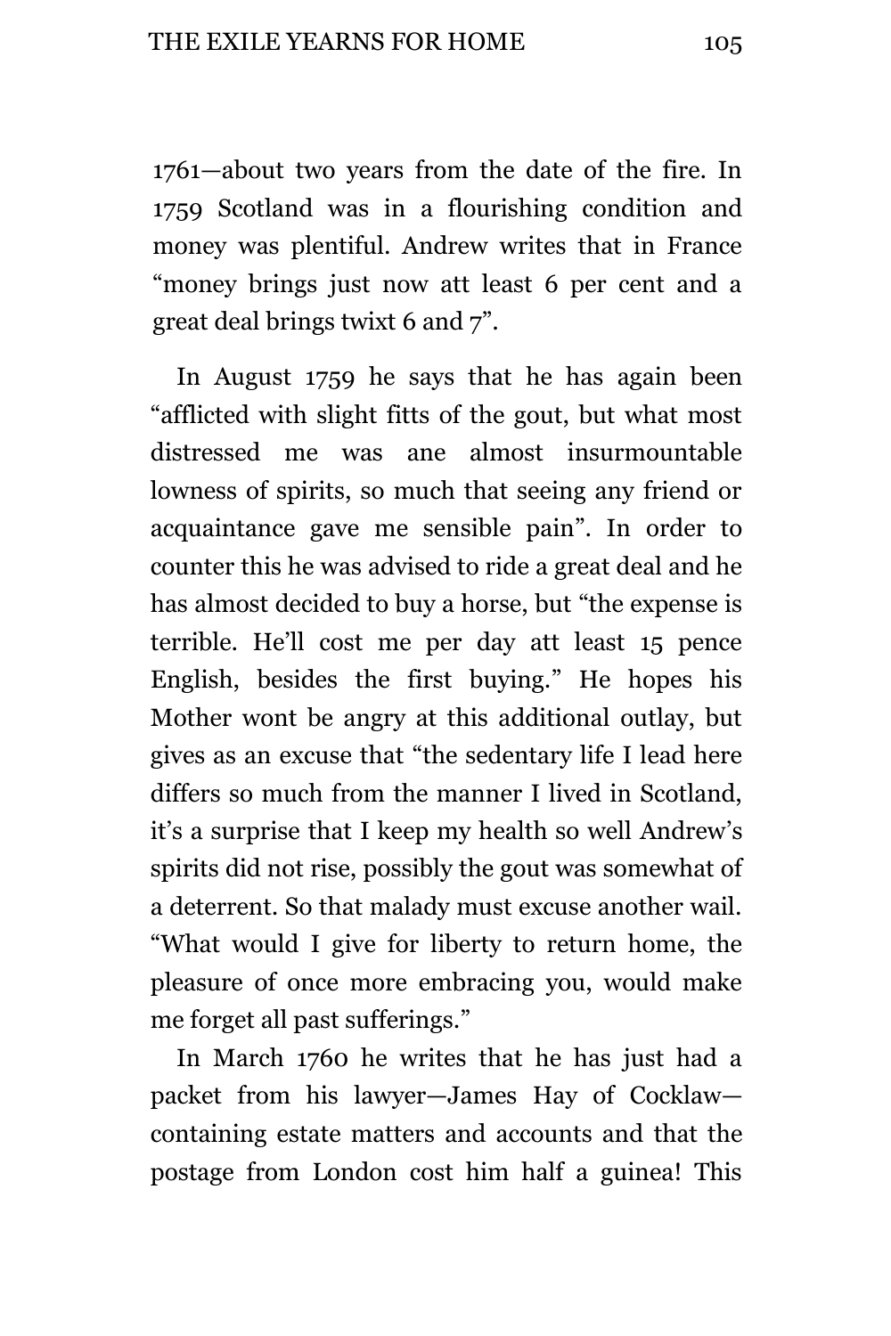1761—about two years from the date of the fire. In 1759 Scotland was in a flourishing condition and money was plentiful. Andrew writes that in France "money brings just now att least 6 per cent and a great deal brings twixt 6 and 7".

In August 1759 he says that he has again been "afflicted with slight fitts of the gout, but what most distressed me was ane almost insurmountable lowness of spirits, so much that seeing any friend or acquaintance gave me sensible pain". In order to counter this he was advised to ride a great deal and he has almost decided to buy a horse, but "the expense is terrible. He'll cost me per day att least 15 pence English, besides the first buying." He hopes his Mother wont be angry at this additional outlay, but gives as an excuse that "the sedentary life I lead here differs so much from the manner I lived in Scotland, it's a surprise that I keep my health so well Andrew's spirits did not rise, possibly the gout was somewhat of a deterrent. So that malady must excuse another wail. "What would I give for liberty to return home, the pleasure of once more embracing you, would make me forget all past sufferings."

In March 1760 he writes that he has just had a packet from his lawyer—James Hay of Cocklaw—containing estate matters and accounts and that the postage from London cost him half a guinea! This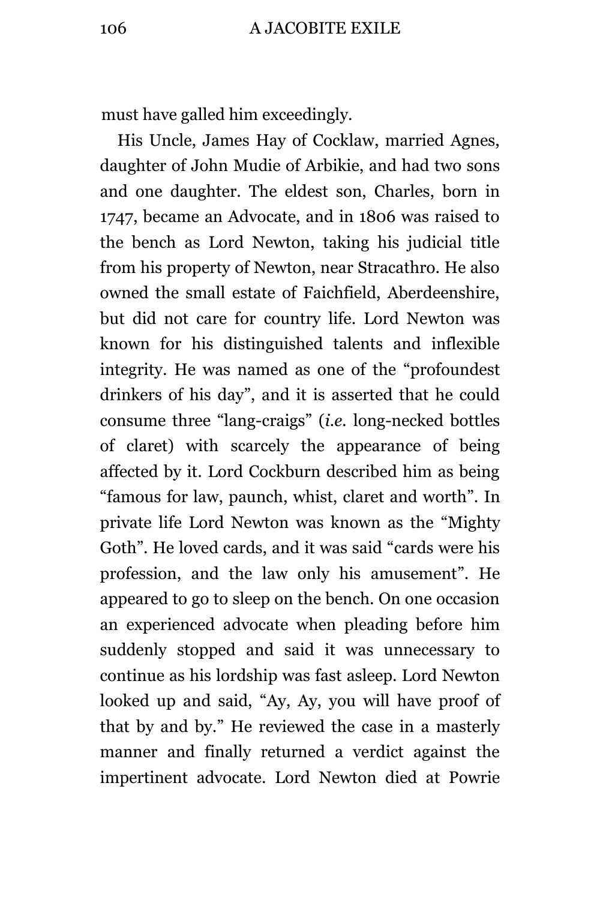must have galled him exceedingly.

His Uncle, James Hay of Cocklaw, married Agnes, daughter of John Mudie of Arbikie, and had two sons and one daughter. The eldest son, Charles, born in 1747, became an Advocate, and in 1806 was raised to the bench as Lord Newton, taking his judicial title from his property of Newton, near Stracathro. He also owned the small estate of Faichfield, Aberdeenshire, but did not care for country life. Lord Newton was known for his distinguished talents and inflexible integrity. He was named as one of the "profoundest drinkers of his day", and it is asserted that he could consume three "lang-craigs" (*i.e.* long-necked bottles of claret) with scarcely the appearance of being affected by it. Lord Cockburn described him as being "famous for law, paunch, whist, claret and worth". In private life Lord Newton was known as the "Mighty Goth". He loved cards, and it was said "cards were his profession, and the law only his amusement". He appeared to go to sleep on the bench. On one occasion an experienced advocate when pleading before him suddenly stopped and said it was unnecessary to continue as his lordship was fast asleep. Lord Newton looked up and said, "Ay, Ay, you will have proof of that by and by." He reviewed the case in a masterly manner and finally returned a verdict against the impertinent advocate. Lord Newton died at Powrie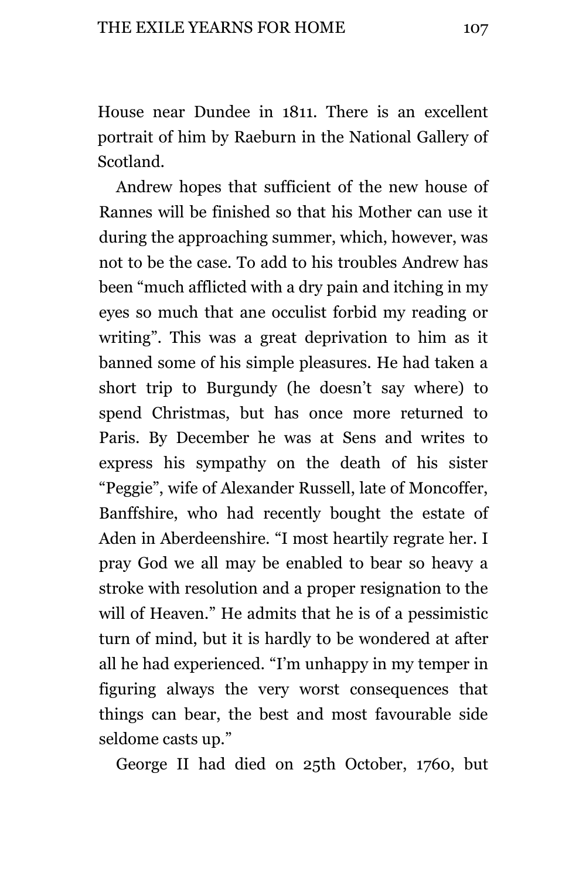House near Dundee in 1811. There is an excellent portrait of him by Raeburn in the National Gallery of Scotland.

Andrew hopes that sufficient of the new house of Rannes will be finished so that his Mother can use it during the approaching summer, which, however, was not to be the case. To add to his troubles Andrew has been "much afflicted with a dry pain and itching in my eyes so much that ane occulist forbid my reading or writing". This was a great deprivation to him as it banned some of his simple pleasures. He had taken a short trip to Burgundy (he doesn't say where) to spend Christmas, but has once more returned to Paris. By December he was at Sens and writes to express his sympathy on the death of his sister "Peggie", wife of Alexander Russell, late of Moncoffer, Banffshire, who had recently bought the estate of Aden in Aberdeenshire. "I most heartily regrate her. I pray God we all may be enabled to bear so heavy a stroke with resolution and a proper resignation to the will of Heaven." He admits that he is of a pessimistic turn of mind, but it is hardly to be wondered at after all he had experienced. "I'm unhappy in my temper in figuring always the very worst consequences that things can bear, the best and most favourable side seldome casts up."

George II had died on 25th October, 1760, but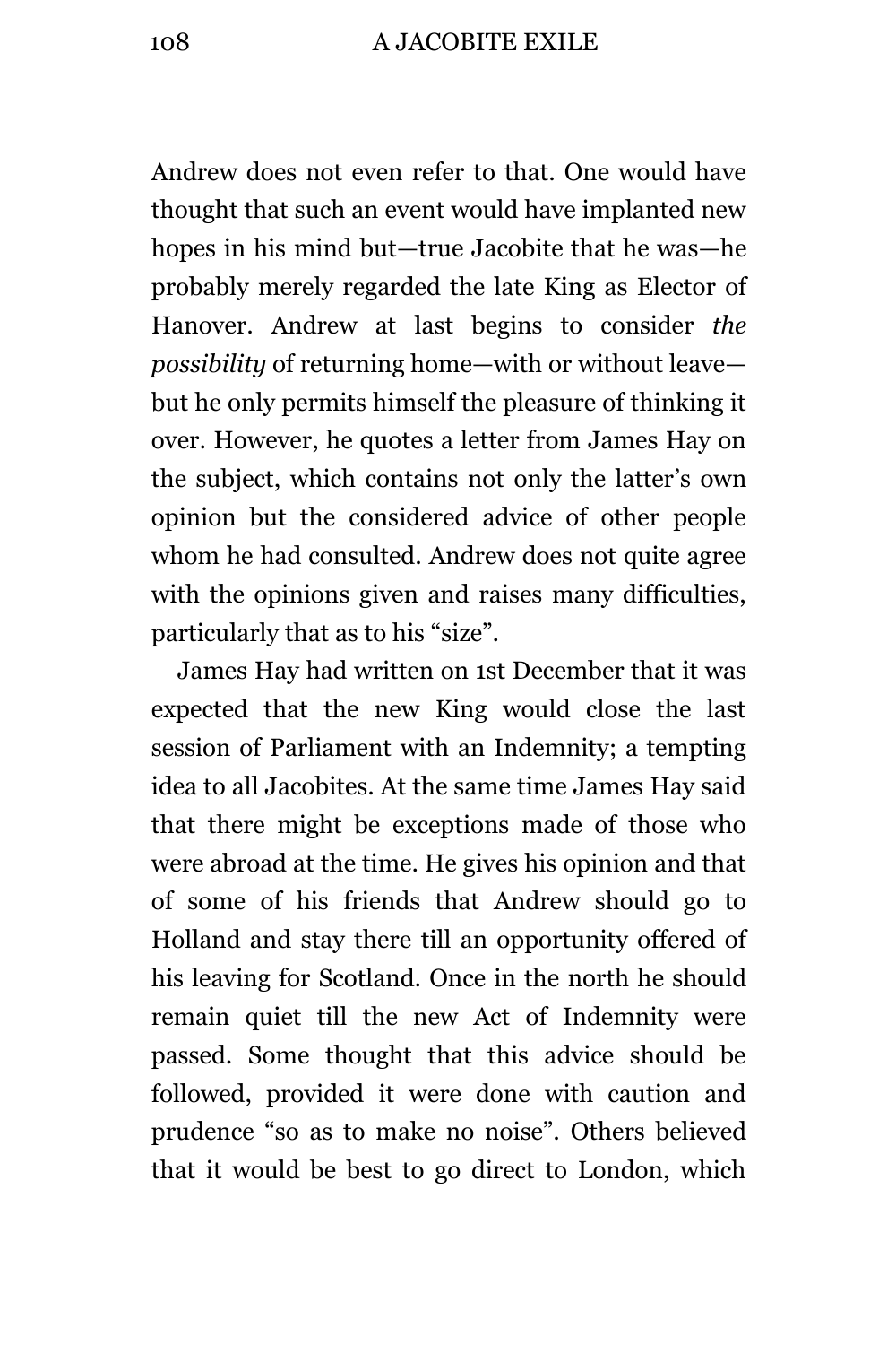Andrew does not even refer to that. One would have thought that such an event would have implanted new hopes in his mind but—true Jacobite that he was—he probably merely regarded the late King as Elector of Hanover. Andrew at last begins to consider *the possibility* of returning home—with or without leave—but he only permits himself the pleasure of thinking it over. However, he quotes a letter from James Hay on the subject, which contains not only the latter's own opinion but the considered advice of other people whom he had consulted. Andrew does not quite agree with the opinions given and raises many difficulties, particularly that as to his "size".

James Hay had written on 1st December that it was expected that the new King would close the last session of Parliament with an Indemnity; a tempting idea to all Jacobites. At the same time James Hay said that there might be exceptions made of those who were abroad at the time. He gives his opinion and that of some of his friends that Andrew should go to Holland and stay there till an opportunity offered of his leaving for Scotland. Once in the north he should remain quiet till the new Act of Indemnity were passed. Some thought that this advice should be followed, provided it were done with caution and prudence "so as to make no noise". Others believed that it would be best to go direct to London, which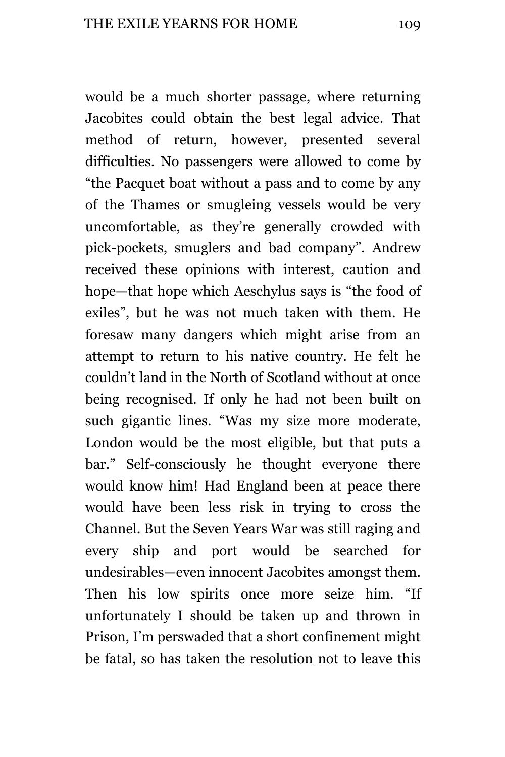would be a much shorter passage, where returning Jacobites could obtain the best legal advice. That method of return, however, presented several difficulties. No passengers were allowed to come by "the Pacquet boat without a pass and to come by any of the Thames or smugleing vessels would be very uncomfortable, as they're generally crowded with pick-pockets, smuglers and bad company". Andrew received these opinions with interest, caution and hope—that hope which Aeschylus says is "the food of exiles", but he was not much taken with them. He foresaw many dangers which might arise from an attempt to return to his native country. He felt he couldn't land in the North of Scotland without at once being recognised. If only he had not been built on such gigantic lines. "Was my size more moderate, London would be the most eligible, but that puts a bar." Self-consciously he thought everyone there would know him! Had England been at peace there would have been less risk in trying to cross the Channel. But the Seven Years War was still raging and every ship and port would be searched for undesirables—even innocent Jacobites amongst them. Then his low spirits once more seize him. "If unfortunately I should be taken up and thrown in Prison, I'm perswaded that a short confinement might be fatal, so has taken the resolution not to leave this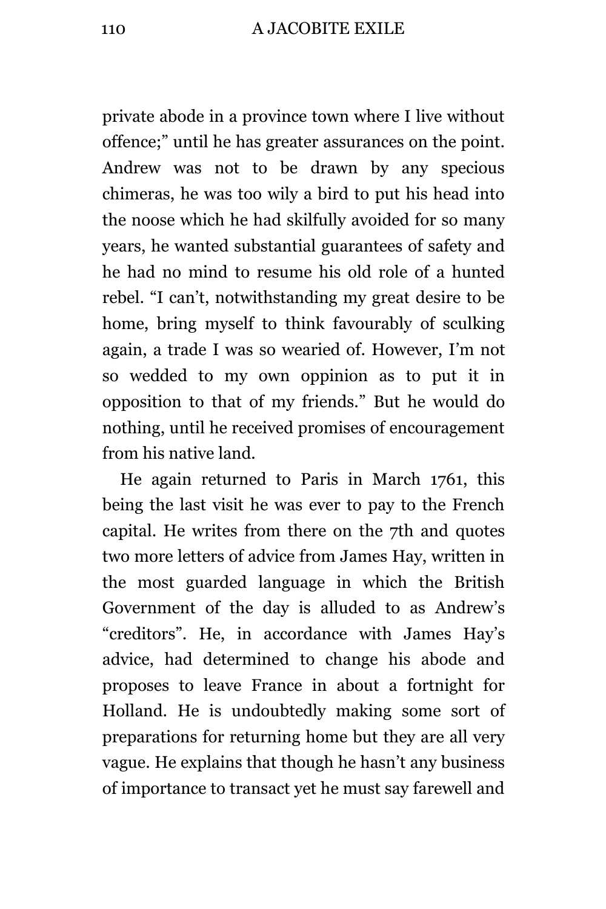private abode in a province town where I live without offence;" until he has greater assurances on the point. Andrew was not to be drawn by any specious chimeras, he was too wily a bird to put his head into the noose which he had skilfully avoided for so many years, he wanted substantial guarantees of safety and he had no mind to resume his old role of a hunted rebel. "I can't, notwithstanding my great desire to be home, bring myself to think favourably of sculking again, a trade I was so wearied of. However, I'm not so wedded to my own oppinion as to put it in opposition to that of my friends." But he would do nothing, until he received promises of encouragement from his native land.

He again returned to Paris in March 1761, this being the last visit he was ever to pay to the French capital. He writes from there on the 7th and quotes two more letters of advice from James Hay, written in the most guarded language in which the British Government of the day is alluded to as Andrew's "creditors". He, in accordance with James Hay's advice, had determined to change his abode and proposes to leave France in about a fortnight for Holland. He is undoubtedly making some sort of preparations for returning home but they are all very vague. He explains that though he hasn't any business of importance to transact yet he must say farewell and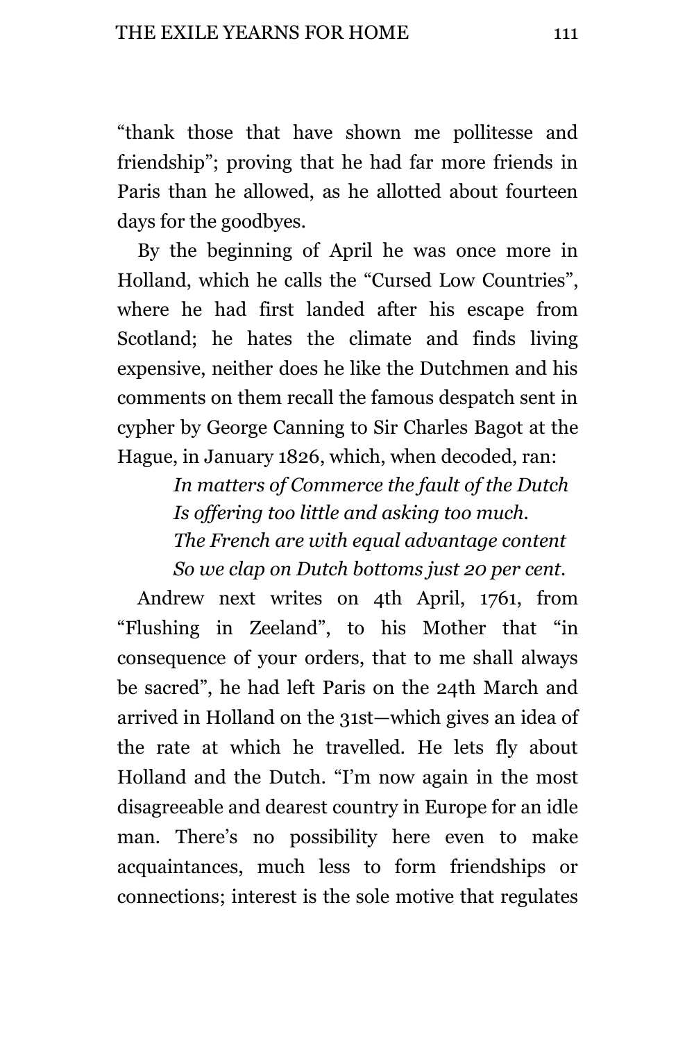"thank those that have shown me pollitesse and friendship"; proving that he had far more friends in Paris than he allowed, as he allotted about fourteen days for the goodbyes.

By the beginning of April he was once more in Holland, which he calls the "Cursed Low Countries", where he had first landed after his escape from Scotland; he hates the climate and finds living expensive, neither does he like the Dutchmen and his comments on them recall the famous despatch sent in cypher by George Canning to Sir Charles Bagot at the Hague, in January 1826, which, when decoded, ran:

> *In matters of Commerce the fault of the Dutch*
> *Is offering too little and asking too much.*
> *The French are with equal advantage content*
> *So we clap on Dutch bottoms just 20 per cent.*

Andrew next writes on 4th April, 1761, from "Flushing in Zeeland", to his Mother that "in consequence of your orders, that to me shall always be sacred", he had left Paris on the 24th March and arrived in Holland on the 31st—which gives an idea of the rate at which he travelled. He lets fly about Holland and the Dutch. "I'm now again in the most disagreeable and dearest country in Europe for an idle man. There's no possibility here even to make acquaintances, much less to form friendships or connections; interest is the sole motive that regulates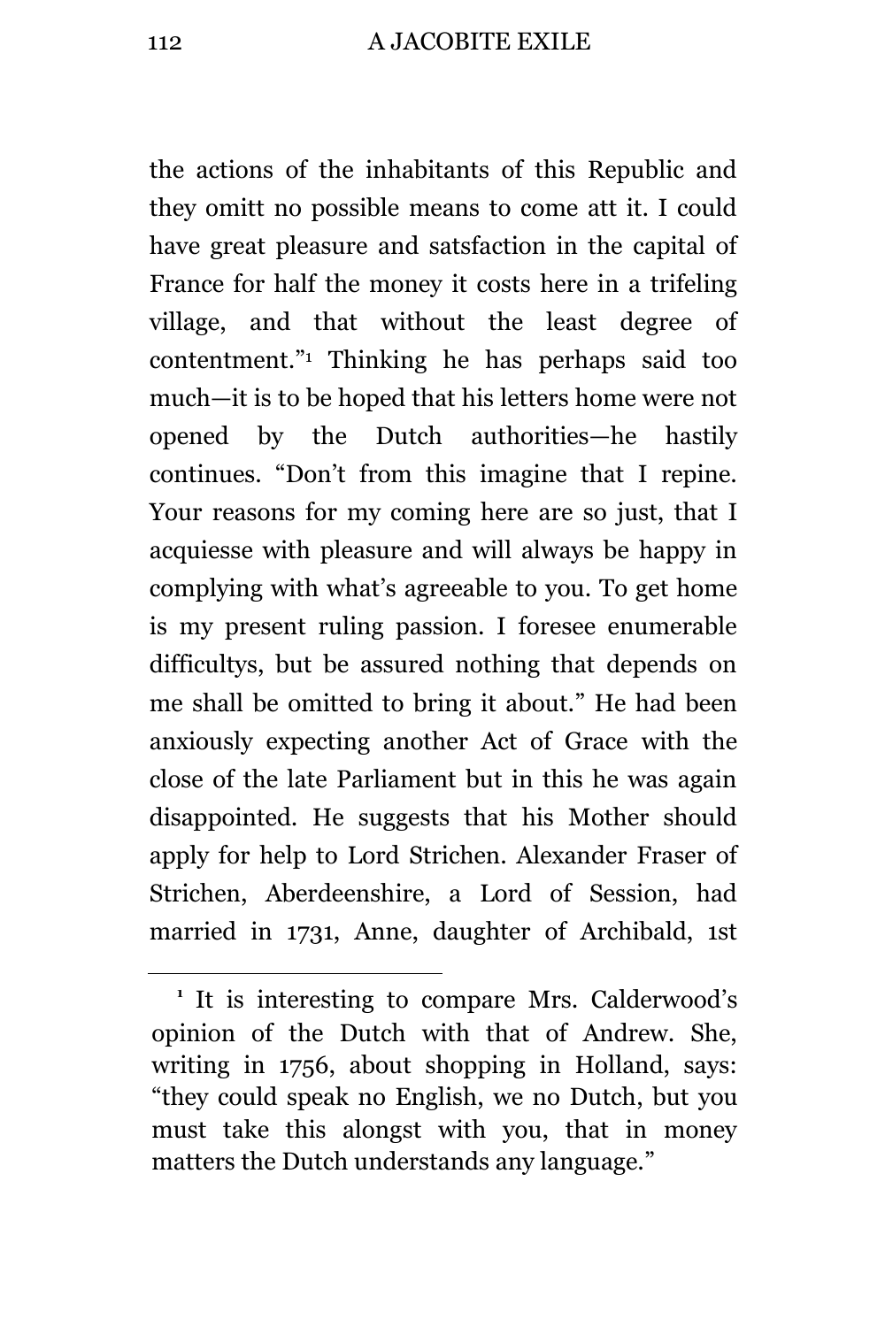the actions of the inhabitants of this Republic and they omitt no possible means to come att it. I could have great pleasure and satsfaction in the capital of France for half the money it costs here in a trifeling village, and that without the least degree of contentment."[1] Thinking he has perhaps said too much—it is to be hoped that his letters home were not opened by the Dutch authorities—he hastily continues. "Don't from this imagine that I repine. Your reasons for my coming here are so just, that I acquiesse with pleasure and will always be happy in complying with what's agreeable to you. To get home is my present ruling passion. I foresee enumerable difficultys, but be assured nothing that depends on me shall be omitted to bring it about." He had been anxiously expecting another Act of Grace with the close of the late Parliament but in this he was again disappointed. He suggests that his Mother should apply for help to Lord Strichen. Alexander Fraser of Strichen, Aberdeenshire, a Lord of Session, had married in 1731, Anne, daughter of Archibald, 1st

---

[1] It is interesting to compare Mrs. Calderwood's opinion of the Dutch with that of Andrew. She, writing in 1756, about shopping in Holland, says: "they could speak no English, we no Dutch, but you must take this alongst with you, that in money matters the Dutch understands any language."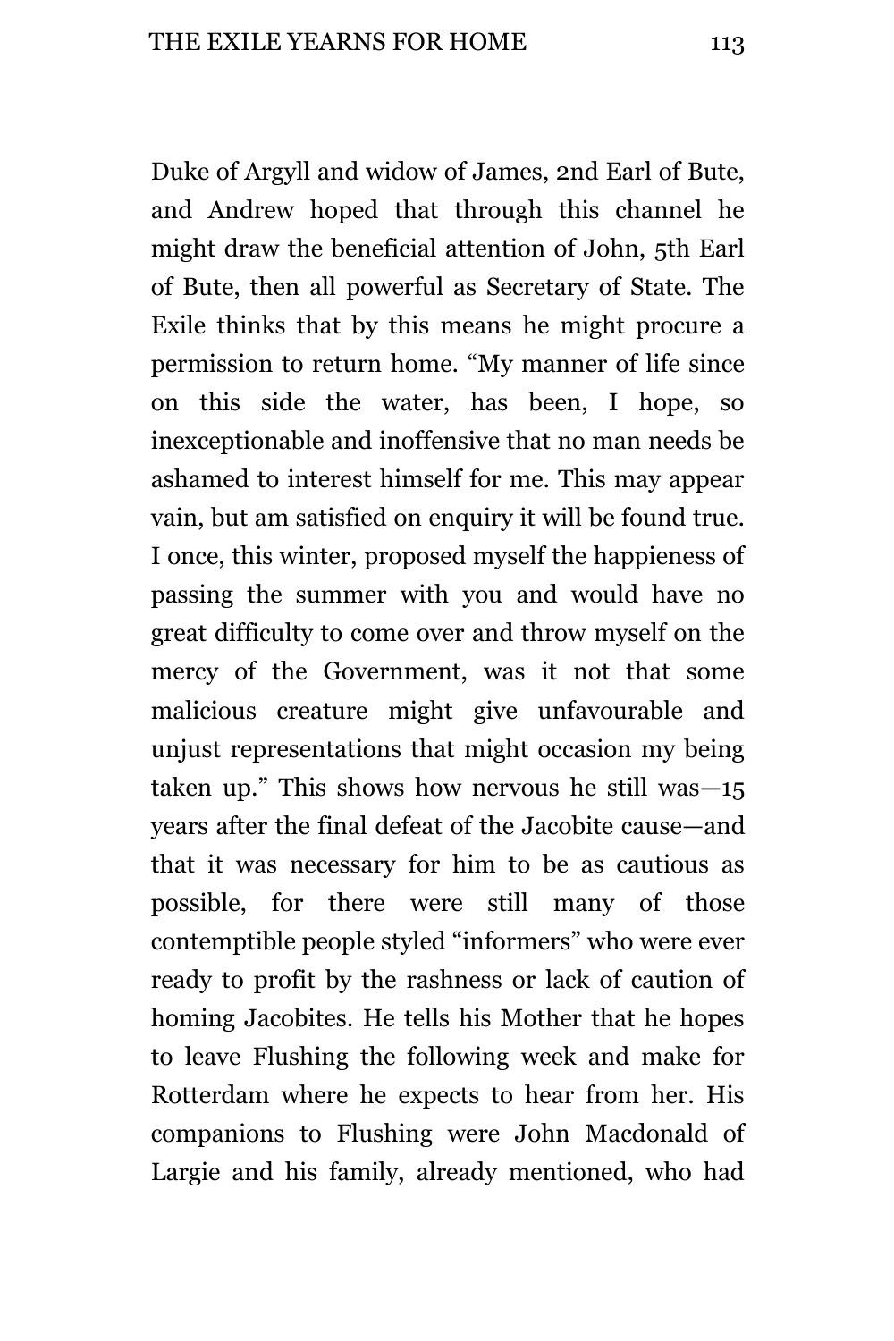Duke of Argyll and widow of James, 2nd Earl of Bute, and Andrew hoped that through this channel he might draw the beneficial attention of John, 5th Earl of Bute, then all powerful as Secretary of State. The Exile thinks that by this means he might procure a permission to return home. "My manner of life since on this side the water, has been, I hope, so inexceptionable and inoffensive that no man needs be ashamed to interest himself for me. This may appear vain, but am satisfied on enquiry it will be found true. I once, this winter, proposed myself the happieness of passing the summer with you and would have no great difficulty to come over and throw myself on the mercy of the Government, was it not that some malicious creature might give unfavourable and unjust representations that might occasion my being taken up." This shows how nervous he still was—15 years after the final defeat of the Jacobite cause—and that it was necessary for him to be as cautious as possible, for there were still many of those contemptible people styled "informers" who were ever ready to profit by the rashness or lack of caution of homing Jacobites. He tells his Mother that he hopes to leave Flushing the following week and make for Rotterdam where he expects to hear from her. His companions to Flushing were John Macdonald of Largie and his family, already mentioned, who had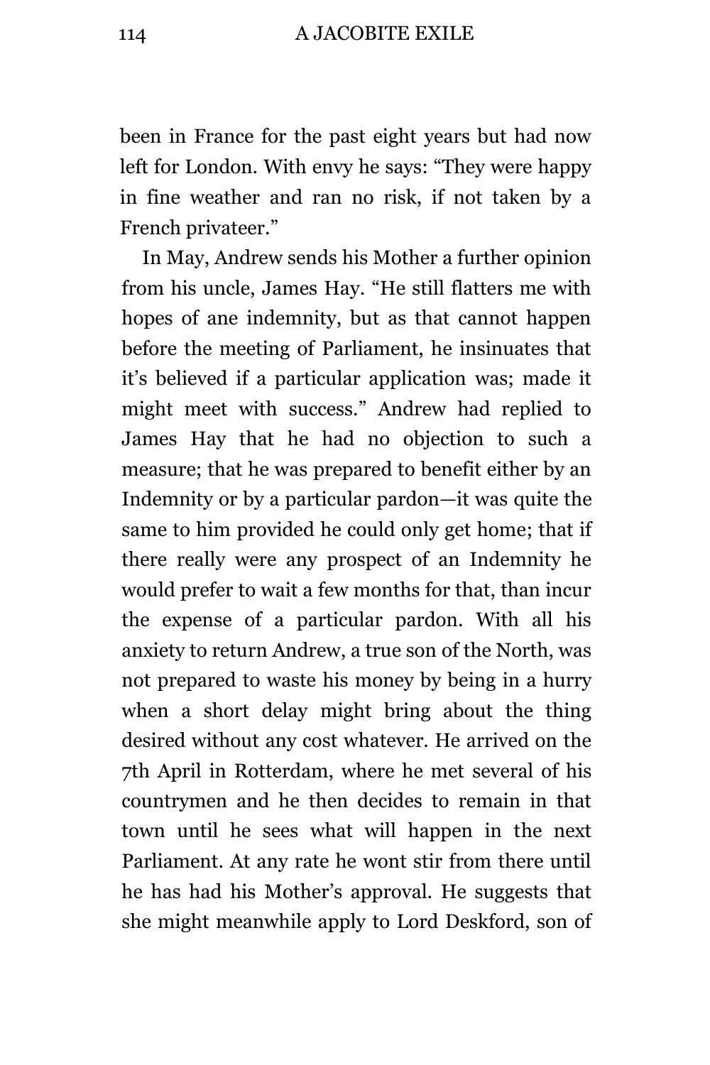been in France for the past eight years but had now left for London. With envy he says: "They were happy in fine weather and ran no risk, if not taken by a French privateer."

In May, Andrew sends his Mother a further opinion from his uncle, James Hay. "He still flatters me with hopes of ane indemnity, but as that cannot happen before the meeting of Parliament, he insinuates that it's believed if a particular application was; made it might meet with success." Andrew had replied to James Hay that he had no objection to such a measure; that he was prepared to benefit either by an Indemnity or by a particular pardon—it was quite the same to him provided he could only get home; that if there really were any prospect of an Indemnity he would prefer to wait a few months for that, than incur the expense of a particular pardon. With all his anxiety to return Andrew, a true son of the North, was not prepared to waste his money by being in a hurry when a short delay might bring about the thing desired without any cost whatever. He arrived on the 7th April in Rotterdam, where he met several of his countrymen and he then decides to remain in that town until he sees what will happen in the next Parliament. At any rate he wont stir from there until he has had his Mother's approval. He suggests that she might meanwhile apply to Lord Deskford, son of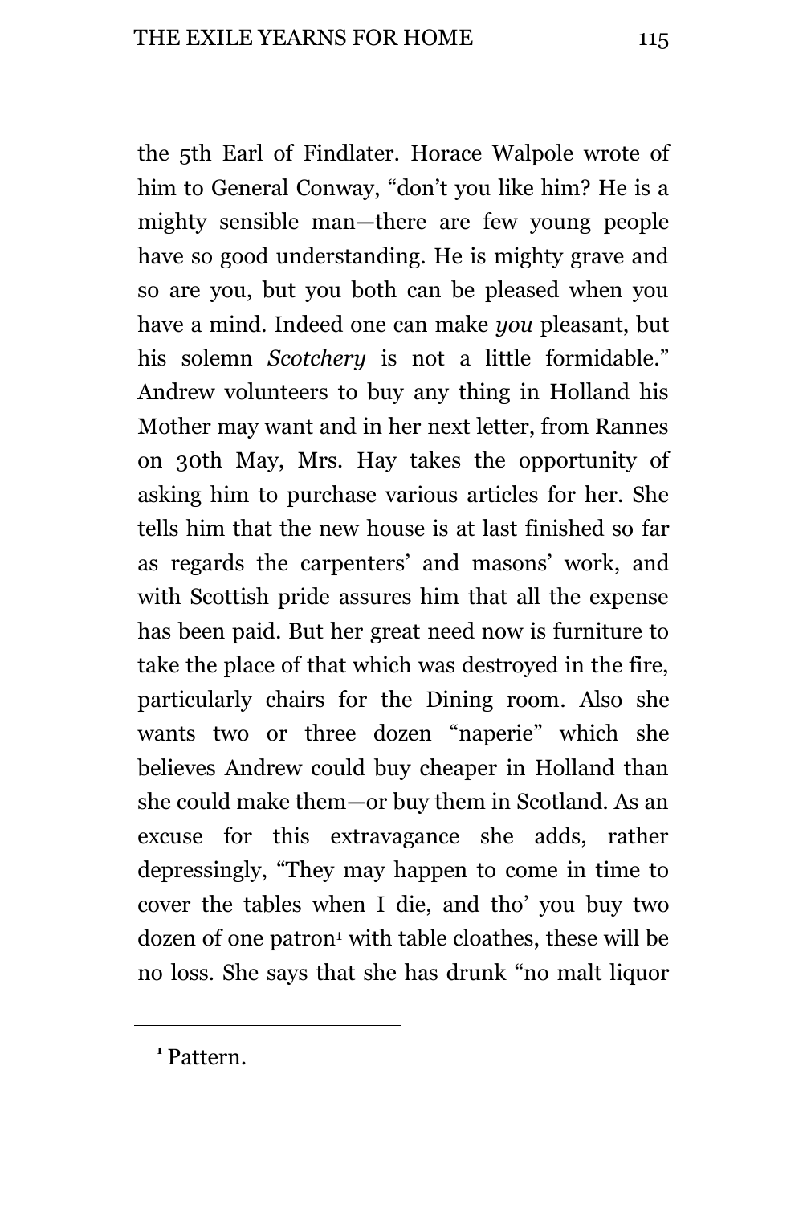the 5th Earl of Findlater. Horace Walpole wrote of him to General Conway, "don't you like him? He is a mighty sensible man—there are few young people have so good understanding. He is mighty grave and so are you, but you both can be pleased when you have a mind. Indeed one can make *you* pleasant, but his solemn *Scotchery* is not a little formidable." Andrew volunteers to buy any thing in Holland his Mother may want and in her next letter, from Rannes on 30th May, Mrs. Hay takes the opportunity of asking him to purchase various articles for her. She tells him that the new house is at last finished so far as regards the carpenters' and masons' work, and with Scottish pride assures him that all the expense has been paid. But her great need now is furniture to take the place of that which was destroyed in the fire, particularly chairs for the Dining room. Also she wants two or three dozen "naperie" which she believes Andrew could buy cheaper in Holland than she could make them—or buy them in Scotland. As an excuse for this extravagance she adds, rather depressingly, "They may happen to come in time to cover the tables when I die, and tho' you buy two dozen of one patron[1] with table cloathes, these will be no loss. She says that she has drunk "no malt liquor

---

[1] Pattern.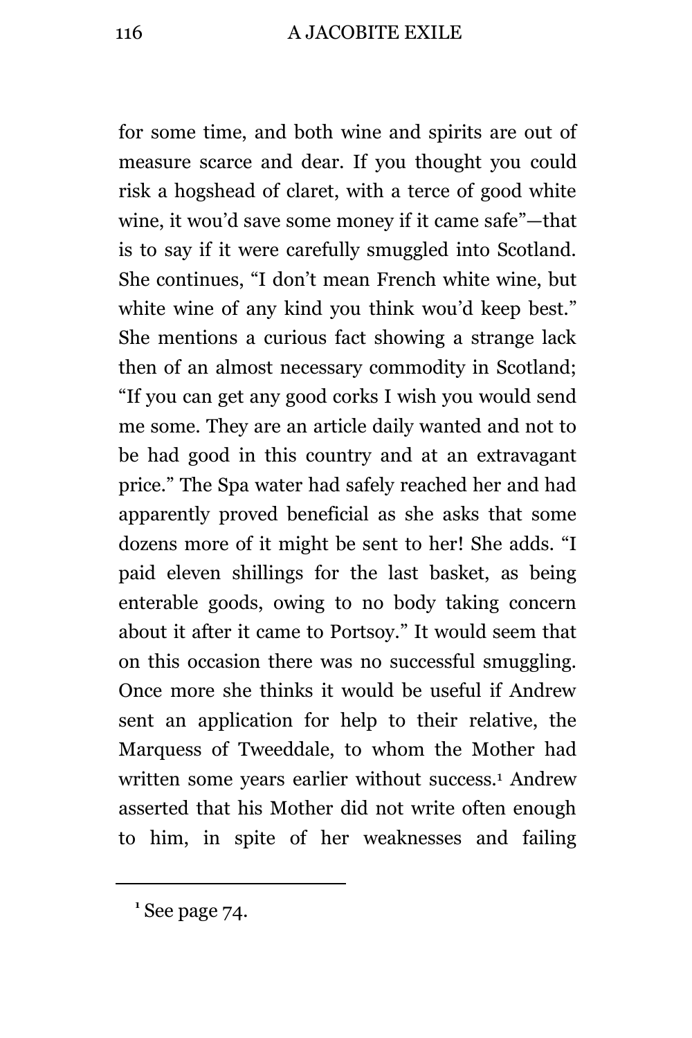for some time, and both wine and spirits are out of measure scarce and dear. If you thought you could risk a hogshead of claret, with a terce of good white wine, it wou'd save some money if it came safe"—that is to say if it were carefully smuggled into Scotland. She continues, "I don't mean French white wine, but white wine of any kind you think wou'd keep best." She mentions a curious fact showing a strange lack then of an almost necessary commodity in Scotland; "If you can get any good corks I wish you would send me some. They are an article daily wanted and not to be had good in this country and at an extravagant price." The Spa water had safely reached her and had apparently proved beneficial as she asks that some dozens more of it might be sent to her! She adds. "I paid eleven shillings for the last basket, as being enterable goods, owing to no body taking concern about it after it came to Portsoy." It would seem that on this occasion there was no successful smuggling. Once more she thinks it would be useful if Andrew sent an application for help to their relative, the Marquess of Tweeddale, to whom the Mother had written some years earlier without success.[1] Andrew asserted that his Mother did not write often enough to him, in spite of her weaknesses and failing

[1] See page 74.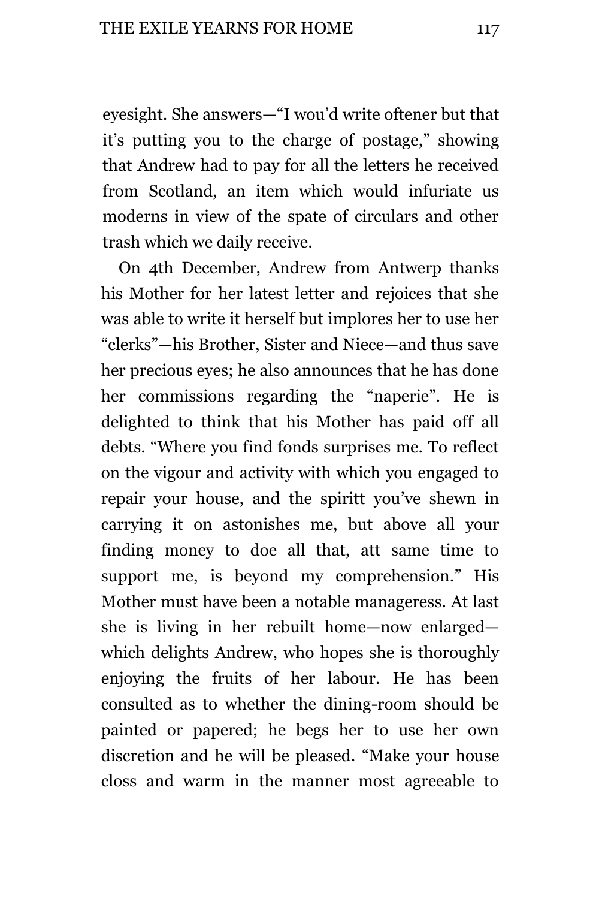eyesight. She answers—“I wou’d write oftener but that it’s putting you to the charge of postage,” showing that Andrew had to pay for all the letters he received from Scotland, an item which would infuriate us moderns in view of the spate of circulars and other trash which we daily receive.

On 4th December, Andrew from Antwerp thanks his Mother for her latest letter and rejoices that she was able to write it herself but implores her to use her “clerks”—his Brother, Sister and Niece—and thus save her precious eyes; he also announces that he has done her commissions regarding the “naperie”. He is delighted to think that his Mother has paid off all debts. “Where you find fonds surprises me. To reflect on the vigour and activity with which you engaged to repair your house, and the spiritt you’ve shewn in carrying it on astonishes me, but above all your finding money to doe all that, att same time to support me, is beyond my comprehension.” His Mother must have been a notable manageress. At last she is living in her rebuilt home—now enlarged—which delights Andrew, who hopes she is thoroughly enjoying the fruits of her labour. He has been consulted as to whether the dining-room should be painted or papered; he begs her to use her own discretion and he will be pleased. “Make your house closs and warm in the manner most agreeable to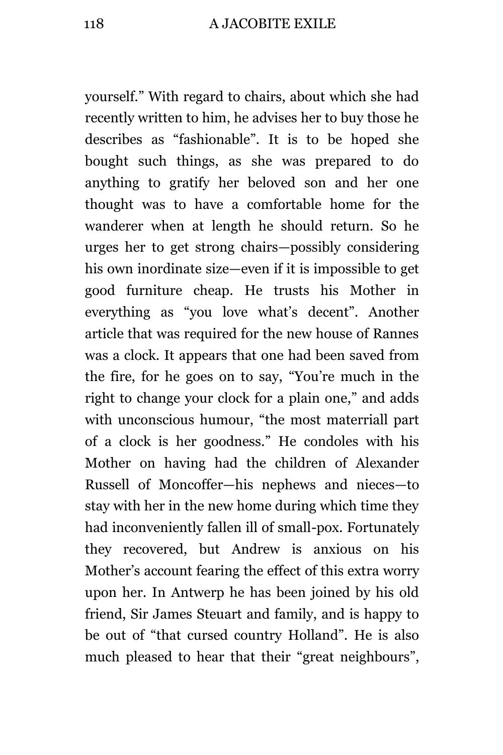yourself." With regard to chairs, about which she had recently written to him, he advises her to buy those he describes as "fashionable". It is to be hoped she bought such things, as she was prepared to do anything to gratify her beloved son and her one thought was to have a comfortable home for the wanderer when at length he should return. So he urges her to get strong chairs—possibly considering his own inordinate size—even if it is impossible to get good furniture cheap. He trusts his Mother in everything as "you love what's decent". Another article that was required for the new house of Rannes was a clock. It appears that one had been saved from the fire, for he goes on to say, "You're much in the right to change your clock for a plain one," and adds with unconscious humour, "the most materriall part of a clock is her goodness." He condoles with his Mother on having had the children of Alexander Russell of Moncoffer—his nephews and nieces—to stay with her in the new home during which time they had inconveniently fallen ill of small-pox. Fortunately they recovered, but Andrew is anxious on his Mother's account fearing the effect of this extra worry upon her. In Antwerp he has been joined by his old friend, Sir James Steuart and family, and is happy to be out of "that cursed country Holland". He is also much pleased to hear that their "great neighbours",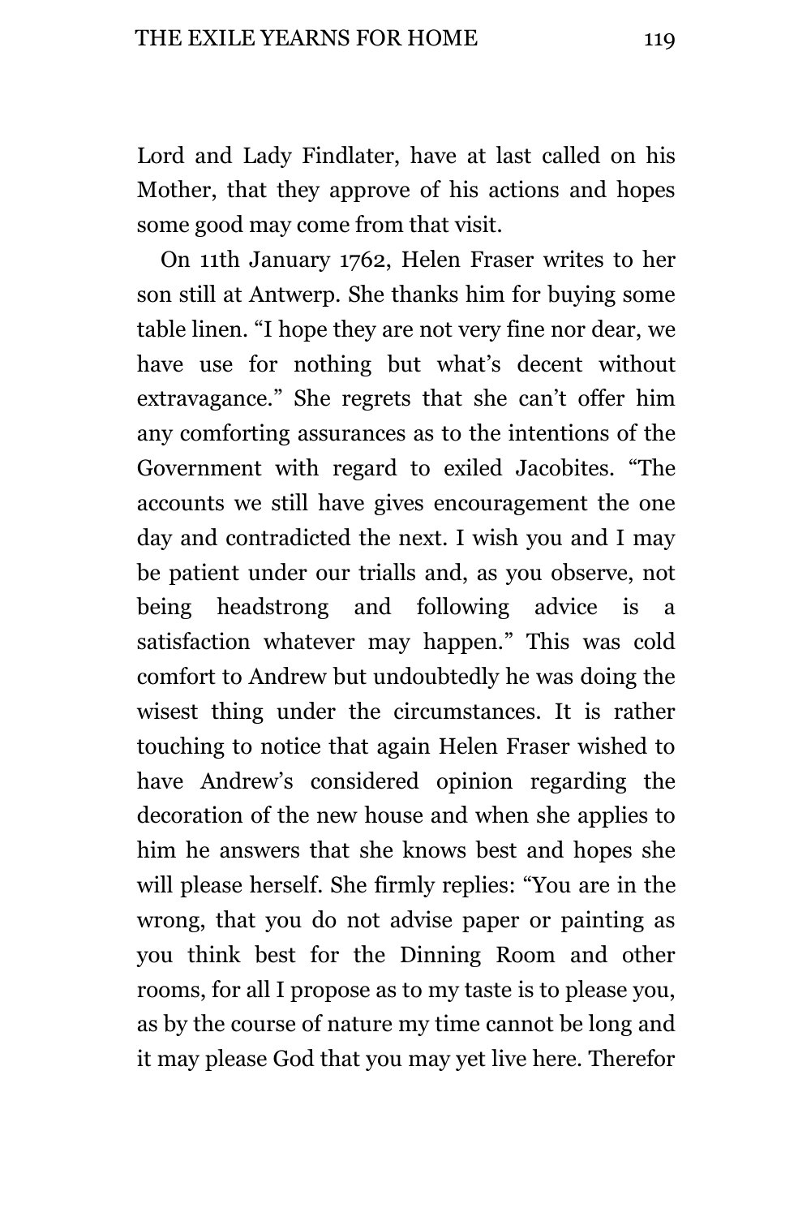Lord and Lady Findlater, have at last called on his Mother, that they approve of his actions and hopes some good may come from that visit.

On 11th January 1762, Helen Fraser writes to her son still at Antwerp. She thanks him for buying some table linen. “I hope they are not very fine nor dear, we have use for nothing but what’s decent without extravagance.” She regrets that she can’t offer him any comforting assurances as to the intentions of the Government with regard to exiled Jacobites. “The accounts we still have gives encouragement the one day and contradicted the next. I wish you and I may be patient under our trialls and, as you observe, not being headstrong and following advice is a satisfaction whatever may happen.” This was cold comfort to Andrew but undoubtedly he was doing the wisest thing under the circumstances. It is rather touching to notice that again Helen Fraser wished to have Andrew’s considered opinion regarding the decoration of the new house and when she applies to him he answers that she knows best and hopes she will please herself. She firmly replies: “You are in the wrong, that you do not advise paper or painting as you think best for the Dinning Room and other rooms, for all I propose as to my taste is to please you, as by the course of nature my time cannot be long and it may please God that you may yet live here. Therefor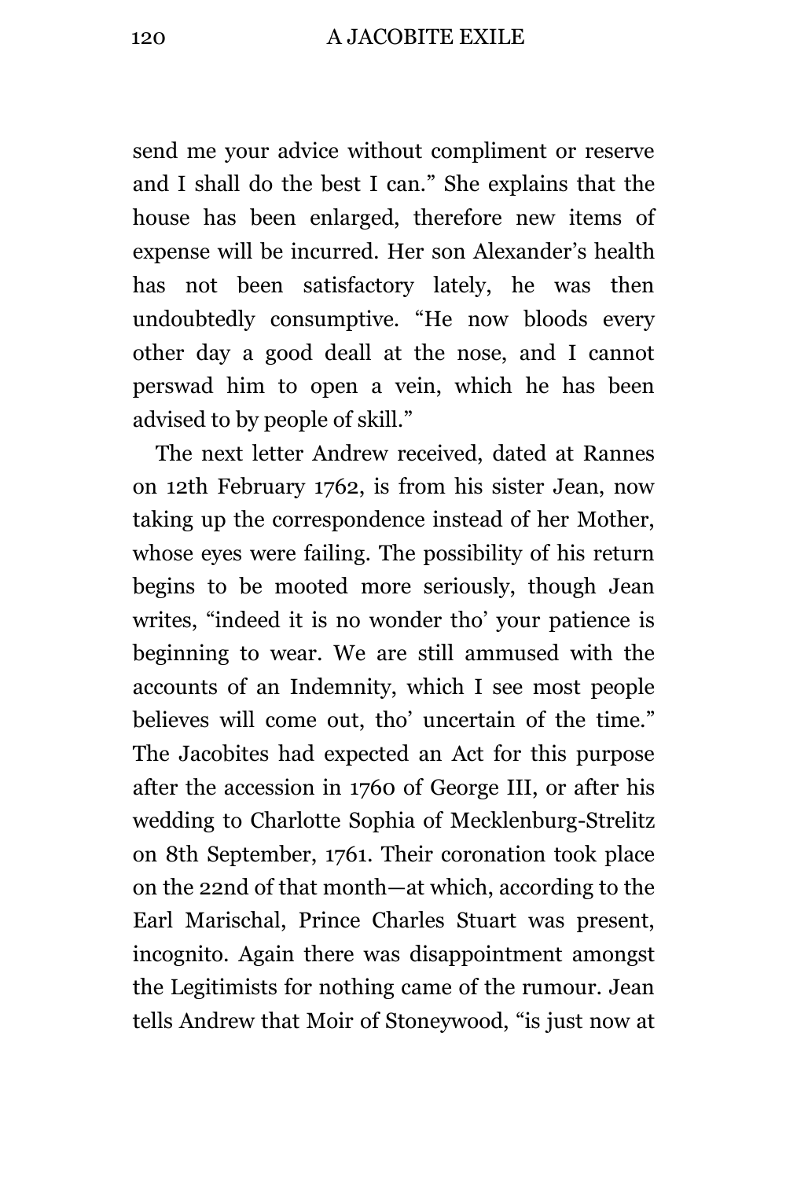send me your advice without compliment or reserve and I shall do the best I can." She explains that the house has been enlarged, therefore new items of expense will be incurred. Her son Alexander's health has not been satisfactory lately, he was then undoubtedly consumptive. "He now bloods every other day a good deall at the nose, and I cannot perswad him to open a vein, which he has been advised to by people of skill."

The next letter Andrew received, dated at Rannes on 12th February 1762, is from his sister Jean, now taking up the correspondence instead of her Mother, whose eyes were failing. The possibility of his return begins to be mooted more seriously, though Jean writes, "indeed it is no wonder tho' your patience is beginning to wear. We are still ammused with the accounts of an Indemnity, which I see most people believes will come out, tho' uncertain of the time." The Jacobites had expected an Act for this purpose after the accession in 1760 of George III, or after his wedding to Charlotte Sophia of Mecklenburg-Strelitz on 8th September, 1761. Their coronation took place on the 22nd of that month—at which, according to the Earl Marischal, Prince Charles Stuart was present, incognito. Again there was disappointment amongst the Legitimists for nothing came of the rumour. Jean tells Andrew that Moir of Stoneywood, "is just now at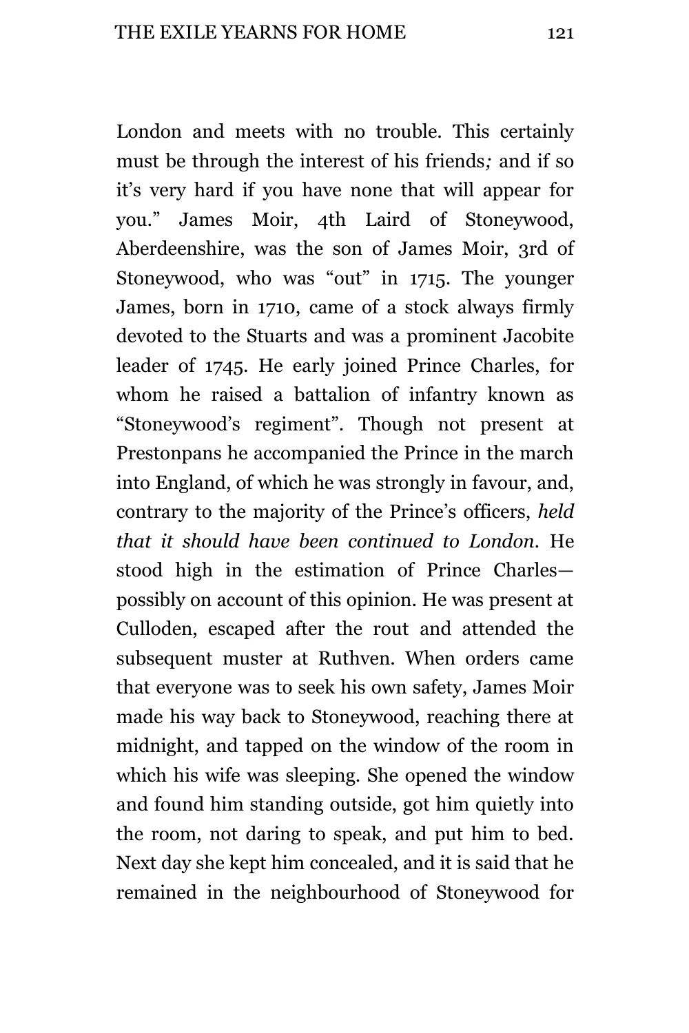London and meets with no trouble. This certainly must be through the interest of his friends*;* and if so it's very hard if you have none that will appear for you." James Moir, 4th Laird of Stoneywood, Aberdeenshire, was the son of James Moir, 3rd of Stoneywood, who was "out" in 1715. The younger James, born in 1710, came of a stock always firmly devoted to the Stuarts and was a prominent Jacobite leader of 1745. He early joined Prince Charles, for whom he raised a battalion of infantry known as "Stoneywood's regiment". Though not present at Prestonpans he accompanied the Prince in the march into England, of which he was strongly in favour, and, contrary to the majority of the Prince's officers, *held that it should have been continued to London.* He stood high in the estimation of Prince Charles—possibly on account of this opinion. He was present at Culloden, escaped after the rout and attended the subsequent muster at Ruthven. When orders came that everyone was to seek his own safety, James Moir made his way back to Stoneywood, reaching there at midnight, and tapped on the window of the room in which his wife was sleeping. She opened the window and found him standing outside, got him quietly into the room, not daring to speak, and put him to bed. Next day she kept him concealed, and it is said that he remained in the neighbourhood of Stoneywood for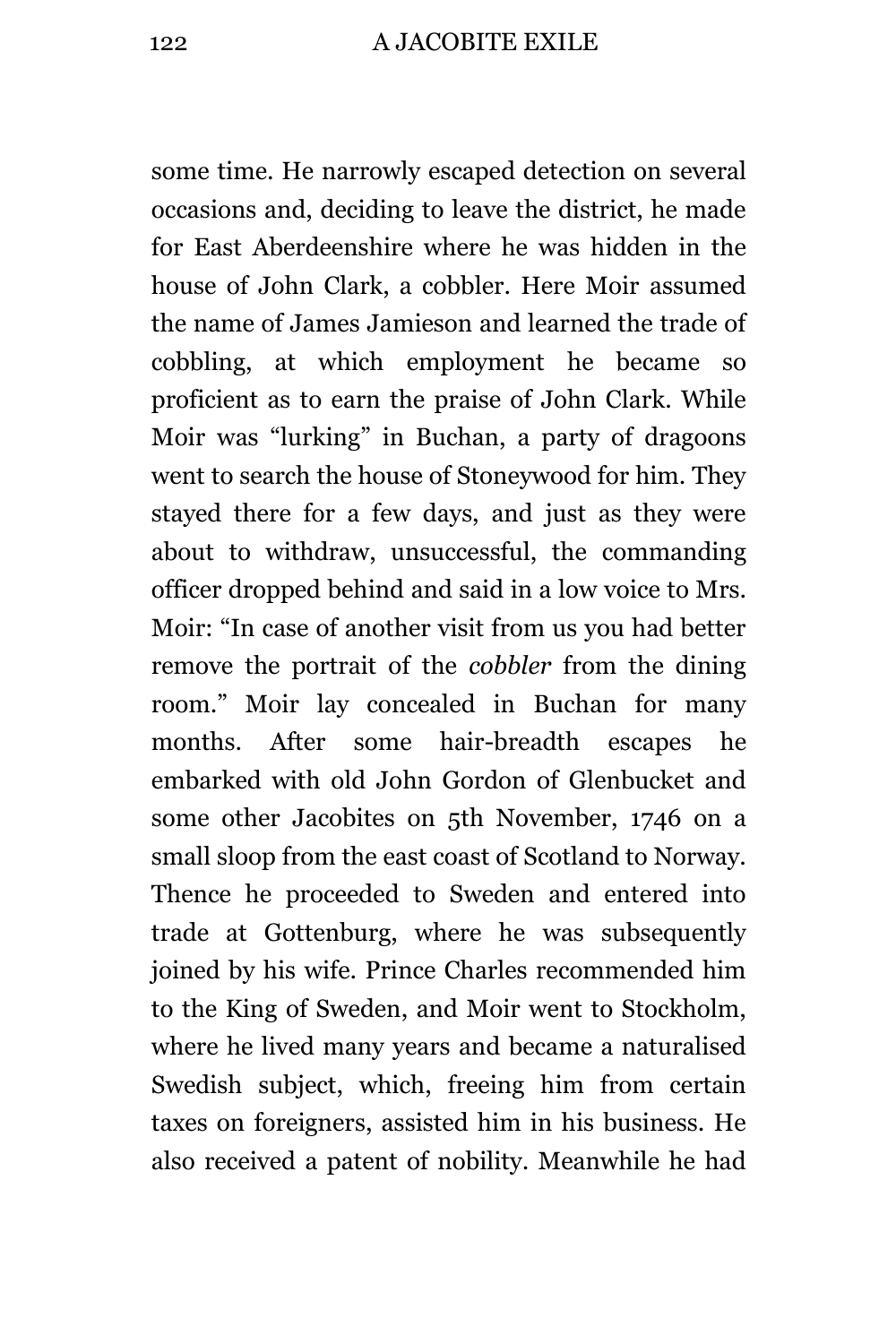some time. He narrowly escaped detection on several occasions and, deciding to leave the district, he made for East Aberdeenshire where he was hidden in the house of John Clark, a cobbler. Here Moir assumed the name of James Jamieson and learned the trade of cobbling, at which employment he became so proficient as to earn the praise of John Clark. While Moir was "lurking" in Buchan, a party of dragoons went to search the house of Stoneywood for him. They stayed there for a few days, and just as they were about to withdraw, unsuccessful, the commanding officer dropped behind and said in a low voice to Mrs. Moir: "In case of another visit from us you had better remove the portrait of the *cobbler* from the dining room." Moir lay concealed in Buchan for many months. After some hair-breadth escapes he embarked with old John Gordon of Glenbucket and some other Jacobites on 5th November, 1746 on a small sloop from the east coast of Scotland to Norway. Thence he proceeded to Sweden and entered into trade at Gottenburg, where he was subsequently joined by his wife. Prince Charles recommended him to the King of Sweden, and Moir went to Stockholm, where he lived many years and became a naturalised Swedish subject, which, freeing him from certain taxes on foreigners, assisted him in his business. He also received a patent of nobility. Meanwhile he had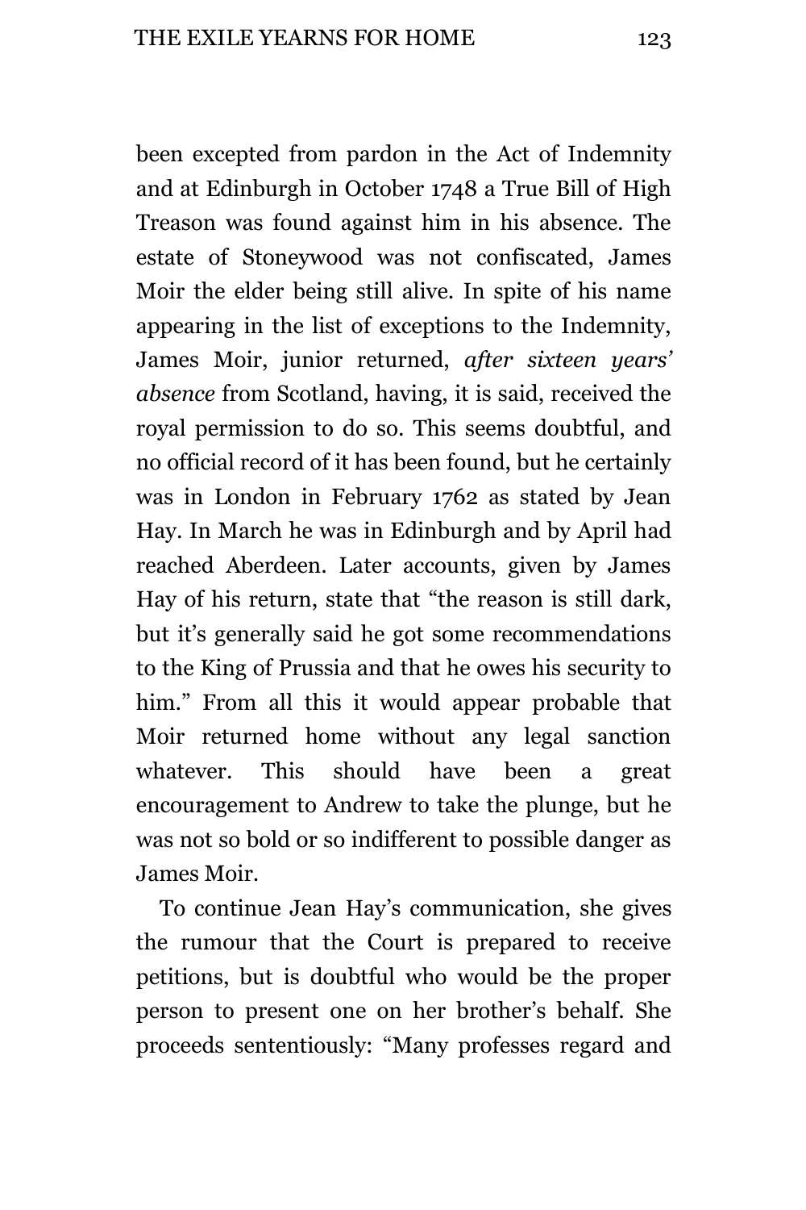been excepted from pardon in the Act of Indemnity and at Edinburgh in October 1748 a True Bill of High Treason was found against him in his absence. The estate of Stoneywood was not confiscated, James Moir the elder being still alive. In spite of his name appearing in the list of exceptions to the Indemnity, James Moir, junior returned, *after sixteen years' absence* from Scotland, having, it is said, received the royal permission to do so. This seems doubtful, and no official record of it has been found, but he certainly was in London in February 1762 as stated by Jean Hay. In March he was in Edinburgh and by April had reached Aberdeen. Later accounts, given by James Hay of his return, state that "the reason is still dark, but it's generally said he got some recommendations to the King of Prussia and that he owes his security to him." From all this it would appear probable that Moir returned home without any legal sanction whatever. This should have been a great encouragement to Andrew to take the plunge, but he was not so bold or so indifferent to possible danger as James Moir.

To continue Jean Hay's communication, she gives the rumour that the Court is prepared to receive petitions, but is doubtful who would be the proper person to present one on her brother's behalf. She proceeds sententiously: "Many professes regard and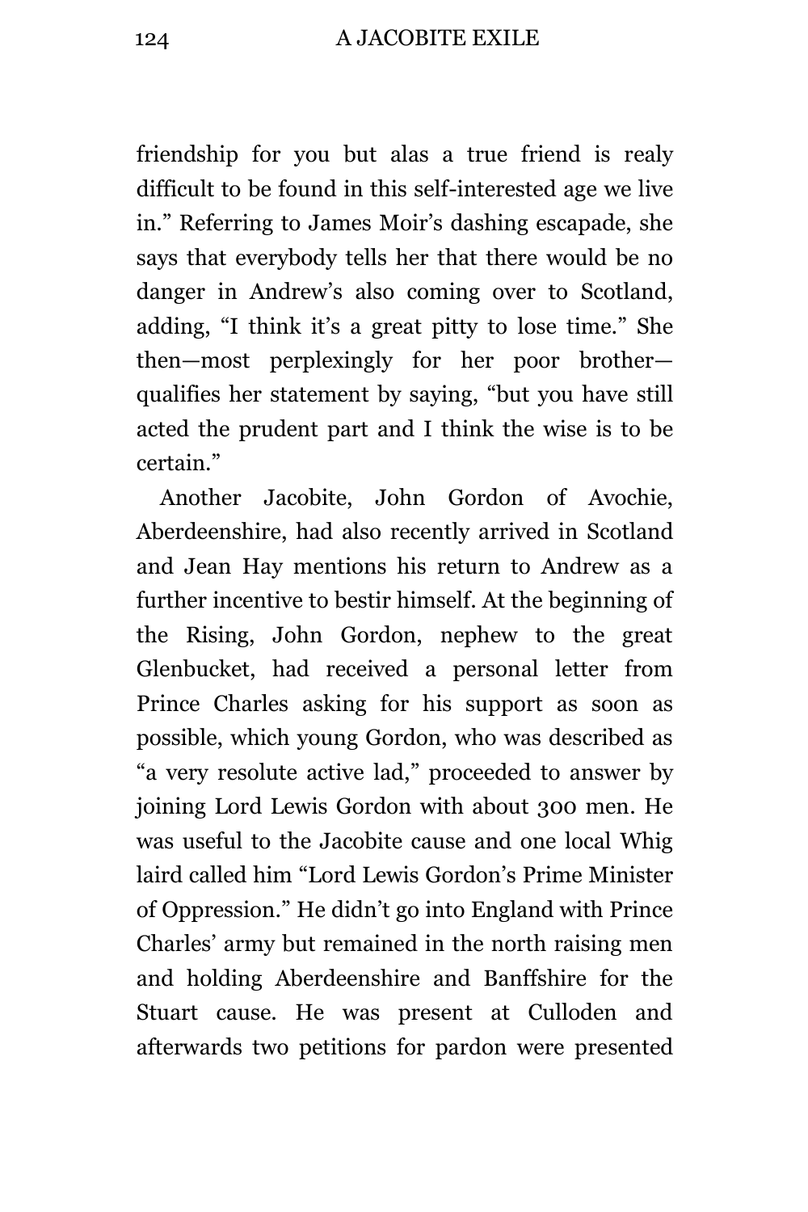friendship for you but alas a true friend is realy difficult to be found in this self-interested age we live in." Referring to James Moir's dashing escapade, she says that everybody tells her that there would be no danger in Andrew's also coming over to Scotland, adding, "I think it's a great pitty to lose time." She then—most perplexingly for her poor brother—qualifies her statement by saying, "but you have still acted the prudent part and I think the wise is to be certain."

Another Jacobite, John Gordon of Avochie, Aberdeenshire, had also recently arrived in Scotland and Jean Hay mentions his return to Andrew as a further incentive to bestir himself. At the beginning of the Rising, John Gordon, nephew to the great Glenbucket, had received a personal letter from Prince Charles asking for his support as soon as possible, which young Gordon, who was described as "a very resolute active lad," proceeded to answer by joining Lord Lewis Gordon with about 300 men. He was useful to the Jacobite cause and one local Whig laird called him "Lord Lewis Gordon's Prime Minister of Oppression." He didn't go into England with Prince Charles' army but remained in the north raising men and holding Aberdeenshire and Banffshire for the Stuart cause. He was present at Culloden and afterwards two petitions for pardon were presented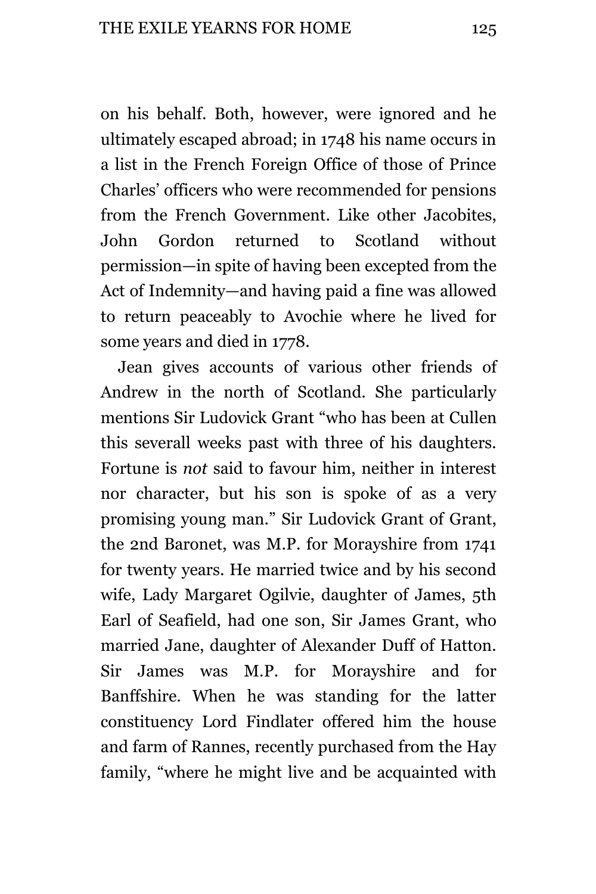on his behalf. Both, however, were ignored and he ultimately escaped abroad; in 1748 his name occurs in a list in the French Foreign Office of those of Prince Charles' officers who were recommended for pensions from the French Government. Like other Jacobites, John Gordon returned to Scotland without permission—in spite of having been excepted from the Act of Indemnity—and having paid a fine was allowed to return peaceably to Avochie where he lived for some years and died in 1778.

Jean gives accounts of various other friends of Andrew in the north of Scotland. She particularly mentions Sir Ludovick Grant "who has been at Cullen this severall weeks past with three of his daughters. Fortune is *not* said to favour him, neither in interest nor character, but his son is spoke of as a very promising young man." Sir Ludovick Grant of Grant, the 2nd Baronet, was M.P. for Morayshire from 1741 for twenty years. He married twice and by his second wife, Lady Margaret Ogilvie, daughter of James, 5th Earl of Seafield, had one son, Sir James Grant, who married Jane, daughter of Alexander Duff of Hatton. Sir James was M.P. for Morayshire and for Banffshire. When he was standing for the latter constituency Lord Findlater offered him the house and farm of Rannes, recently purchased from the Hay family, "where he might live and be acquainted with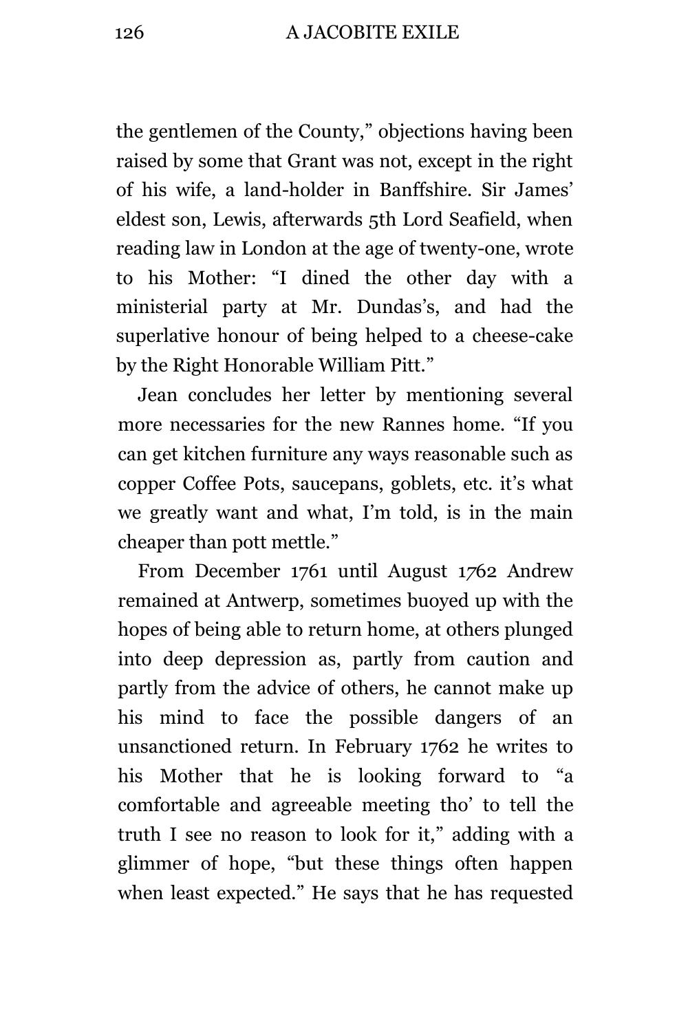the gentlemen of the County," objections having been raised by some that Grant was not, except in the right of his wife, a land-holder in Banffshire. Sir James' eldest son, Lewis, afterwards 5th Lord Seafield, when reading law in London at the age of twenty-one, wrote to his Mother: "I dined the other day with a ministerial party at Mr. Dundas's, and had the superlative honour of being helped to a cheese-cake by the Right Honorable William Pitt."

Jean concludes her letter by mentioning several more necessaries for the new Rannes home. "If you can get kitchen furniture any ways reasonable such as copper Coffee Pots, saucepans, goblets, etc. it's what we greatly want and what, I'm told, is in the main cheaper than pott mettle."

From December 1761 until August 1762 Andrew remained at Antwerp, sometimes buoyed up with the hopes of being able to return home, at others plunged into deep depression as, partly from caution and partly from the advice of others, he cannot make up his mind to face the possible dangers of an unsanctioned return. In February 1762 he writes to his Mother that he is looking forward to "a comfortable and agreeable meeting tho' to tell the truth I see no reason to look for it," adding with a glimmer of hope, "but these things often happen when least expected." He says that he has requested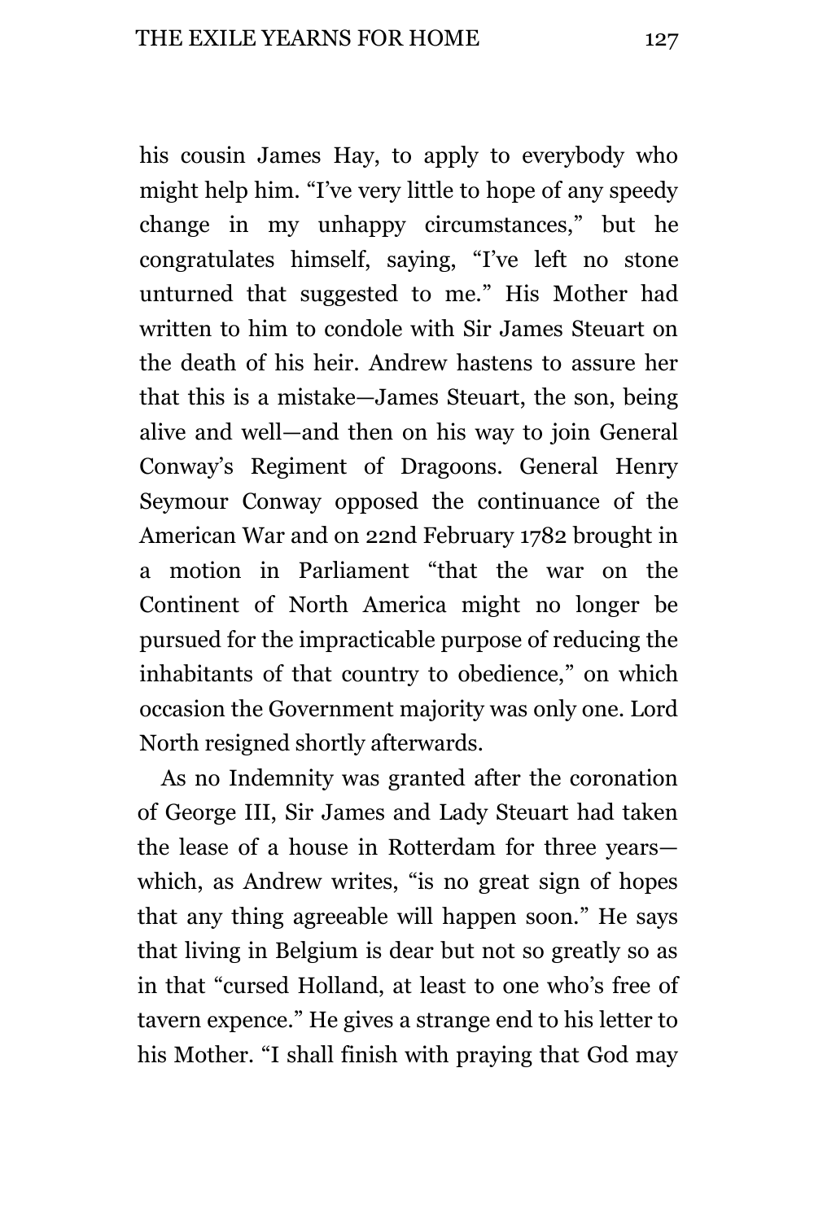his cousin James Hay, to apply to everybody who might help him. "I've very little to hope of any speedy change in my unhappy circumstances," but he congratulates himself, saying, "I've left no stone unturned that suggested to me." His Mother had written to him to condole with Sir James Steuart on the death of his heir. Andrew hastens to assure her that this is a mistake—James Steuart, the son, being alive and well—and then on his way to join General Conway's Regiment of Dragoons. General Henry Seymour Conway opposed the continuance of the American War and on 22nd February 1782 brought in a motion in Parliament "that the war on the Continent of North America might no longer be pursued for the impracticable purpose of reducing the inhabitants of that country to obedience," on which occasion the Government majority was only one. Lord North resigned shortly afterwards.

As no Indemnity was granted after the coronation of George III, Sir James and Lady Steuart had taken the lease of a house in Rotterdam for three years—which, as Andrew writes, "is no great sign of hopes that any thing agreeable will happen soon." He says that living in Belgium is dear but not so greatly so as in that "cursed Holland, at least to one who's free of tavern expence." He gives a strange end to his letter to his Mother. "I shall finish with praying that God may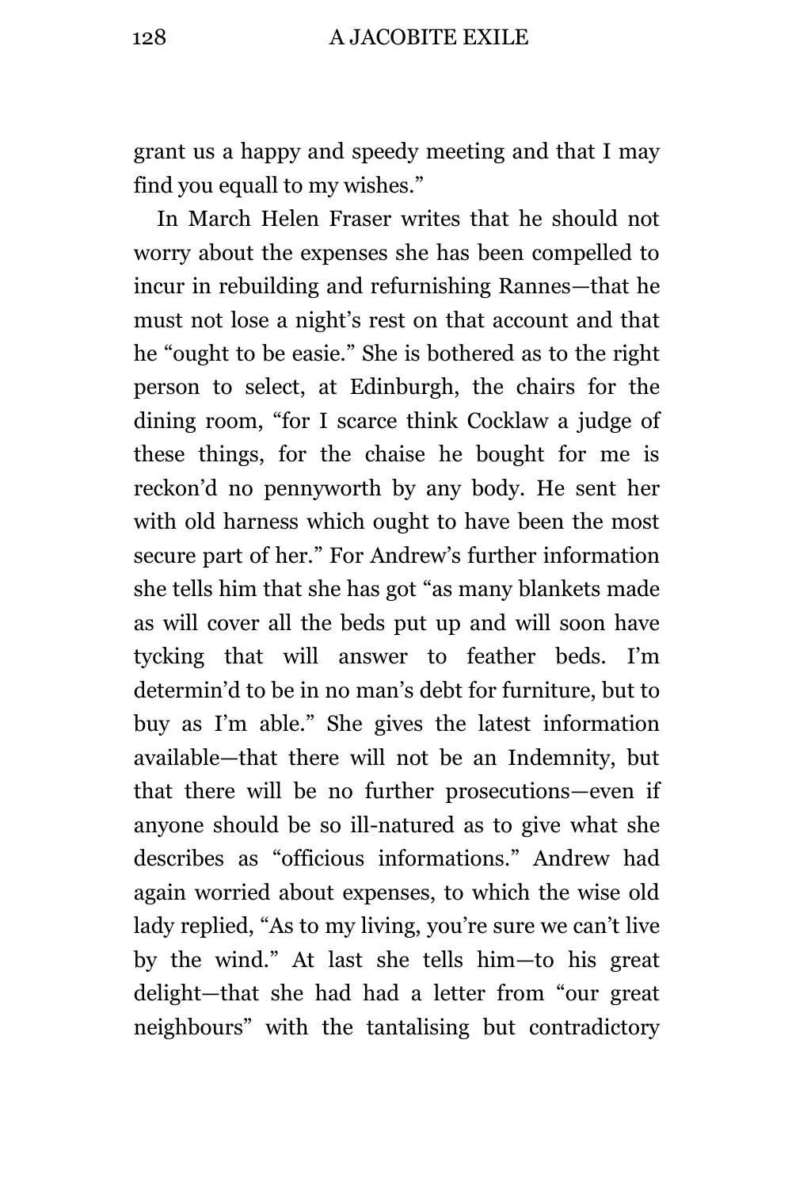grant us a happy and speedy meeting and that I may find you equall to my wishes."

In March Helen Fraser writes that he should not worry about the expenses she has been compelled to incur in rebuilding and refurnishing Rannes—that he must not lose a night's rest on that account and that he "ought to be easie." She is bothered as to the right person to select, at Edinburgh, the chairs for the dining room, "for I scarce think Cocklaw a judge of these things, for the chaise he bought for me is reckon'd no pennyworth by any body. He sent her with old harness which ought to have been the most secure part of her." For Andrew's further information she tells him that she has got "as many blankets made as will cover all the beds put up and will soon have tycking that will answer to feather beds. I'm determin'd to be in no man's debt for furniture, but to buy as I'm able." She gives the latest information available—that there will not be an Indemnity, but that there will be no further prosecutions—even if anyone should be so ill-natured as to give what she describes as "officious informations." Andrew had again worried about expenses, to which the wise old lady replied, "As to my living, you're sure we can't live by the wind." At last she tells him—to his great delight—that she had had a letter from "our great neighbours" with the tantalising but contradictory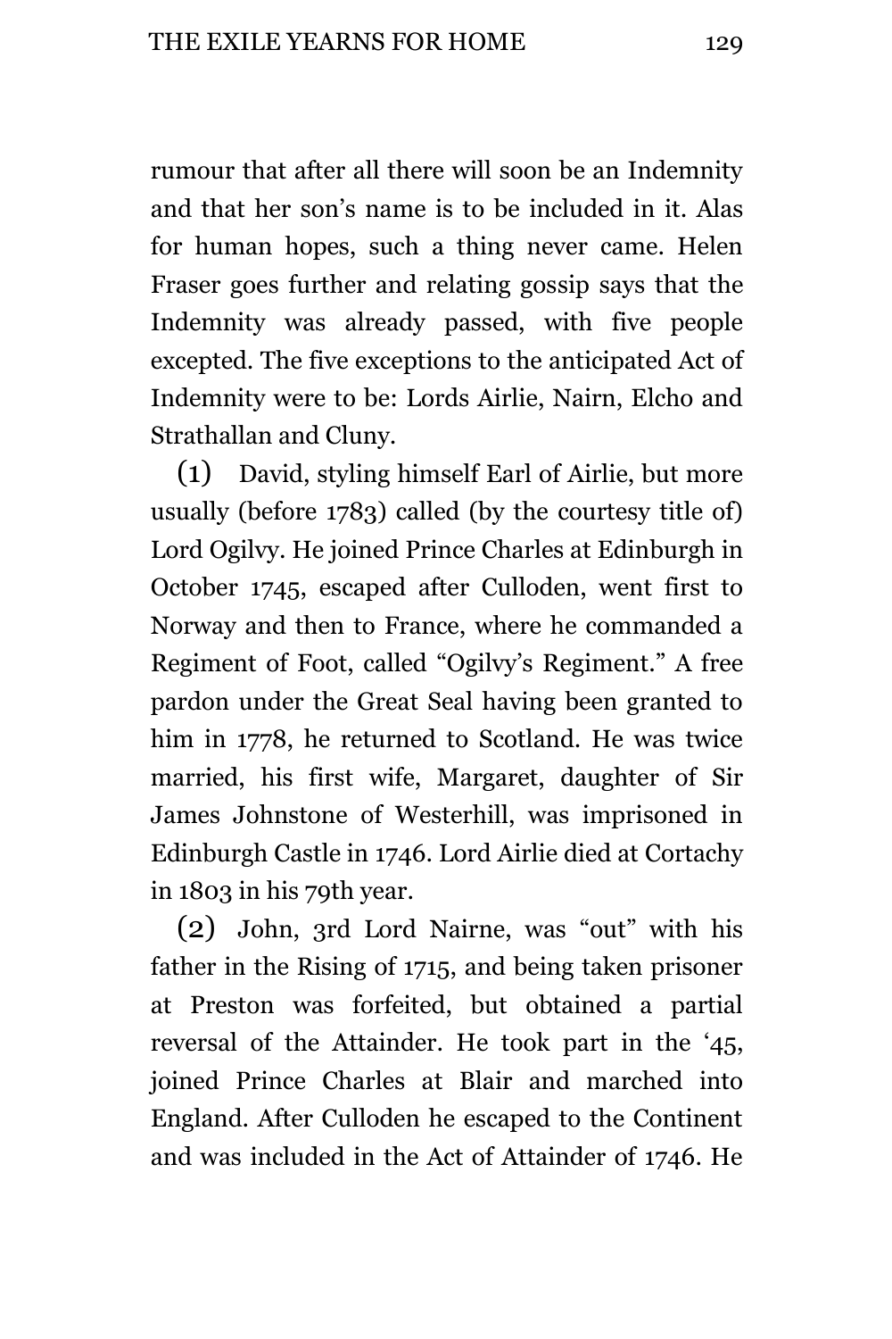rumour that after all there will soon be an Indemnity and that her son's name is to be included in it. Alas for human hopes, such a thing never came. Helen Fraser goes further and relating gossip says that the Indemnity was already passed, with five people excepted. The five exceptions to the anticipated Act of Indemnity were to be: Lords Airlie, Nairn, Elcho and Strathallan and Cluny.

(1) David, styling himself Earl of Airlie, but more usually (before 1783) called (by the courtesy title of) Lord Ogilvy. He joined Prince Charles at Edinburgh in October 1745, escaped after Culloden, went first to Norway and then to France, where he commanded a Regiment of Foot, called "Ogilvy's Regiment." A free pardon under the Great Seal having been granted to him in 1778, he returned to Scotland. He was twice married, his first wife, Margaret, daughter of Sir James Johnstone of Westerhill, was imprisoned in Edinburgh Castle in 1746. Lord Airlie died at Cortachy in 1803 in his 79th year.

(2) John, 3rd Lord Nairne, was "out" with his father in the Rising of 1715, and being taken prisoner at Preston was forfeited, but obtained a partial reversal of the Attainder. He took part in the '45, joined Prince Charles at Blair and marched into England. After Culloden he escaped to the Continent and was included in the Act of Attainder of 1746. He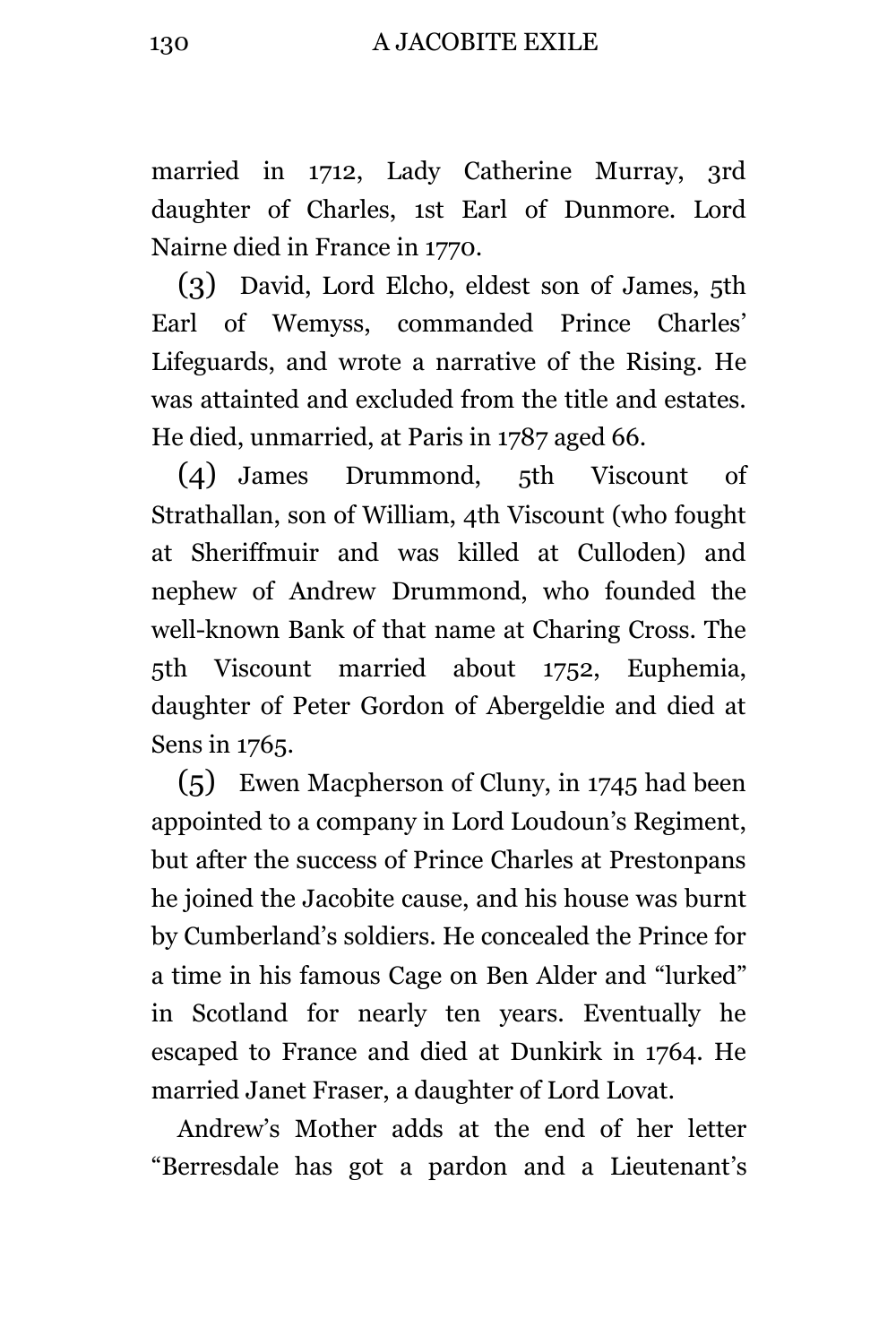married in 1712, Lady Catherine Murray, 3rd daughter of Charles, 1st Earl of Dunmore. Lord Nairne died in France in 1770.

(3) David, Lord Elcho, eldest son of James, 5th Earl of Wemyss, commanded Prince Charles' Lifeguards, and wrote a narrative of the Rising. He was attainted and excluded from the title and estates. He died, unmarried, at Paris in 1787 aged 66.

(4) James Drummond, 5th Viscount of Strathallan, son of William, 4th Viscount (who fought at Sheriffmuir and was killed at Culloden) and nephew of Andrew Drummond, who founded the well-known Bank of that name at Charing Cross. The 5th Viscount married about 1752, Euphemia, daughter of Peter Gordon of Abergeldie and died at Sens in 1765.

(5) Ewen Macpherson of Cluny, in 1745 had been appointed to a company in Lord Loudoun's Regiment, but after the success of Prince Charles at Prestonpans he joined the Jacobite cause, and his house was burnt by Cumberland's soldiers. He concealed the Prince for a time in his famous Cage on Ben Alder and "lurked" in Scotland for nearly ten years. Eventually he escaped to France and died at Dunkirk in 1764. He married Janet Fraser, a daughter of Lord Lovat.

Andrew's Mother adds at the end of her letter "Berresdale has got a pardon and a Lieutenant's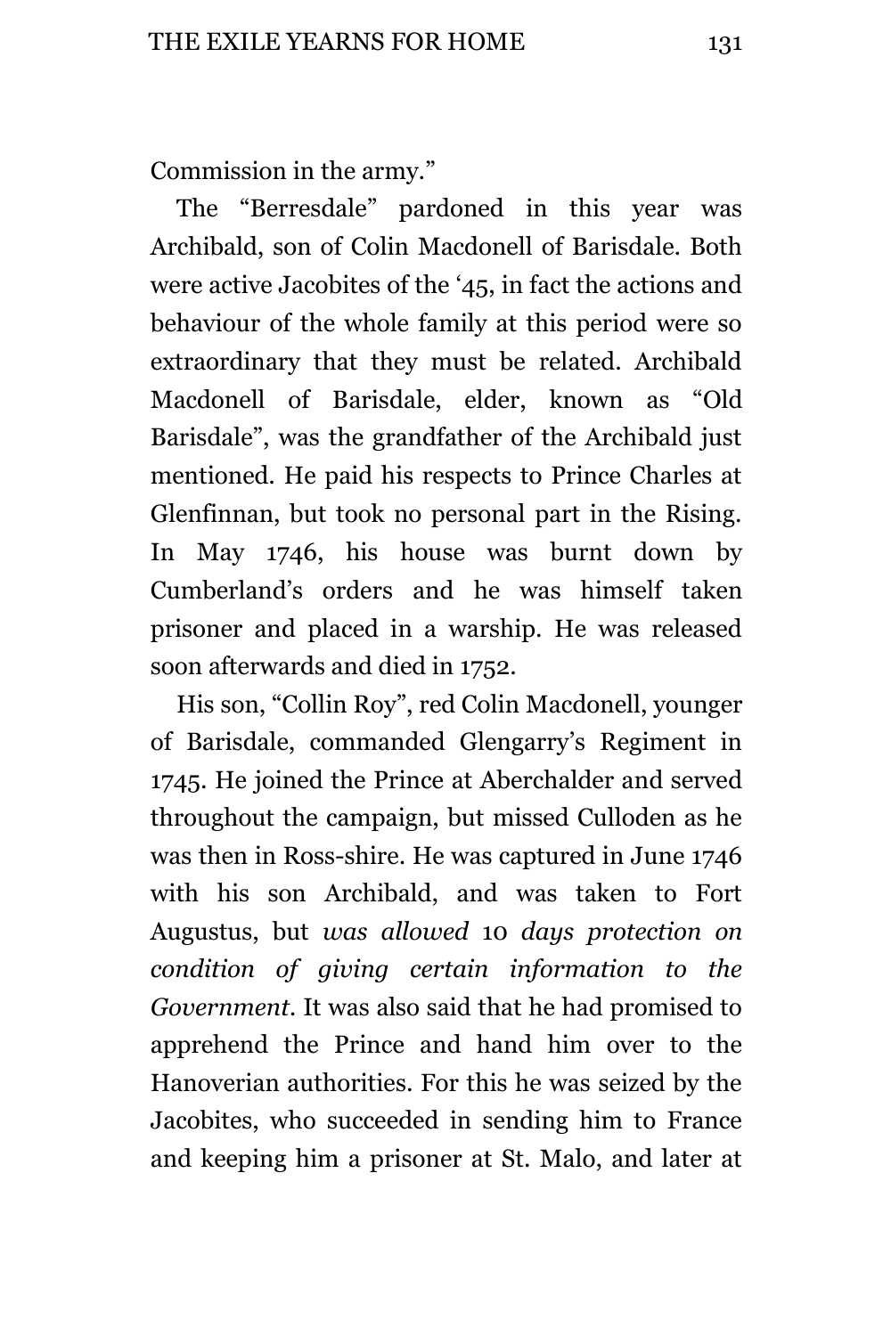Commission in the army."

The "Berresdale" pardoned in this year was Archibald, son of Colin Macdonell of Barisdale. Both were active Jacobites of the '45, in fact the actions and behaviour of the whole family at this period were so extraordinary that they must be related. Archibald Macdonell of Barisdale, elder, known as "Old Barisdale", was the grandfather of the Archibald just mentioned. He paid his respects to Prince Charles at Glenfinnan, but took no personal part in the Rising. In May 1746, his house was burnt down by Cumberland's orders and he was himself taken prisoner and placed in a warship. He was released soon afterwards and died in 1752.

His son, "Collin Roy", red Colin Macdonell, younger of Barisdale, commanded Glengarry's Regiment in 1745. He joined the Prince at Aberchalder and served throughout the campaign, but missed Culloden as he was then in Ross-shire. He was captured in June 1746 with his son Archibald, and was taken to Fort Augustus, but *was allowed* 10 *days protection on condition of giving certain information to the Government*. It was also said that he had promised to apprehend the Prince and hand him over to the Hanoverian authorities. For this he was seized by the Jacobites, who succeeded in sending him to France and keeping him a prisoner at St. Malo, and later at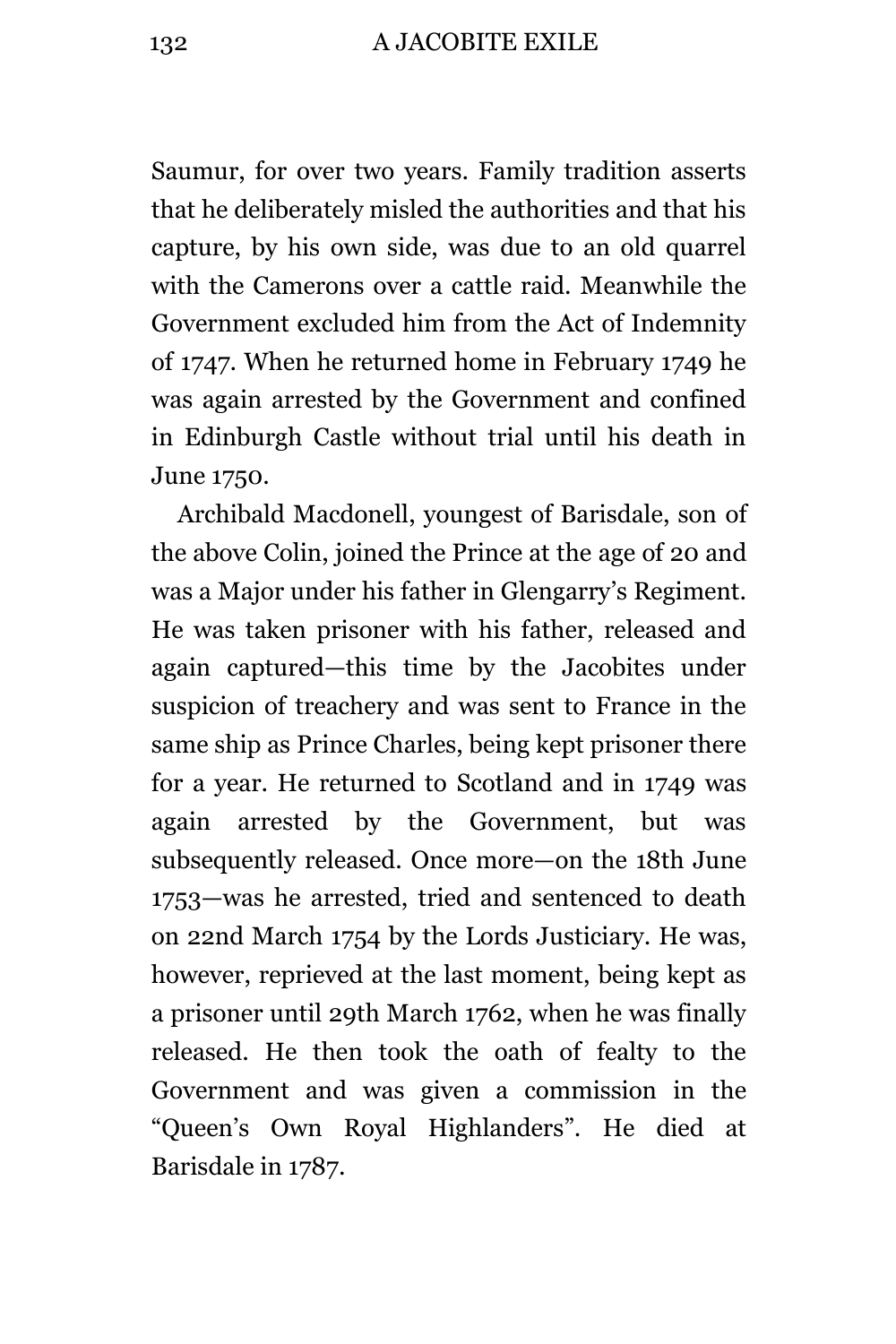Saumur, for over two years. Family tradition asserts that he deliberately misled the authorities and that his capture, by his own side, was due to an old quarrel with the Camerons over a cattle raid. Meanwhile the Government excluded him from the Act of Indemnity of 1747. When he returned home in February 1749 he was again arrested by the Government and confined in Edinburgh Castle without trial until his death in June 1750.

Archibald Macdonell, youngest of Barisdale, son of the above Colin, joined the Prince at the age of 20 and was a Major under his father in Glengarry's Regiment. He was taken prisoner with his father, released and again captured—this time by the Jacobites under suspicion of treachery and was sent to France in the same ship as Prince Charles, being kept prisoner there for a year. He returned to Scotland and in 1749 was again arrested by the Government, but was subsequently released. Once more—on the 18th June 1753—was he arrested, tried and sentenced to death on 22nd March 1754 by the Lords Justiciary. He was, however, reprieved at the last moment, being kept as a prisoner until 29th March 1762, when he was finally released. He then took the oath of fealty to the Government and was given a commission in the "Queen's Own Royal Highlanders". He died at Barisdale in 1787.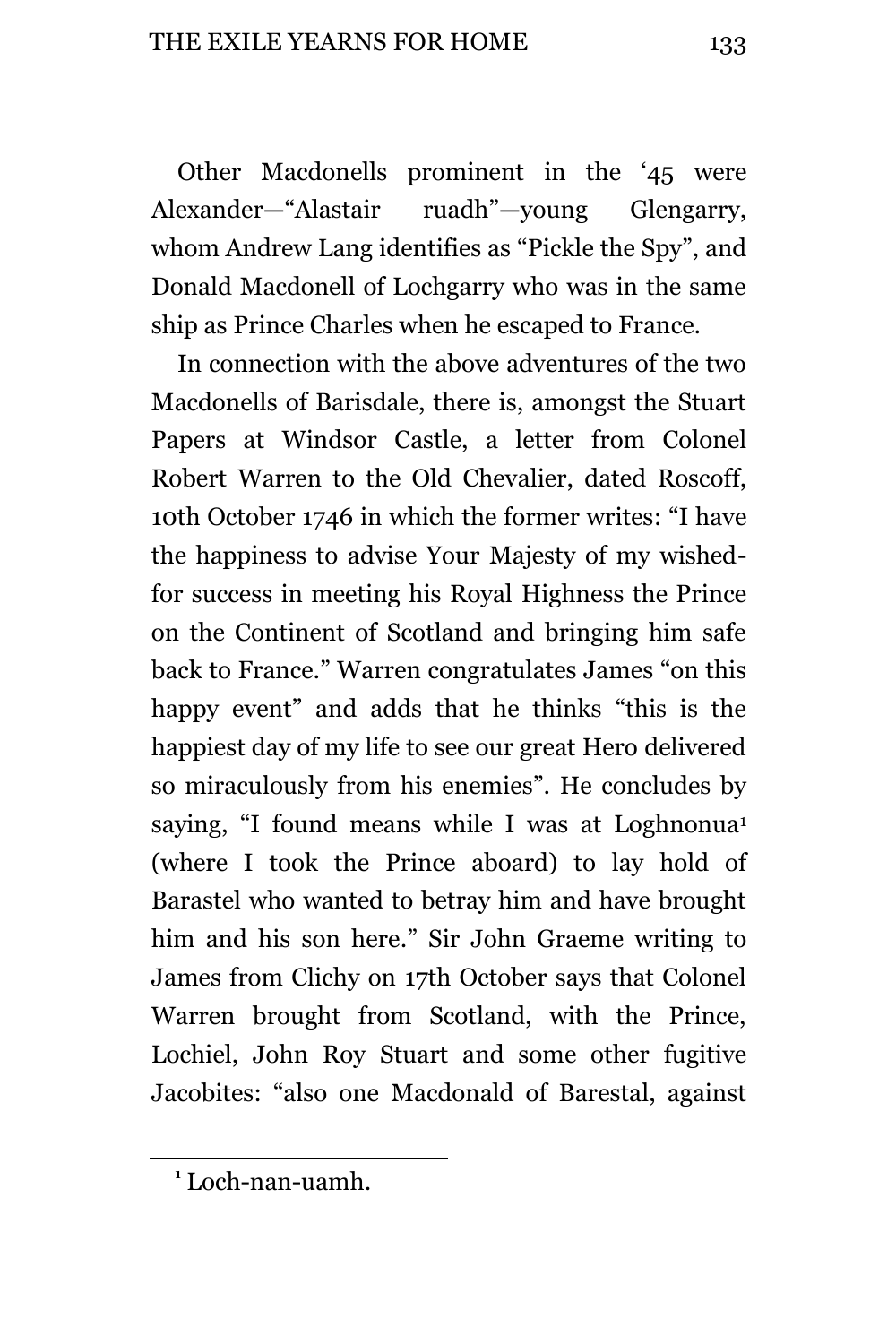Other Macdonells prominent in the '45 were Alexander—"Alastair ruadh"—young Glengarry, whom Andrew Lang identifies as "Pickle the Spy", and Donald Macdonell of Lochgarry who was in the same ship as Prince Charles when he escaped to France.

In connection with the above adventures of the two Macdonells of Barisdale, there is, amongst the Stuart Papers at Windsor Castle, a letter from Colonel Robert Warren to the Old Chevalier, dated Roscoff, 10th October 1746 in which the former writes: "I have the happiness to advise Your Majesty of my wished-for success in meeting his Royal Highness the Prince on the Continent of Scotland and bringing him safe back to France." Warren congratulates James "on this happy event" and adds that he thinks "this is the happiest day of my life to see our great Hero delivered so miraculously from his enemies". He concludes by saying, "I found means while I was at Loghnonua[1] (where I took the Prince aboard) to lay hold of Barastel who wanted to betray him and have brought him and his son here." Sir John Graeme writing to James from Clichy on 17th October says that Colonel Warren brought from Scotland, with the Prince, Lochiel, John Roy Stuart and some other fugitive Jacobites: "also one Macdonald of Barestal, against

[1] Loch-nan-uamh.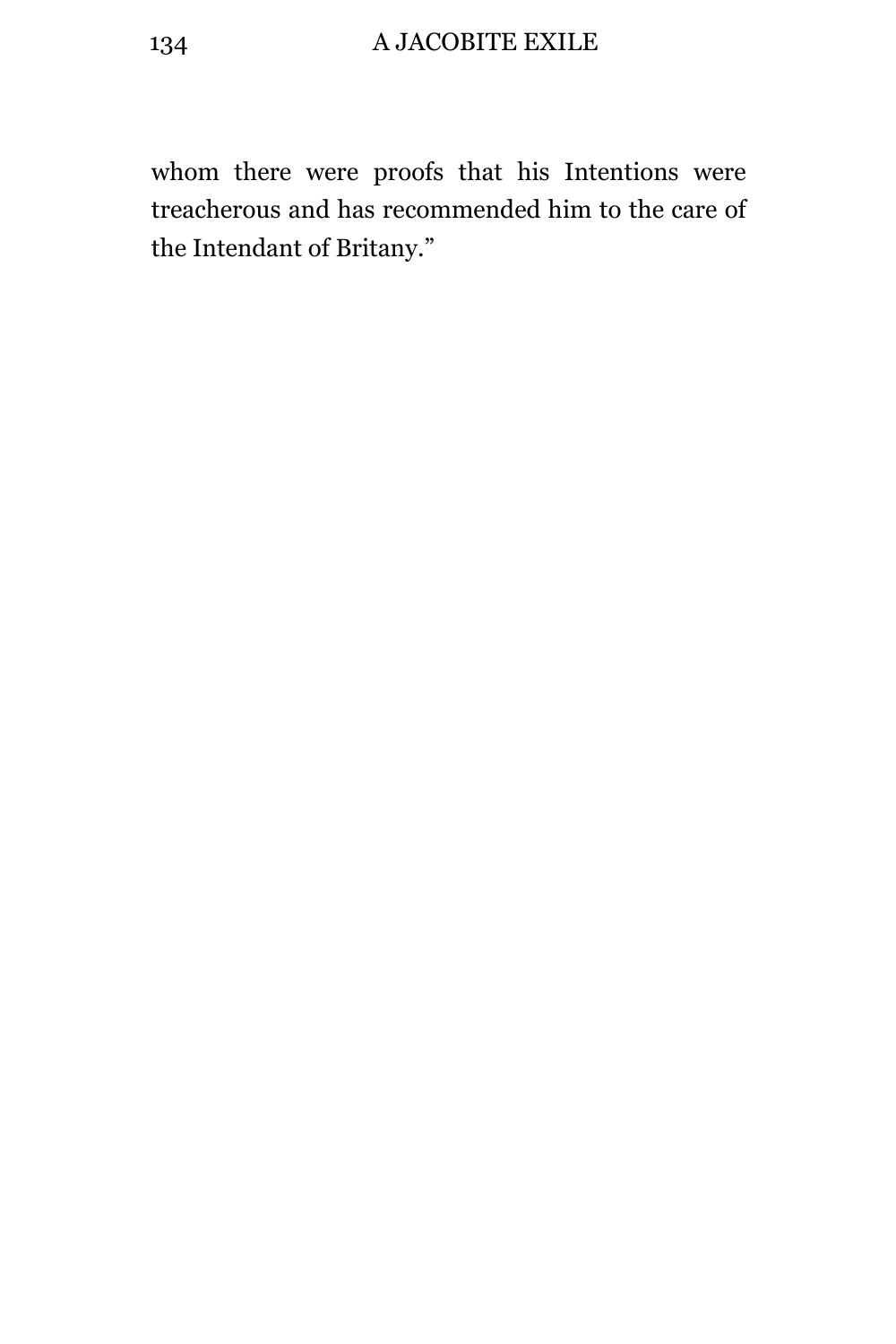whom there were proofs that his Intentions were treacherous and has recommended him to the care of the Intendant of Britany."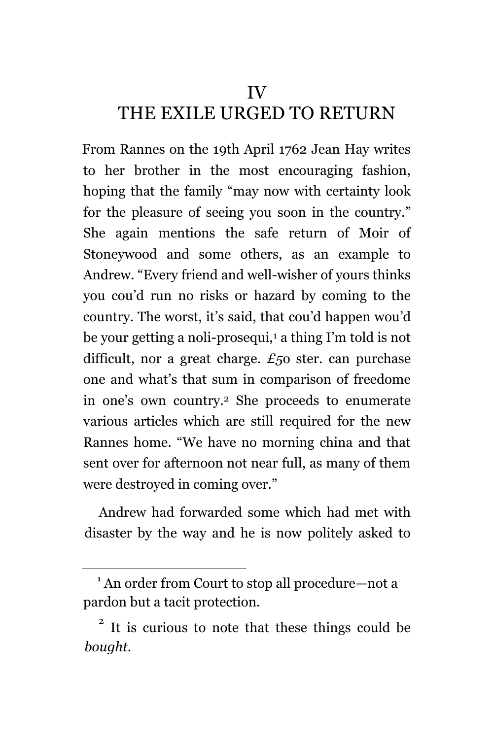# IV
# THE EXILE URGED TO RETURN

From Rannes on the 19th April 1762 Jean Hay writes to her brother in the most encouraging fashion, hoping that the family "may now with certainty look for the pleasure of seeing you soon in the country." She again mentions the safe return of Moir of Stoneywood and some others, as an example to Andrew. "Every friend and well-wisher of yours thinks you cou'd run no risks or hazard by coming to the country. The worst, it's said, that cou'd happen wou'd be your getting a noli-prosequi,[1] a thing I'm told is not difficult, nor a great charge. £50 ster. can purchase one and what's that sum in comparison of freedome in one's own country.[2] She proceeds to enumerate various articles which are still required for the new Rannes home. "We have no morning china and that sent over for afternoon not near full, as many of them were destroyed in coming over."

Andrew had forwarded some which had met with disaster by the way and he is now politely asked to

---

[1] An order from Court to stop all procedure—not a pardon but a tacit protection.

[2] It is curious to note that these things could be *bought*.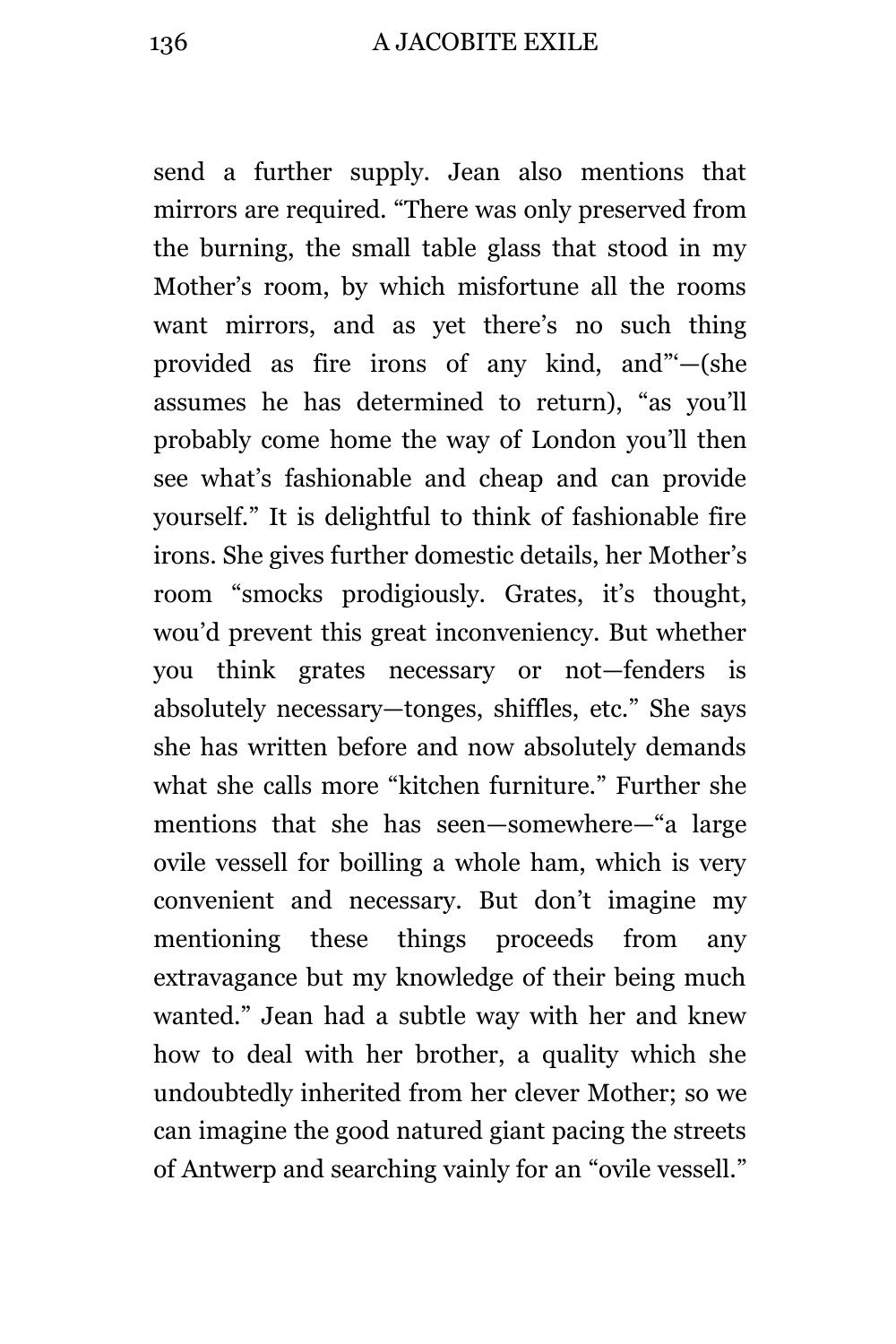send a further supply. Jean also mentions that mirrors are required. "There was only preserved from the burning, the small table glass that stood in my Mother's room, by which misfortune all the rooms want mirrors, and as yet there's no such thing provided as fire irons of any kind, and"'—(she assumes he has determined to return), "as you'll probably come home the way of London you'll then see what's fashionable and cheap and can provide yourself." It is delightful to think of fashionable fire irons. She gives further domestic details, her Mother's room "smocks prodigiously. Grates, it's thought, wou'd prevent this great inconveniency. But whether you think grates necessary or not—fenders is absolutely necessary—tonges, shiffles, etc." She says she has written before and now absolutely demands what she calls more "kitchen furniture." Further she mentions that she has seen—somewhere—"a large ovile vessell for boilling a whole ham, which is very convenient and necessary. But don't imagine my mentioning these things proceeds from any extravagance but my knowledge of their being much wanted." Jean had a subtle way with her and knew how to deal with her brother, a quality which she undoubtedly inherited from her clever Mother; so we can imagine the good natured giant pacing the streets of Antwerp and searching vainly for an "ovile vessell."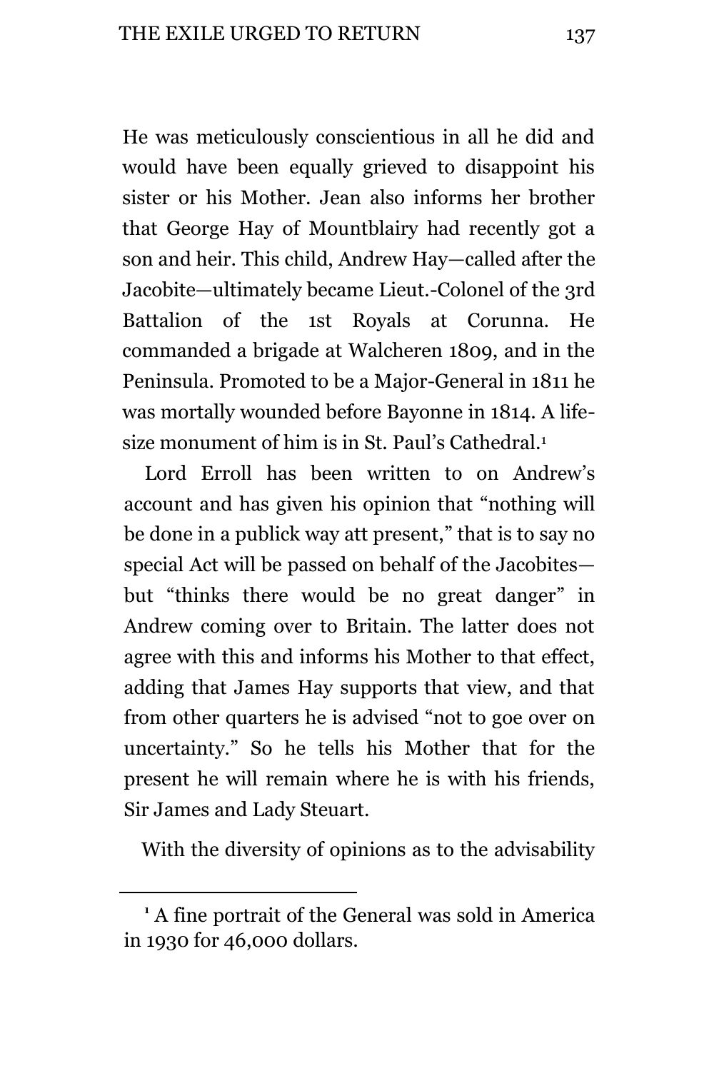He was meticulously conscientious in all he did and would have been equally grieved to disappoint his sister or his Mother. Jean also informs her brother that George Hay of Mountblairy had recently got a son and heir. This child, Andrew Hay—called after the Jacobite—ultimately became Lieut.-Colonel of the 3rd Battalion of the 1st Royals at Corunna. He commanded a brigade at Walcheren 1809, and in the Peninsula. Promoted to be a Major-General in 1811 he was mortally wounded before Bayonne in 1814. A life-size monument of him is in St. Paul's Cathedral.[1]

Lord Erroll has been written to on Andrew's account and has given his opinion that "nothing will be done in a publick way att present," that is to say no special Act will be passed on behalf of the Jacobites—but "thinks there would be no great danger" in Andrew coming over to Britain. The latter does not agree with this and informs his Mother to that effect, adding that James Hay supports that view, and that from other quarters he is advised "not to goe over on uncertainty." So he tells his Mother that for the present he will remain where he is with his friends, Sir James and Lady Steuart.

With the diversity of opinions as to the advisability

---

[1] A fine portrait of the General was sold in America in 1930 for 46,000 dollars.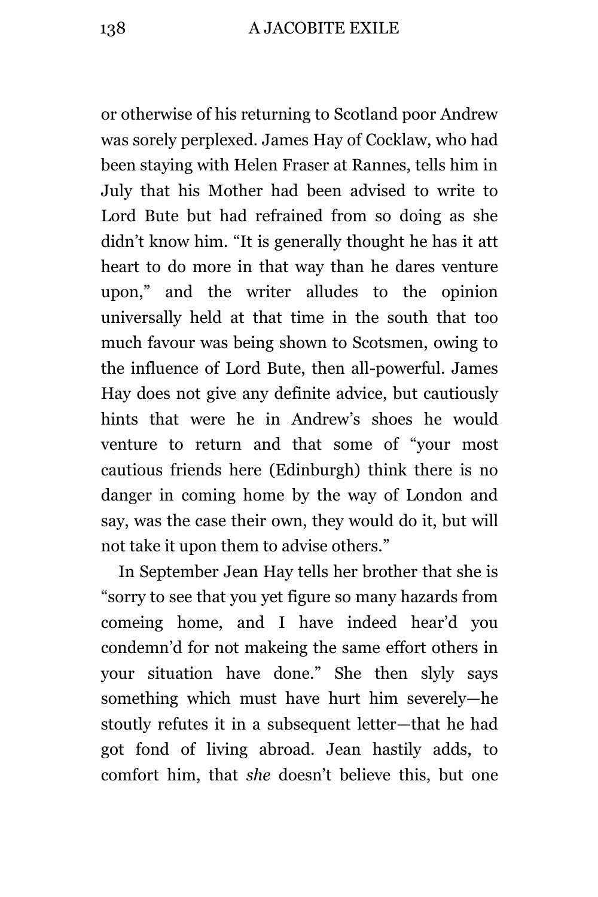or otherwise of his returning to Scotland poor Andrew was sorely perplexed. James Hay of Cocklaw, who had been staying with Helen Fraser at Rannes, tells him in July that his Mother had been advised to write to Lord Bute but had refrained from so doing as she didn't know him. "It is generally thought he has it att heart to do more in that way than he dares venture upon," and the writer alludes to the opinion universally held at that time in the south that too much favour was being shown to Scotsmen, owing to the influence of Lord Bute, then all-powerful. James Hay does not give any definite advice, but cautiously hints that were he in Andrew's shoes he would venture to return and that some of "your most cautious friends here (Edinburgh) think there is no danger in coming home by the way of London and say, was the case their own, they would do it, but will not take it upon them to advise others."

In September Jean Hay tells her brother that she is "sorry to see that you yet figure so many hazards from comeing home, and I have indeed hear'd you condemn'd for not makeing the same effort others in your situation have done." She then slyly says something which must have hurt him severely—he stoutly refutes it in a subsequent letter—that he had got fond of living abroad. Jean hastily adds, to comfort him, that *she* doesn't believe this, but one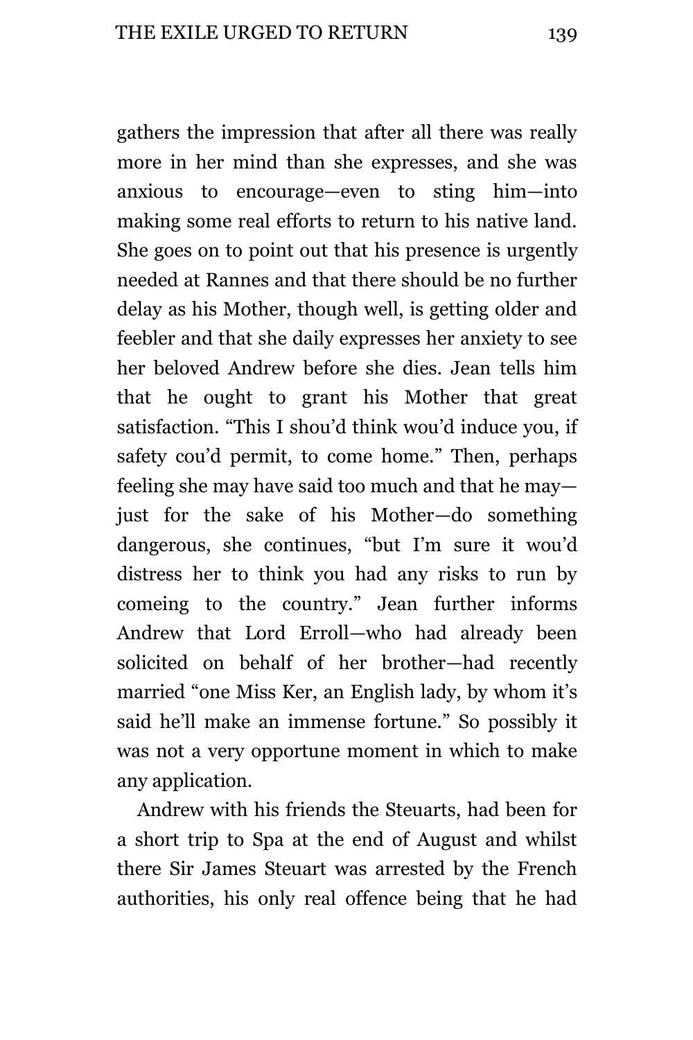gathers the impression that after all there was really more in her mind than she expresses, and she was anxious to encourage—even to sting him—into making some real efforts to return to his native land. She goes on to point out that his presence is urgently needed at Rannes and that there should be no further delay as his Mother, though well, is getting older and feebler and that she daily expresses her anxiety to see her beloved Andrew before she dies. Jean tells him that he ought to grant his Mother that great satisfaction. "This I shou'd think wou'd induce you, if safety cou'd permit, to come home." Then, perhaps feeling she may have said too much and that he may—just for the sake of his Mother—do something dangerous, she continues, "but I'm sure it wou'd distress her to think you had any risks to run by comeing to the country." Jean further informs Andrew that Lord Erroll—who had already been solicited on behalf of her brother—had recently married "one Miss Ker, an English lady, by whom it's said he'll make an immense fortune." So possibly it was not a very opportune moment in which to make any application.

Andrew with his friends the Steuarts, had been for a short trip to Spa at the end of August and whilst there Sir James Steuart was arrested by the French authorities, his only real offence being that he had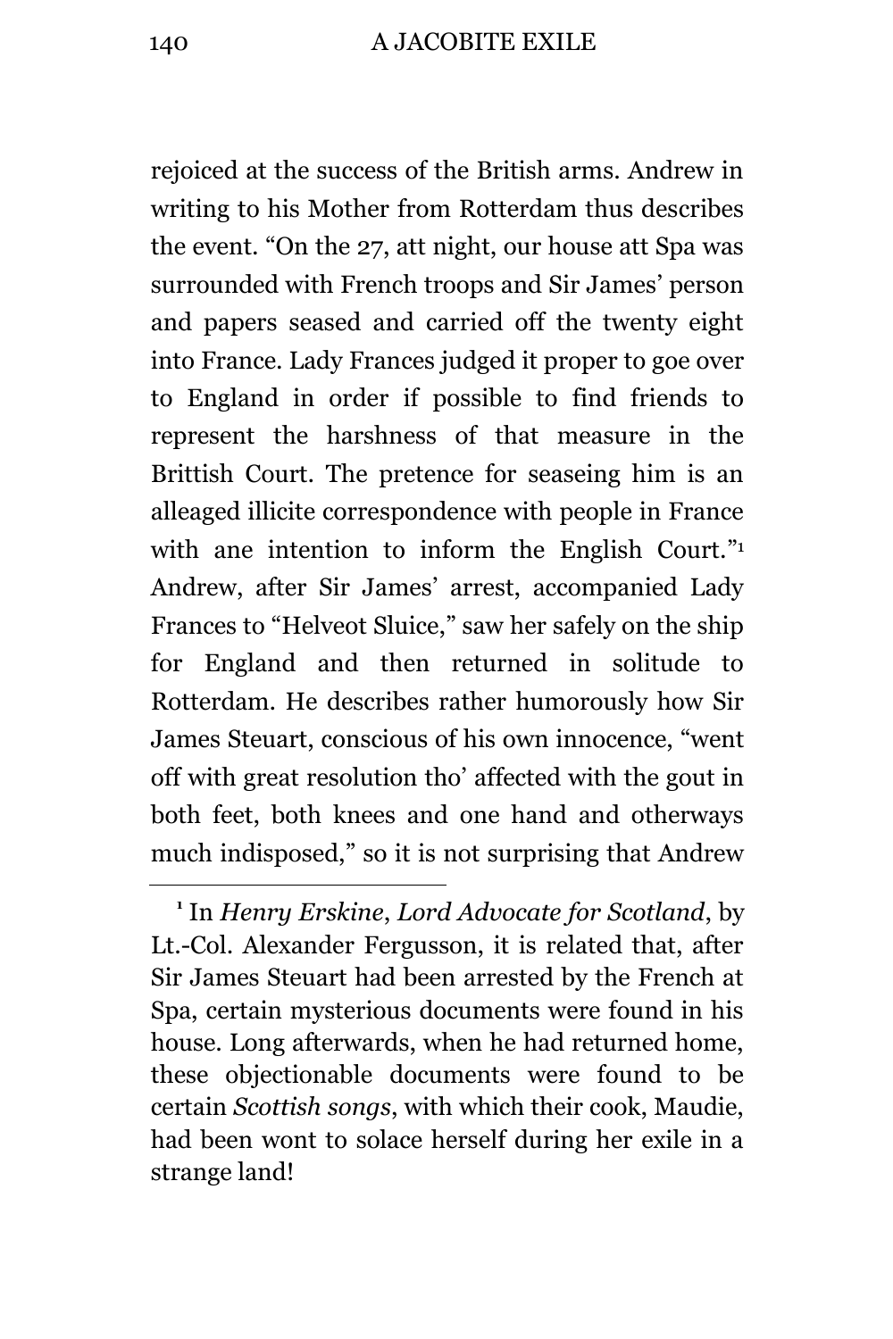rejoiced at the success of the British arms. Andrew in writing to his Mother from Rotterdam thus describes the event. “On the 27, att night, our house att Spa was surrounded with French troops and Sir James’ person and papers seased and carried off the twenty eight into France. Lady Frances judged it proper to goe over to England in order if possible to find friends to represent the harshness of that measure in the Brittish Court. The pretence for seaseing him is an alleaged illicite correspondence with people in France with ane intention to inform the English Court.”[1] Andrew, after Sir James’ arrest, accompanied Lady Frances to “Helveot Sluice,” saw her safely on the ship for England and then returned in solitude to Rotterdam. He describes rather humorously how Sir James Steuart, conscious of his own innocence, “went off with great resolution tho’ affected with the gout in both feet, both knees and one hand and otherways much indisposed,” so it is not surprising that Andrew

---

[1] In *Henry Erskine, Lord Advocate for Scotland*, by Lt.-Col. Alexander Fergusson, it is related that, after Sir James Steuart had been arrested by the French at Spa, certain mysterious documents were found in his house. Long afterwards, when he had returned home, these objectionable documents were found to be certain *Scottish songs*, with which their cook, Maudie, had been wont to solace herself during her exile in a strange land!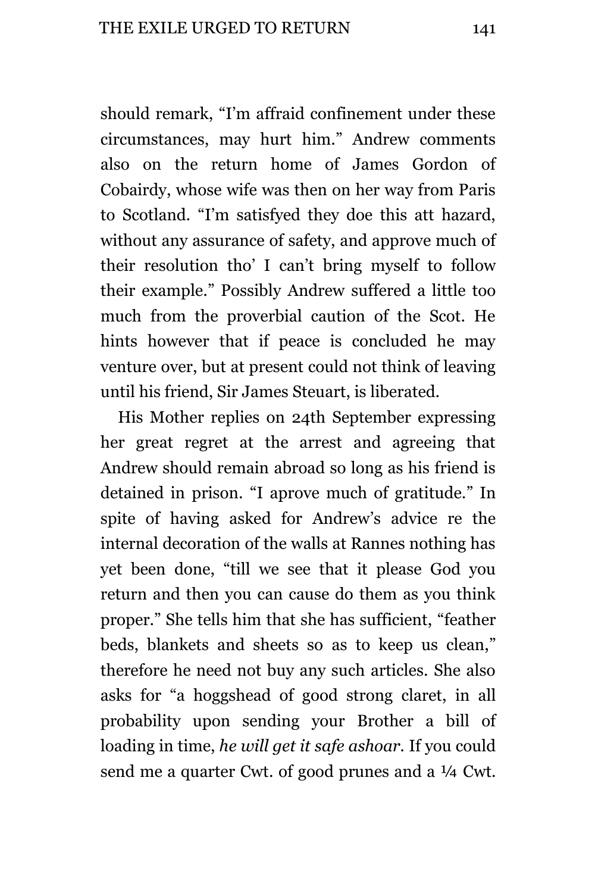should remark, "I'm affraid confinement under these circumstances, may hurt him." Andrew comments also on the return home of James Gordon of Cobairdy, whose wife was then on her way from Paris to Scotland. "I'm satisfyed they doe this att hazard, without any assurance of safety, and approve much of their resolution tho' I can't bring myself to follow their example." Possibly Andrew suffered a little too much from the proverbial caution of the Scot. He hints however that if peace is concluded he may venture over, but at present could not think of leaving until his friend, Sir James Steuart, is liberated.

His Mother replies on 24th September expressing her great regret at the arrest and agreeing that Andrew should remain abroad so long as his friend is detained in prison. "I aprove much of gratitude." In spite of having asked for Andrew's advice re the internal decoration of the walls at Rannes nothing has yet been done, "till we see that it please God you return and then you can cause do them as you think proper." She tells him that she has sufficient, "feather beds, blankets and sheets so as to keep us clean," therefore he need not buy any such articles. She also asks for "a hoggshead of good strong claret, in all probability upon sending your Brother a bill of loading in time, *he will get it safe ashoar*. If you could send me a quarter Cwt. of good prunes and a ¼ Cwt.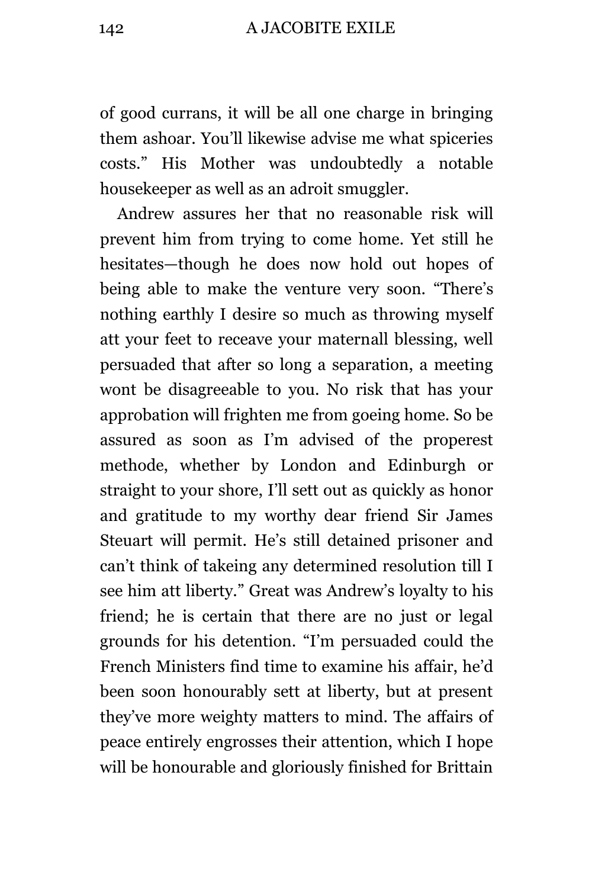of good currans, it will be all one charge in bringing them ashoar. You'll likewise advise me what spiceries costs." His Mother was undoubtedly a notable housekeeper as well as an adroit smuggler.

Andrew assures her that no reasonable risk will prevent him from trying to come home. Yet still he hesitates—though he does now hold out hopes of being able to make the venture very soon. "There's nothing earthly I desire so much as throwing myself att your feet to receave your maternall blessing, well persuaded that after so long a separation, a meeting wont be disagreeable to you. No risk that has your approbation will frighten me from goeing home. So be assured as soon as I'm advised of the properest methode, whether by London and Edinburgh or straight to your shore, I'll sett out as quickly as honor and gratitude to my worthy dear friend Sir James Steuart will permit. He's still detained prisoner and can't think of takeing any determined resolution till I see him att liberty." Great was Andrew's loyalty to his friend; he is certain that there are no just or legal grounds for his detention. "I'm persuaded could the French Ministers find time to examine his affair, he'd been soon honourably sett at liberty, but at present they've more weighty matters to mind. The affairs of peace entirely engrosses their attention, which I hope will be honourable and gloriously finished for Brittain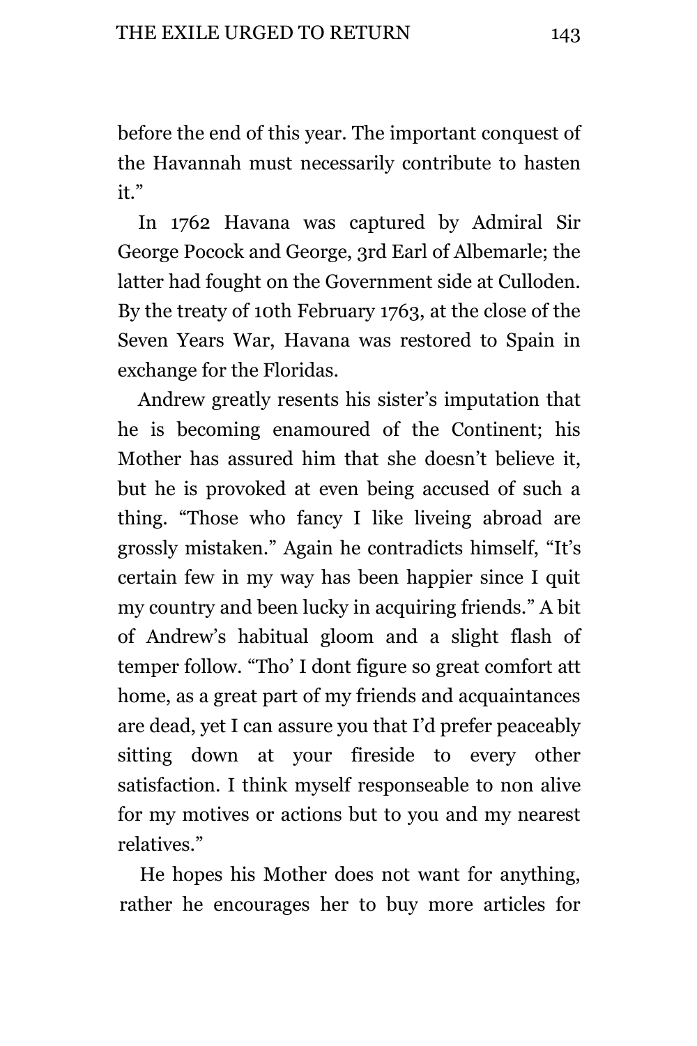before the end of this year. The important conquest of the Havannah must necessarily contribute to hasten it."

In 1762 Havana was captured by Admiral Sir George Pocock and George, 3rd Earl of Albemarle; the latter had fought on the Government side at Culloden. By the treaty of 10th February 1763, at the close of the Seven Years War, Havana was restored to Spain in exchange for the Floridas.

Andrew greatly resents his sister's imputation that he is becoming enamoured of the Continent; his Mother has assured him that she doesn't believe it, but he is provoked at even being accused of such a thing. "Those who fancy I like liveing abroad are grossly mistaken." Again he contradicts himself, "It's certain few in my way has been happier since I quit my country and been lucky in acquiring friends." A bit of Andrew's habitual gloom and a slight flash of temper follow. "Tho' I dont figure so great comfort att home, as a great part of my friends and acquaintances are dead, yet I can assure you that I'd prefer peaceably sitting down at your fireside to every other satisfaction. I think myself responseable to non alive for my motives or actions but to you and my nearest relatives."

He hopes his Mother does not want for anything, rather he encourages her to buy more articles for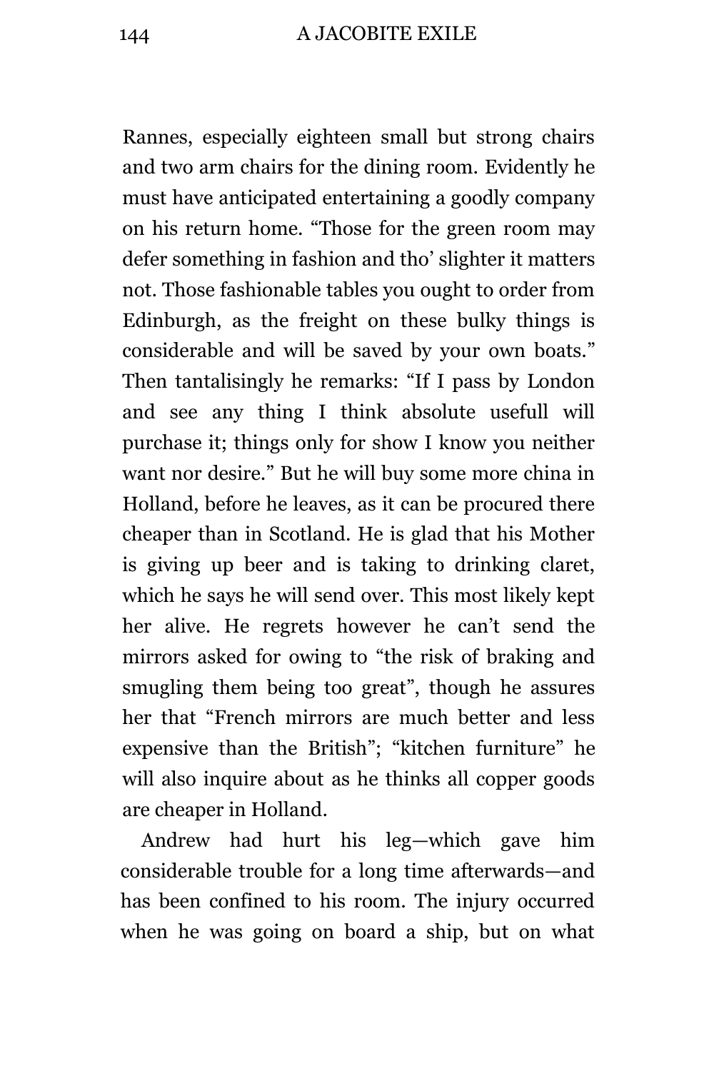Rannes, especially eighteen small but strong chairs and two arm chairs for the dining room. Evidently he must have anticipated entertaining a goodly company on his return home. “Those for the green room may defer something in fashion and tho’ slighter it matters not. Those fashionable tables you ought to order from Edinburgh, as the freight on these bulky things is considerable and will be saved by your own boats.” Then tantalisingly he remarks: “If I pass by London and see any thing I think absolute usefull will purchase it; things only for show I know you neither want nor desire.” But he will buy some more china in Holland, before he leaves, as it can be procured there cheaper than in Scotland. He is glad that his Mother is giving up beer and is taking to drinking claret, which he says he will send over. This most likely kept her alive. He regrets however he can’t send the mirrors asked for owing to “the risk of braking and smugling them being too great”, though he assures her that “French mirrors are much better and less expensive than the British”; “kitchen furniture” he will also inquire about as he thinks all copper goods are cheaper in Holland.

Andrew had hurt his leg—which gave him considerable trouble for a long time afterwards—and has been confined to his room. The injury occurred when he was going on board a ship, but on what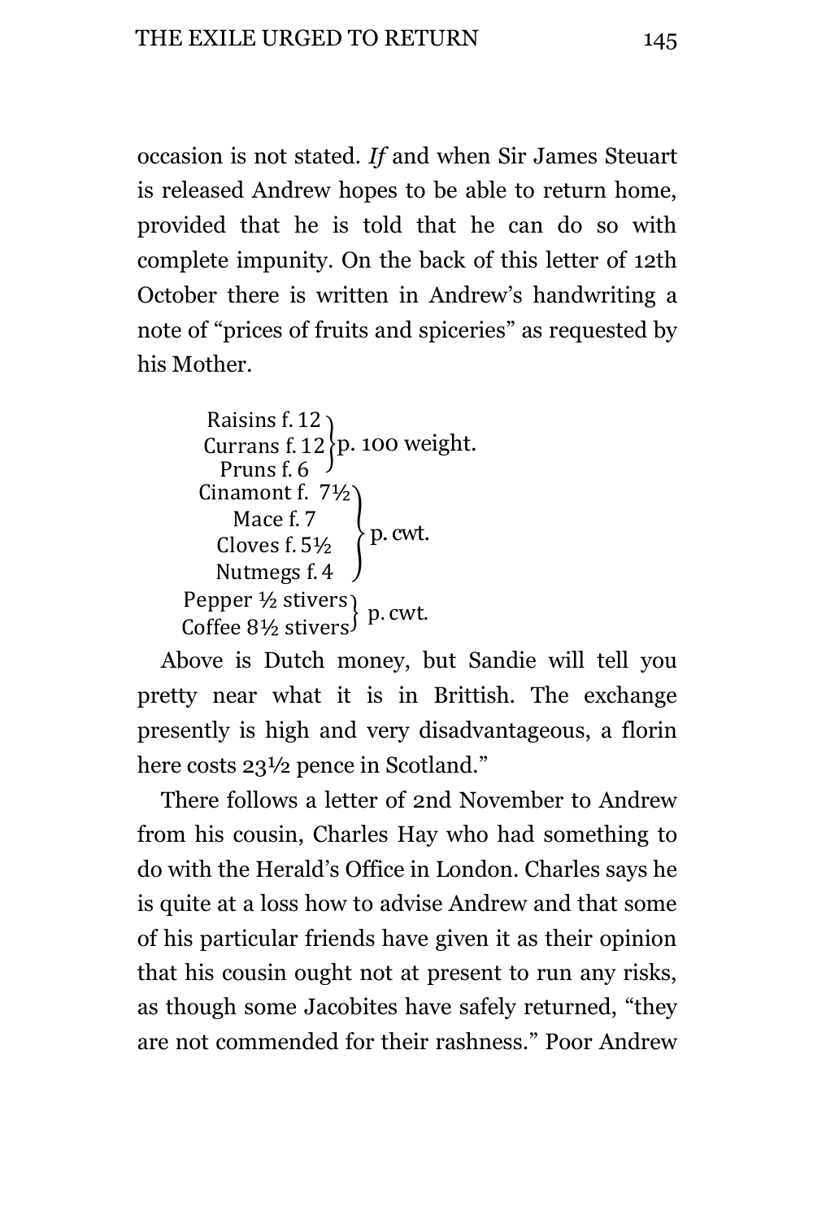occasion is not stated. *If* and when Sir James Steuart is released Andrew hopes to be able to return home, provided that he is told that he can do so with complete impunity. On the back of this letter of 12th October there is written in Andrew's handwriting a note of "prices of fruits and spiceries" as requested by his Mother.

| Item | Price | Per |
|---|---|---|
| Raisins | f. 12 | p. 100 weight. |
| Currans | f. 12 | |
| Pruns | f. 6 | |
| Cinamont | f. 7½ | p. cwt. |
| Mace | f. 7 | |
| Cloves | f. 5½ | |
| Nutmegs | f. 4 | |
| Pepper | ½ stivers | p. cwt. |
| Coffee | 8½ stivers | |

Above is Dutch money, but Sandie will tell you pretty near what it is in Brittish. The exchange presently is high and very disadvantageous, a florin here costs 23½ pence in Scotland."

There follows a letter of 2nd November to Andrew from his cousin, Charles Hay who had something to do with the Herald's Office in London. Charles says he is quite at a loss how to advise Andrew and that some of his particular friends have given it as their opinion that his cousin ought not at present to run any risks, as though some Jacobites have safely returned, "they are not commended for their rashness." Poor Andrew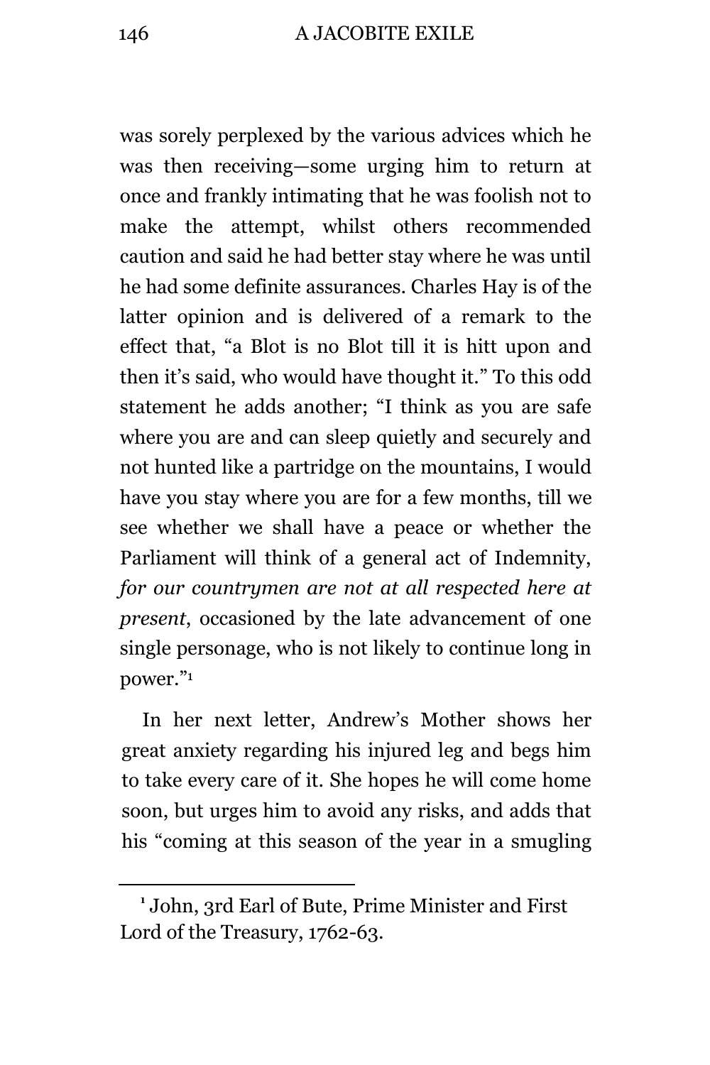was sorely perplexed by the various advices which he was then receiving—some urging him to return at once and frankly intimating that he was foolish not to make the attempt, whilst others recommended caution and said he had better stay where he was until he had some definite assurances. Charles Hay is of the latter opinion and is delivered of a remark to the effect that, "a Blot is no Blot till it is hitt upon and then it's said, who would have thought it." To this odd statement he adds another; "I think as you are safe where you are and can sleep quietly and securely and not hunted like a partridge on the mountains, I would have you stay where you are for a few months, till we see whether we shall have a peace or whether the Parliament will think of a general act of Indemnity, *for our countrymen are not at all respected here at present*, occasioned by the late advancement of one single personage, who is not likely to continue long in power."[1]

In her next letter, Andrew's Mother shows her great anxiety regarding his injured leg and begs him to take every care of it. She hopes he will come home soon, but urges him to avoid any risks, and adds that his "coming at this season of the year in a smugling

---

[1] John, 3rd Earl of Bute, Prime Minister and First Lord of the Treasury, 1762-63.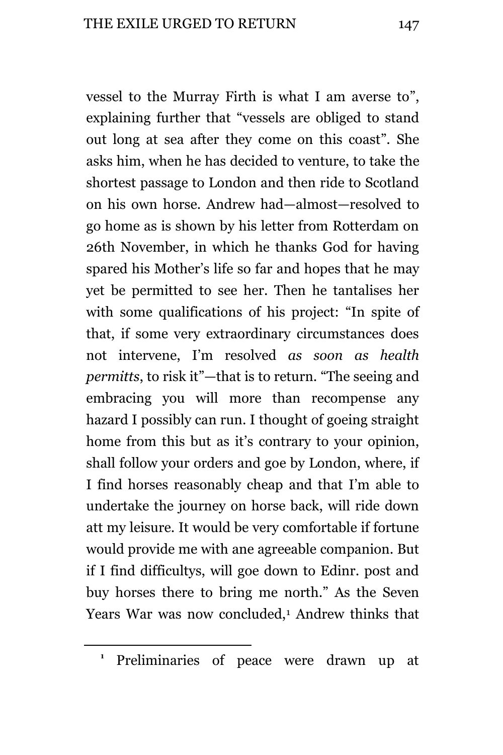vessel to the Murray Firth is what I am averse to", explaining further that "vessels are obliged to stand out long at sea after they come on this coast". She asks him, when he has decided to venture, to take the shortest passage to London and then ride to Scotland on his own horse. Andrew had—almost—resolved to go home as is shown by his letter from Rotterdam on 26th November, in which he thanks God for having spared his Mother's life so far and hopes that he may yet be permitted to see her. Then he tantalises her with some qualifications of his project: "In spite of that, if some very extraordinary circumstances does not intervene, I'm resolved *as soon as health permitts*, to risk it"—that is to return. "The seeing and embracing you will more than recompense any hazard I possibly can run. I thought of goeing straight home from this but as it's contrary to your opinion, shall follow your orders and goe by London, where, if I find horses reasonably cheap and that I'm able to undertake the journey on horse back, will ride down att my leisure. It would be very comfortable if fortune would provide me with ane agreeable companion. But if I find difficultys, will goe down to Edinr. post and buy horses there to bring me north." As the Seven Years War was now concluded,[1] Andrew thinks that

[1] Preliminaries of peace were drawn up at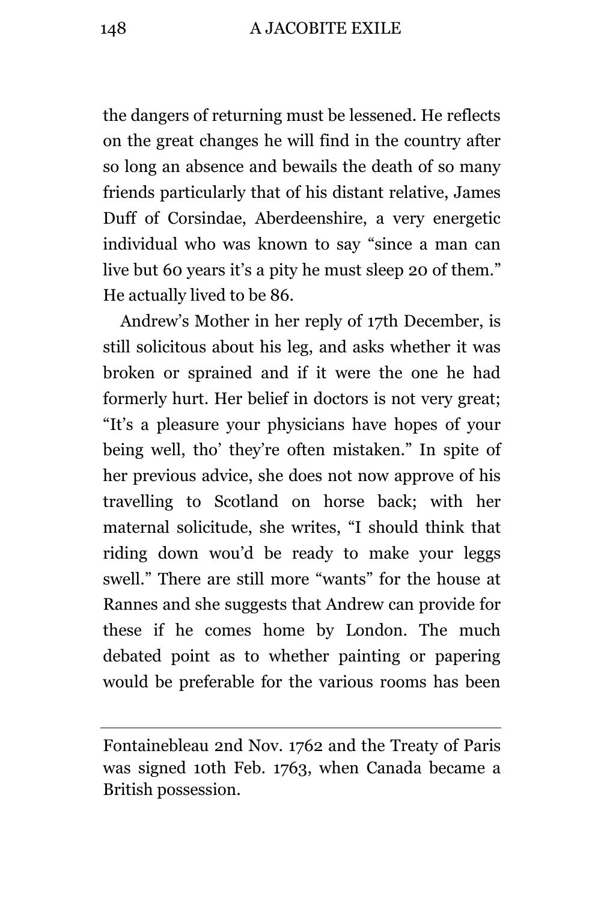the dangers of returning must be lessened. He reflects on the great changes he will find in the country after so long an absence and bewails the death of so many friends particularly that of his distant relative, James Duff of Corsindae, Aberdeenshire, a very energetic individual who was known to say "since a man can live but 60 years it's a pity he must sleep 20 of them." He actually lived to be 86.

Andrew's Mother in her reply of 17th December, is still solicitous about his leg, and asks whether it was broken or sprained and if it were the one he had formerly hurt. Her belief in doctors is not very great; "It's a pleasure your physicians have hopes of your being well, tho' they're often mistaken." In spite of her previous advice, she does not now approve of his travelling to Scotland on horse back; with her maternal solicitude, she writes, "I should think that riding down wou'd be ready to make your leggs swell." There are still more "wants" for the house at Rannes and she suggests that Andrew can provide for these if he comes home by London. The much debated point as to whether painting or papering would be preferable for the various rooms has been

---

Fontainebleau 2nd Nov. 1762 and the Treaty of Paris was signed 10th Feb. 1763, when Canada became a British possession.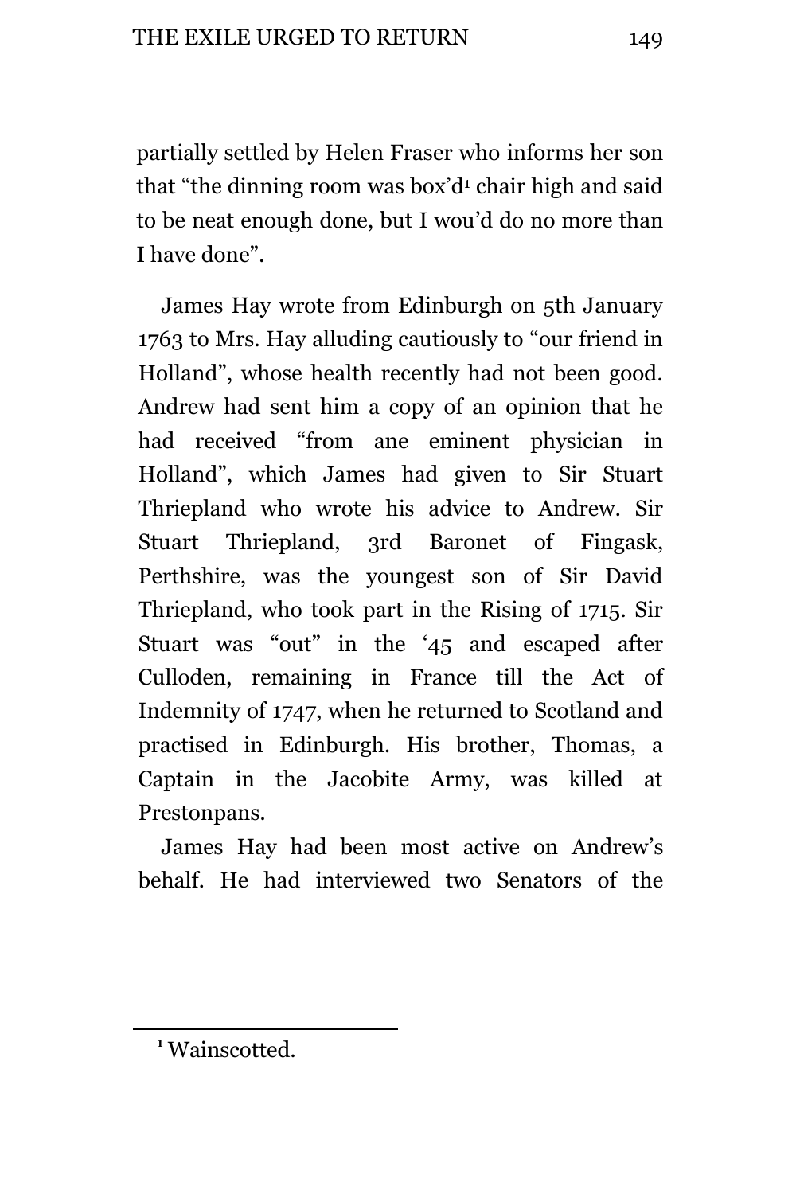partially settled by Helen Fraser who informs her son that "the dinning room was box'd[1] chair high and said to be neat enough done, but I wou'd do no more than I have done".

James Hay wrote from Edinburgh on 5th January 1763 to Mrs. Hay alluding cautiously to "our friend in Holland", whose health recently had not been good. Andrew had sent him a copy of an opinion that he had received "from ane eminent physician in Holland", which James had given to Sir Stuart Thriepland who wrote his advice to Andrew. Sir Stuart Thriepland, 3rd Baronet of Fingask, Perthshire, was the youngest son of Sir David Thriepland, who took part in the Rising of 1715. Sir Stuart was "out" in the '45 and escaped after Culloden, remaining in France till the Act of Indemnity of 1747, when he returned to Scotland and practised in Edinburgh. His brother, Thomas, a Captain in the Jacobite Army, was killed at Prestonpans.

James Hay had been most active on Andrew's behalf. He had interviewed two Senators of the

---

[1] Wainscotted.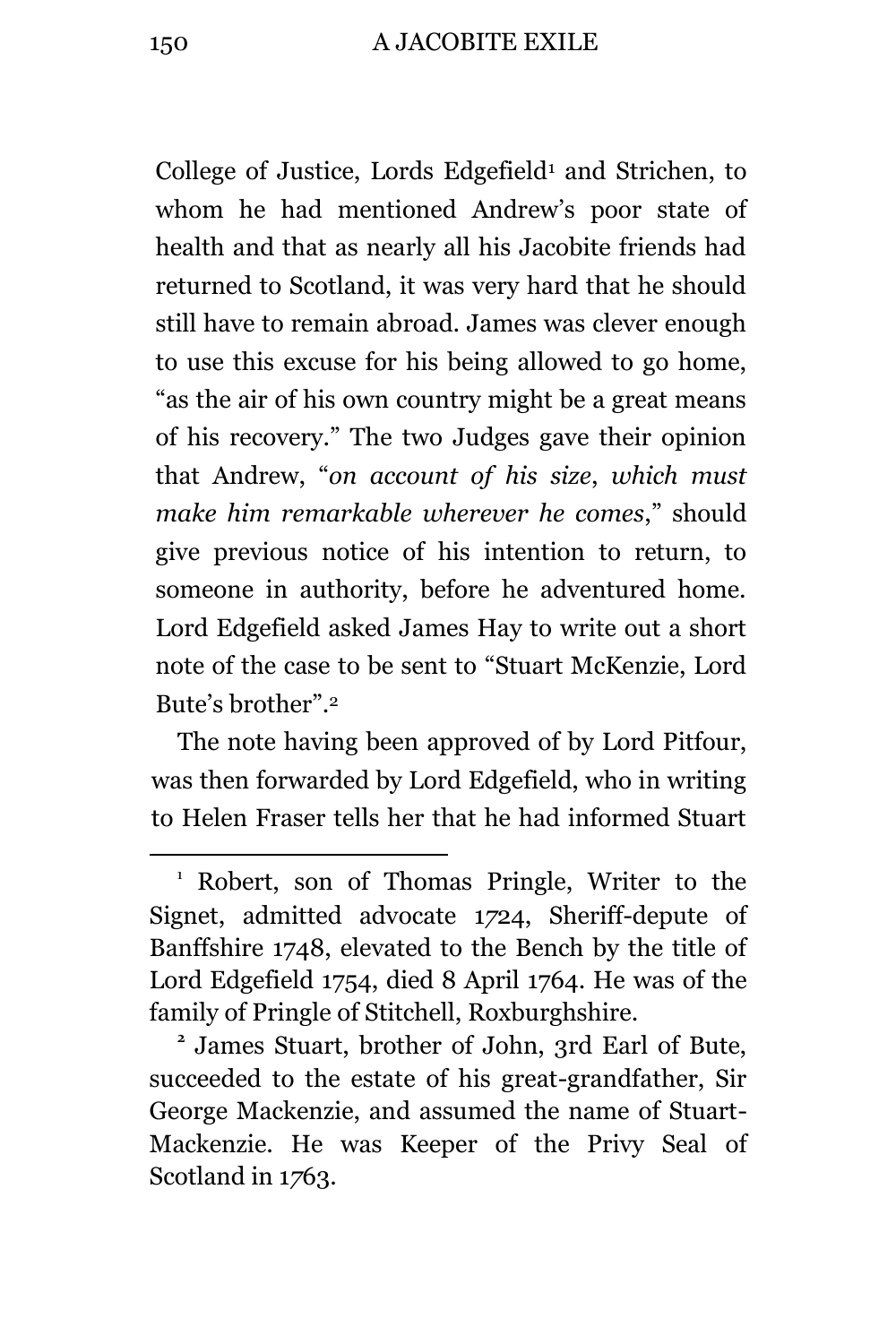College of Justice, Lords Edgefield[1] and Strichen, to whom he had mentioned Andrew's poor state of health and that as nearly all his Jacobite friends had returned to Scotland, it was very hard that he should still have to remain abroad. James was clever enough to use this excuse for his being allowed to go home, "as the air of his own country might be a great means of his recovery." The two Judges gave their opinion that Andrew, "*on account of his size, which must make him remarkable wherever he comes*," should give previous notice of his intention to return, to someone in authority, before he adventured home. Lord Edgefield asked James Hay to write out a short note of the case to be sent to "Stuart McKenzie, Lord Bute's brother".[2]

The note having been approved of by Lord Pitfour, was then forwarded by Lord Edgefield, who in writing to Helen Fraser tells her that he had informed Stuart

---

[1] Robert, son of Thomas Pringle, Writer to the Signet, admitted advocate 1724, Sheriff-depute of Banffshire 1748, elevated to the Bench by the title of Lord Edgefield 1754, died 8 April 1764. He was of the family of Pringle of Stitchell, Roxburghshire.

[2] James Stuart, brother of John, 3rd Earl of Bute, succeeded to the estate of his great-grandfather, Sir George Mackenzie, and assumed the name of Stuart-Mackenzie. He was Keeper of the Privy Seal of Scotland in 1763.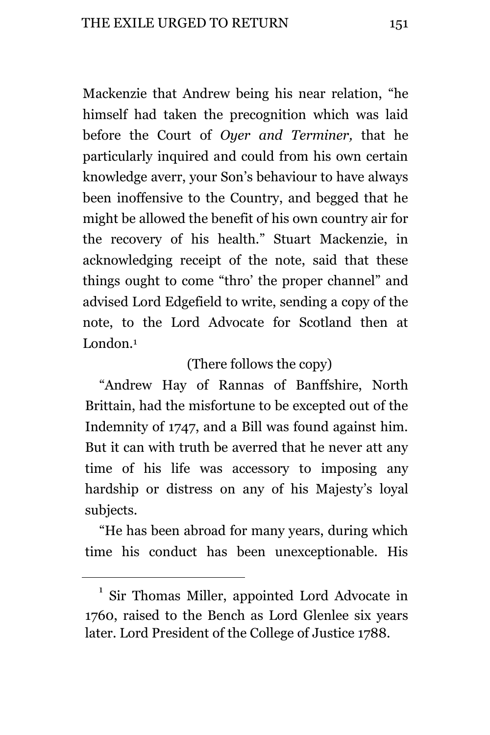Mackenzie that Andrew being his near relation, "he himself had taken the precognition which was laid before the Court of *Oyer and Terminer,* that he particularly inquired and could from his own certain knowledge averr, your Son's behaviour to have always been inoffensive to the Country, and begged that he might be allowed the benefit of his own country air for the recovery of his health." Stuart Mackenzie, in acknowledging receipt of the note, said that these things ought to come "thro' the proper channel" and advised Lord Edgefield to write, sending a copy of the note, to the Lord Advocate for Scotland then at London.[1]

(There follows the copy)

"Andrew Hay of Rannas of Banffshire, North Brittain, had the misfortune to be excepted out of the Indemnity of 1747, and a Bill was found against him. But it can with truth be averred that he never att any time of his life was accessory to imposing any hardship or distress on any of his Majesty's loyal subjects.

"He has been abroad for many years, during which time his conduct has been unexceptionable. His

[1] Sir Thomas Miller, appointed Lord Advocate in 1760, raised to the Bench as Lord Glenlee six years later. Lord President of the College of Justice 1788.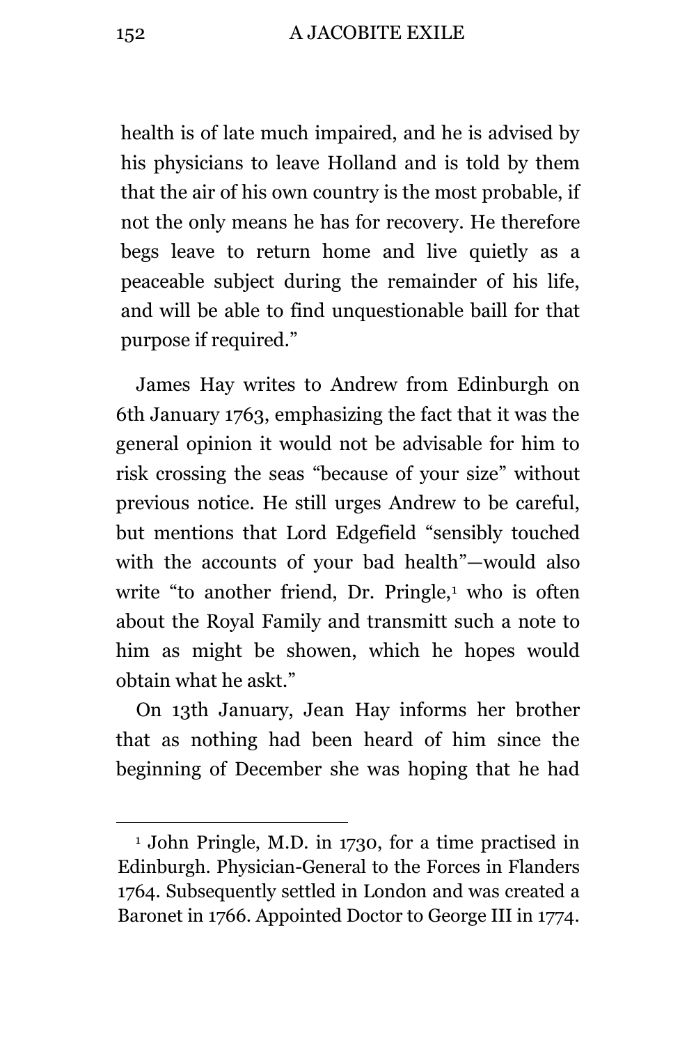health is of late much impaired, and he is advised by his physicians to leave Holland and is told by them that the air of his own country is the most probable, if not the only means he has for recovery. He therefore begs leave to return home and live quietly as a peaceable subject during the remainder of his life, and will be able to find unquestionable baill for that purpose if required."

James Hay writes to Andrew from Edinburgh on 6th January 1763, emphasizing the fact that it was the general opinion it would not be advisable for him to risk crossing the seas "because of your size" without previous notice. He still urges Andrew to be careful, but mentions that Lord Edgefield "sensibly touched with the accounts of your bad health"—would also write "to another friend, Dr. Pringle,[1] who is often about the Royal Family and transmitt such a note to him as might be showen, which he hopes would obtain what he askt."

On 13th January, Jean Hay informs her brother that as nothing had been heard of him since the beginning of December she was hoping that he had

[1] John Pringle, M.D. in 1730, for a time practised in Edinburgh. Physician-General to the Forces in Flanders 1764. Subsequently settled in London and was created a Baronet in 1766. Appointed Doctor to George III in 1774.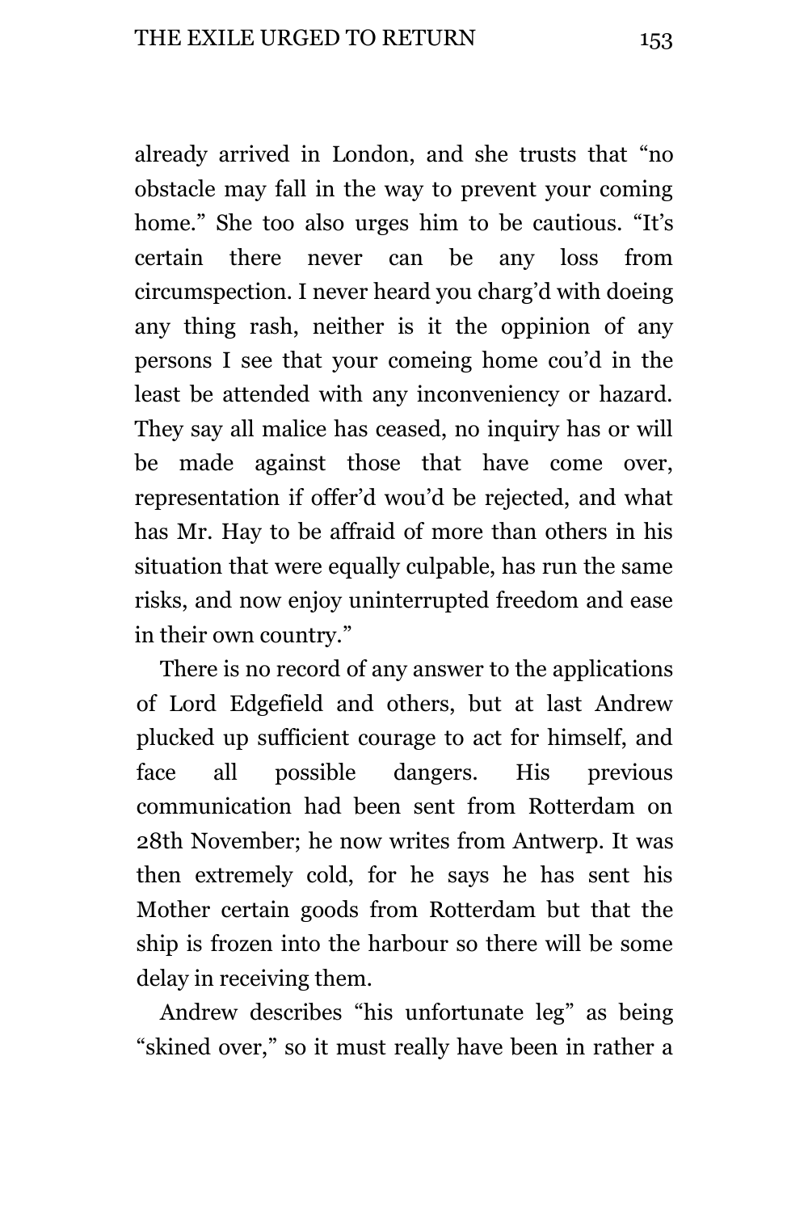already arrived in London, and she trusts that "no obstacle may fall in the way to prevent your coming home." She too also urges him to be cautious. "It's certain there never can be any loss from circumspection. I never heard you charg'd with doeing any thing rash, neither is it the oppinion of any persons I see that your comeing home cou'd in the least be attended with any inconveniency or hazard. They say all malice has ceased, no inquiry has or will be made against those that have come over, representation if offer'd wou'd be rejected, and what has Mr. Hay to be affraid of more than others in his situation that were equally culpable, has run the same risks, and now enjoy uninterrupted freedom and ease in their own country."

There is no record of any answer to the applications of Lord Edgefield and others, but at last Andrew plucked up sufficient courage to act for himself, and face all possible dangers. His previous communication had been sent from Rotterdam on 28th November; he now writes from Antwerp. It was then extremely cold, for he says he has sent his Mother certain goods from Rotterdam but that the ship is frozen into the harbour so there will be some delay in receiving them.

Andrew describes "his unfortunate leg" as being "skined over," so it must really have been in rather a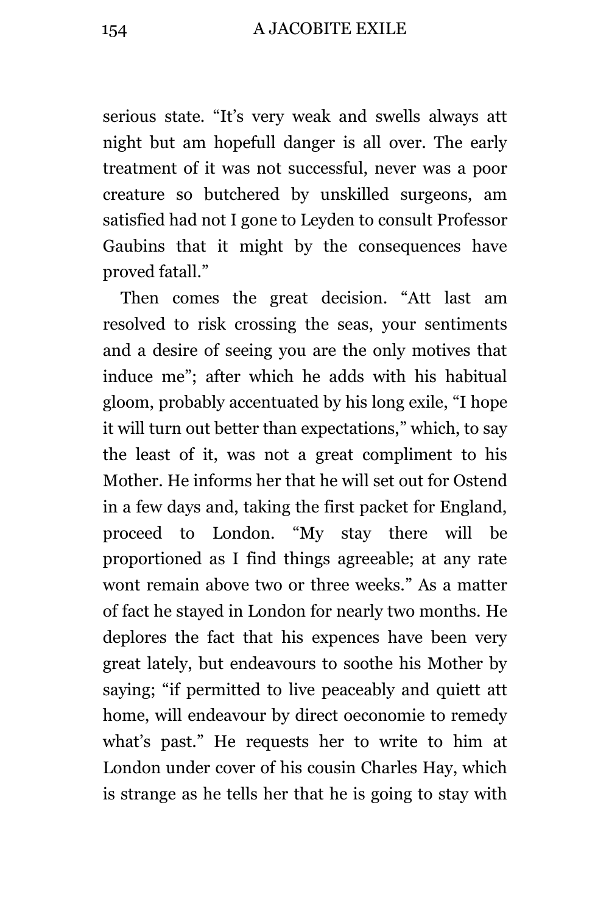serious state. "It's very weak and swells always att night but am hopefull danger is all over. The early treatment of it was not successful, never was a poor creature so butchered by unskilled surgeons, am satisfied had not I gone to Leyden to consult Professor Gaubins that it might by the consequences have proved fatall."

Then comes the great decision. "Att last am resolved to risk crossing the seas, your sentiments and a desire of seeing you are the only motives that induce me"; after which he adds with his habitual gloom, probably accentuated by his long exile, "I hope it will turn out better than expectations," which, to say the least of it, was not a great compliment to his Mother. He informs her that he will set out for Ostend in a few days and, taking the first packet for England, proceed to London. "My stay there will be proportioned as I find things agreeable; at any rate wont remain above two or three weeks." As a matter of fact he stayed in London for nearly two months. He deplores the fact that his expences have been very great lately, but endeavours to soothe his Mother by saying; "if permitted to live peaceably and quiett att home, will endeavour by direct oeconomie to remedy what's past." He requests her to write to him at London under cover of his cousin Charles Hay, which is strange as he tells her that he is going to stay with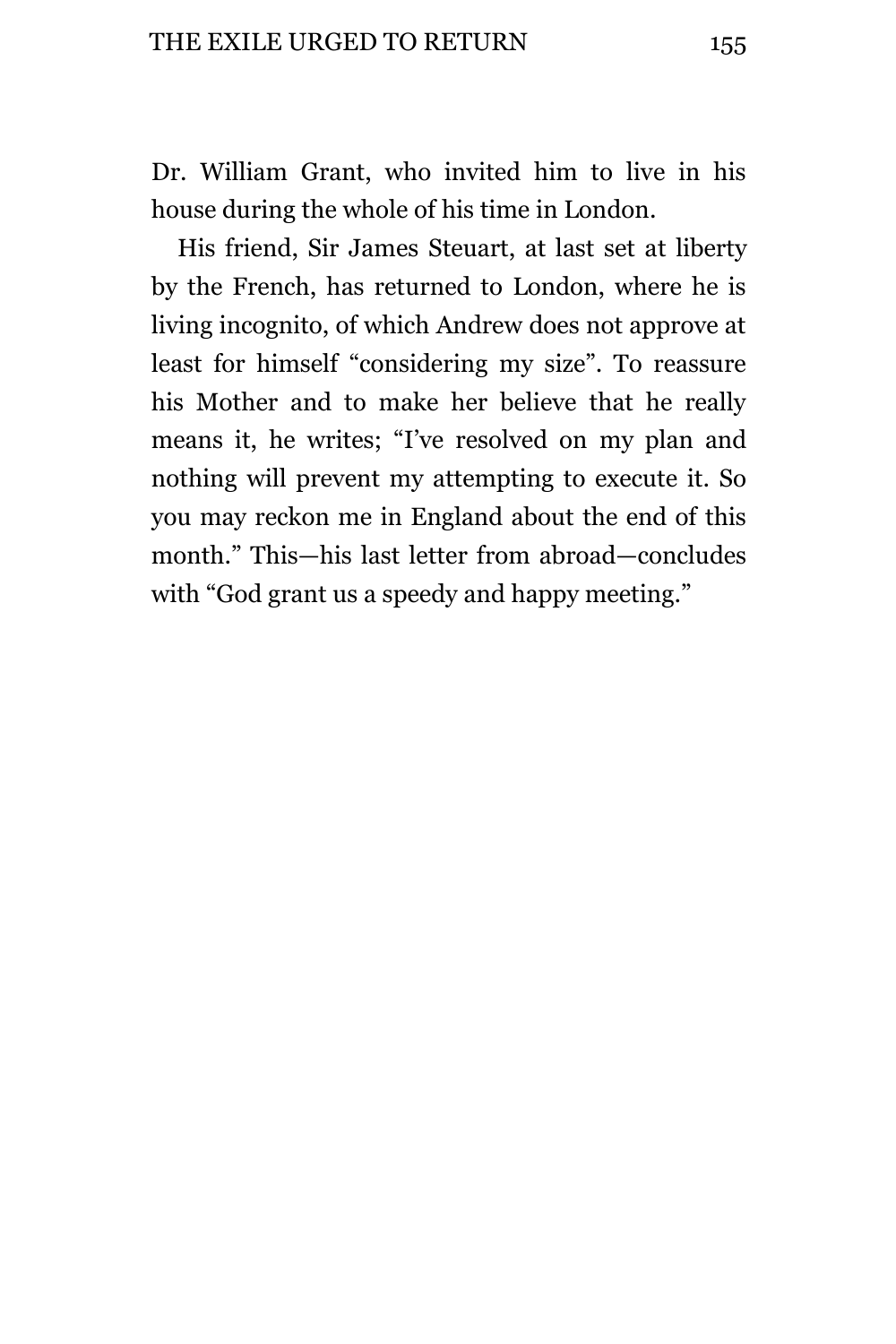Dr. William Grant, who invited him to live in his house during the whole of his time in London.

His friend, Sir James Steuart, at last set at liberty by the French, has returned to London, where he is living incognito, of which Andrew does not approve at least for himself "considering my size". To reassure his Mother and to make her believe that he really means it, he writes; "I've resolved on my plan and nothing will prevent my attempting to execute it. So you may reckon me in England about the end of this month." This—his last letter from abroad—concludes with "God grant us a speedy and happy meeting."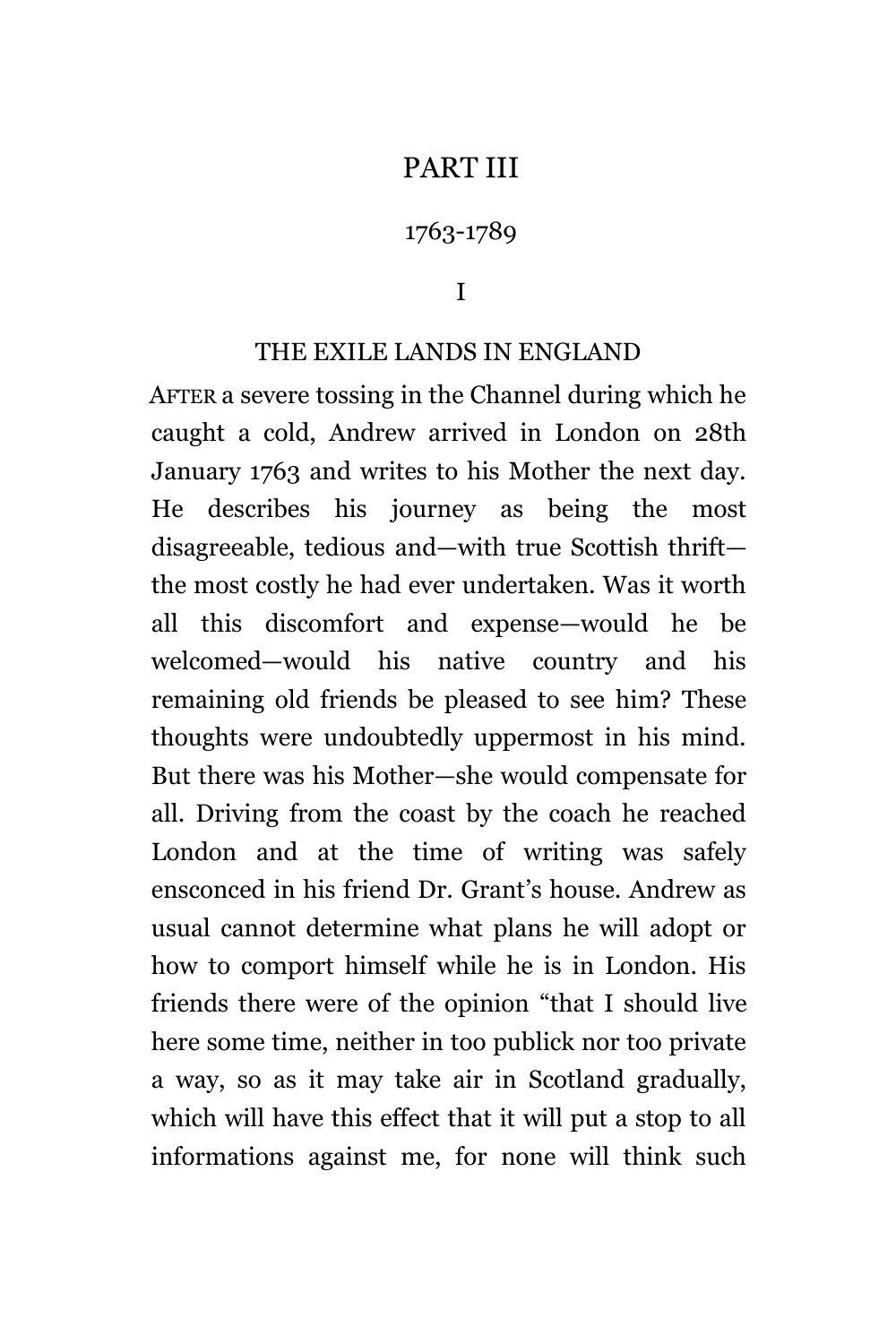# PART III

## 1763-1789

### I

### THE EXILE LANDS IN ENGLAND

AFTER a severe tossing in the Channel during which he caught a cold, Andrew arrived in London on 28th January 1763 and writes to his Mother the next day. He describes his journey as being the most disagreeable, tedious and—with true Scottish thrift—the most costly he had ever undertaken. Was it worth all this discomfort and expense—would he be welcomed—would his native country and his remaining old friends be pleased to see him? These thoughts were undoubtedly uppermost in his mind. But there was his Mother—she would compensate for all. Driving from the coast by the coach he reached London and at the time of writing was safely ensconced in his friend Dr. Grant's house. Andrew as usual cannot determine what plans he will adopt or how to comport himself while he is in London. His friends there were of the opinion "that I should live here some time, neither in too publick nor too private a way, so as it may take air in Scotland gradually, which will have this effect that it will put a stop to all informations against me, for none will think such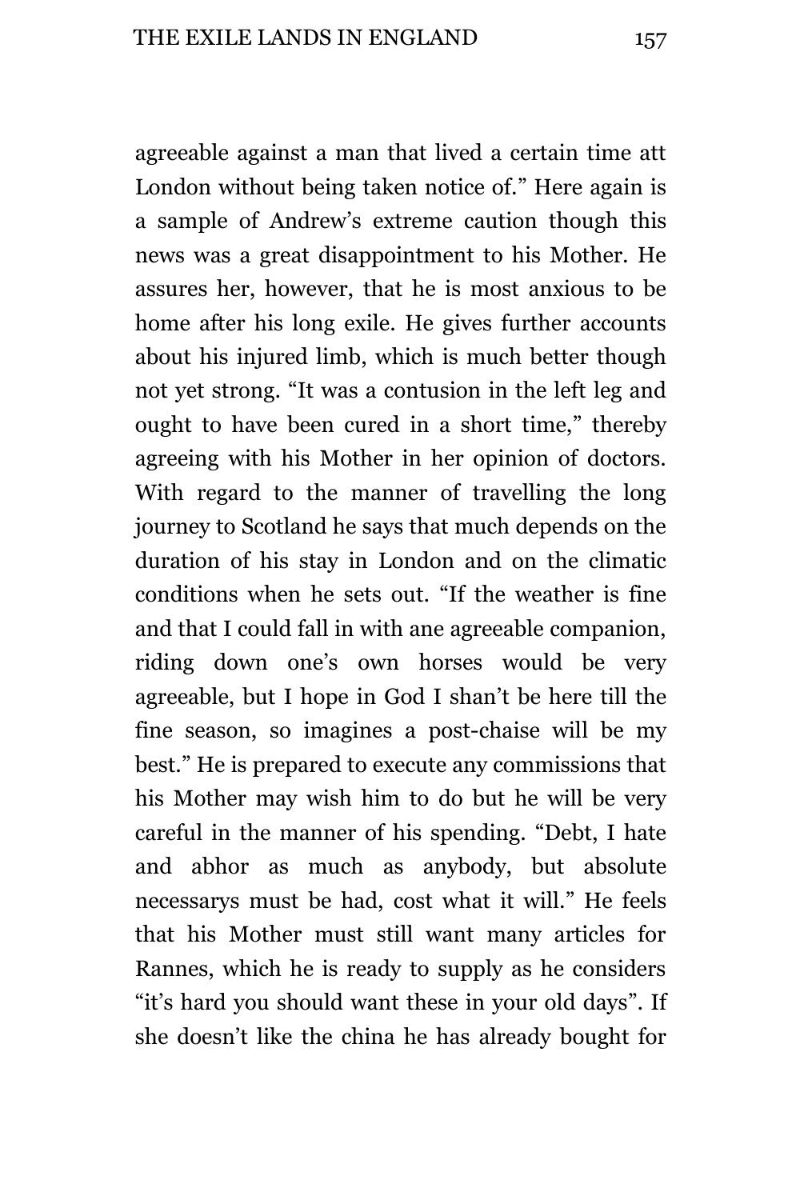agreeable against a man that lived a certain time att London without being taken notice of.” Here again is a sample of Andrew’s extreme caution though this news was a great disappointment to his Mother. He assures her, however, that he is most anxious to be home after his long exile. He gives further accounts about his injured limb, which is much better though not yet strong. “It was a contusion in the left leg and ought to have been cured in a short time,” thereby agreeing with his Mother in her opinion of doctors. With regard to the manner of travelling the long journey to Scotland he says that much depends on the duration of his stay in London and on the climatic conditions when he sets out. “If the weather is fine and that I could fall in with ane agreeable companion, riding down one’s own horses would be very agreeable, but I hope in God I shan’t be here till the fine season, so imagines a post-chaise will be my best.” He is prepared to execute any commissions that his Mother may wish him to do but he will be very careful in the manner of his spending. “Debt, I hate and abhor as much as anybody, but absolute necessarys must be had, cost what it will.” He feels that his Mother must still want many articles for Rannes, which he is ready to supply as he considers “it’s hard you should want these in your old days”. If she doesn’t like the china he has already bought for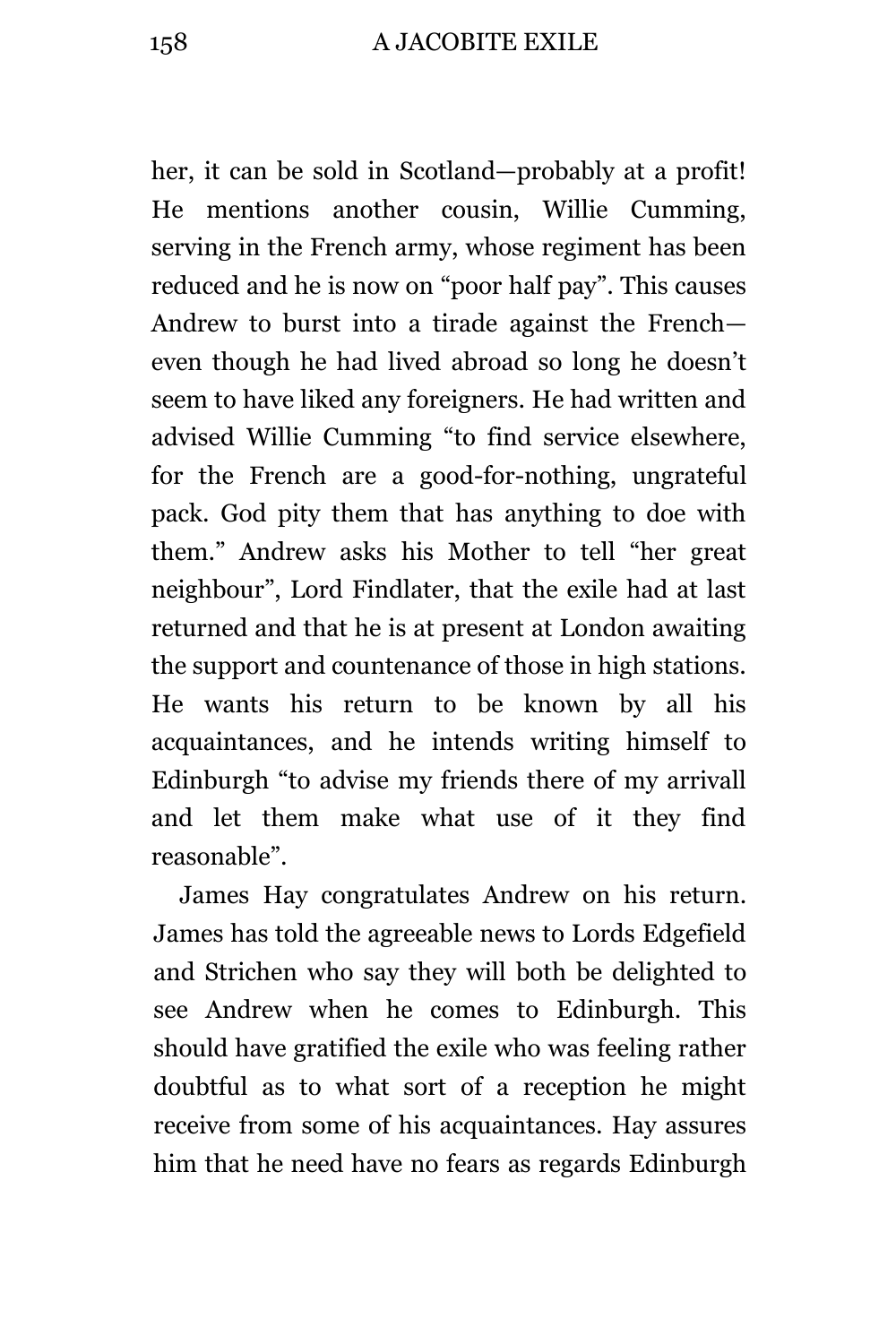her, it can be sold in Scotland—probably at a profit! He mentions another cousin, Willie Cumming, serving in the French army, whose regiment has been reduced and he is now on "poor half pay". This causes Andrew to burst into a tirade against the French—even though he had lived abroad so long he doesn't seem to have liked any foreigners. He had written and advised Willie Cumming "to find service elsewhere, for the French are a good-for-nothing, ungrateful pack. God pity them that has anything to doe with them." Andrew asks his Mother to tell "her great neighbour", Lord Findlater, that the exile had at last returned and that he is at present at London awaiting the support and countenance of those in high stations. He wants his return to be known by all his acquaintances, and he intends writing himself to Edinburgh "to advise my friends there of my arrivall and let them make what use of it they find reasonable".

James Hay congratulates Andrew on his return. James has told the agreeable news to Lords Edgefield and Strichen who say they will both be delighted to see Andrew when he comes to Edinburgh. This should have gratified the exile who was feeling rather doubtful as to what sort of a reception he might receive from some of his acquaintances. Hay assures him that he need have no fears as regards Edinburgh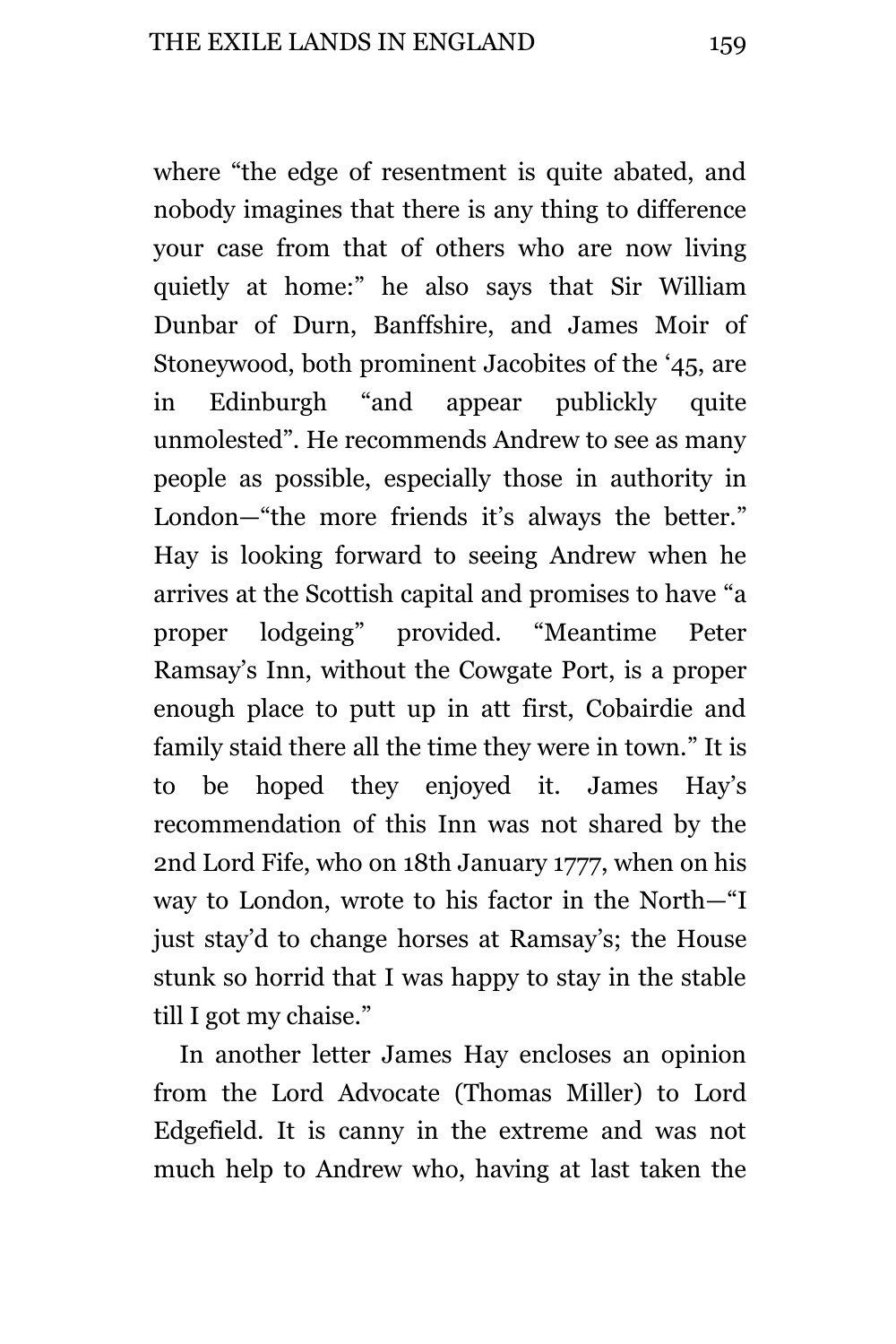where "the edge of resentment is quite abated, and nobody imagines that there is any thing to difference your case from that of others who are now living quietly at home:" he also says that Sir William Dunbar of Durn, Banffshire, and James Moir of Stoneywood, both prominent Jacobites of the '45, are in Edinburgh "and appear publickly quite unmolested". He recommends Andrew to see as many people as possible, especially those in authority in London—"the more friends it's always the better." Hay is looking forward to seeing Andrew when he arrives at the Scottish capital and promises to have "a proper lodgeing" provided. "Meantime Peter Ramsay's Inn, without the Cowgate Port, is a proper enough place to putt up in att first, Cobairdie and family staid there all the time they were in town." It is to be hoped they enjoyed it. James Hay's recommendation of this Inn was not shared by the 2nd Lord Fife, who on 18th January 1777, when on his way to London, wrote to his factor in the North—"I just stay'd to change horses at Ramsay's; the House stunk so horrid that I was happy to stay in the stable till I got my chaise."

In another letter James Hay encloses an opinion from the Lord Advocate (Thomas Miller) to Lord Edgefield. It is canny in the extreme and was not much help to Andrew who, having at last taken the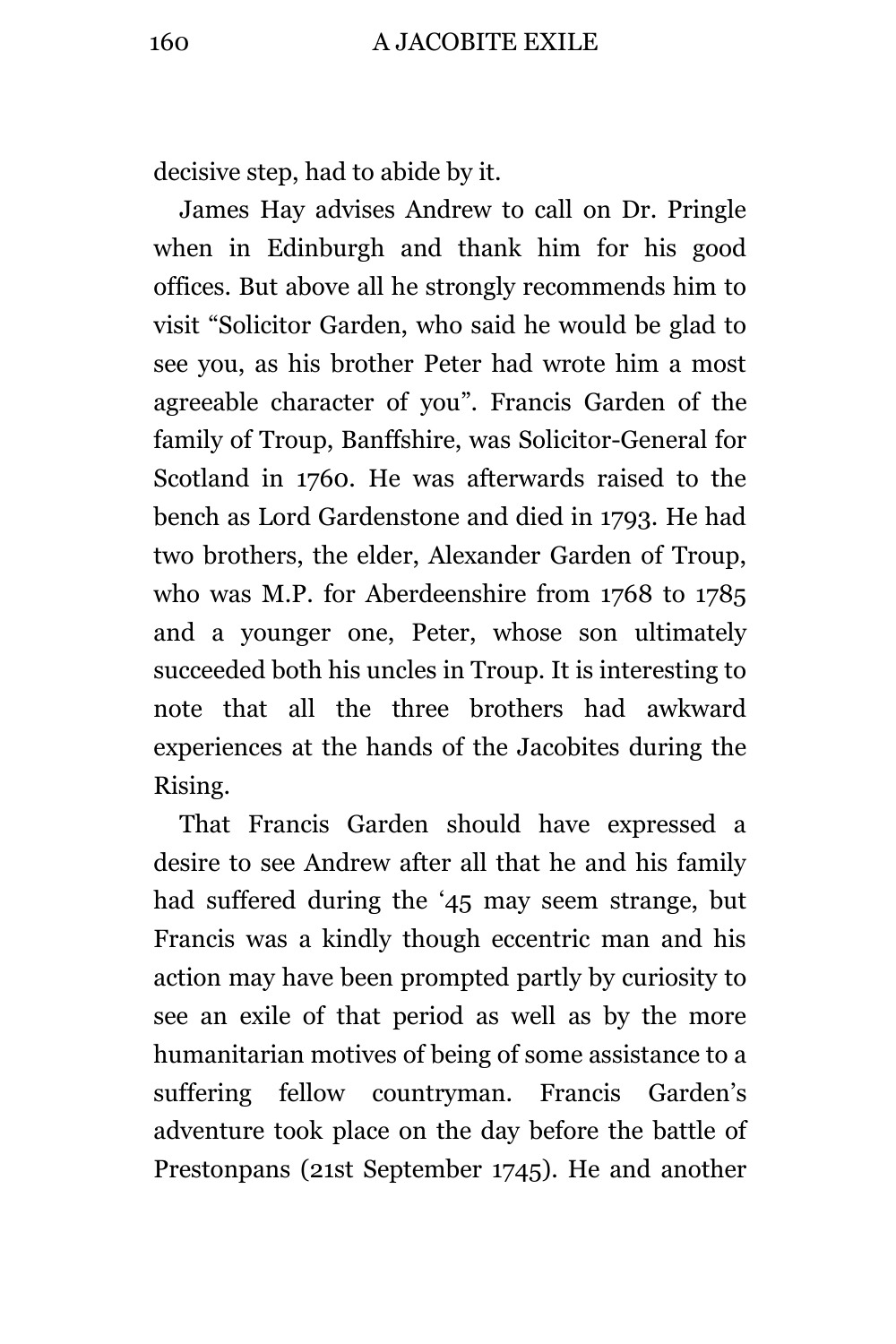decisive step, had to abide by it.

James Hay advises Andrew to call on Dr. Pringle when in Edinburgh and thank him for his good offices. But above all he strongly recommends him to visit "Solicitor Garden, who said he would be glad to see you, as his brother Peter had wrote him a most agreeable character of you". Francis Garden of the family of Troup, Banffshire, was Solicitor-General for Scotland in 1760. He was afterwards raised to the bench as Lord Gardenstone and died in 1793. He had two brothers, the elder, Alexander Garden of Troup, who was M.P. for Aberdeenshire from 1768 to 1785 and a younger one, Peter, whose son ultimately succeeded both his uncles in Troup. It is interesting to note that all the three brothers had awkward experiences at the hands of the Jacobites during the Rising.

That Francis Garden should have expressed a desire to see Andrew after all that he and his family had suffered during the '45 may seem strange, but Francis was a kindly though eccentric man and his action may have been prompted partly by curiosity to see an exile of that period as well as by the more humanitarian motives of being of some assistance to a suffering fellow countryman. Francis Garden's adventure took place on the day before the battle of Prestonpans (21st September 1745). He and another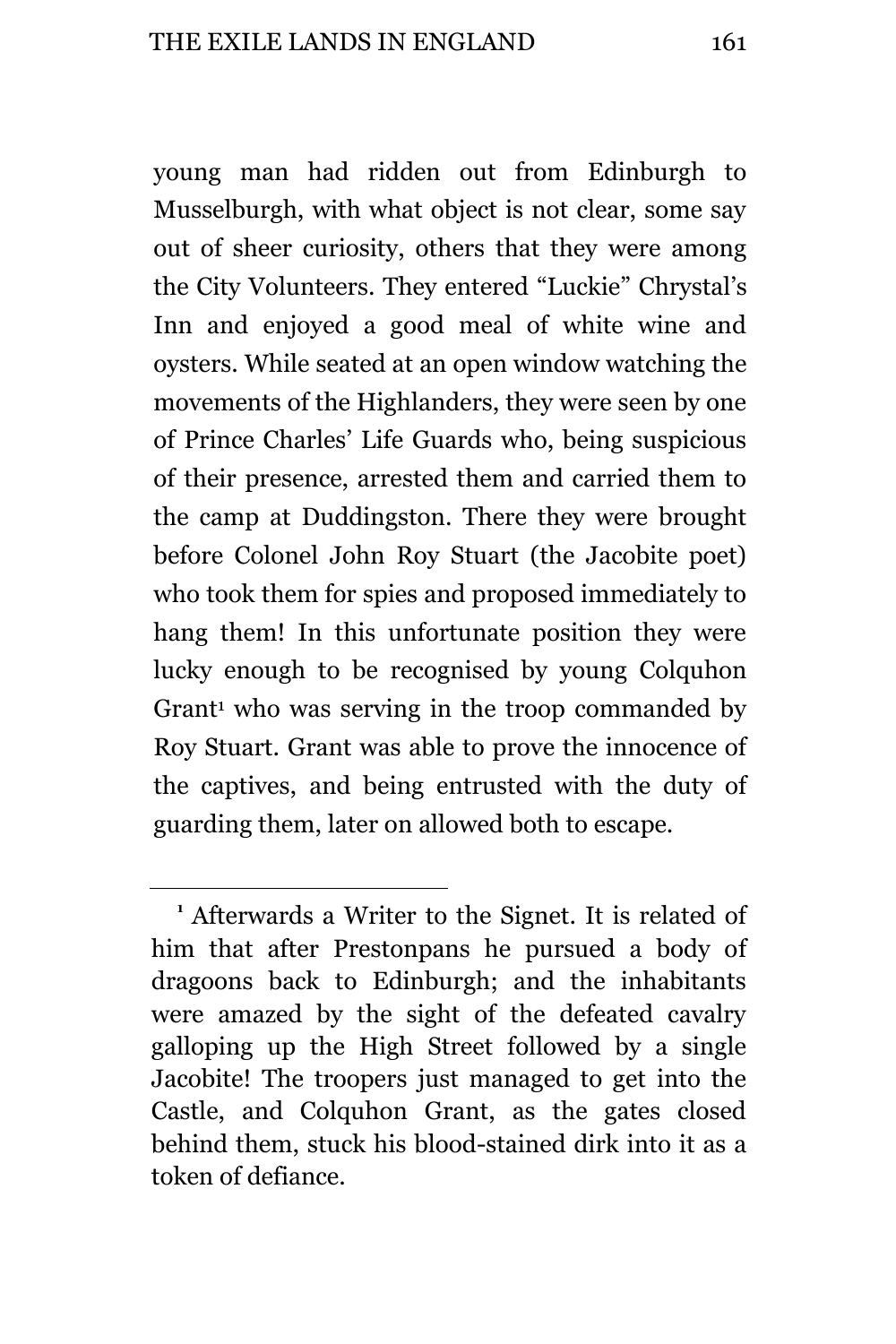young man had ridden out from Edinburgh to Musselburgh, with what object is not clear, some say out of sheer curiosity, others that they were among the City Volunteers. They entered “Luckie” Chrystal’s Inn and enjoyed a good meal of white wine and oysters. While seated at an open window watching the movements of the Highlanders, they were seen by one of Prince Charles’ Life Guards who, being suspicious of their presence, arrested them and carried them to the camp at Duddingston. There they were brought before Colonel John Roy Stuart (the Jacobite poet) who took them for spies and proposed immediately to hang them! In this unfortunate position they were lucky enough to be recognised by young Colquhon Grant[1] who was serving in the troop commanded by Roy Stuart. Grant was able to prove the innocence of the captives, and being entrusted with the duty of guarding them, later on allowed both to escape.

---

[1] Afterwards a Writer to the Signet. It is related of him that after Prestonpans he pursued a body of dragoons back to Edinburgh; and the inhabitants were amazed by the sight of the defeated cavalry galloping up the High Street followed by a single Jacobite! The troopers just managed to get into the Castle, and Colquhon Grant, as the gates closed behind them, stuck his blood-stained dirk into it as a token of defiance.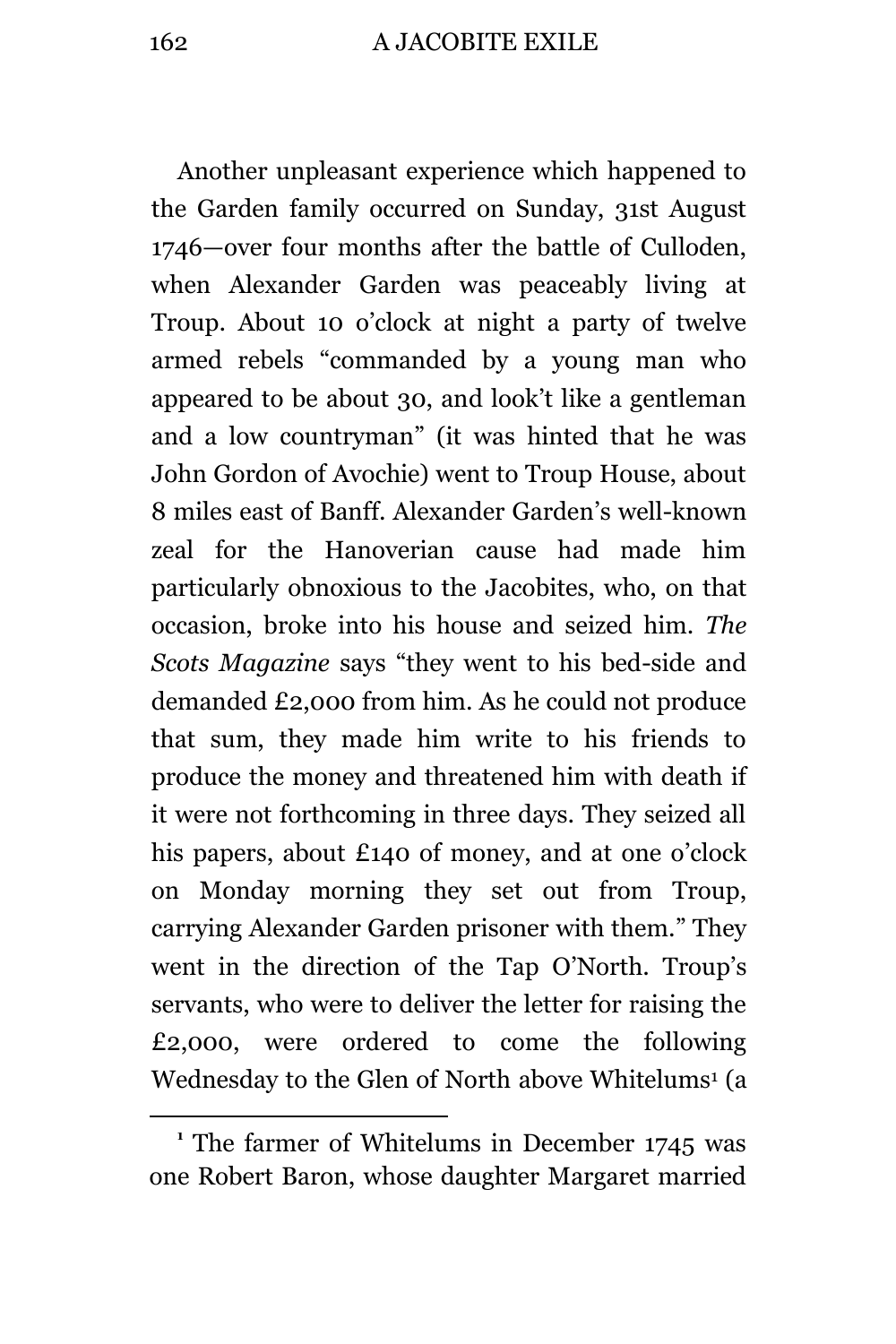Another unpleasant experience which happened to the Garden family occurred on Sunday, 31st August 1746—over four months after the battle of Culloden, when Alexander Garden was peaceably living at Troup. About 10 o'clock at night a party of twelve armed rebels "commanded by a young man who appeared to be about 30, and look't like a gentleman and a low countryman" (it was hinted that he was John Gordon of Avochie) went to Troup House, about 8 miles east of Banff. Alexander Garden's well-known zeal for the Hanoverian cause had made him particularly obnoxious to the Jacobites, who, on that occasion, broke into his house and seized him. *The Scots Magazine* says "they went to his bed-side and demanded £2,000 from him. As he could not produce that sum, they made him write to his friends to produce the money and threatened him with death if it were not forthcoming in three days. They seized all his papers, about £140 of money, and at one o'clock on Monday morning they set out from Troup, carrying Alexander Garden prisoner with them." They went in the direction of the Tap O'North. Troup's servants, who were to deliver the letter for raising the £2,000, were ordered to come the following Wednesday to the Glen of North above Whitelums[1] (a

[1] The farmer of Whitelums in December 1745 was one Robert Baron, whose daughter Margaret married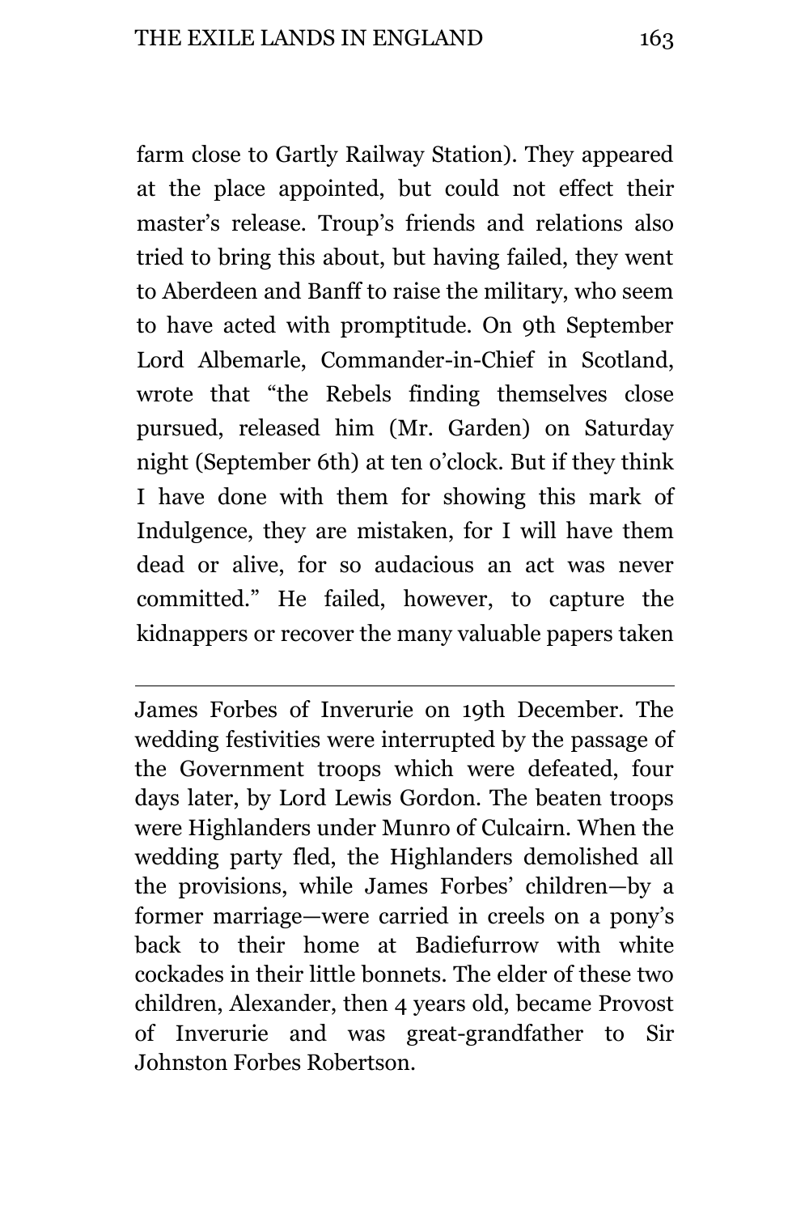farm close to Gartly Railway Station). They appeared at the place appointed, but could not effect their master's release. Troup's friends and relations also tried to bring this about, but having failed, they went to Aberdeen and Banff to raise the military, who seem to have acted with promptitude. On 9th September Lord Albemarle, Commander-in-Chief in Scotland, wrote that "the Rebels finding themselves close pursued, released him (Mr. Garden) on Saturday night (September 6th) at ten o'clock. But if they think I have done with them for showing this mark of Indulgence, they are mistaken, for I will have them dead or alive, for so audacious an act was never committed." He failed, however, to capture the kidnappers or recover the many valuable papers taken

---

James Forbes of Inverurie on 19th December. The wedding festivities were interrupted by the passage of the Government troops which were defeated, four days later, by Lord Lewis Gordon. The beaten troops were Highlanders under Munro of Culcairn. When the wedding party fled, the Highlanders demolished all the provisions, while James Forbes' children—by a former marriage—were carried in creels on a pony's back to their home at Badiefurrow with white cockades in their little bonnets. The elder of these two children, Alexander, then 4 years old, became Provost of Inverurie and was great-grandfather to Sir Johnston Forbes Robertson.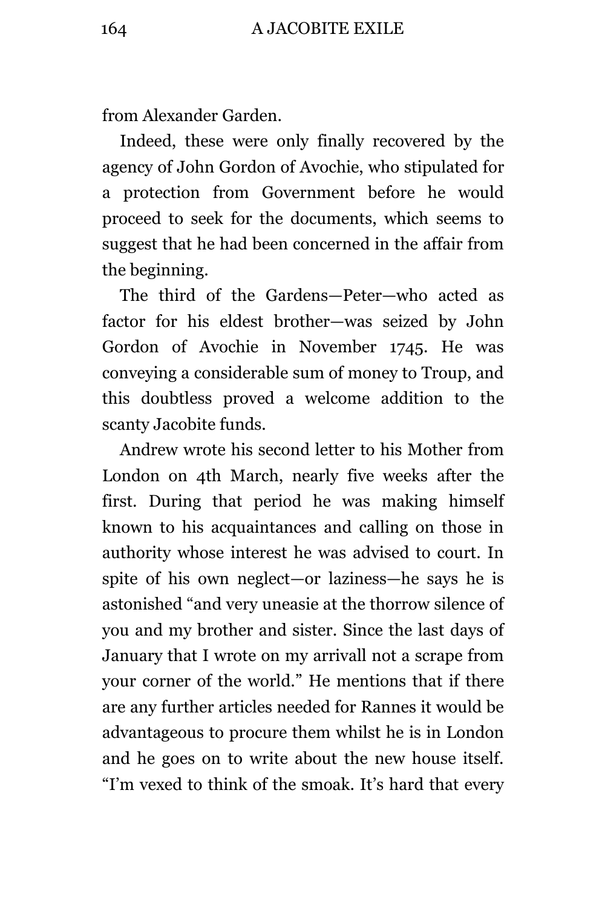from Alexander Garden.

Indeed, these were only finally recovered by the agency of John Gordon of Avochie, who stipulated for a protection from Government before he would proceed to seek for the documents, which seems to suggest that he had been concerned in the affair from the beginning.

The third of the Gardens—Peter—who acted as factor for his eldest brother—was seized by John Gordon of Avochie in November 1745. He was conveying a considerable sum of money to Troup, and this doubtless proved a welcome addition to the scanty Jacobite funds.

Andrew wrote his second letter to his Mother from London on 4th March, nearly five weeks after the first. During that period he was making himself known to his acquaintances and calling on those in authority whose interest he was advised to court. In spite of his own neglect—or laziness—he says he is astonished "and very uneasie at the thorrow silence of you and my brother and sister. Since the last days of January that I wrote on my arrivall not a scrape from your corner of the world." He mentions that if there are any further articles needed for Rannes it would be advantageous to procure them whilst he is in London and he goes on to write about the new house itself. "I'm vexed to think of the smoak. It's hard that every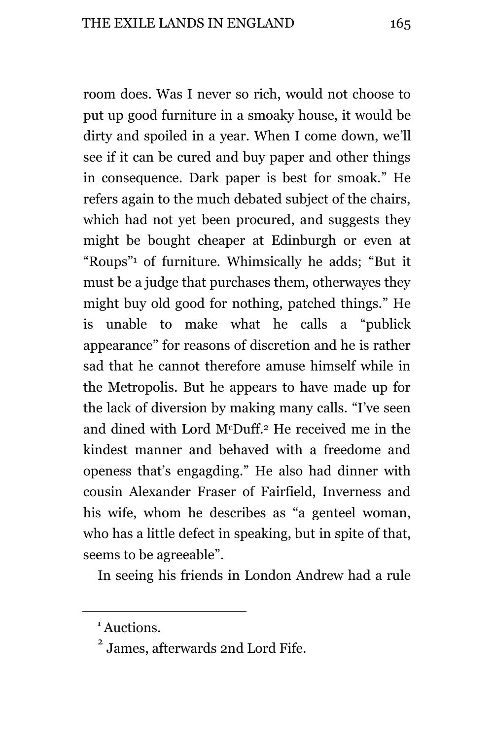room does. Was I never so rich, would not choose to put up good furniture in a smoaky house, it would be dirty and spoiled in a year. When I come down, we'll see if it can be cured and buy paper and other things in consequence. Dark paper is best for smoak." He refers again to the much debated subject of the chairs, which had not yet been procured, and suggests they might be bought cheaper at Edinburgh or even at "Roups"[1] of furniture. Whimsically he adds; "But it must be a judge that purchases them, otherwayes they might buy old good for nothing, patched things." He is unable to make what he calls a "publick appearance" for reasons of discretion and he is rather sad that he cannot therefore amuse himself while in the Metropolis. But he appears to have made up for the lack of diversion by making many calls. "I've seen and dined with Lord McDuff.[2] He received me in the kindest manner and behaved with a freedome and openess that's engagding." He also had dinner with cousin Alexander Fraser of Fairfield, Inverness and his wife, whom he describes as "a genteel woman, who has a little defect in speaking, but in spite of that, seems to be agreeable".

In seeing his friends in London Andrew had a rule

---

[1] Auctions.

[2] James, afterwards 2nd Lord Fife.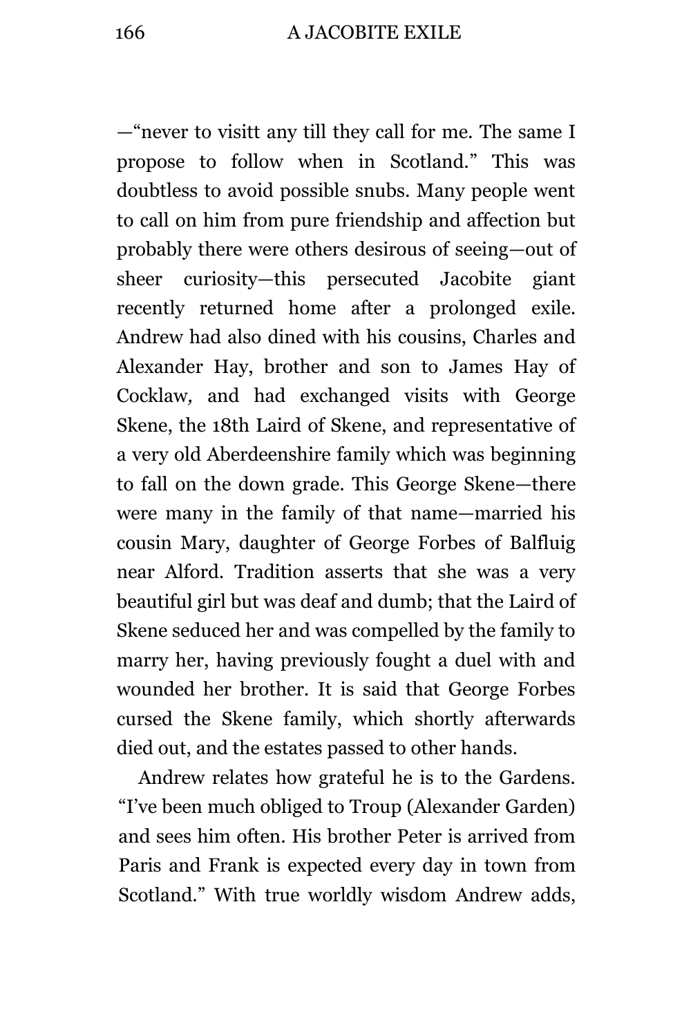—"never to visitt any till they call for me. The same I propose to follow when in Scotland." This was doubtless to avoid possible snubs. Many people went to call on him from pure friendship and affection but probably there were others desirous of seeing—out of sheer curiosity—this persecuted Jacobite giant recently returned home after a prolonged exile. Andrew had also dined with his cousins, Charles and Alexander Hay, brother and son to James Hay of Cocklaw, and had exchanged visits with George Skene, the 18th Laird of Skene, and representative of a very old Aberdeenshire family which was beginning to fall on the down grade. This George Skene—there were many in the family of that name—married his cousin Mary, daughter of George Forbes of Balfluig near Alford. Tradition asserts that she was a very beautiful girl but was deaf and dumb; that the Laird of Skene seduced her and was compelled by the family to marry her, having previously fought a duel with and wounded her brother. It is said that George Forbes cursed the Skene family, which shortly afterwards died out, and the estates passed to other hands.

Andrew relates how grateful he is to the Gardens. "I've been much obliged to Troup (Alexander Garden) and sees him often. His brother Peter is arrived from Paris and Frank is expected every day in town from Scotland." With true worldly wisdom Andrew adds,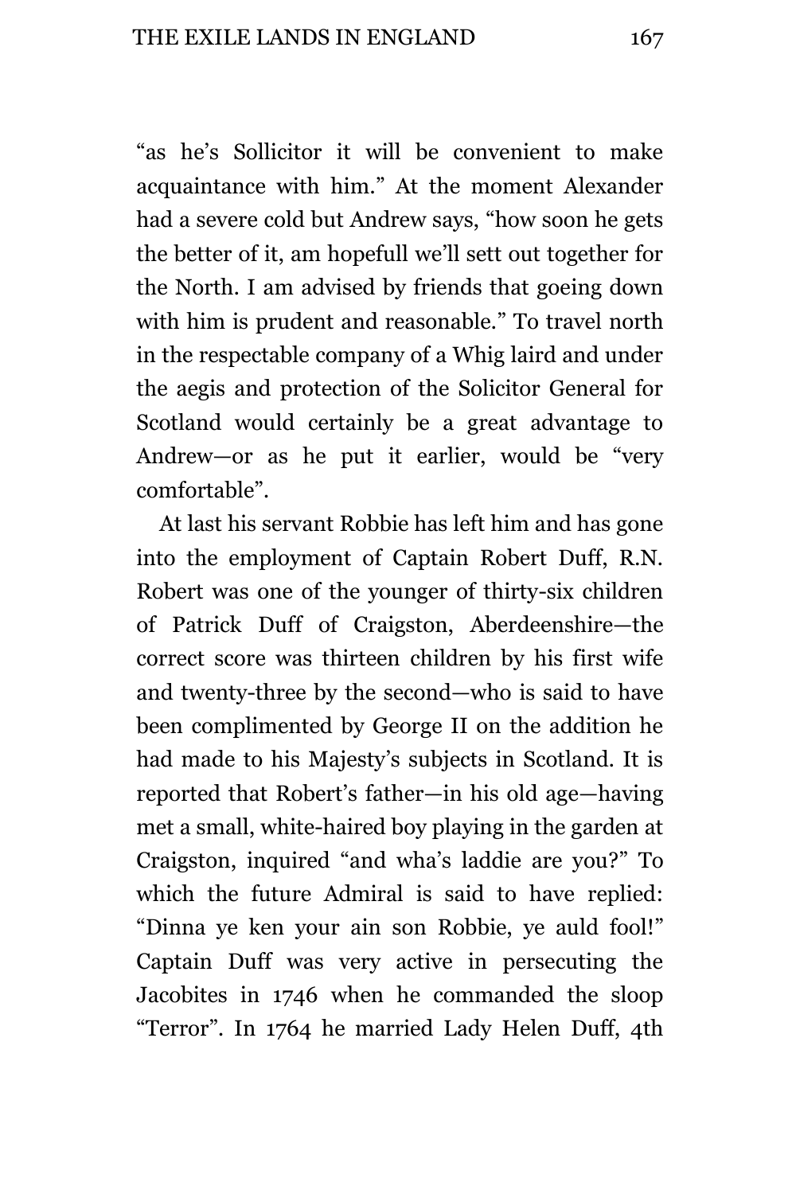"as he's Sollicitor it will be convenient to make acquaintance with him." At the moment Alexander had a severe cold but Andrew says, "how soon he gets the better of it, am hopefull we'll sett out together for the North. I am advised by friends that goeing down with him is prudent and reasonable." To travel north in the respectable company of a Whig laird and under the aegis and protection of the Solicitor General for Scotland would certainly be a great advantage to Andrew—or as he put it earlier, would be "very comfortable".

At last his servant Robbie has left him and has gone into the employment of Captain Robert Duff, R.N. Robert was one of the younger of thirty-six children of Patrick Duff of Craigston, Aberdeenshire—the correct score was thirteen children by his first wife and twenty-three by the second—who is said to have been complimented by George II on the addition he had made to his Majesty's subjects in Scotland. It is reported that Robert's father—in his old age—having met a small, white-haired boy playing in the garden at Craigston, inquired "and wha's laddie are you?" To which the future Admiral is said to have replied: "Dinna ye ken your ain son Robbie, ye auld fool!" Captain Duff was very active in persecuting the Jacobites in 1746 when he commanded the sloop "Terror". In 1764 he married Lady Helen Duff, 4th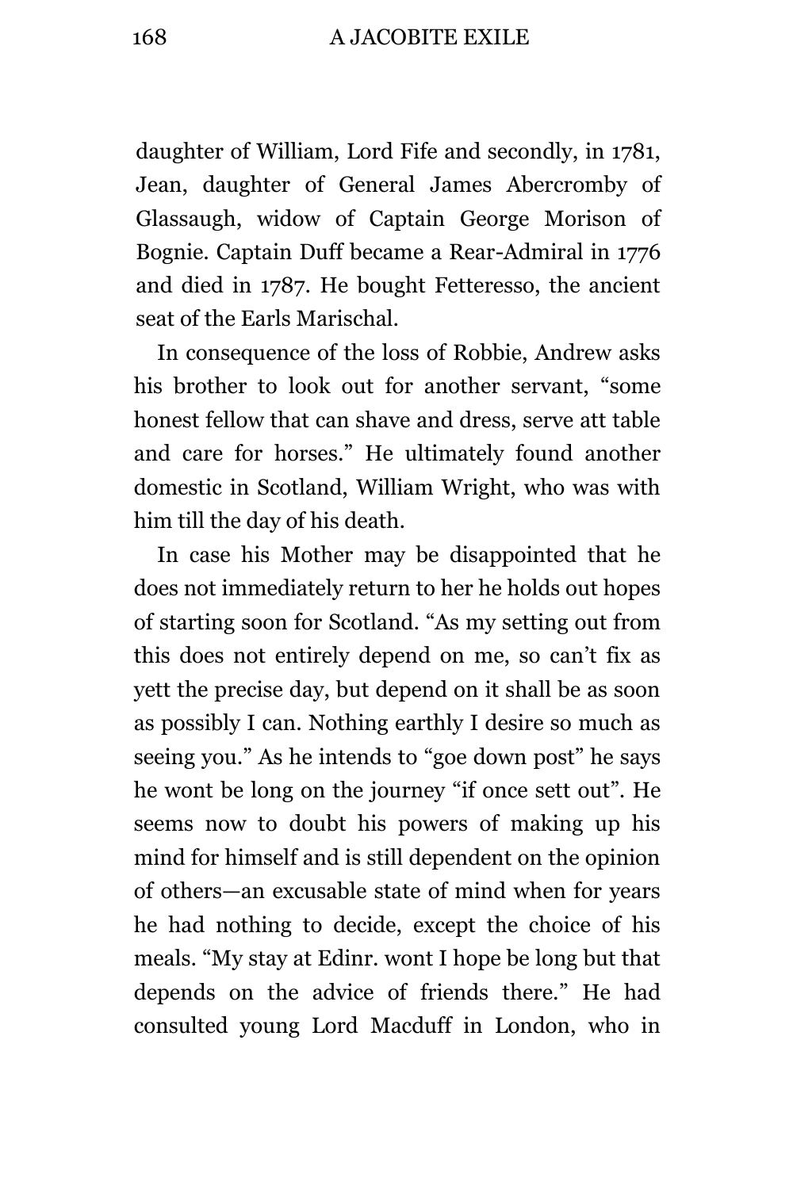daughter of William, Lord Fife and secondly, in 1781, Jean, daughter of General James Abercromby of Glassaugh, widow of Captain George Morison of Bognie. Captain Duff became a Rear-Admiral in 1776 and died in 1787. He bought Fetteresso, the ancient seat of the Earls Marischal.

In consequence of the loss of Robbie, Andrew asks his brother to look out for another servant, "some honest fellow that can shave and dress, serve att table and care for horses." He ultimately found another domestic in Scotland, William Wright, who was with him till the day of his death.

In case his Mother may be disappointed that he does not immediately return to her he holds out hopes of starting soon for Scotland. "As my setting out from this does not entirely depend on me, so can't fix as yett the precise day, but depend on it shall be as soon as possibly I can. Nothing earthly I desire so much as seeing you." As he intends to "goe down post" he says he wont be long on the journey "if once sett out". He seems now to doubt his powers of making up his mind for himself and is still dependent on the opinion of others—an excusable state of mind when for years he had nothing to decide, except the choice of his meals. "My stay at Edinr. wont I hope be long but that depends on the advice of friends there." He had consulted young Lord Macduff in London, who in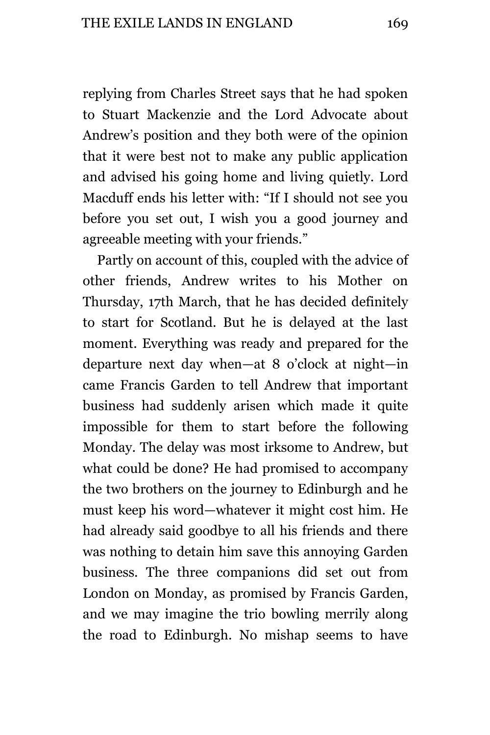replying from Charles Street says that he had spoken to Stuart Mackenzie and the Lord Advocate about Andrew's position and they both were of the opinion that it were best not to make any public application and advised his going home and living quietly. Lord Macduff ends his letter with: "If I should not see you before you set out, I wish you a good journey and agreeable meeting with your friends."

Partly on account of this, coupled with the advice of other friends, Andrew writes to his Mother on Thursday, 17th March, that he has decided definitely to start for Scotland. But he is delayed at the last moment. Everything was ready and prepared for the departure next day when—at 8 o'clock at night—in came Francis Garden to tell Andrew that important business had suddenly arisen which made it quite impossible for them to start before the following Monday. The delay was most irksome to Andrew, but what could be done? He had promised to accompany the two brothers on the journey to Edinburgh and he must keep his word—whatever it might cost him. He had already said goodbye to all his friends and there was nothing to detain him save this annoying Garden business. The three companions did set out from London on Monday, as promised by Francis Garden, and we may imagine the trio bowling merrily along the road to Edinburgh. No mishap seems to have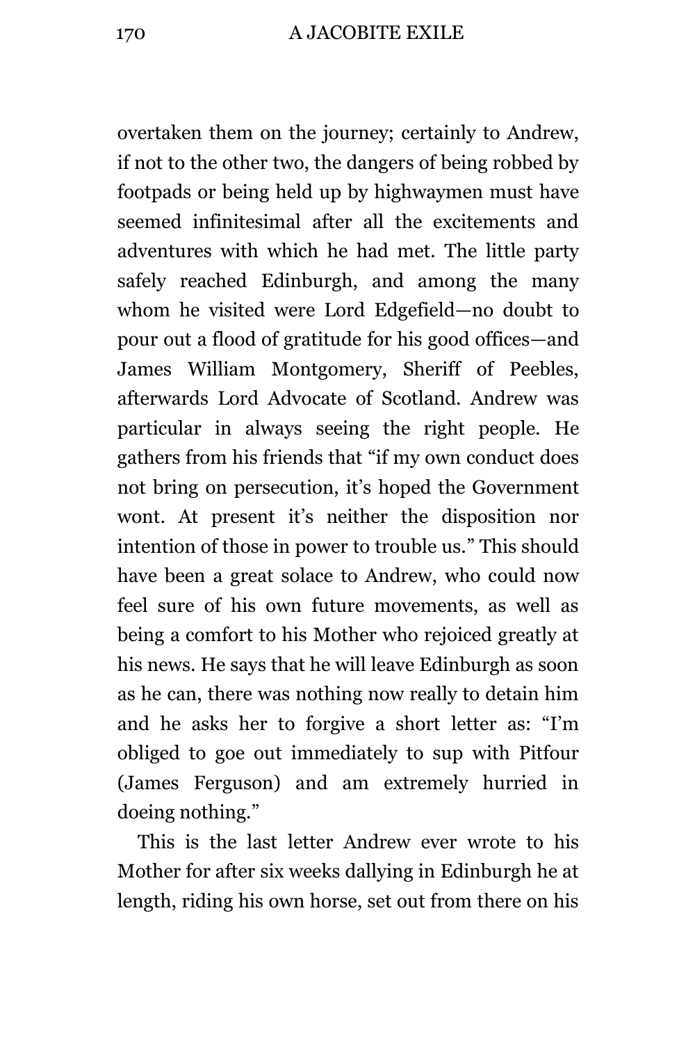overtaken them on the journey; certainly to Andrew, if not to the other two, the dangers of being robbed by footpads or being held up by highwaymen must have seemed infinitesimal after all the excitements and adventures with which he had met. The little party safely reached Edinburgh, and among the many whom he visited were Lord Edgefield—no doubt to pour out a flood of gratitude for his good offices—and James William Montgomery, Sheriff of Peebles, afterwards Lord Advocate of Scotland. Andrew was particular in always seeing the right people. He gathers from his friends that "if my own conduct does not bring on persecution, it's hoped the Government wont. At present it's neither the disposition nor intention of those in power to trouble us." This should have been a great solace to Andrew, who could now feel sure of his own future movements, as well as being a comfort to his Mother who rejoiced greatly at his news. He says that he will leave Edinburgh as soon as he can, there was nothing now really to detain him and he asks her to forgive a short letter as: "I'm obliged to goe out immediately to sup with Pitfour (James Ferguson) and am extremely hurried in doeing nothing."

This is the last letter Andrew ever wrote to his Mother for after six weeks dallying in Edinburgh he at length, riding his own horse, set out from there on his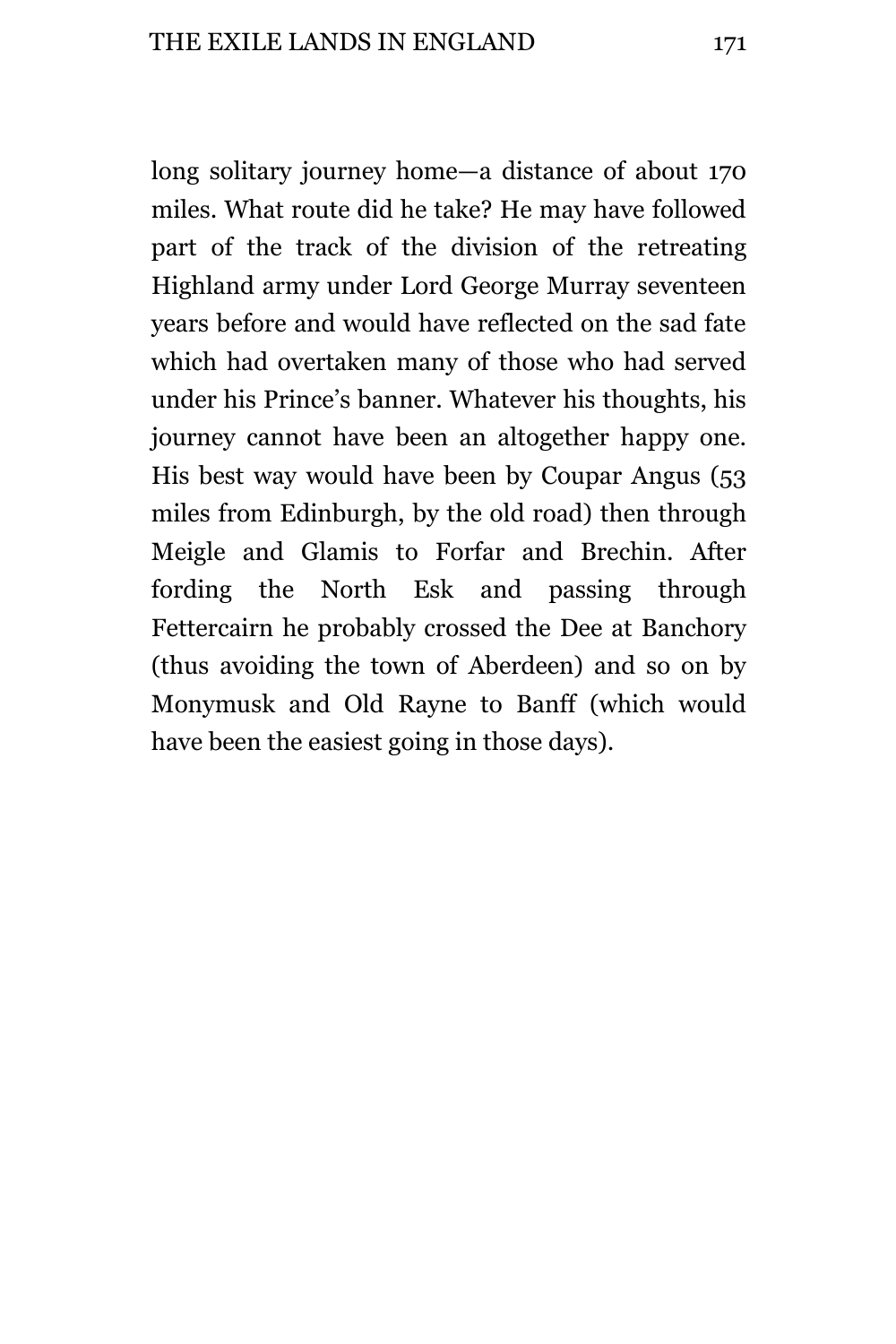long solitary journey home—a distance of about 170 miles. What route did he take? He may have followed part of the track of the division of the retreating Highland army under Lord George Murray seventeen years before and would have reflected on the sad fate which had overtaken many of those who had served under his Prince's banner. Whatever his thoughts, his journey cannot have been an altogether happy one. His best way would have been by Coupar Angus (53 miles from Edinburgh, by the old road) then through Meigle and Glamis to Forfar and Brechin. After fording the North Esk and passing through Fettercairn he probably crossed the Dee at Banchory (thus avoiding the town of Aberdeen) and so on by Monymusk and Old Rayne to Banff (which would have been the easiest going in those days).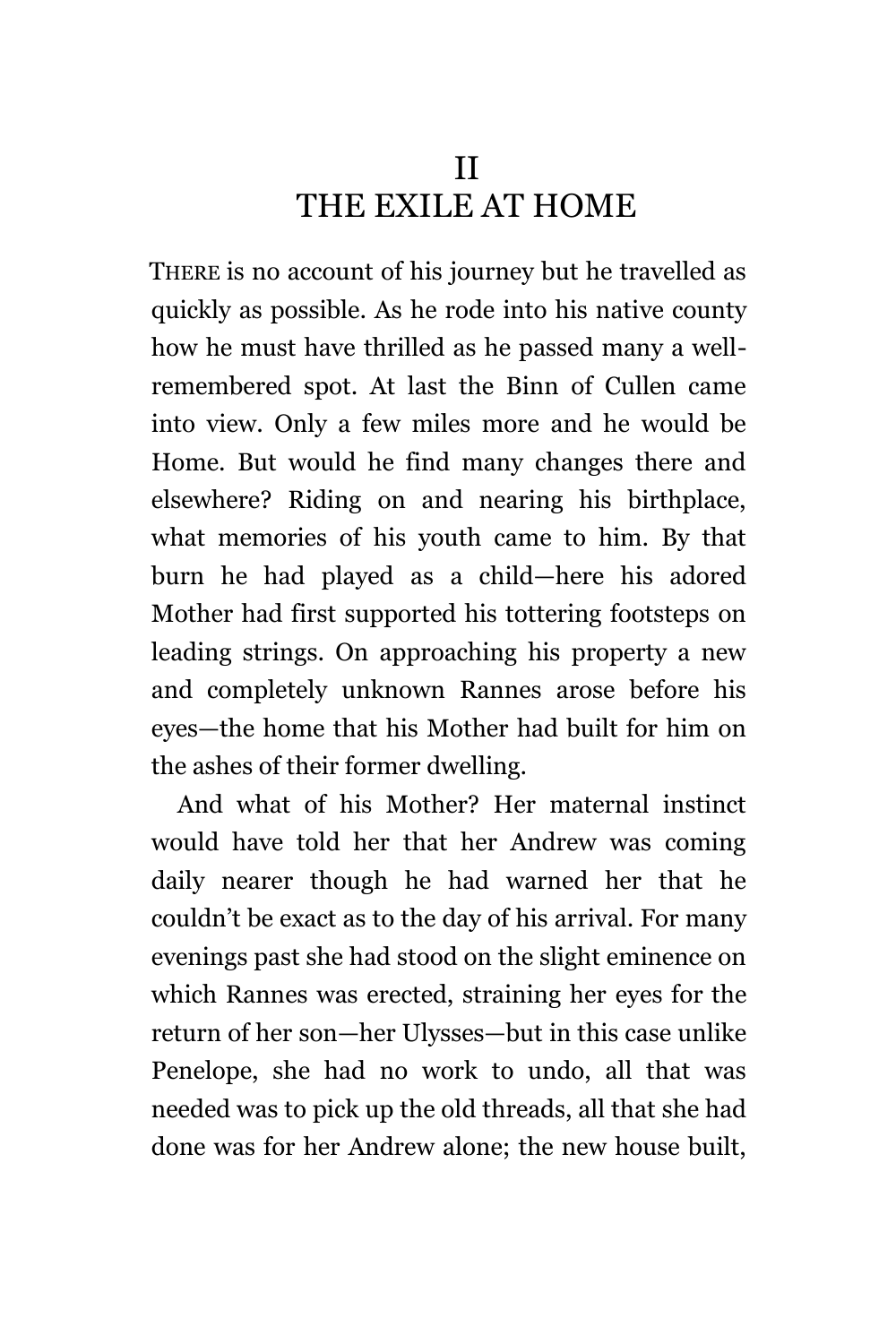# II
# THE EXILE AT HOME

THERE is no account of his journey but he travelled as quickly as possible. As he rode into his native county how he must have thrilled as he passed many a well-remembered spot. At last the Binn of Cullen came into view. Only a few miles more and he would be Home. But would he find many changes there and elsewhere? Riding on and nearing his birthplace, what memories of his youth came to him. By that burn he had played as a child—here his adored Mother had first supported his tottering footsteps on leading strings. On approaching his property a new and completely unknown Rannes arose before his eyes—the home that his Mother had built for him on the ashes of their former dwelling.

And what of his Mother? Her maternal instinct would have told her that her Andrew was coming daily nearer though he had warned her that he couldn't be exact as to the day of his arrival. For many evenings past she had stood on the slight eminence on which Rannes was erected, straining her eyes for the return of her son—her Ulysses—but in this case unlike Penelope, she had no work to undo, all that was needed was to pick up the old threads, all that she had done was for her Andrew alone; the new house built,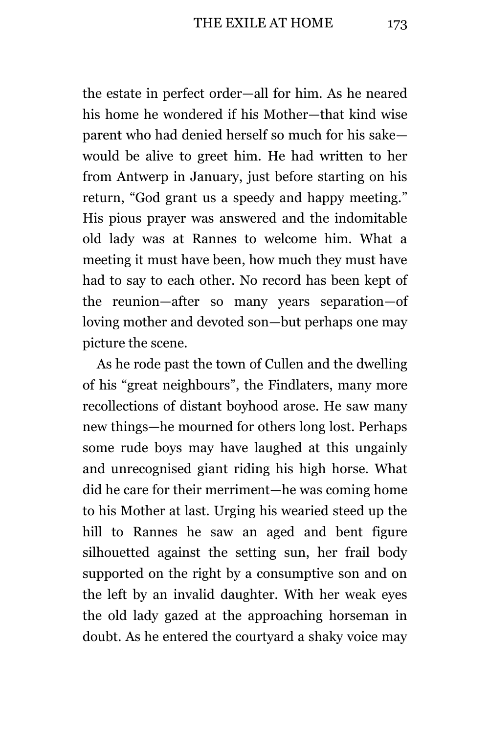the estate in perfect order—all for him. As he neared his home he wondered if his Mother—that kind wise parent who had denied herself so much for his sake—would be alive to greet him. He had written to her from Antwerp in January, just before starting on his return, "God grant us a speedy and happy meeting." His pious prayer was answered and the indomitable old lady was at Rannes to welcome him. What a meeting it must have been, how much they must have had to say to each other. No record has been kept of the reunion—after so many years separation—of loving mother and devoted son—but perhaps one may picture the scene.

As he rode past the town of Cullen and the dwelling of his "great neighbours", the Findlaters, many more recollections of distant boyhood arose. He saw many new things—he mourned for others long lost. Perhaps some rude boys may have laughed at this ungainly and unrecognised giant riding his high horse. What did he care for their merriment—he was coming home to his Mother at last. Urging his wearied steed up the hill to Rannes he saw an aged and bent figure silhouetted against the setting sun, her frail body supported on the right by a consumptive son and on the left by an invalid daughter. With her weak eyes the old lady gazed at the approaching horseman in doubt. As he entered the courtyard a shaky voice may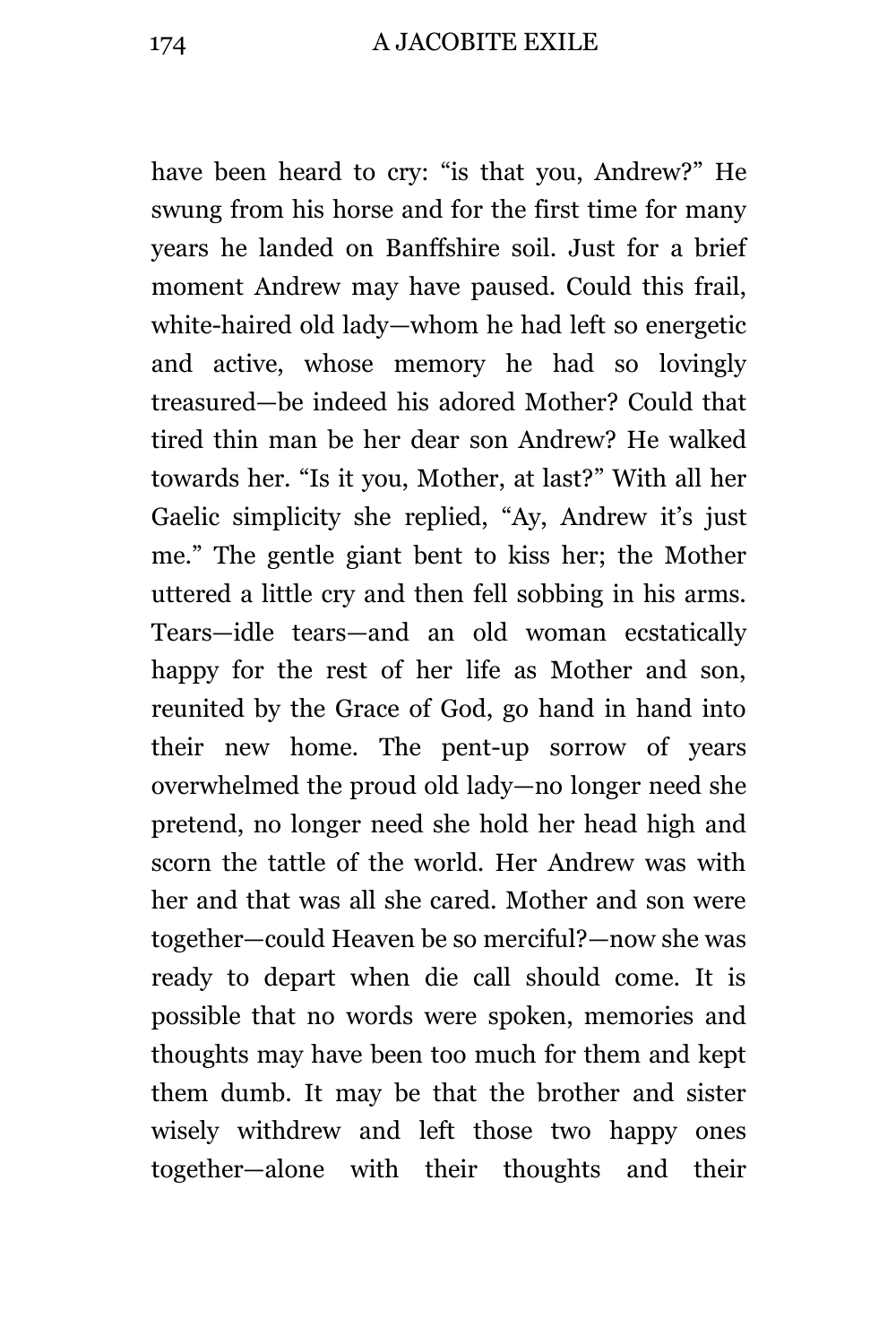have been heard to cry: "is that you, Andrew?" He swung from his horse and for the first time for many years he landed on Banffshire soil. Just for a brief moment Andrew may have paused. Could this frail, white-haired old lady—whom he had left so energetic and active, whose memory he had so lovingly treasured—be indeed his adored Mother? Could that tired thin man be her dear son Andrew? He walked towards her. "Is it you, Mother, at last?" With all her Gaelic simplicity she replied, "Ay, Andrew it's just me." The gentle giant bent to kiss her; the Mother uttered a little cry and then fell sobbing in his arms. Tears—idle tears—and an old woman ecstatically happy for the rest of her life as Mother and son, reunited by the Grace of God, go hand in hand into their new home. The pent-up sorrow of years overwhelmed the proud old lady—no longer need she pretend, no longer need she hold her head high and scorn the tattle of the world. Her Andrew was with her and that was all she cared. Mother and son were together—could Heaven be so merciful?—now she was ready to depart when die call should come. It is possible that no words were spoken, memories and thoughts may have been too much for them and kept them dumb. It may be that the brother and sister wisely withdrew and left those two happy ones together—alone with their thoughts and their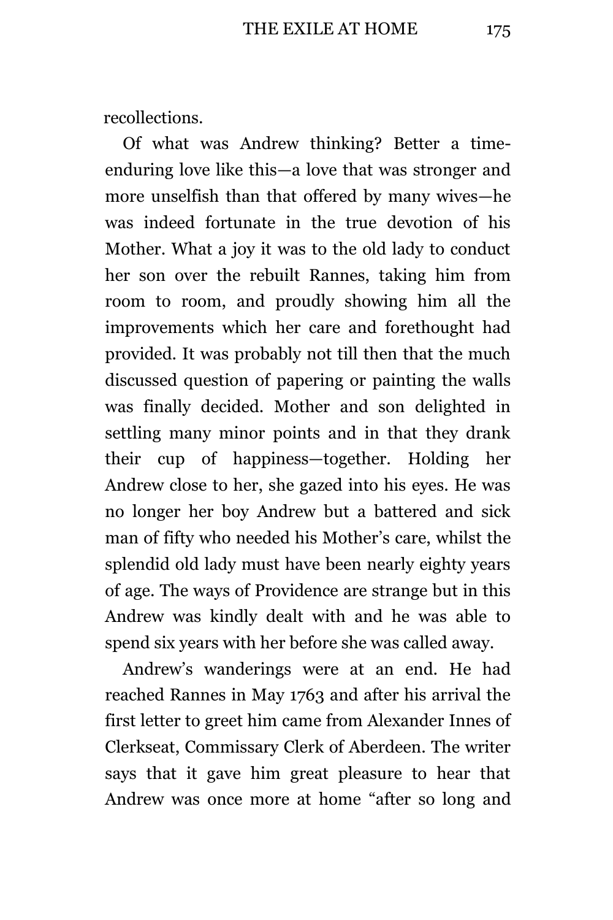recollections.

Of what was Andrew thinking? Better a time-enduring love like this—a love that was stronger and more unselfish than that offered by many wives—he was indeed fortunate in the true devotion of his Mother. What a joy it was to the old lady to conduct her son over the rebuilt Rannes, taking him from room to room, and proudly showing him all the improvements which her care and forethought had provided. It was probably not till then that the much discussed question of papering or painting the walls was finally decided. Mother and son delighted in settling many minor points and in that they drank their cup of happiness—together. Holding her Andrew close to her, she gazed into his eyes. He was no longer her boy Andrew but a battered and sick man of fifty who needed his Mother's care, whilst the splendid old lady must have been nearly eighty years of age. The ways of Providence are strange but in this Andrew was kindly dealt with and he was able to spend six years with her before she was called away.

Andrew's wanderings were at an end. He had reached Rannes in May 1763 and after his arrival the first letter to greet him came from Alexander Innes of Clerkseat, Commissary Clerk of Aberdeen. The writer says that it gave him great pleasure to hear that Andrew was once more at home "after so long and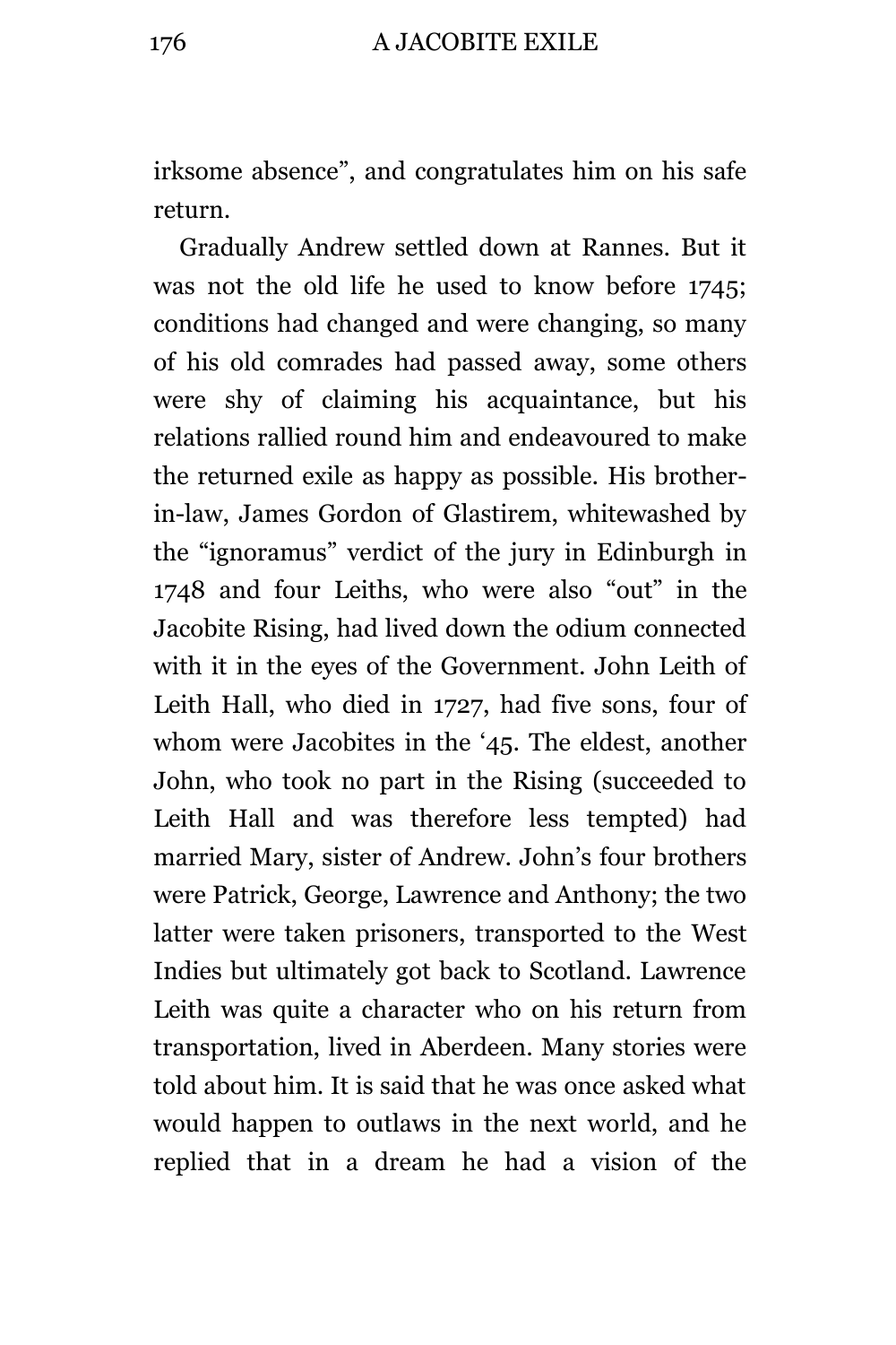irksome absence", and congratulates him on his safe return.

Gradually Andrew settled down at Rannes. But it was not the old life he used to know before 1745; conditions had changed and were changing, so many of his old comrades had passed away, some others were shy of claiming his acquaintance, but his relations rallied round him and endeavoured to make the returned exile as happy as possible. His brother-in-law, James Gordon of Glastirem, whitewashed by the "ignoramus" verdict of the jury in Edinburgh in 1748 and four Leiths, who were also "out" in the Jacobite Rising, had lived down the odium connected with it in the eyes of the Government. John Leith of Leith Hall, who died in 1727, had five sons, four of whom were Jacobites in the '45. The eldest, another John, who took no part in the Rising (succeeded to Leith Hall and was therefore less tempted) had married Mary, sister of Andrew. John's four brothers were Patrick, George, Lawrence and Anthony; the two latter were taken prisoners, transported to the West Indies but ultimately got back to Scotland. Lawrence Leith was quite a character who on his return from transportation, lived in Aberdeen. Many stories were told about him. It is said that he was once asked what would happen to outlaws in the next world, and he replied that in a dream he had a vision of the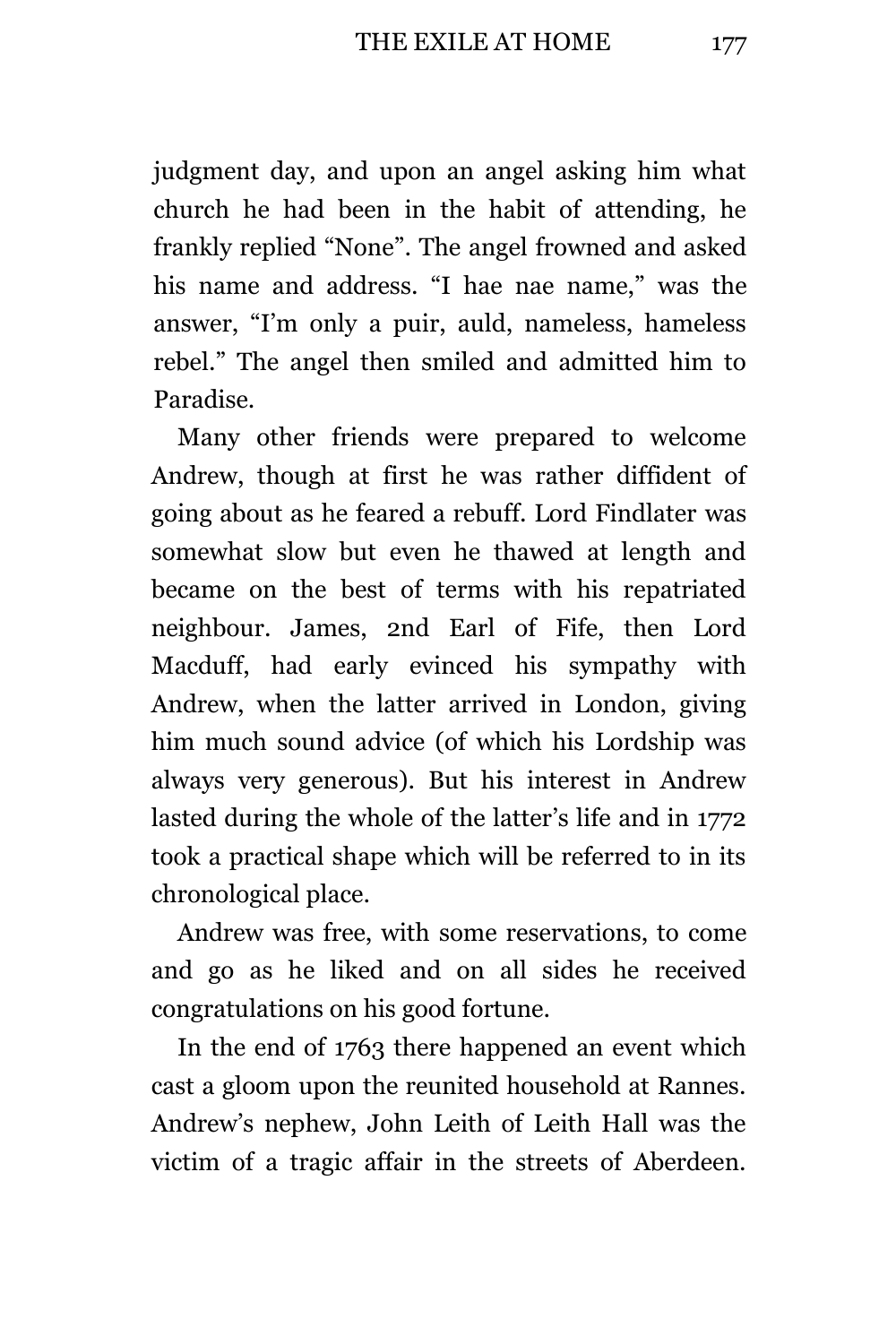judgment day, and upon an angel asking him what church he had been in the habit of attending, he frankly replied “None”. The angel frowned and asked his name and address. “I hae nae name,” was the answer, “I’m only a puir, auld, nameless, hameless rebel.” The angel then smiled and admitted him to Paradise.

Many other friends were prepared to welcome Andrew, though at first he was rather diffident of going about as he feared a rebuff. Lord Findlater was somewhat slow but even he thawed at length and became on the best of terms with his repatriated neighbour. James, 2nd Earl of Fife, then Lord Macduff, had early evinced his sympathy with Andrew, when the latter arrived in London, giving him much sound advice (of which his Lordship was always very generous). But his interest in Andrew lasted during the whole of the latter’s life and in 1772 took a practical shape which will be referred to in its chronological place.

Andrew was free, with some reservations, to come and go as he liked and on all sides he received congratulations on his good fortune.

In the end of 1763 there happened an event which cast a gloom upon the reunited household at Rannes. Andrew’s nephew, John Leith of Leith Hall was the victim of a tragic affair in the streets of Aberdeen.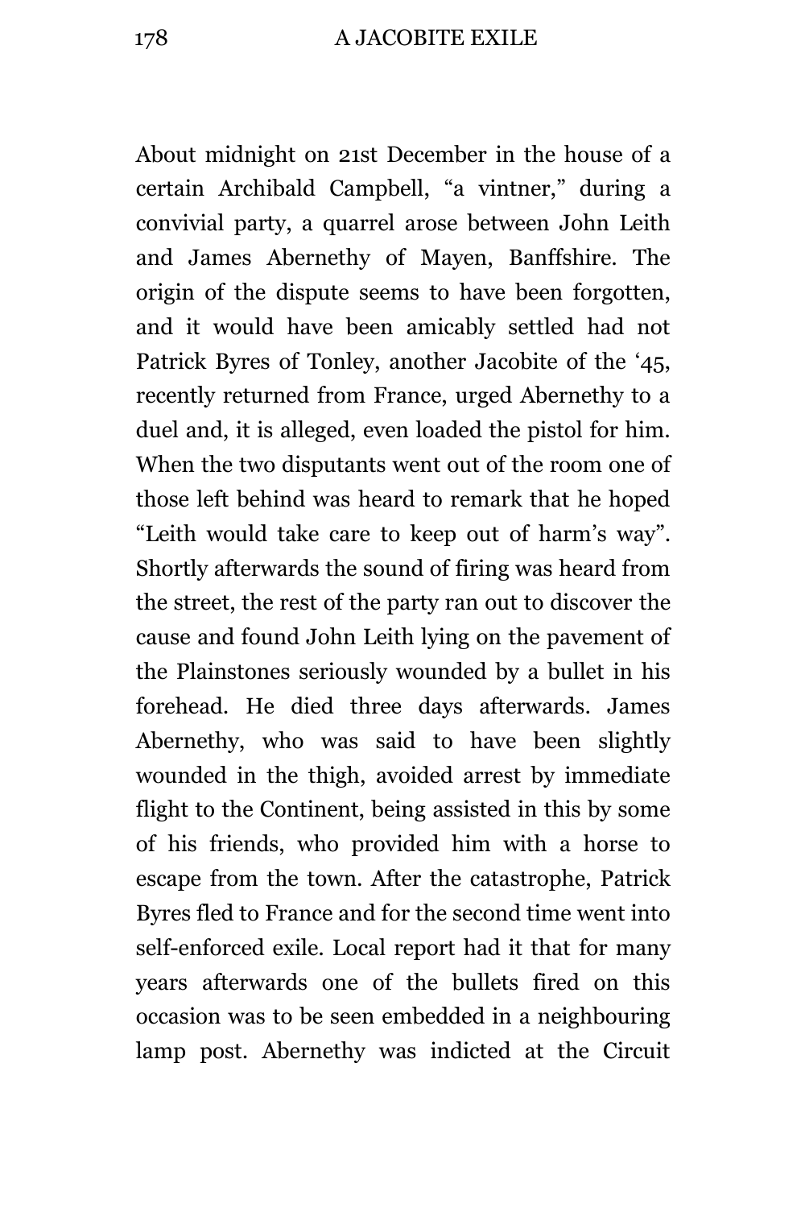About midnight on 21st December in the house of a certain Archibald Campbell, "a vintner," during a convivial party, a quarrel arose between John Leith and James Abernethy of Mayen, Banffshire. The origin of the dispute seems to have been forgotten, and it would have been amicably settled had not Patrick Byres of Tonley, another Jacobite of the '45, recently returned from France, urged Abernethy to a duel and, it is alleged, even loaded the pistol for him. When the two disputants went out of the room one of those left behind was heard to remark that he hoped "Leith would take care to keep out of harm's way". Shortly afterwards the sound of firing was heard from the street, the rest of the party ran out to discover the cause and found John Leith lying on the pavement of the Plainstones seriously wounded by a bullet in his forehead. He died three days afterwards. James Abernethy, who was said to have been slightly wounded in the thigh, avoided arrest by immediate flight to the Continent, being assisted in this by some of his friends, who provided him with a horse to escape from the town. After the catastrophe, Patrick Byres fled to France and for the second time went into self-enforced exile. Local report had it that for many years afterwards one of the bullets fired on this occasion was to be seen embedded in a neighbouring lamp post. Abernethy was indicted at the Circuit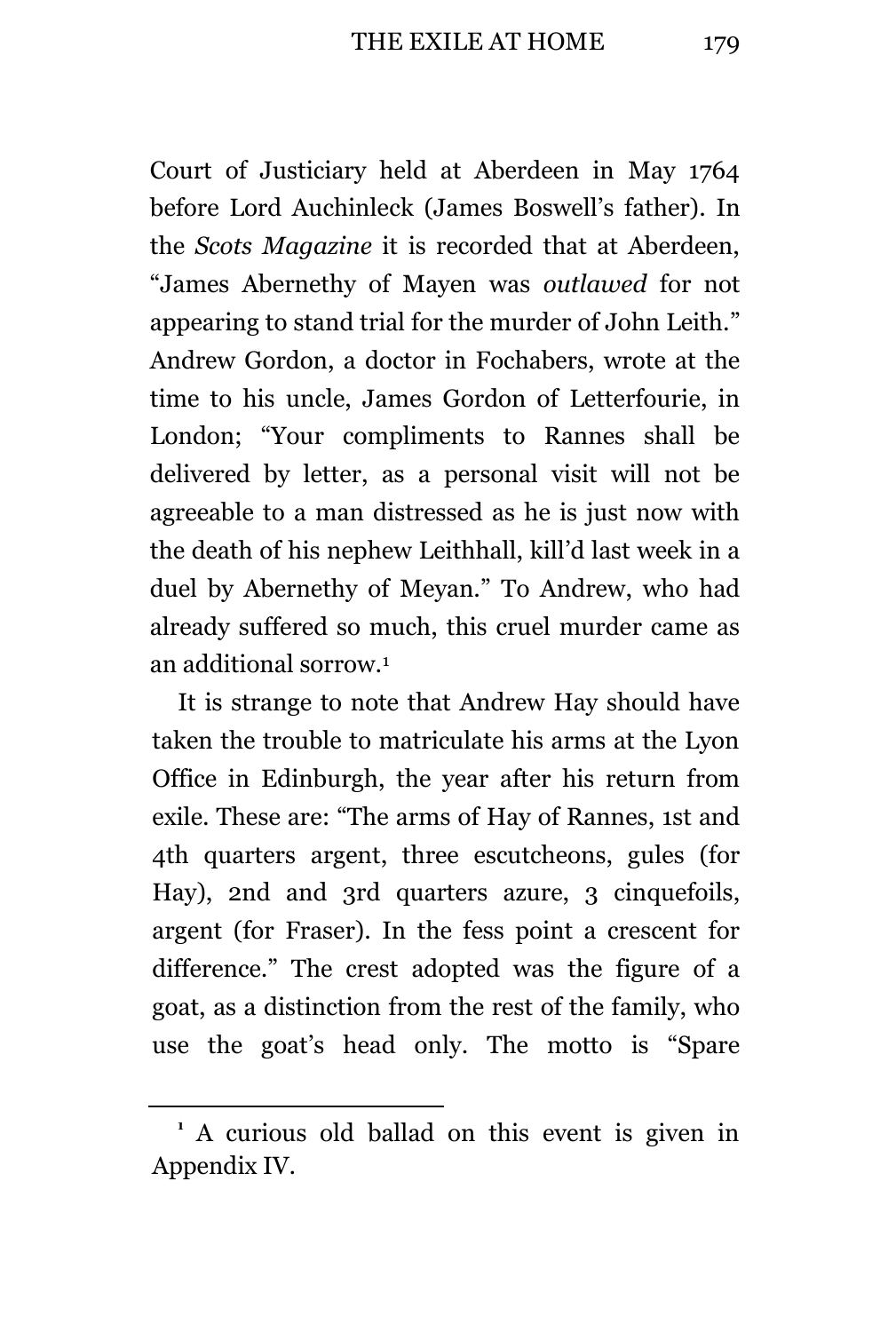Court of Justiciary held at Aberdeen in May 1764 before Lord Auchinleck (James Boswell's father). In the *Scots Magazine* it is recorded that at Aberdeen, "James Abernethy of Mayen was *outlawed* for not appearing to stand trial for the murder of John Leith." Andrew Gordon, a doctor in Fochabers, wrote at the time to his uncle, James Gordon of Letterfourie, in London; "Your compliments to Rannes shall be delivered by letter, as a personal visit will not be agreeable to a man distressed as he is just now with the death of his nephew Leithhall, kill'd last week in a duel by Abernethy of Meyan." To Andrew, who had already suffered so much, this cruel murder came as an additional sorrow.[1]

It is strange to note that Andrew Hay should have taken the trouble to matriculate his arms at the Lyon Office in Edinburgh, the year after his return from exile. These are: "The arms of Hay of Rannes, 1st and 4th quarters argent, three escutcheons, gules (for Hay), 2nd and 3rd quarters azure, 3 cinquefoils, argent (for Fraser). In the fess point a crescent for difference." The crest adopted was the figure of a goat, as a distinction from the rest of the family, who use the goat's head only. The motto is "Spare

---

[1] A curious old ballad on this event is given in Appendix IV.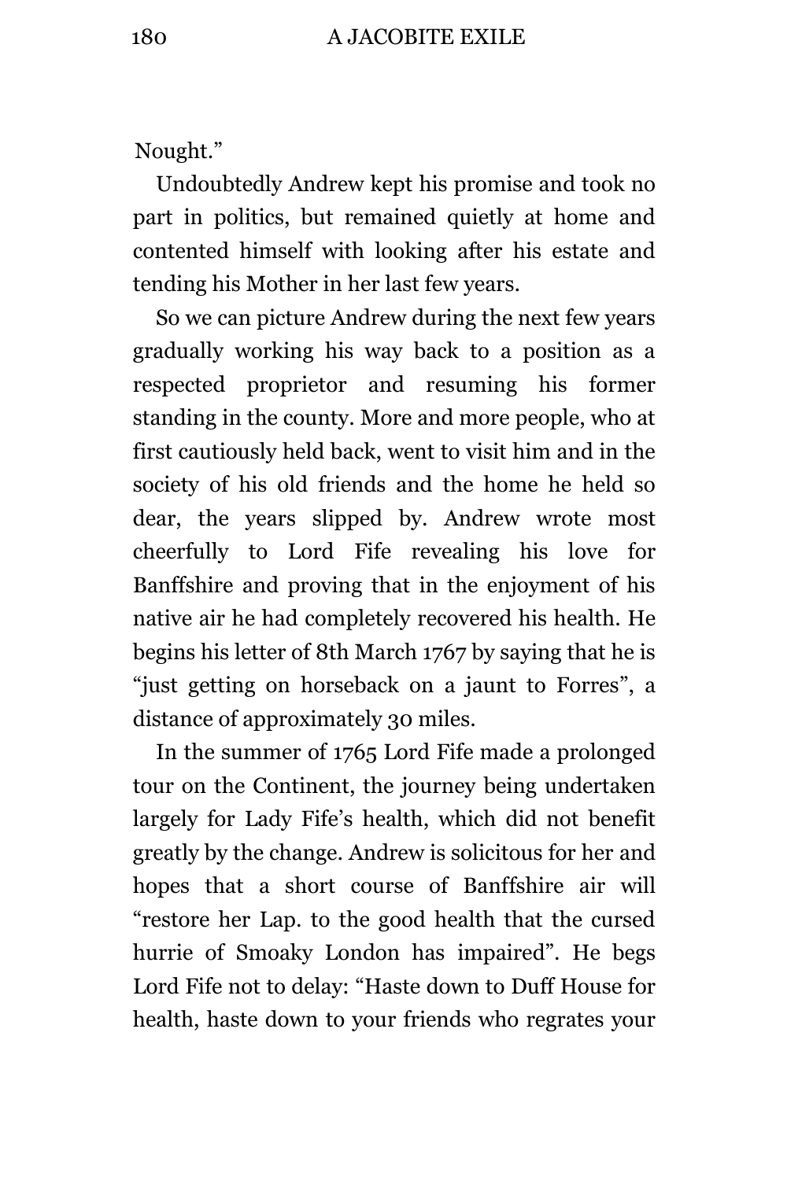Nought."

Undoubtedly Andrew kept his promise and took no part in politics, but remained quietly at home and contented himself with looking after his estate and tending his Mother in her last few years.

So we can picture Andrew during the next few years gradually working his way back to a position as a respected proprietor and resuming his former standing in the county. More and more people, who at first cautiously held back, went to visit him and in the society of his old friends and the home he held so dear, the years slipped by. Andrew wrote most cheerfully to Lord Fife revealing his love for Banffshire and proving that in the enjoyment of his native air he had completely recovered his health. He begins his letter of 8th March 1767 by saying that he is "just getting on horseback on a jaunt to Forres", a distance of approximately 30 miles.

In the summer of 1765 Lord Fife made a prolonged tour on the Continent, the journey being undertaken largely for Lady Fife's health, which did not benefit greatly by the change. Andrew is solicitous for her and hopes that a short course of Banffshire air will "restore her Lap. to the good health that the cursed hurrie of Smoaky London has impaired". He begs Lord Fife not to delay: "Haste down to Duff House for health, haste down to your friends who regrates your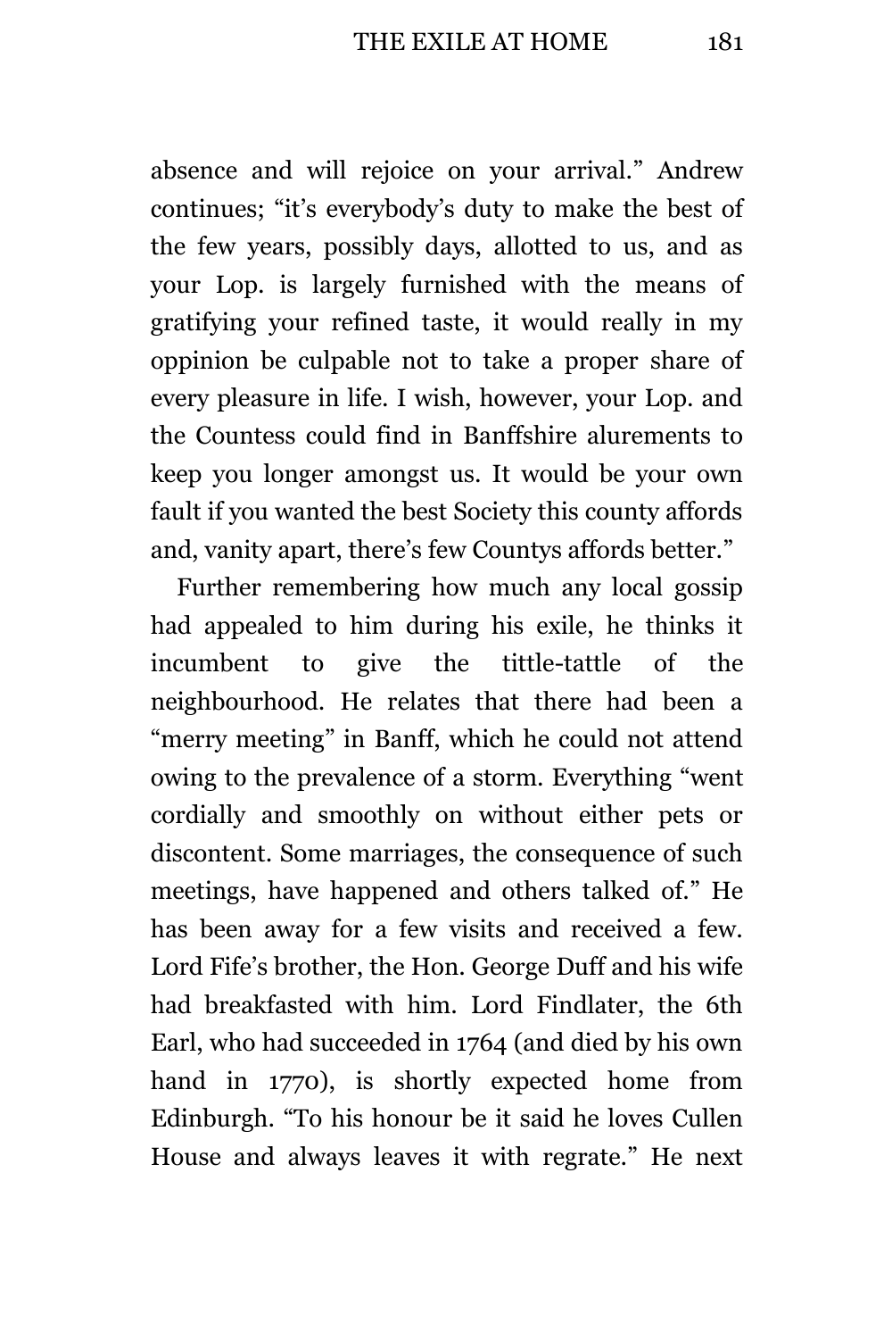absence and will rejoice on your arrival." Andrew continues; "it's everybody's duty to make the best of the few years, possibly days, allotted to us, and as your Lop. is largely furnished with the means of gratifying your refined taste, it would really in my oppinion be culpable not to take a proper share of every pleasure in life. I wish, however, your Lop. and the Countess could find in Banffshire alurements to keep you longer amongst us. It would be your own fault if you wanted the best Society this county affords and, vanity apart, there's few Countys affords better."

Further remembering how much any local gossip had appealed to him during his exile, he thinks it incumbent to give the tittle-tattle of the neighbourhood. He relates that there had been a "merry meeting" in Banff, which he could not attend owing to the prevalence of a storm. Everything "went cordially and smoothly on without either pets or discontent. Some marriages, the consequence of such meetings, have happened and others talked of." He has been away for a few visits and received a few. Lord Fife's brother, the Hon. George Duff and his wife had breakfasted with him. Lord Findlater, the 6th Earl, who had succeeded in 1764 (and died by his own hand in 1770), is shortly expected home from Edinburgh. "To his honour be it said he loves Cullen House and always leaves it with regrate." He next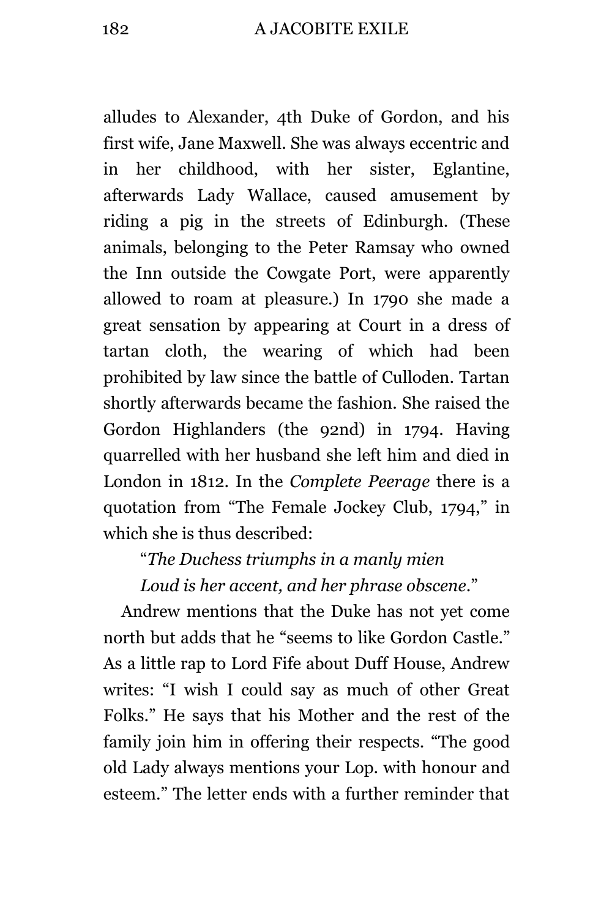alludes to Alexander, 4th Duke of Gordon, and his first wife, Jane Maxwell. She was always eccentric and in her childhood, with her sister, Eglantine, afterwards Lady Wallace, caused amusement by riding a pig in the streets of Edinburgh. (These animals, belonging to the Peter Ramsay who owned the Inn outside the Cowgate Port, were apparently allowed to roam at pleasure.) In 1790 she made a great sensation by appearing at Court in a dress of tartan cloth, the wearing of which had been prohibited by law since the battle of Culloden. Tartan shortly afterwards became the fashion. She raised the Gordon Highlanders (the 92nd) in 1794. Having quarrelled with her husband she left him and died in London in 1812. In the *Complete Peerage* there is a quotation from "The Female Jockey Club, 1794," in which she is thus described:

> "*The Duchess triumphs in a manly mien*
> *Loud is her accent, and her phrase obscene*."

Andrew mentions that the Duke has not yet come north but adds that he "seems to like Gordon Castle." As a little rap to Lord Fife about Duff House, Andrew writes: "I wish I could say as much of other Great Folks." He says that his Mother and the rest of the family join him in offering their respects. "The good old Lady always mentions your Lop. with honour and esteem." The letter ends with a further reminder that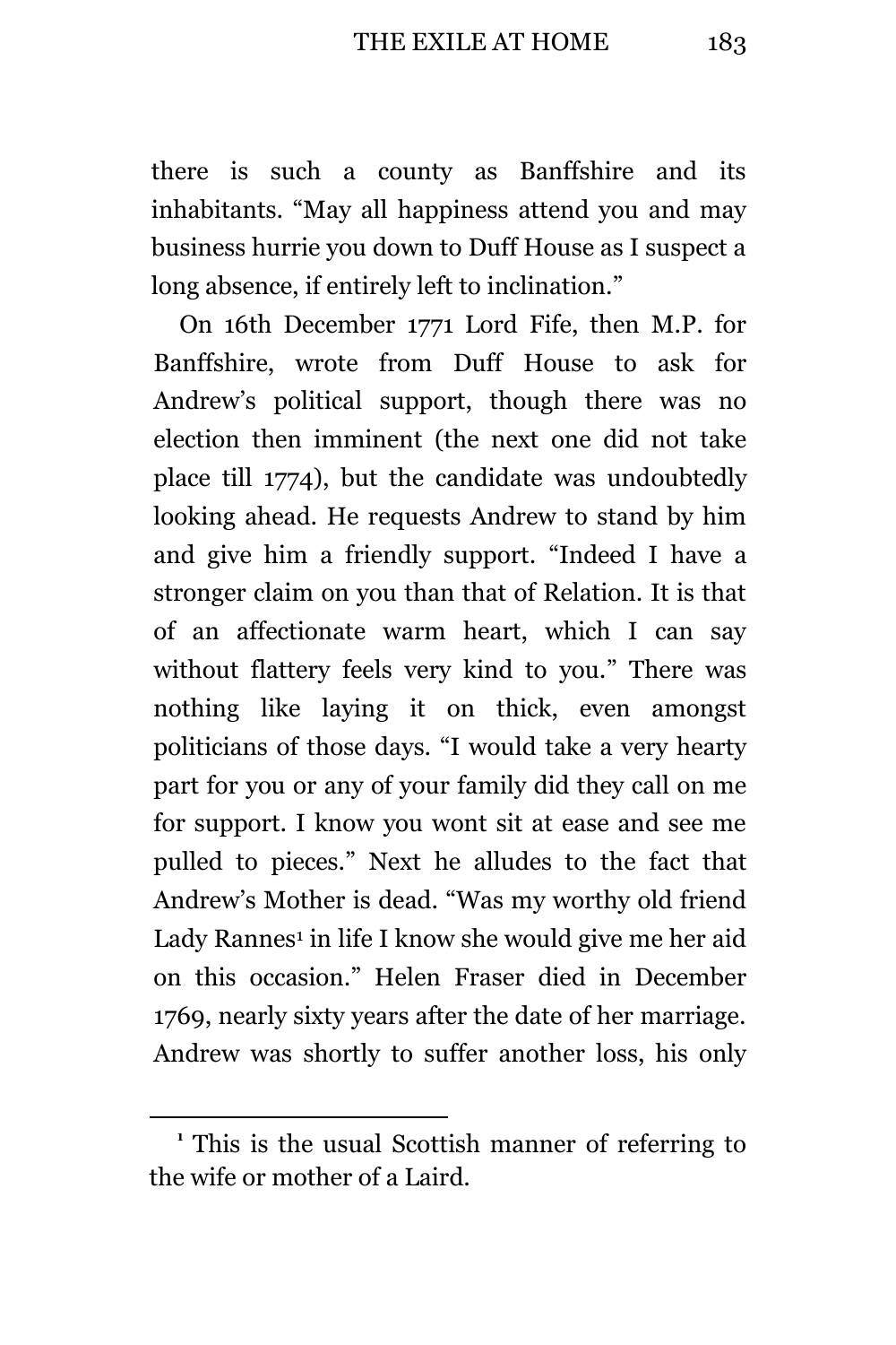there is such a county as Banffshire and its inhabitants. "May all happiness attend you and may business hurrie you down to Duff House as I suspect a long absence, if entirely left to inclination."

On 16th December 1771 Lord Fife, then M.P. for Banffshire, wrote from Duff House to ask for Andrew's political support, though there was no election then imminent (the next one did not take place till 1774), but the candidate was undoubtedly looking ahead. He requests Andrew to stand by him and give him a friendly support. "Indeed I have a stronger claim on you than that of Relation. It is that of an affectionate warm heart, which I can say without flattery feels very kind to you." There was nothing like laying it on thick, even amongst politicians of those days. "I would take a very hearty part for you or any of your family did they call on me for support. I know you wont sit at ease and see me pulled to pieces." Next he alludes to the fact that Andrew's Mother is dead. "Was my worthy old friend Lady Rannes[1] in life I know she would give me her aid on this occasion." Helen Fraser died in December 1769, nearly sixty years after the date of her marriage. Andrew was shortly to suffer another loss, his only

[1] This is the usual Scottish manner of referring to the wife or mother of a Laird.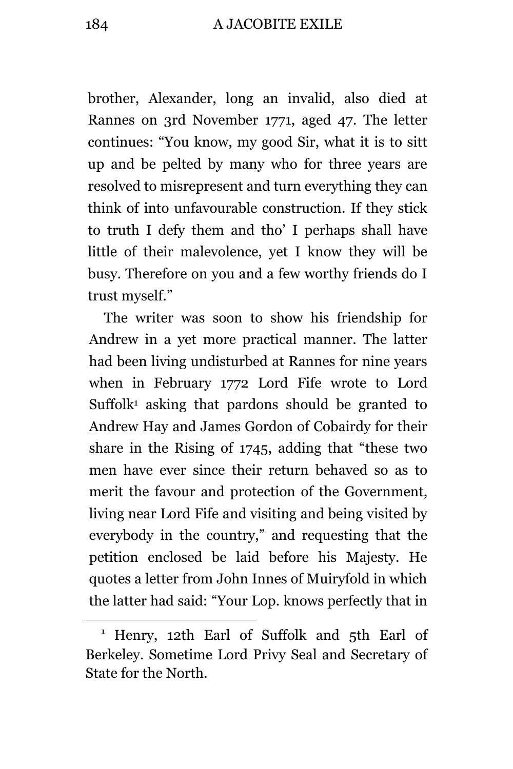brother, Alexander, long an invalid, also died at Rannes on 3rd November 1771, aged 47. The letter continues: "You know, my good Sir, what it is to sitt up and be pelted by many who for three years are resolved to misrepresent and turn everything they can think of into unfavourable construction. If they stick to truth I defy them and tho' I perhaps shall have little of their malevolence, yet I know they will be busy. Therefore on you and a few worthy friends do I trust myself."

The writer was soon to show his friendship for Andrew in a yet more practical manner. The latter had been living undisturbed at Rannes for nine years when in February 1772 Lord Fife wrote to Lord Suffolk[1] asking that pardons should be granted to Andrew Hay and James Gordon of Cobairdy for their share in the Rising of 1745, adding that "these two men have ever since their return behaved so as to merit the favour and protection of the Government, living near Lord Fife and visiting and being visited by everybody in the country," and requesting that the petition enclosed be laid before his Majesty. He quotes a letter from John Innes of Muiryfold in which the latter had said: "Your Lop. knows perfectly that in

---

[1] Henry, 12th Earl of Suffolk and 5th Earl of Berkeley. Sometime Lord Privy Seal and Secretary of State for the North.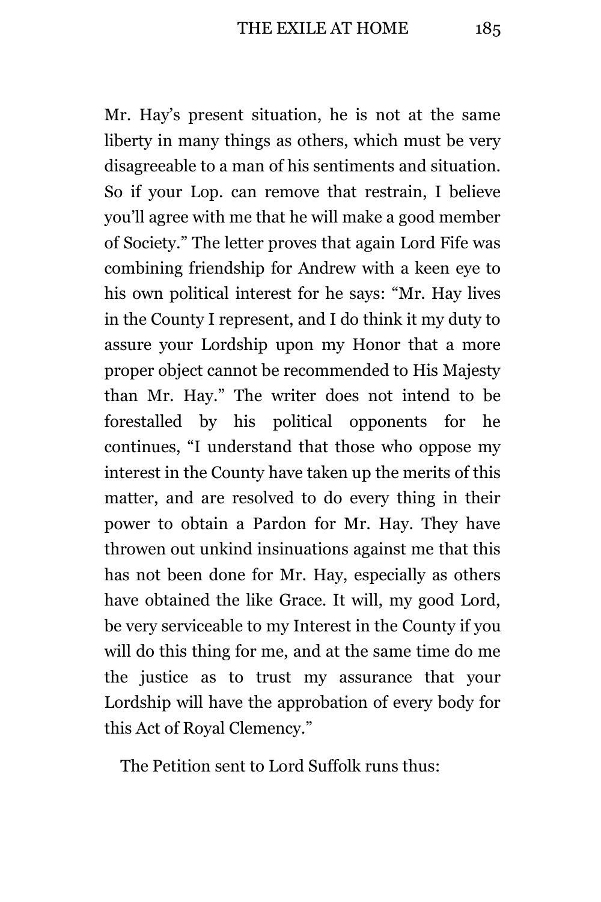Mr. Hay's present situation, he is not at the same liberty in many things as others, which must be very disagreeable to a man of his sentiments and situation. So if your Lop. can remove that restrain, I believe you'll agree with me that he will make a good member of Society." The letter proves that again Lord Fife was combining friendship for Andrew with a keen eye to his own political interest for he says: "Mr. Hay lives in the County I represent, and I do think it my duty to assure your Lordship upon my Honor that a more proper object cannot be recommended to His Majesty than Mr. Hay." The writer does not intend to be forestalled by his political opponents for he continues, "I understand that those who oppose my interest in the County have taken up the merits of this matter, and are resolved to do every thing in their power to obtain a Pardon for Mr. Hay. They have throwen out unkind insinuations against me that this has not been done for Mr. Hay, especially as others have obtained the like Grace. It will, my good Lord, be very serviceable to my Interest in the County if you will do this thing for me, and at the same time do me the justice as to trust my assurance that your Lordship will have the approbation of every body for this Act of Royal Clemency."

The Petition sent to Lord Suffolk runs thus: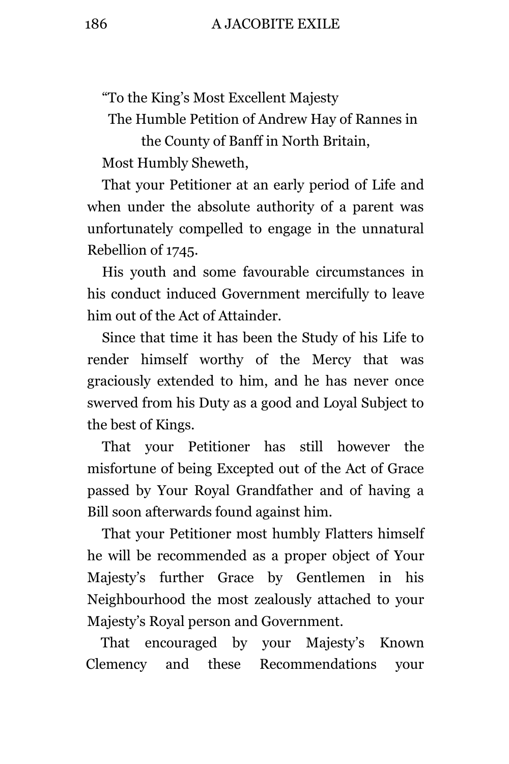“To the King’s Most Excellent Majesty

The Humble Petition of Andrew Hay of Rannes in the County of Banff in North Britain,

Most Humbly Sheweth,

That your Petitioner at an early period of Life and when under the absolute authority of a parent was unfortunately compelled to engage in the unnatural Rebellion of 1745.

His youth and some favourable circumstances in his conduct induced Government mercifully to leave him out of the Act of Attainder.

Since that time it has been the Study of his Life to render himself worthy of the Mercy that was graciously extended to him, and he has never once swerved from his Duty as a good and Loyal Subject to the best of Kings.

That your Petitioner has still however the misfortune of being Excepted out of the Act of Grace passed by Your Royal Grandfather and of having a Bill soon afterwards found against him.

That your Petitioner most humbly Flatters himself he will be recommended as a proper object of Your Majesty’s further Grace by Gentlemen in his Neighbourhood the most zealously attached to your Majesty’s Royal person and Government.

That encouraged by your Majesty’s Known Clemency and these Recommendations your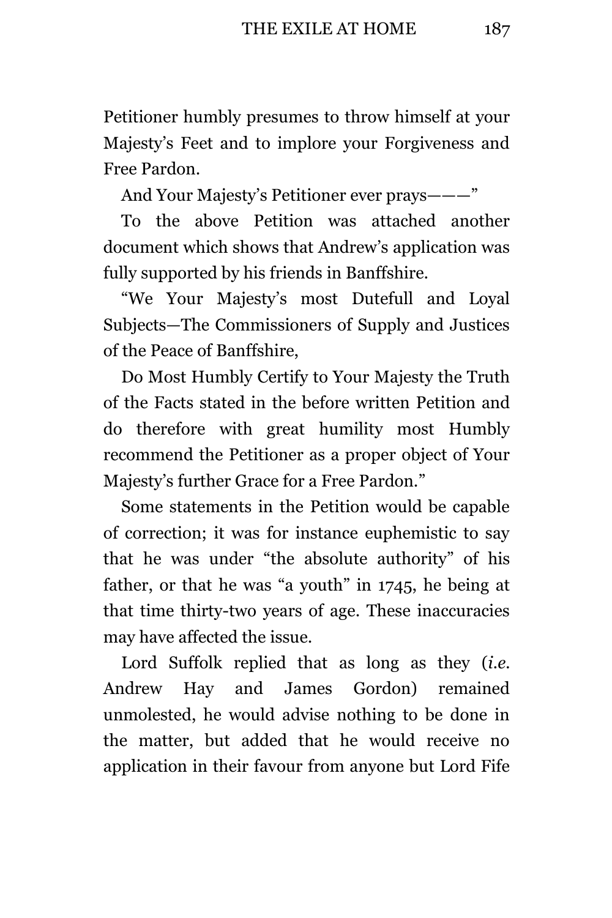Petitioner humbly presumes to throw himself at your Majesty’s Feet and to implore your Forgiveness and Free Pardon.

And Your Majesty’s Petitioner ever prays———”

To the above Petition was attached another document which shows that Andrew’s application was fully supported by his friends in Banffshire.

“We Your Majesty’s most Dutefull and Loyal Subjects—The Commissioners of Supply and Justices of the Peace of Banffshire,

Do Most Humbly Certify to Your Majesty the Truth of the Facts stated in the before written Petition and do therefore with great humility most Humbly recommend the Petitioner as a proper object of Your Majesty’s further Grace for a Free Pardon.”

Some statements in the Petition would be capable of correction; it was for instance euphemistic to say that he was under “the absolute authority” of his father, or that he was “a youth” in 1745, he being at that time thirty-two years of age. These inaccuracies may have affected the issue.

Lord Suffolk replied that as long as they (*i.e.* Andrew Hay and James Gordon) remained unmolested, he would advise nothing to be done in the matter, but added that he would receive no application in their favour from anyone but Lord Fife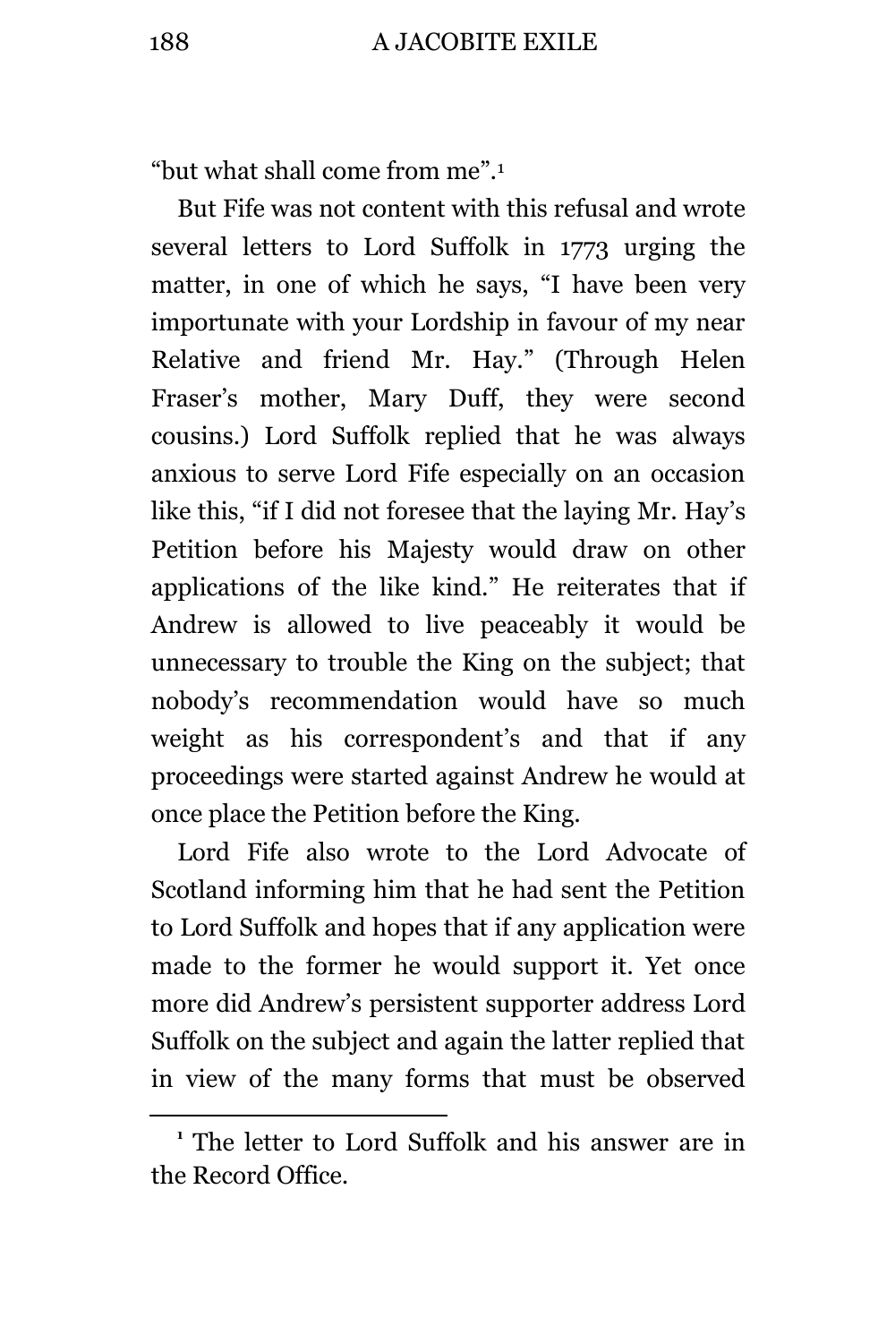"but what shall come from me".[1]

But Fife was not content with this refusal and wrote several letters to Lord Suffolk in 1773 urging the matter, in one of which he says, "I have been very importunate with your Lordship in favour of my near Relative and friend Mr. Hay." (Through Helen Fraser's mother, Mary Duff, they were second cousins.) Lord Suffolk replied that he was always anxious to serve Lord Fife especially on an occasion like this, "if I did not foresee that the laying Mr. Hay's Petition before his Majesty would draw on other applications of the like kind." He reiterates that if Andrew is allowed to live peaceably it would be unnecessary to trouble the King on the subject; that nobody's recommendation would have so much weight as his correspondent's and that if any proceedings were started against Andrew he would at once place the Petition before the King.

Lord Fife also wrote to the Lord Advocate of Scotland informing him that he had sent the Petition to Lord Suffolk and hopes that if any application were made to the former he would support it. Yet once more did Andrew's persistent supporter address Lord Suffolk on the subject and again the latter replied that in view of the many forms that must be observed

---

[1] The letter to Lord Suffolk and his answer are in the Record Office.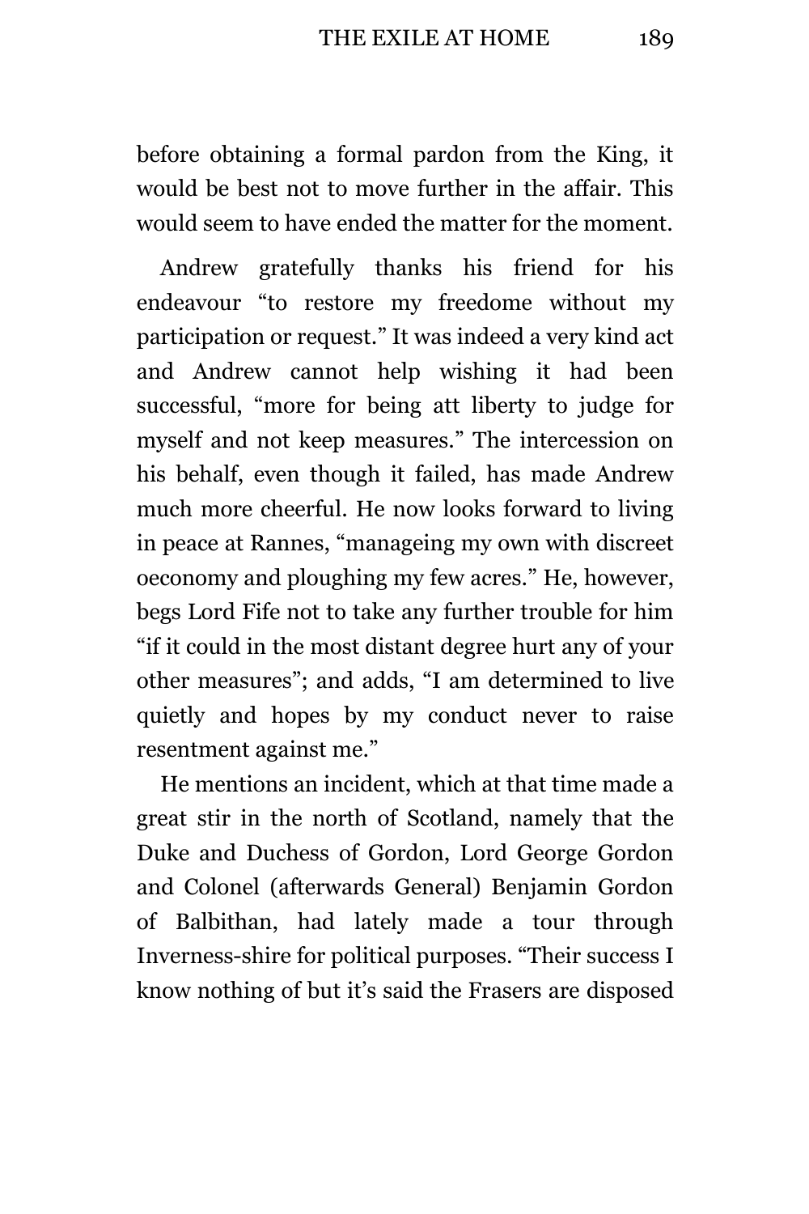before obtaining a formal pardon from the King, it would be best not to move further in the affair. This would seem to have ended the matter for the moment.

Andrew gratefully thanks his friend for his endeavour "to restore my freedome without my participation or request." It was indeed a very kind act and Andrew cannot help wishing it had been successful, "more for being att liberty to judge for myself and not keep measures." The intercession on his behalf, even though it failed, has made Andrew much more cheerful. He now looks forward to living in peace at Rannes, "manageing my own with discreet oeconomy and ploughing my few acres." He, however, begs Lord Fife not to take any further trouble for him "if it could in the most distant degree hurt any of your other measures"; and adds, "I am determined to live quietly and hopes by my conduct never to raise resentment against me."

He mentions an incident, which at that time made a great stir in the north of Scotland, namely that the Duke and Duchess of Gordon, Lord George Gordon and Colonel (afterwards General) Benjamin Gordon of Balbithan, had lately made a tour through Inverness-shire for political purposes. "Their success I know nothing of but it's said the Frasers are disposed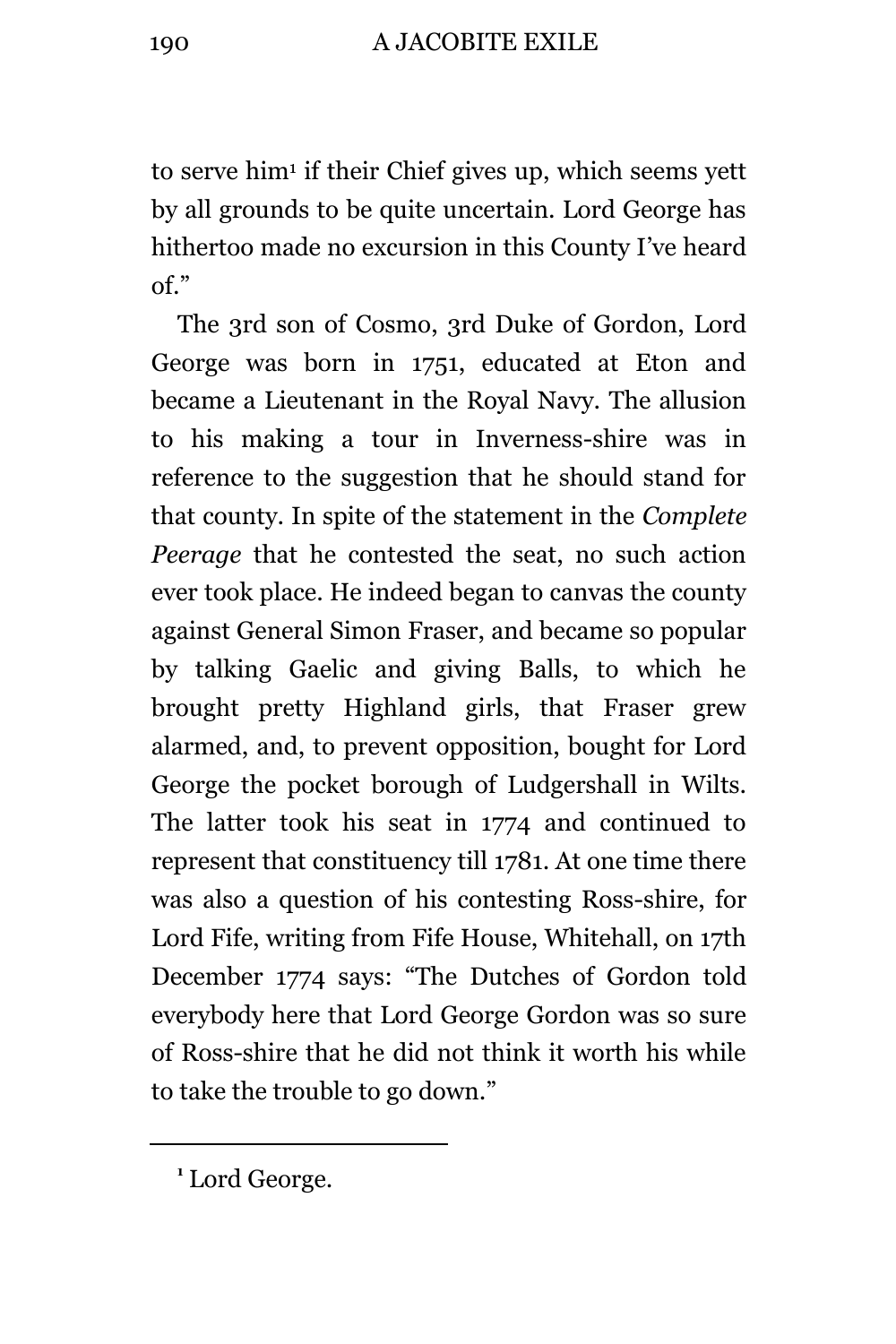to serve him[1] if their Chief gives up, which seems yett by all grounds to be quite uncertain. Lord George has hithertoo made no excursion in this County I've heard of."

The 3rd son of Cosmo, 3rd Duke of Gordon, Lord George was born in 1751, educated at Eton and became a Lieutenant in the Royal Navy. The allusion to his making a tour in Inverness-shire was in reference to the suggestion that he should stand for that county. In spite of the statement in the *Complete Peerage* that he contested the seat, no such action ever took place. He indeed began to canvas the county against General Simon Fraser, and became so popular by talking Gaelic and giving Balls, to which he brought pretty Highland girls, that Fraser grew alarmed, and, to prevent opposition, bought for Lord George the pocket borough of Ludgershall in Wilts. The latter took his seat in 1774 and continued to represent that constituency till 1781. At one time there was also a question of his contesting Ross-shire, for Lord Fife, writing from Fife House, Whitehall, on 17th December 1774 says: "The Dutches of Gordon told everybody here that Lord George Gordon was so sure of Ross-shire that he did not think it worth his while to take the trouble to go down."

---

[1] Lord George.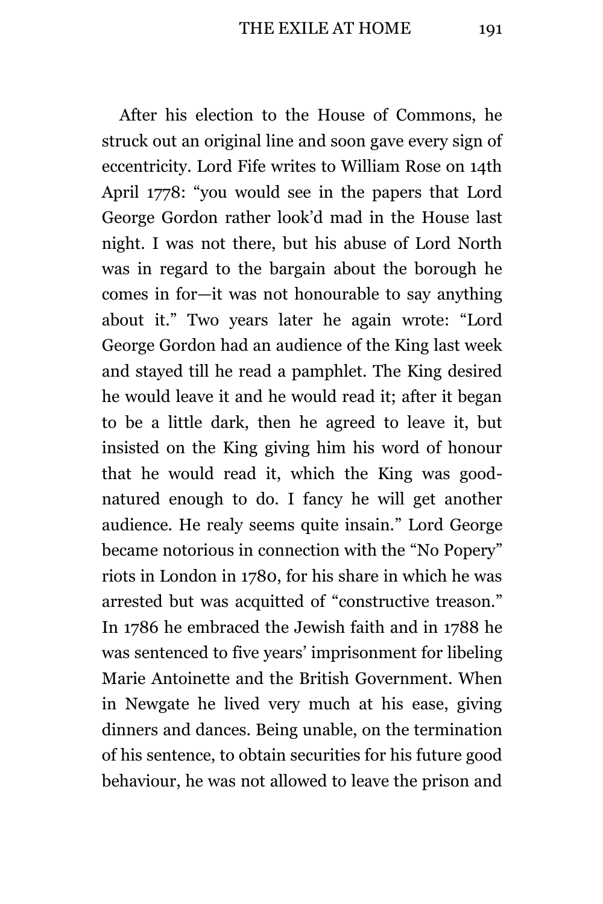After his election to the House of Commons, he struck out an original line and soon gave every sign of eccentricity. Lord Fife writes to William Rose on 14th April 1778: "you would see in the papers that Lord George Gordon rather look'd mad in the House last night. I was not there, but his abuse of Lord North was in regard to the bargain about the borough he comes in for—it was not honourable to say anything about it." Two years later he again wrote: "Lord George Gordon had an audience of the King last week and stayed till he read a pamphlet. The King desired he would leave it and he would read it; after it began to be a little dark, then he agreed to leave it, but insisted on the King giving him his word of honour that he would read it, which the King was good-natured enough to do. I fancy he will get another audience. He realy seems quite insain." Lord George became notorious in connection with the "No Popery" riots in London in 1780, for his share in which he was arrested but was acquitted of "constructive treason." In 1786 he embraced the Jewish faith and in 1788 he was sentenced to five years' imprisonment for libeling Marie Antoinette and the British Government. When in Newgate he lived very much at his ease, giving dinners and dances. Being unable, on the termination of his sentence, to obtain securities for his future good behaviour, he was not allowed to leave the prison and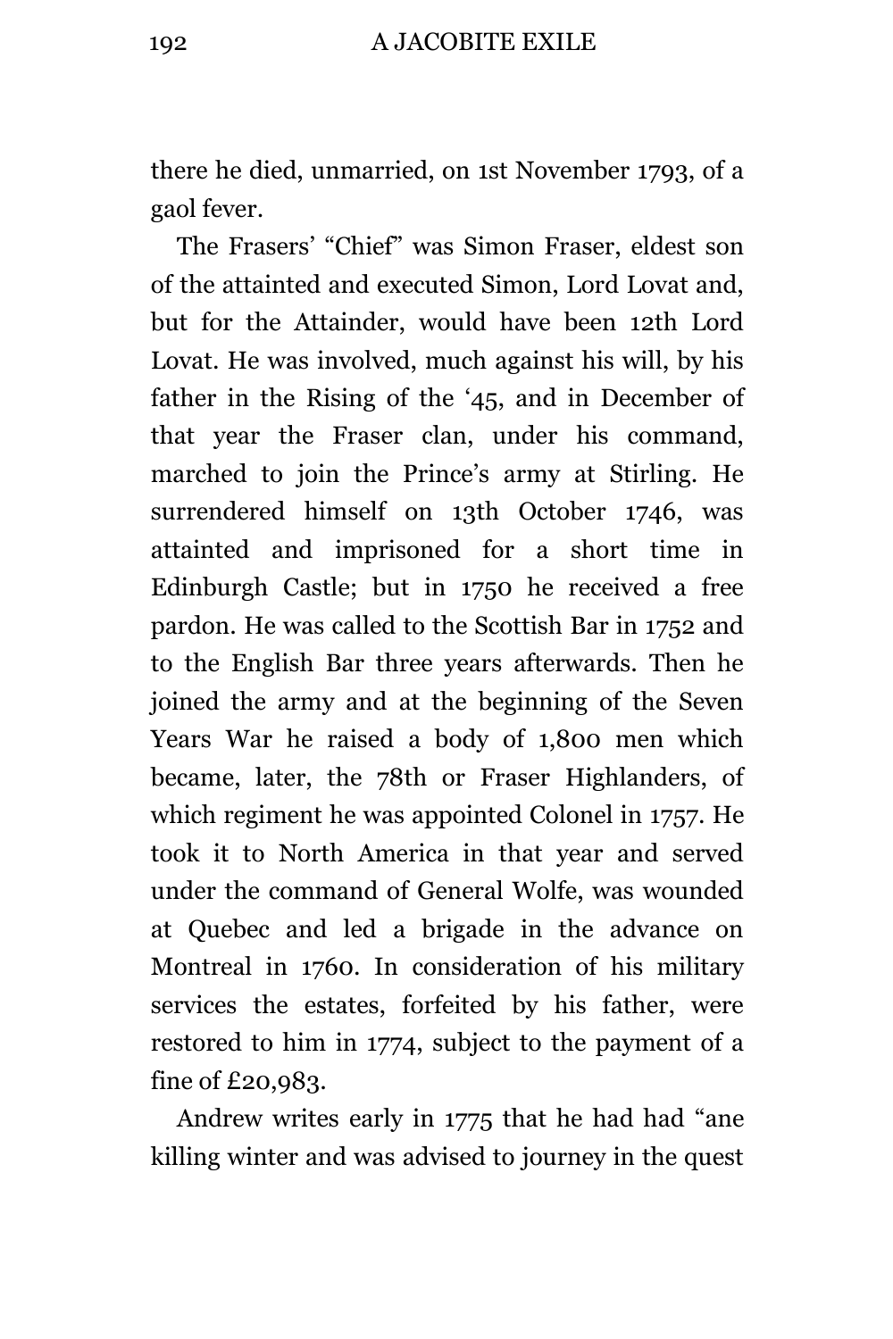there he died, unmarried, on 1st November 1793, of a gaol fever.

The Frasers' "Chief" was Simon Fraser, eldest son of the attainted and executed Simon, Lord Lovat and, but for the Attainder, would have been 12th Lord Lovat. He was involved, much against his will, by his father in the Rising of the '45, and in December of that year the Fraser clan, under his command, marched to join the Prince's army at Stirling. He surrendered himself on 13th October 1746, was attainted and imprisoned for a short time in Edinburgh Castle; but in 1750 he received a free pardon. He was called to the Scottish Bar in 1752 and to the English Bar three years afterwards. Then he joined the army and at the beginning of the Seven Years War he raised a body of 1,800 men which became, later, the 78th or Fraser Highlanders, of which regiment he was appointed Colonel in 1757. He took it to North America in that year and served under the command of General Wolfe, was wounded at Quebec and led a brigade in the advance on Montreal in 1760. In consideration of his military services the estates, forfeited by his father, were restored to him in 1774, subject to the payment of a fine of £20,983.

Andrew writes early in 1775 that he had had "ane killing winter and was advised to journey in the quest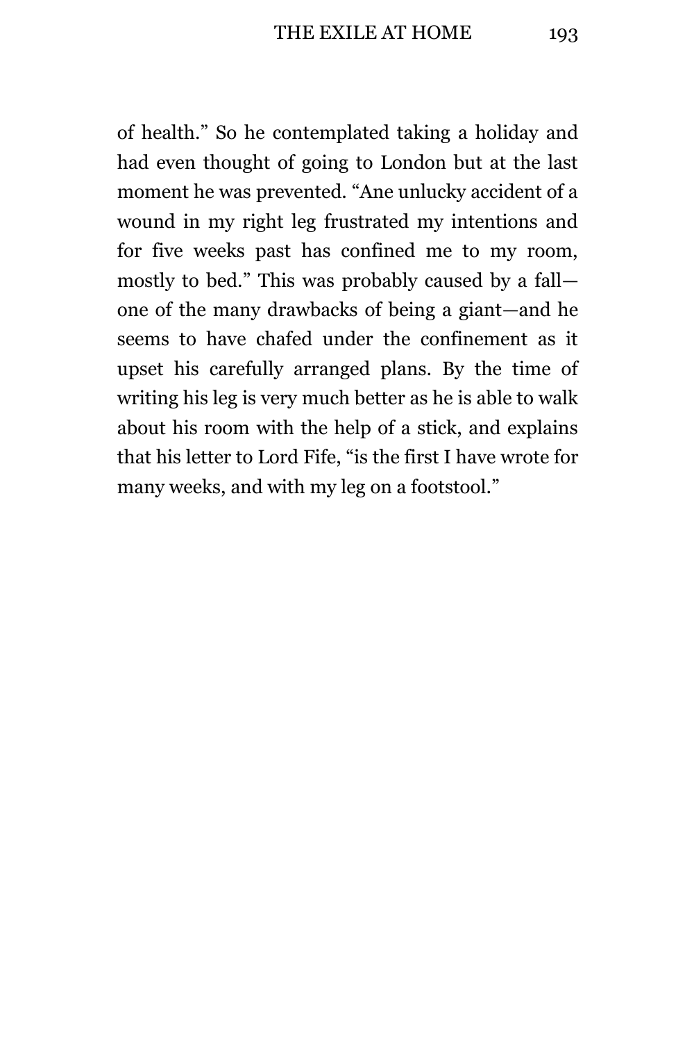of health." So he contemplated taking a holiday and had even thought of going to London but at the last moment he was prevented. "Ane unlucky accident of a wound in my right leg frustrated my intentions and for five weeks past has confined me to my room, mostly to bed." This was probably caused by a fall—one of the many drawbacks of being a giant—and he seems to have chafed under the confinement as it upset his carefully arranged plans. By the time of writing his leg is very much better as he is able to walk about his room with the help of a stick, and explains that his letter to Lord Fife, "is the first I have wrote for many weeks, and with my leg on a footstool."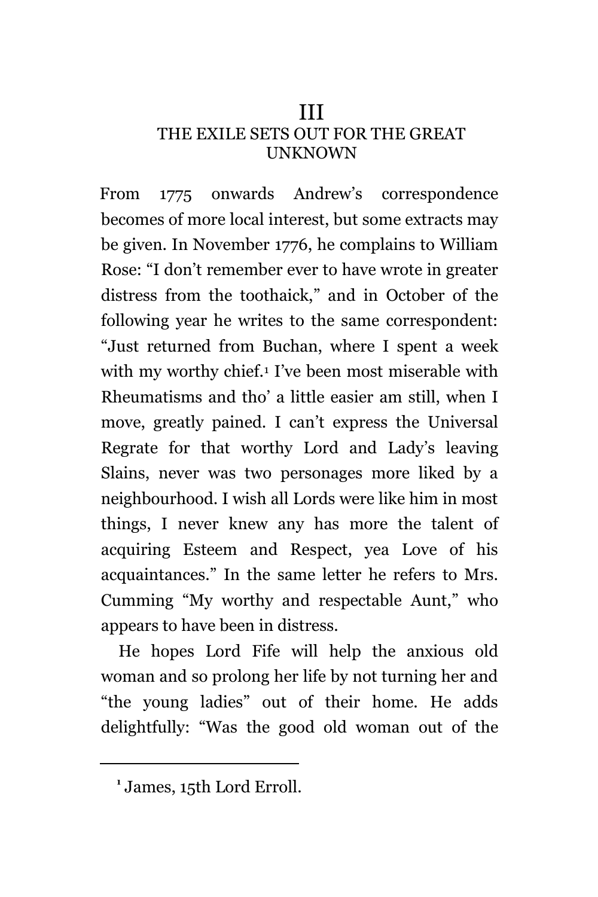# III
## THE EXILE SETS OUT FOR THE GREAT UNKNOWN

From 1775 onwards Andrew's correspondence becomes of more local interest, but some extracts may be given. In November 1776, he complains to William Rose: "I don't remember ever to have wrote in greater distress from the toothaick," and in October of the following year he writes to the same correspondent: "Just returned from Buchan, where I spent a week with my worthy chief.[1] I've been most miserable with Rheumatisms and tho' a little easier am still, when I move, greatly pained. I can't express the Universal Regrate for that worthy Lord and Lady's leaving Slains, never was two personages more liked by a neighbourhood. I wish all Lords were like him in most things, I never knew any has more the talent of acquiring Esteem and Respect, yea Love of his acquaintances." In the same letter he refers to Mrs. Cumming "My worthy and respectable Aunt," who appears to have been in distress.

He hopes Lord Fife will help the anxious old woman and so prolong her life by not turning her and "the young ladies" out of their home. He adds delightfully: "Was the good old woman out of the

---

[1] James, 15th Lord Erroll.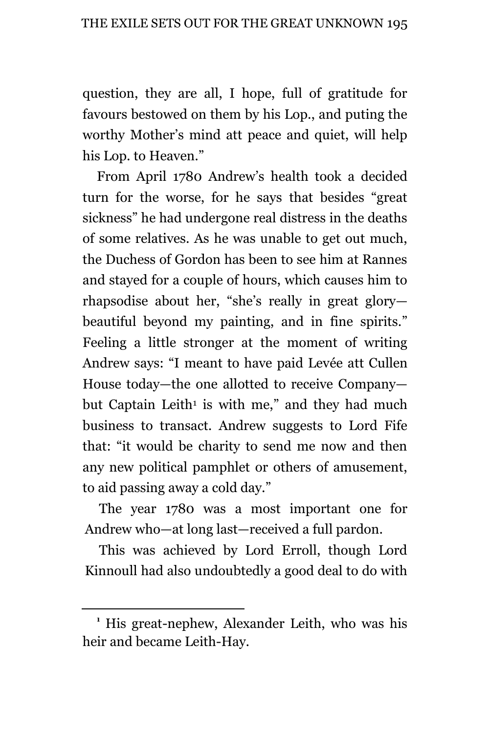question, they are all, I hope, full of gratitude for favours bestowed on them by his Lop., and puting the worthy Mother's mind att peace and quiet, will help his Lop. to Heaven."

From April 1780 Andrew's health took a decided turn for the worse, for he says that besides "great sickness" he had undergone real distress in the deaths of some relatives. As he was unable to get out much, the Duchess of Gordon has been to see him at Rannes and stayed for a couple of hours, which causes him to rhapsodise about her, "she's really in great glory—beautiful beyond my painting, and in fine spirits." Feeling a little stronger at the moment of writing Andrew says: "I meant to have paid Levée att Cullen House today—the one allotted to receive Company—but Captain Leith[1] is with me," and they had much business to transact. Andrew suggests to Lord Fife that: "it would be charity to send me now and then any new political pamphlet or others of amusement, to aid passing away a cold day."

The year 1780 was a most important one for Andrew who—at long last—received a full pardon.

This was achieved by Lord Erroll, though Lord Kinnoull had also undoubtedly a good deal to do with

---

[1] His great-nephew, Alexander Leith, who was his heir and became Leith-Hay.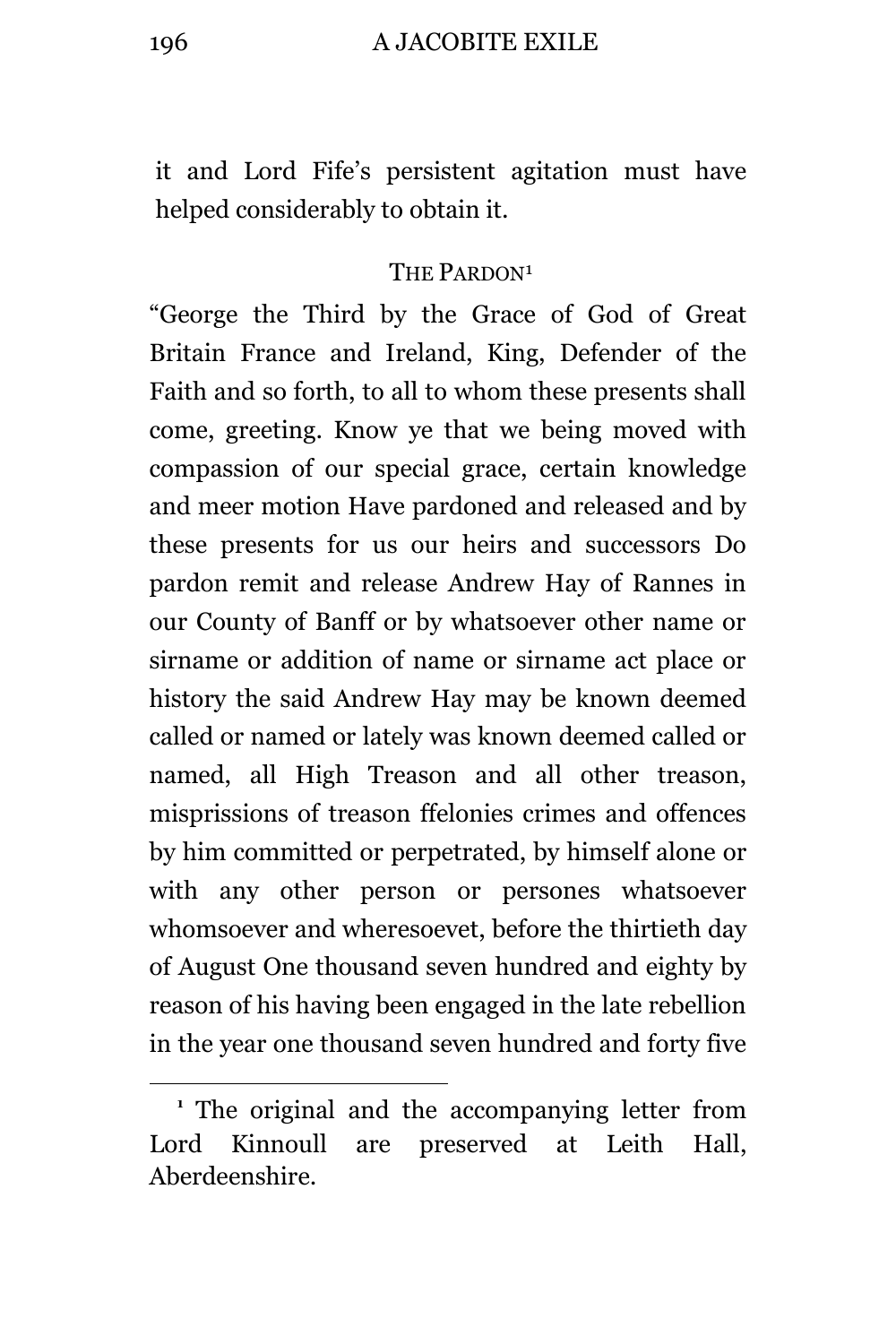it and Lord Fife's persistent agitation must have helped considerably to obtain it.

### THE PARDON[1]

"George the Third by the Grace of God of Great Britain France and Ireland, King, Defender of the Faith and so forth, to all to whom these presents shall come, greeting. Know ye that we being moved with compassion of our special grace, certain knowledge and meer motion Have pardoned and released and by these presents for us our heirs and successors Do pardon remit and release Andrew Hay of Rannes in our County of Banff or by whatsoever other name or sirname or addition of name or sirname act place or history the said Andrew Hay may be known deemed called or named or lately was known deemed called or named, all High Treason and all other treason, misprissions of treason ffelonies crimes and offences by him committed or perpetrated, by himself alone or with any other person or persones whatsoever whomsoever and wheresoevet, before the thirtieth day of August One thousand seven hundred and eighty by reason of his having been engaged in the late rebellion in the year one thousand seven hundred and forty five

[1] The original and the accompanying letter from Lord Kinnoull are preserved at Leith Hall, Aberdeenshire.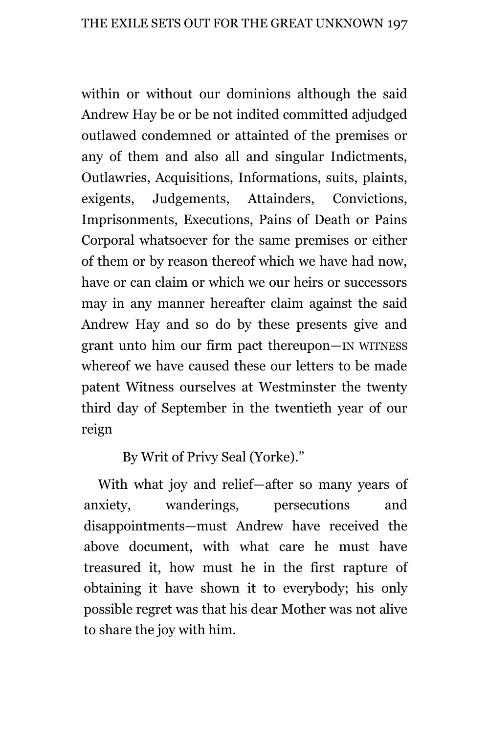within or without our dominions although the said Andrew Hay be or be not indited committed adjudged outlawed condemned or attainted of the premises or any of them and also all and singular Indictments, Outlawries, Acquisitions, Informations, suits, plaints, exigents, Judgements, Attainders, Convictions, Imprisonments, Executions, Pains of Death or Pains Corporal whatsoever for the same premises or either of them or by reason thereof which we have had now, have or can claim or which we our heirs or successors may in any manner hereafter claim against the said Andrew Hay and so do by these presents give and grant unto him our firm pact thereupon—IN WITNESS whereof we have caused these our letters to be made patent Witness ourselves at Westminster the twenty third day of September in the twentieth year of our reign

By Writ of Privy Seal (Yorke)."

With what joy and relief—after so many years of anxiety, wanderings, persecutions and disappointments—must Andrew have received the above document, with what care he must have treasured it, how must he in the first rapture of obtaining it have shown it to everybody; his only possible regret was that his dear Mother was not alive to share the joy with him.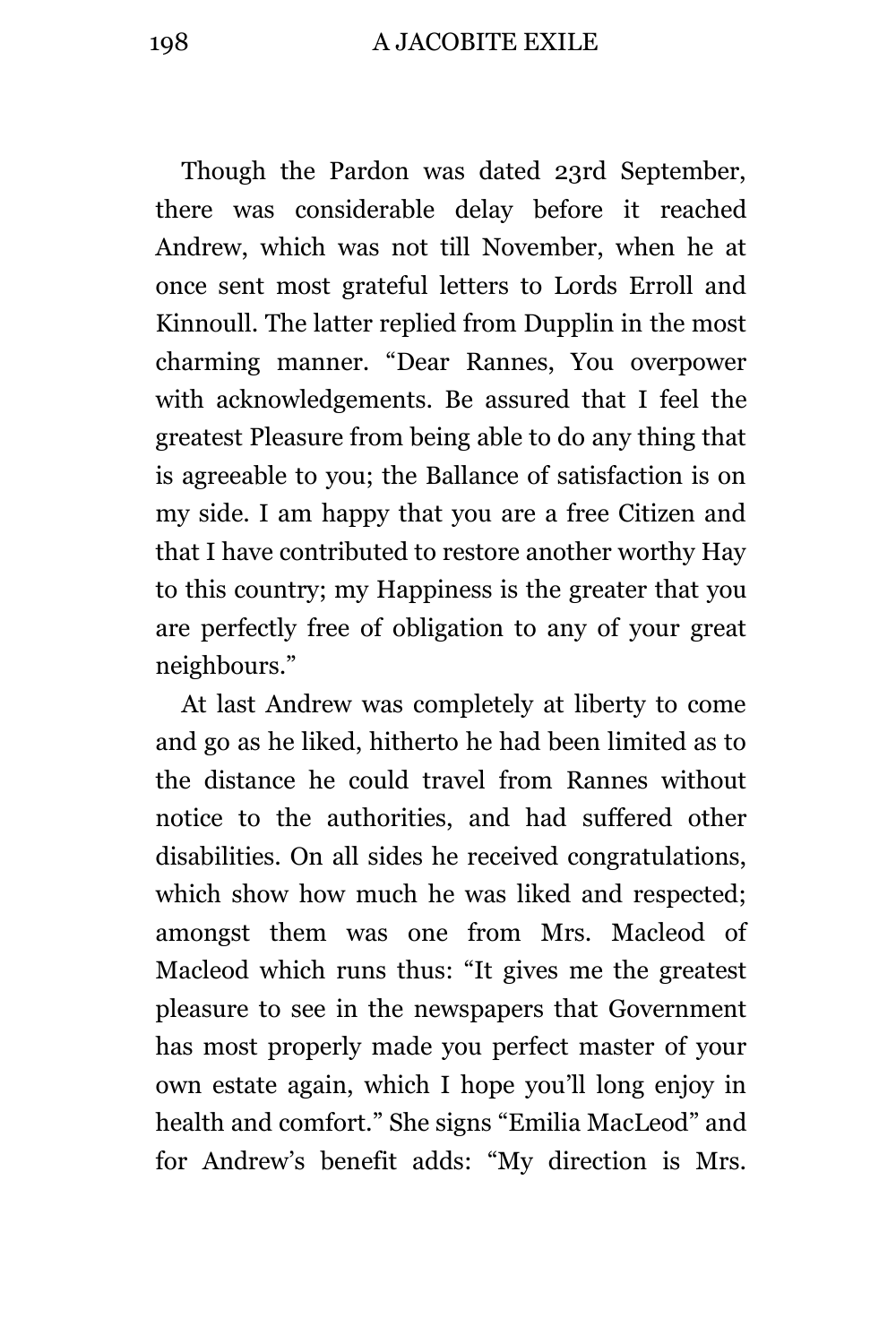Though the Pardon was dated 23rd September, there was considerable delay before it reached Andrew, which was not till November, when he at once sent most grateful letters to Lords Erroll and Kinnoull. The latter replied from Dupplin in the most charming manner. "Dear Rannes, You overpower with acknowledgements. Be assured that I feel the greatest Pleasure from being able to do any thing that is agreeable to you; the Ballance of satisfaction is on my side. I am happy that you are a free Citizen and that I have contributed to restore another worthy Hay to this country; my Happiness is the greater that you are perfectly free of obligation to any of your great neighbours."

At last Andrew was completely at liberty to come and go as he liked, hitherto he had been limited as to the distance he could travel from Rannes without notice to the authorities, and had suffered other disabilities. On all sides he received congratulations, which show how much he was liked and respected; amongst them was one from Mrs. Macleod of Macleod which runs thus: "It gives me the greatest pleasure to see in the newspapers that Government has most properly made you perfect master of your own estate again, which I hope you'll long enjoy in health and comfort." She signs "Emilia MacLeod" and for Andrew's benefit adds: "My direction is Mrs.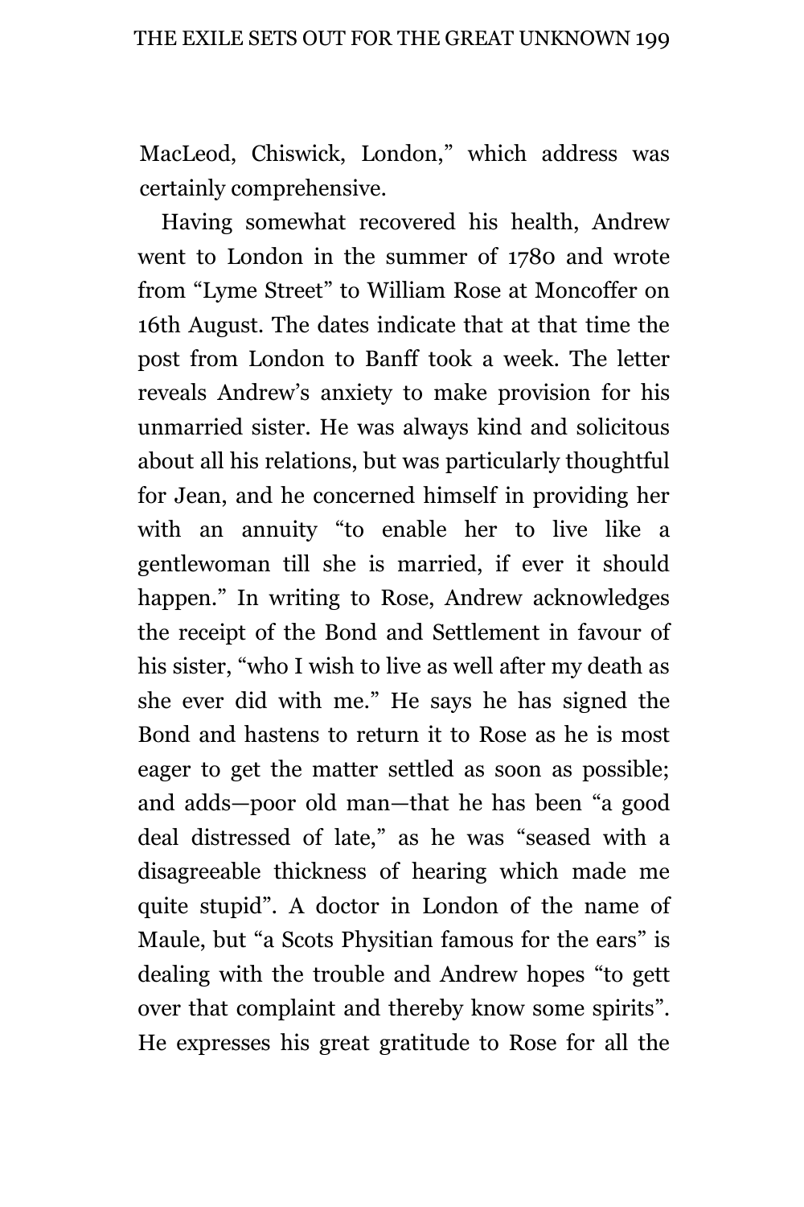MacLeod, Chiswick, London," which address was certainly comprehensive.

Having somewhat recovered his health, Andrew went to London in the summer of 1780 and wrote from "Lyme Street" to William Rose at Moncoffer on 16th August. The dates indicate that at that time the post from London to Banff took a week. The letter reveals Andrew's anxiety to make provision for his unmarried sister. He was always kind and solicitous about all his relations, but was particularly thoughtful for Jean, and he concerned himself in providing her with an annuity "to enable her to live like a gentlewoman till she is married, if ever it should happen." In writing to Rose, Andrew acknowledges the receipt of the Bond and Settlement in favour of his sister, "who I wish to live as well after my death as she ever did with me." He says he has signed the Bond and hastens to return it to Rose as he is most eager to get the matter settled as soon as possible; and adds—poor old man—that he has been "a good deal distressed of late," as he was "seased with a disagreeable thickness of hearing which made me quite stupid". A doctor in London of the name of Maule, but "a Scots Physitian famous for the ears" is dealing with the trouble and Andrew hopes "to gett over that complaint and thereby know some spirits". He expresses his great gratitude to Rose for all the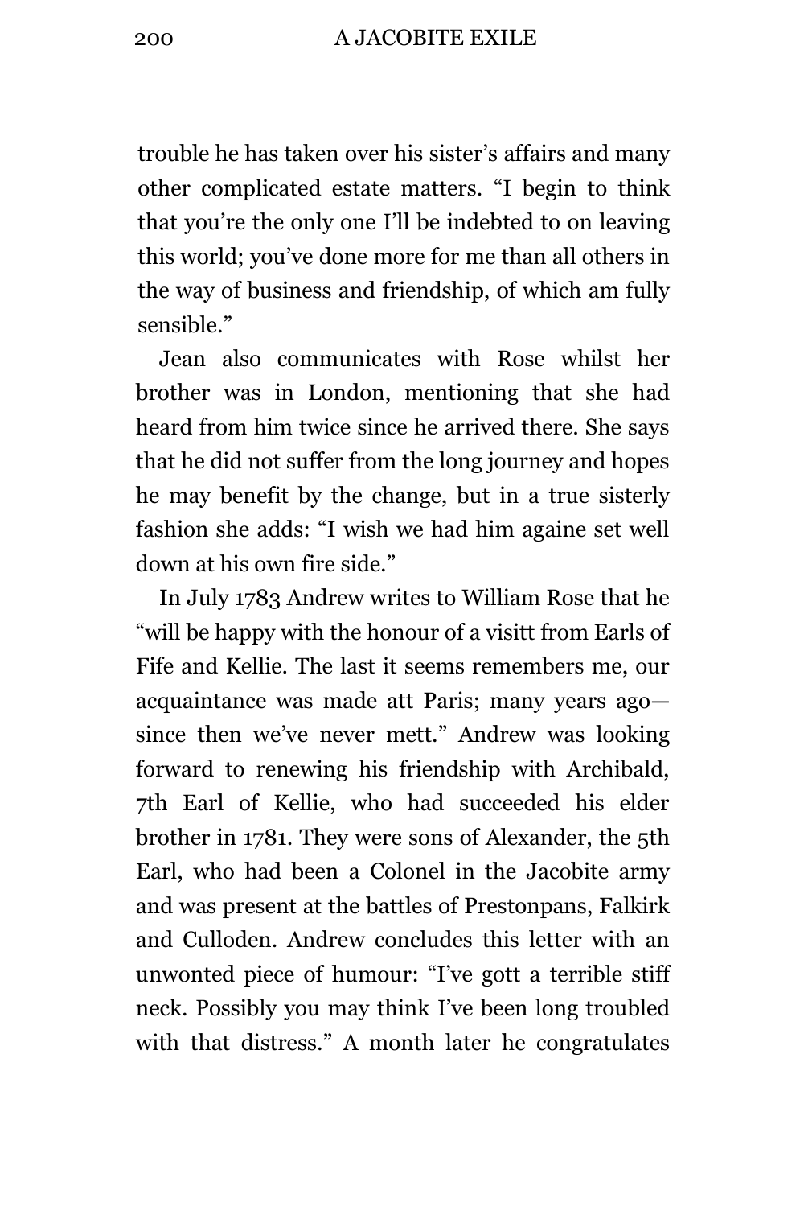trouble he has taken over his sister's affairs and many other complicated estate matters. "I begin to think that you're the only one I'll be indebted to on leaving this world; you've done more for me than all others in the way of business and friendship, of which am fully sensible."

Jean also communicates with Rose whilst her brother was in London, mentioning that she had heard from him twice since he arrived there. She says that he did not suffer from the long journey and hopes he may benefit by the change, but in a true sisterly fashion she adds: "I wish we had him againe set well down at his own fire side."

In July 1783 Andrew writes to William Rose that he "will be happy with the honour of a visitt from Earls of Fife and Kellie. The last it seems remembers me, our acquaintance was made att Paris; many years ago—since then we've never mett." Andrew was looking forward to renewing his friendship with Archibald, 7th Earl of Kellie, who had succeeded his elder brother in 1781. They were sons of Alexander, the 5th Earl, who had been a Colonel in the Jacobite army and was present at the battles of Prestonpans, Falkirk and Culloden. Andrew concludes this letter with an unwonted piece of humour: "I've gott a terrible stiff neck. Possibly you may think I've been long troubled with that distress." A month later he congratulates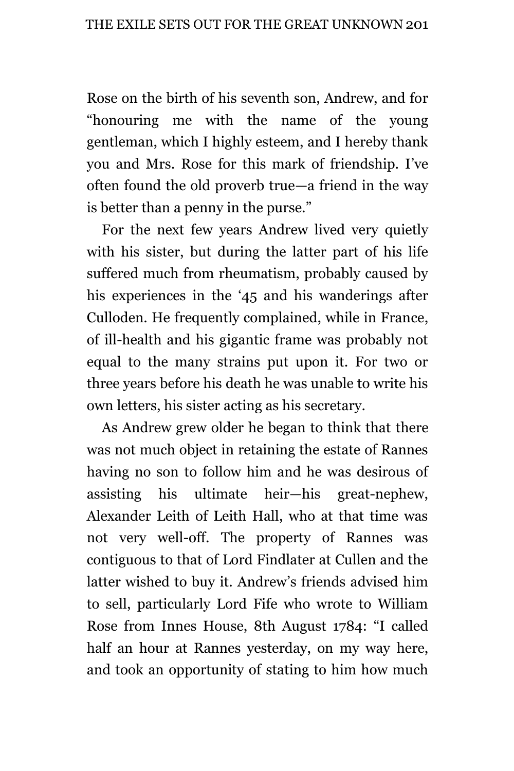Rose on the birth of his seventh son, Andrew, and for "honouring me with the name of the young gentleman, which I highly esteem, and I hereby thank you and Mrs. Rose for this mark of friendship. I've often found the old proverb true—a friend in the way is better than a penny in the purse."

For the next few years Andrew lived very quietly with his sister, but during the latter part of his life suffered much from rheumatism, probably caused by his experiences in the '45 and his wanderings after Culloden. He frequently complained, while in France, of ill-health and his gigantic frame was probably not equal to the many strains put upon it. For two or three years before his death he was unable to write his own letters, his sister acting as his secretary.

As Andrew grew older he began to think that there was not much object in retaining the estate of Rannes having no son to follow him and he was desirous of assisting his ultimate heir—his great-nephew, Alexander Leith of Leith Hall, who at that time was not very well-off. The property of Rannes was contiguous to that of Lord Findlater at Cullen and the latter wished to buy it. Andrew's friends advised him to sell, particularly Lord Fife who wrote to William Rose from Innes House, 8th August 1784: "I called half an hour at Rannes yesterday, on my way here, and took an opportunity of stating to him how much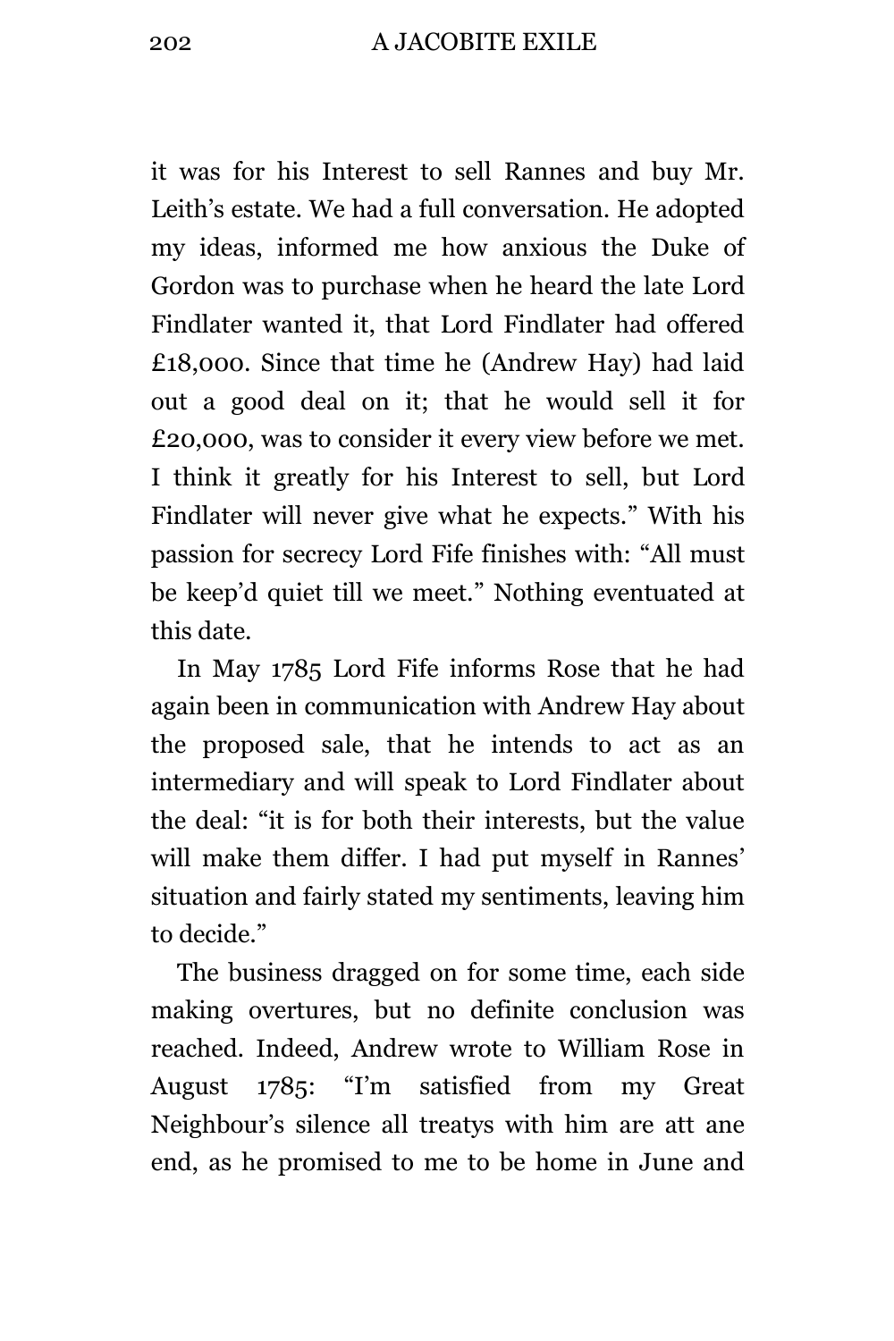it was for his Interest to sell Rannes and buy Mr. Leith's estate. We had a full conversation. He adopted my ideas, informed me how anxious the Duke of Gordon was to purchase when he heard the late Lord Findlater wanted it, that Lord Findlater had offered £18,000. Since that time he (Andrew Hay) had laid out a good deal on it; that he would sell it for £20,000, was to consider it every view before we met. I think it greatly for his Interest to sell, but Lord Findlater will never give what he expects." With his passion for secrecy Lord Fife finishes with: "All must be keep'd quiet till we meet." Nothing eventuated at this date.

In May 1785 Lord Fife informs Rose that he had again been in communication with Andrew Hay about the proposed sale, that he intends to act as an intermediary and will speak to Lord Findlater about the deal: "it is for both their interests, but the value will make them differ. I had put myself in Rannes' situation and fairly stated my sentiments, leaving him to decide."

The business dragged on for some time, each side making overtures, but no definite conclusion was reached. Indeed, Andrew wrote to William Rose in August 1785: "I'm satisfied from my Great Neighbour's silence all treatys with him are att ane end, as he promised to me to be home in June and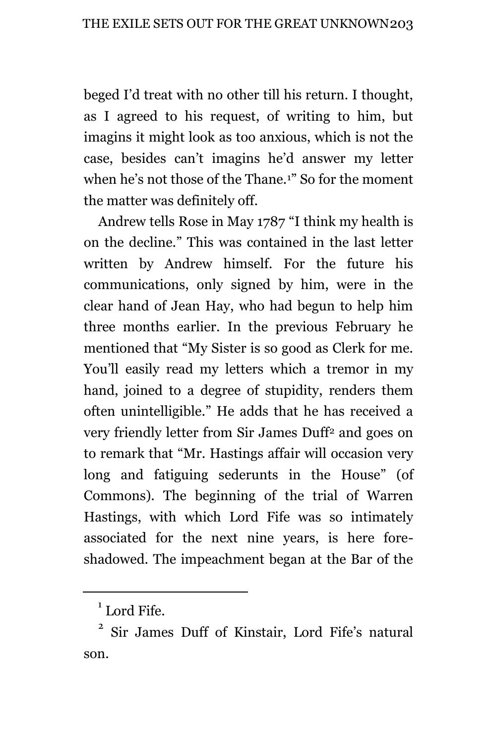beged I'd treat with no other till his return. I thought, as I agreed to his request, of writing to him, but imagins it might look as too anxious, which is not the case, besides can't imagins he'd answer my letter when he's not those of the Thane.[1]" So for the moment the matter was definitely off.

Andrew tells Rose in May 1787 "I think my health is on the decline." This was contained in the last letter written by Andrew himself. For the future his communications, only signed by him, were in the clear hand of Jean Hay, who had begun to help him three months earlier. In the previous February he mentioned that "My Sister is so good as Clerk for me. You'll easily read my letters which a tremor in my hand, joined to a degree of stupidity, renders them often unintelligible." He adds that he has received a very friendly letter from Sir James Duff[2] and goes on to remark that "Mr. Hastings affair will occasion very long and fatiguing sederunts in the House" (of Commons). The beginning of the trial of Warren Hastings, with which Lord Fife was so intimately associated for the next nine years, is here fore-shadowed. The impeachment began at the Bar of the

[1] Lord Fife.

[2] Sir James Duff of Kinstair, Lord Fife's natural son.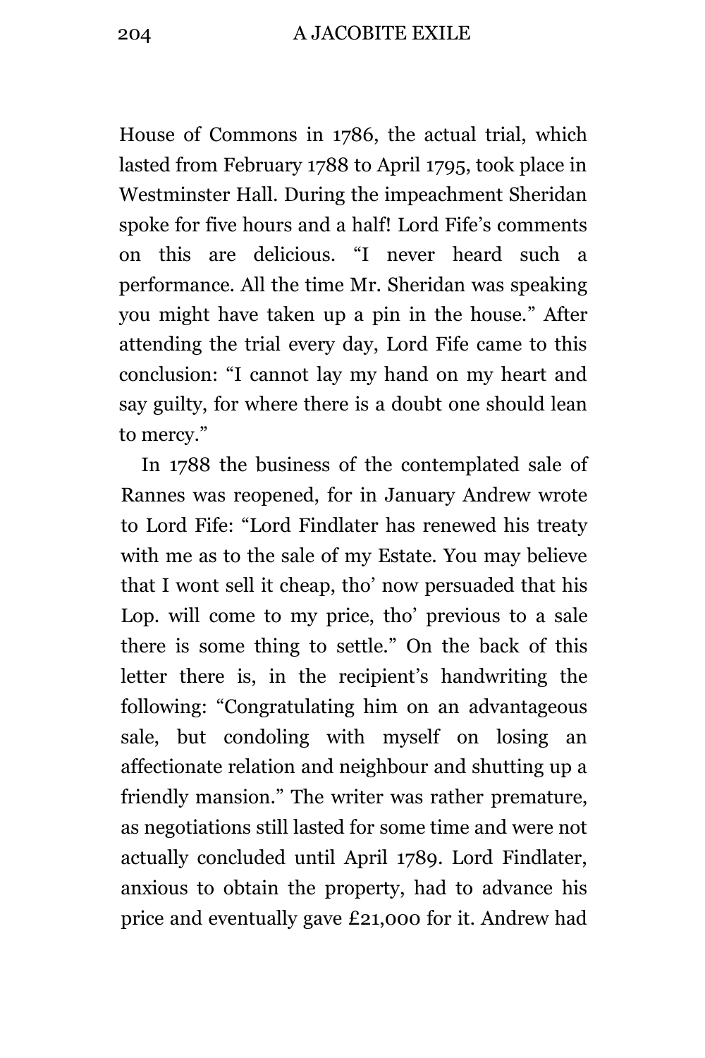House of Commons in 1786, the actual trial, which lasted from February 1788 to April 1795, took place in Westminster Hall. During the impeachment Sheridan spoke for five hours and a half! Lord Fife's comments on this are delicious. "I never heard such a performance. All the time Mr. Sheridan was speaking you might have taken up a pin in the house." After attending the trial every day, Lord Fife came to this conclusion: "I cannot lay my hand on my heart and say guilty, for where there is a doubt one should lean to mercy."

In 1788 the business of the contemplated sale of Rannes was reopened, for in January Andrew wrote to Lord Fife: "Lord Findlater has renewed his treaty with me as to the sale of my Estate. You may believe that I wont sell it cheap, tho' now persuaded that his Lop. will come to my price, tho' previous to a sale there is some thing to settle." On the back of this letter there is, in the recipient's handwriting the following: "Congratulating him on an advantageous sale, but condoling with myself on losing an affectionate relation and neighbour and shutting up a friendly mansion." The writer was rather premature, as negotiations still lasted for some time and were not actually concluded until April 1789. Lord Findlater, anxious to obtain the property, had to advance his price and eventually gave £21,000 for it. Andrew had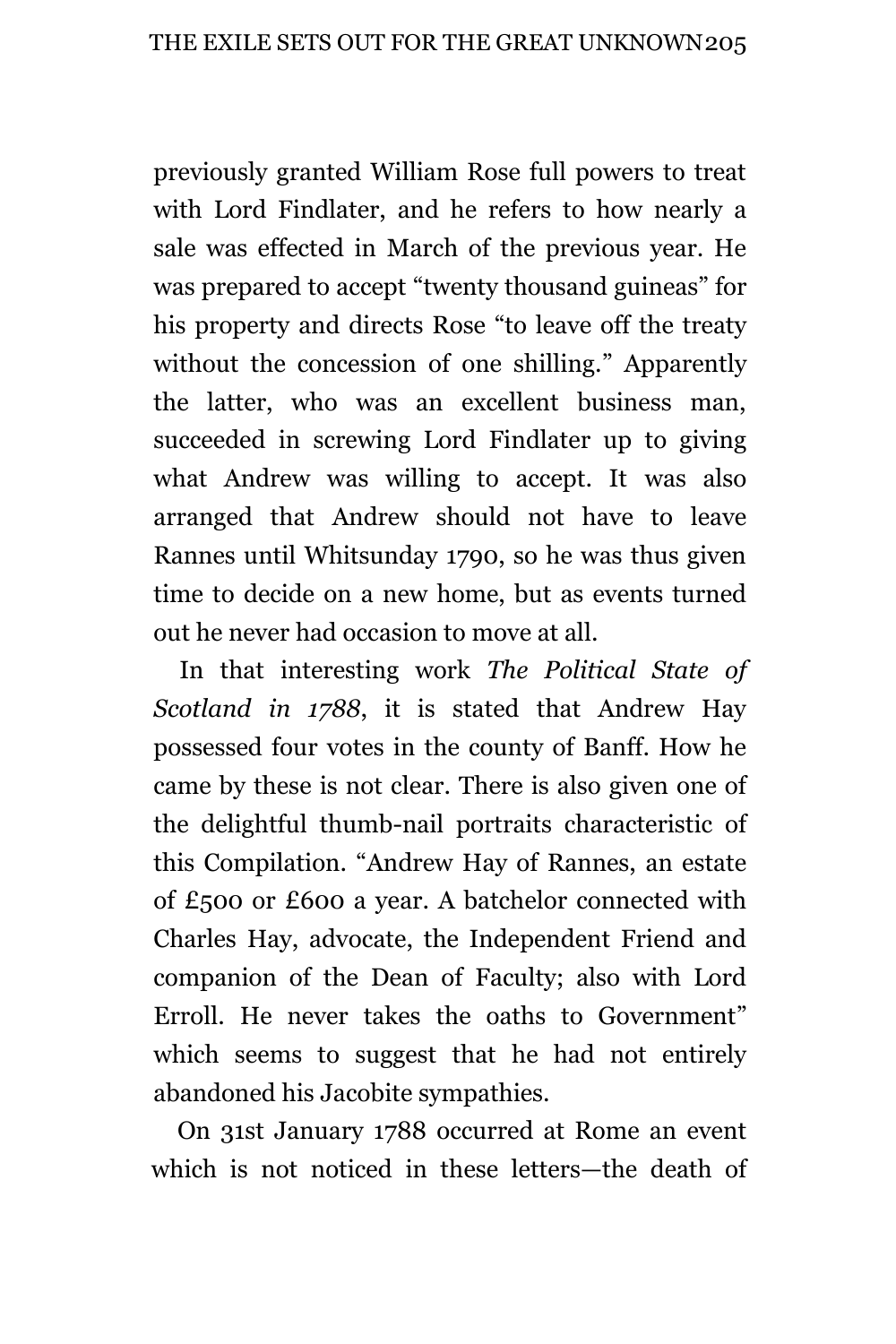previously granted William Rose full powers to treat with Lord Findlater, and he refers to how nearly a sale was effected in March of the previous year. He was prepared to accept "twenty thousand guineas" for his property and directs Rose "to leave off the treaty without the concession of one shilling." Apparently the latter, who was an excellent business man, succeeded in screwing Lord Findlater up to giving what Andrew was willing to accept. It was also arranged that Andrew should not have to leave Rannes until Whitsunday 1790, so he was thus given time to decide on a new home, but as events turned out he never had occasion to move at all.

In that interesting work *The Political State of Scotland in 1788*, it is stated that Andrew Hay possessed four votes in the county of Banff. How he came by these is not clear. There is also given one of the delightful thumb-nail portraits characteristic of this Compilation. "Andrew Hay of Rannes, an estate of £500 or £600 a year. A batchelor connected with Charles Hay, advocate, the Independent Friend and companion of the Dean of Faculty; also with Lord Erroll. He never takes the oaths to Government" which seems to suggest that he had not entirely abandoned his Jacobite sympathies.

On 31st January 1788 occurred at Rome an event which is not noticed in these letters—the death of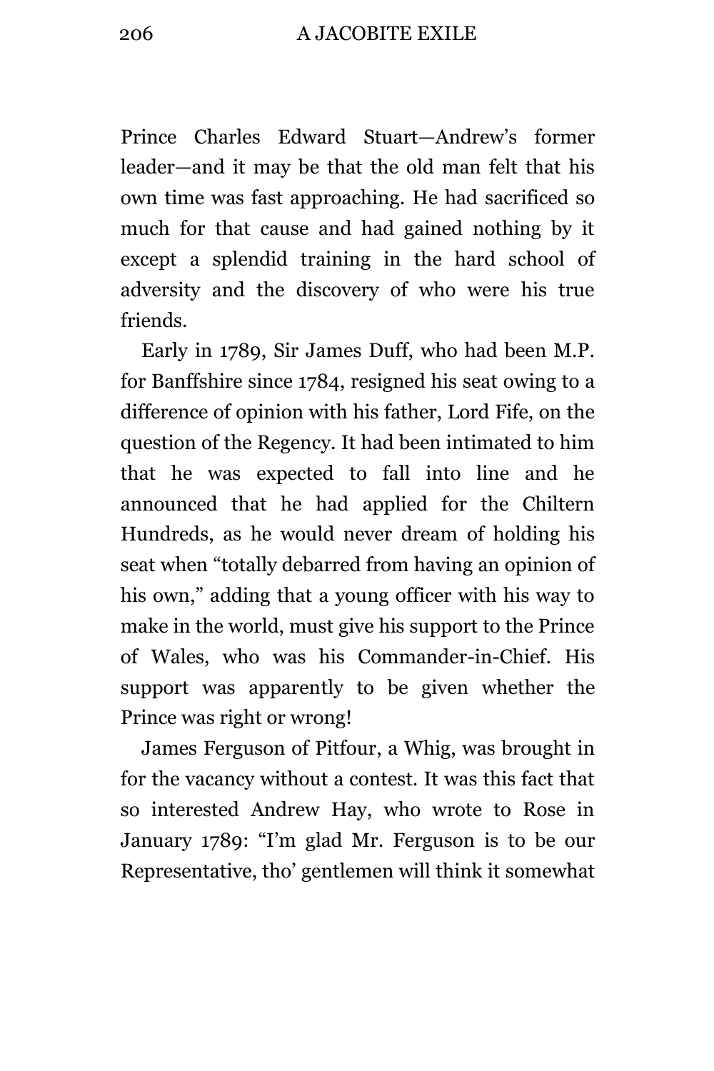Prince Charles Edward Stuart—Andrew's former leader—and it may be that the old man felt that his own time was fast approaching. He had sacrificed so much for that cause and had gained nothing by it except a splendid training in the hard school of adversity and the discovery of who were his true friends.

Early in 1789, Sir James Duff, who had been M.P. for Banffshire since 1784, resigned his seat owing to a difference of opinion with his father, Lord Fife, on the question of the Regency. It had been intimated to him that he was expected to fall into line and he announced that he had applied for the Chiltern Hundreds, as he would never dream of holding his seat when "totally debarred from having an opinion of his own," adding that a young officer with his way to make in the world, must give his support to the Prince of Wales, who was his Commander-in-Chief. His support was apparently to be given whether the Prince was right or wrong!

James Ferguson of Pitfour, a Whig, was brought in for the vacancy without a contest. It was this fact that so interested Andrew Hay, who wrote to Rose in January 1789: "I'm glad Mr. Ferguson is to be our Representative, tho' gentlemen will think it somewhat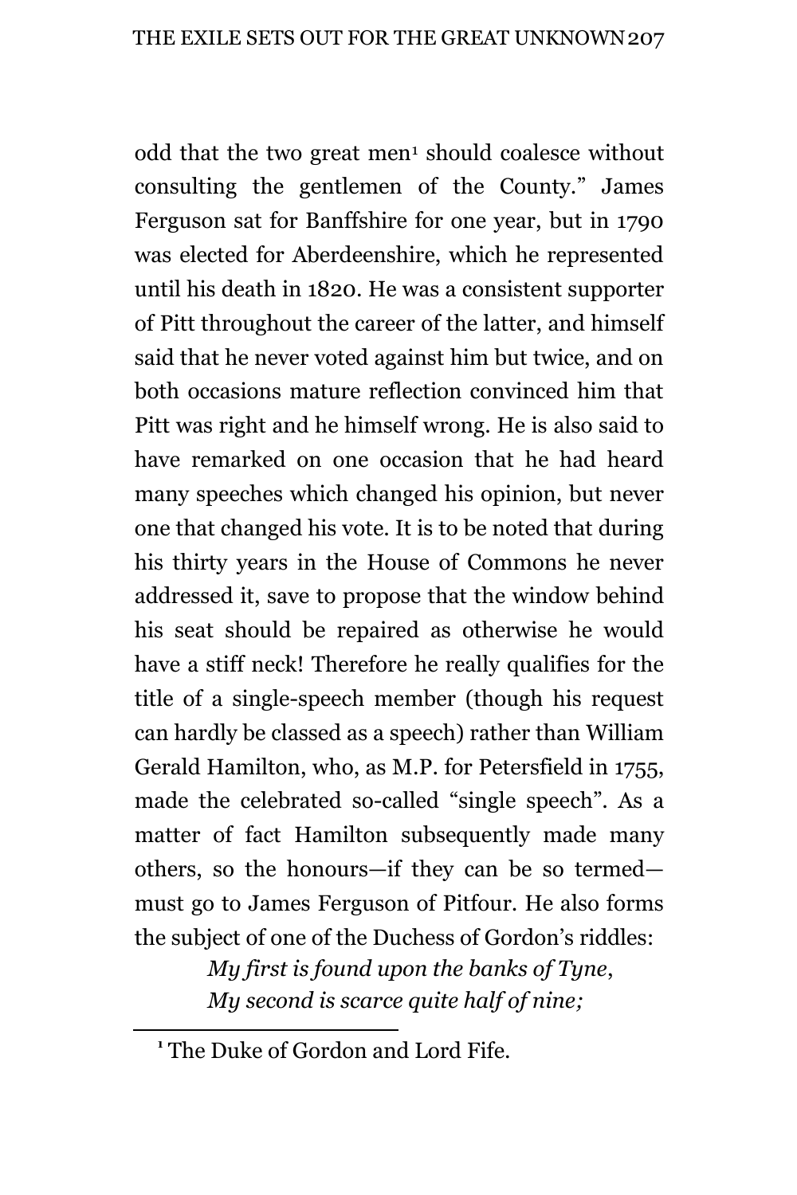odd that the two great men[1] should coalesce without consulting the gentlemen of the County." James Ferguson sat for Banffshire for one year, but in 1790 was elected for Aberdeenshire, which he represented until his death in 1820. He was a consistent supporter of Pitt throughout the career of the latter, and himself said that he never voted against him but twice, and on both occasions mature reflection convinced him that Pitt was right and he himself wrong. He is also said to have remarked on one occasion that he had heard many speeches which changed his opinion, but never one that changed his vote. It is to be noted that during his thirty years in the House of Commons he never addressed it, save to propose that the window behind his seat should be repaired as otherwise he would have a stiff neck! Therefore he really qualifies for the title of a single-speech member (though his request can hardly be classed as a speech) rather than William Gerald Hamilton, who, as M.P. for Petersfield in 1755, made the celebrated so-called "single speech". As a matter of fact Hamilton subsequently made many others, so the honours—if they can be so termed—must go to James Ferguson of Pitfour. He also forms the subject of one of the Duchess of Gordon's riddles:

> *My first is found upon the banks of Tyne,*
> *My second is scarce quite half of nine;*

[1] The Duke of Gordon and Lord Fife.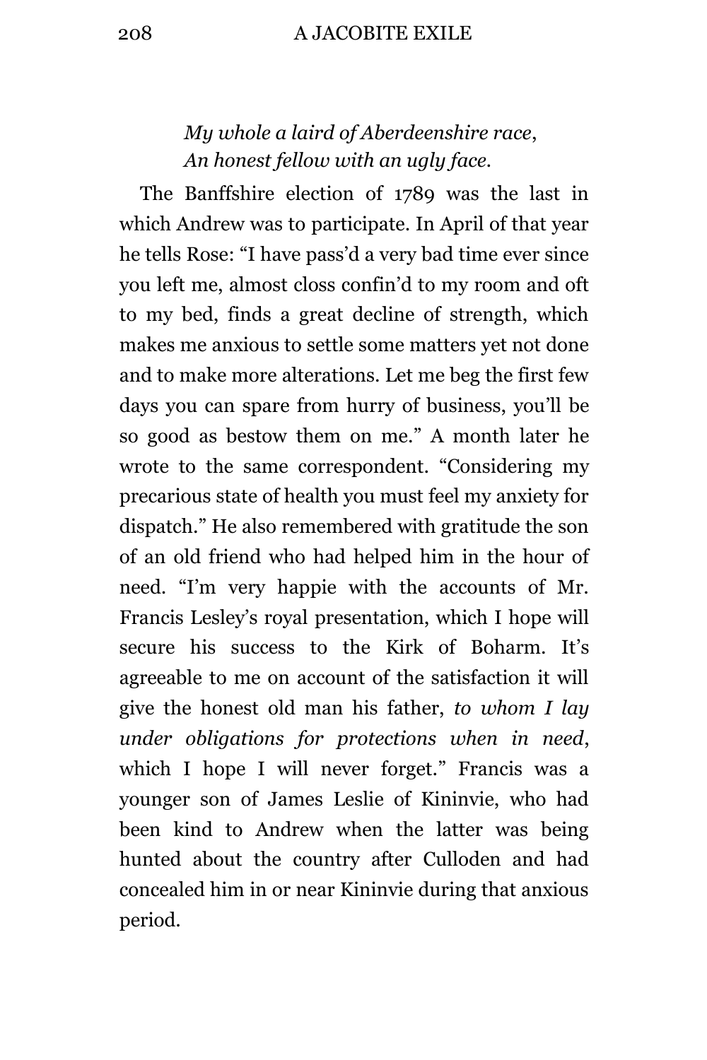*My whole a laird of Aberdeenshire race,*
*An honest fellow with an ugly face.*

The Banffshire election of 1789 was the last in which Andrew was to participate. In April of that year he tells Rose: "I have pass'd a very bad time ever since you left me, almost closs confin'd to my room and oft to my bed, finds a great decline of strength, which makes me anxious to settle some matters yet not done and to make more alterations. Let me beg the first few days you can spare from hurry of business, you'll be so good as bestow them on me." A month later he wrote to the same correspondent. "Considering my precarious state of health you must feel my anxiety for dispatch." He also remembered with gratitude the son of an old friend who had helped him in the hour of need. "I'm very happie with the accounts of Mr. Francis Lesley's royal presentation, which I hope will secure his success to the Kirk of Boharm. It's agreeable to me on account of the satisfaction it will give the honest old man his father, *to whom I lay under obligations for protections when in need*, which I hope I will never forget." Francis was a younger son of James Leslie of Kininvie, who had been kind to Andrew when the latter was being hunted about the country after Culloden and had concealed him in or near Kininvie during that anxious period.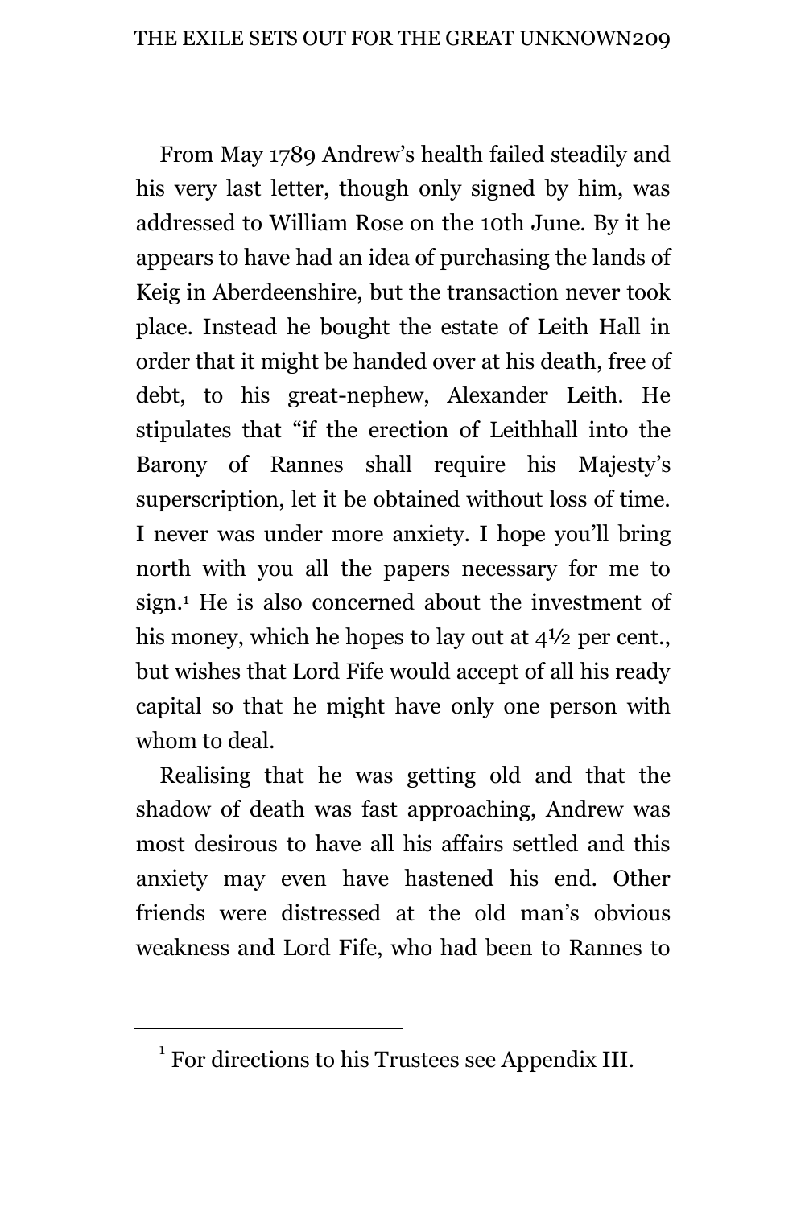From May 1789 Andrew's health failed steadily and his very last letter, though only signed by him, was addressed to William Rose on the 10th June. By it he appears to have had an idea of purchasing the lands of Keig in Aberdeenshire, but the transaction never took place. Instead he bought the estate of Leith Hall in order that it might be handed over at his death, free of debt, to his great-nephew, Alexander Leith. He stipulates that "if the erection of Leithhall into the Barony of Rannes shall require his Majesty's superscription, let it be obtained without loss of time. I never was under more anxiety. I hope you'll bring north with you all the papers necessary for me to sign.[1] He is also concerned about the investment of his money, which he hopes to lay out at 4½ per cent., but wishes that Lord Fife would accept of all his ready capital so that he might have only one person with whom to deal.

Realising that he was getting old and that the shadow of death was fast approaching, Andrew was most desirous to have all his affairs settled and this anxiety may even have hastened his end. Other friends were distressed at the old man's obvious weakness and Lord Fife, who had been to Rannes to

---

[1] For directions to his Trustees see Appendix III.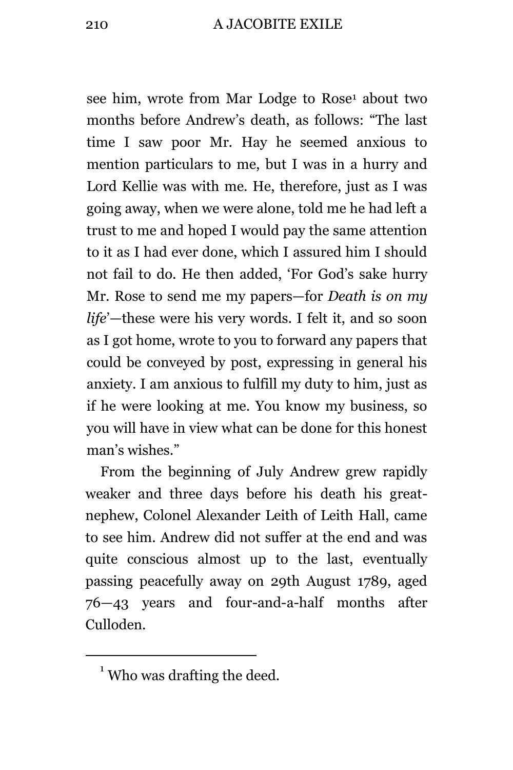see him, wrote from Mar Lodge to Rose[1] about two months before Andrew's death, as follows: "The last time I saw poor Mr. Hay he seemed anxious to mention particulars to me, but I was in a hurry and Lord Kellie was with me. He, therefore, just as I was going away, when we were alone, told me he had left a trust to me and hoped I would pay the same attention to it as I had ever done, which I assured him I should not fail to do. He then added, 'For God's sake hurry Mr. Rose to send me my papers—for *Death is on my life*'—these were his very words. I felt it, and so soon as I got home, wrote to you to forward any papers that could be conveyed by post, expressing in general his anxiety. I am anxious to fulfill my duty to him, just as if he were looking at me. You know my business, so you will have in view what can be done for this honest man's wishes."

From the beginning of July Andrew grew rapidly weaker and three days before his death his great-nephew, Colonel Alexander Leith of Leith Hall, came to see him. Andrew did not suffer at the end and was quite conscious almost up to the last, eventually passing peacefully away on 29th August 1789, aged 76—43 years and four-and-a-half months after Culloden.

---

[1] Who was drafting the deed.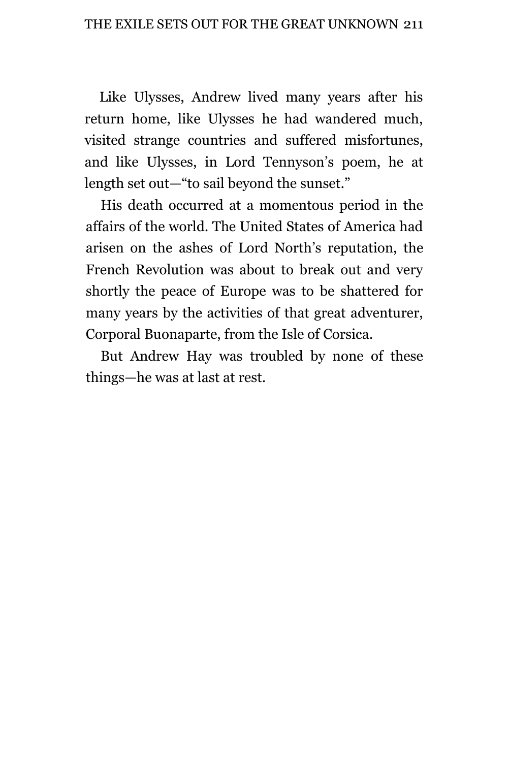Like Ulysses, Andrew lived many years after his return home, like Ulysses he had wandered much, visited strange countries and suffered misfortunes, and like Ulysses, in Lord Tennyson's poem, he at length set out—"to sail beyond the sunset."

His death occurred at a momentous period in the affairs of the world. The United States of America had arisen on the ashes of Lord North's reputation, the French Revolution was about to break out and very shortly the peace of Europe was to be shattered for many years by the activities of that great adventurer, Corporal Buonaparte, from the Isle of Corsica.

But Andrew Hay was troubled by none of these things—he was at last at rest.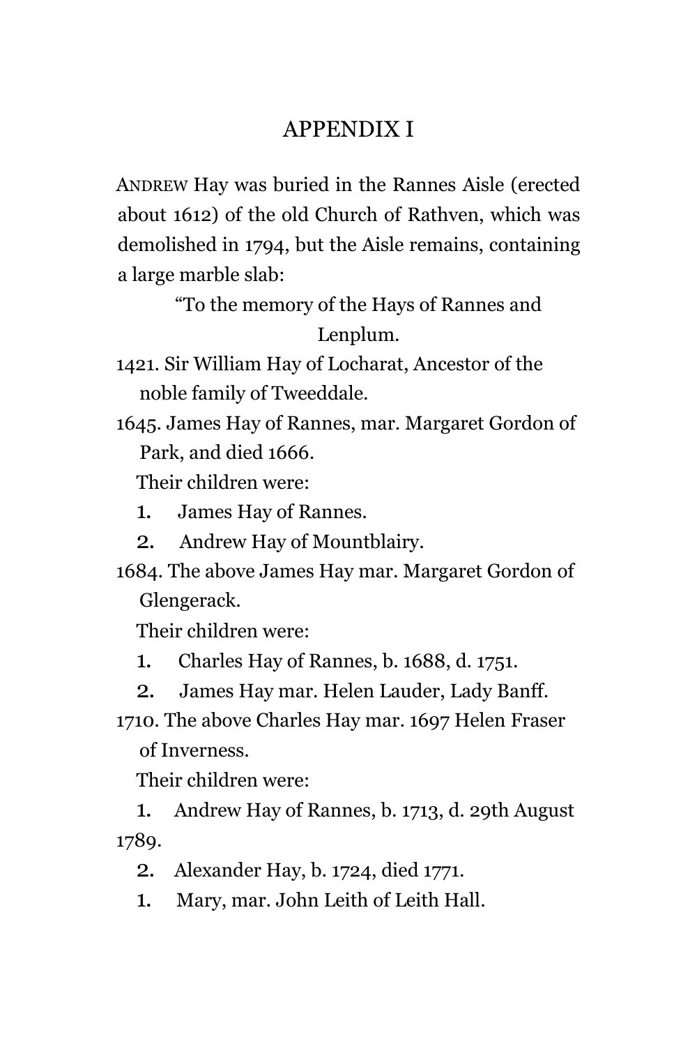# APPENDIX I

ANDREW Hay was buried in the Rannes Aisle (erected about 1612) of the old Church of Rathven, which was demolished in 1794, but the Aisle remains, containing a large marble slab:

"To the memory of the Hays of Rannes and Lenplum.

1421. Sir William Hay of Locharat, Ancestor of the noble family of Tweeddale.

1645. James Hay of Rannes, mar. Margaret Gordon of Park, and died 1666.

Their children were:

1. James Hay of Rannes.
2. Andrew Hay of Mountblairy.

1684. The above James Hay mar. Margaret Gordon of Glengerack.

Their children were:

1. Charles Hay of Rannes, b. 1688, d. 1751.
2. James Hay mar. Helen Lauder, Lady Banff.

1710. The above Charles Hay mar. 1697 Helen Fraser of Inverness.

Their children were:

1. Andrew Hay of Rannes, b. 1713, d. 29th August 1789.
2. Alexander Hay, b. 1724, died 1771.

1. Mary, mar. John Leith of Leith Hall.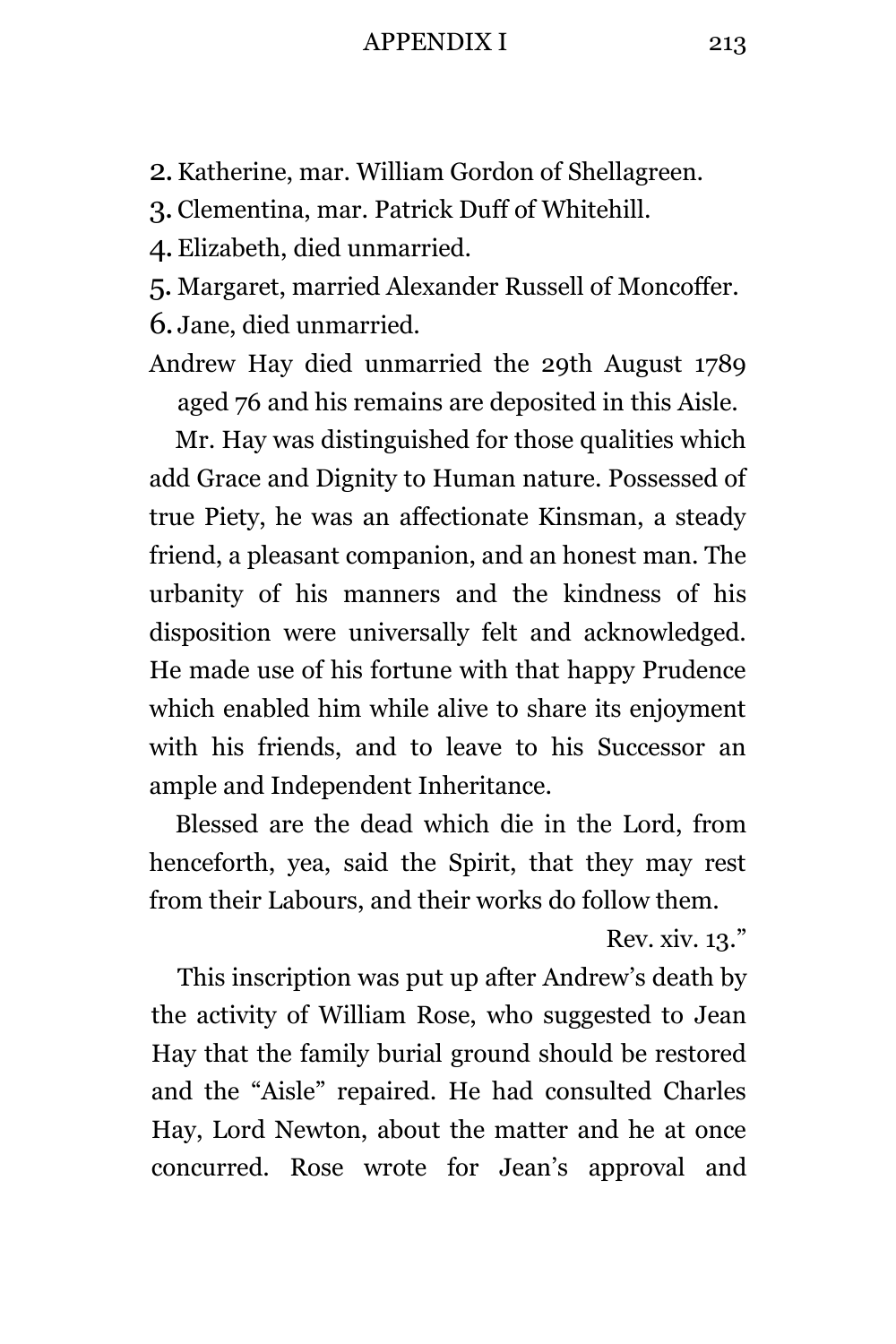2. Katherine, mar. William Gordon of Shellagreen.
3. Clementina, mar. Patrick Duff of Whitehill.
4. Elizabeth, died unmarried.
5. Margaret, married Alexander Russell of Moncoffer.
6. Jane, died unmarried.

Andrew Hay died unmarried the 29th August 1789 aged 76 and his remains are deposited in this Aisle.

Mr. Hay was distinguished for those qualities which add Grace and Dignity to Human nature. Possessed of true Piety, he was an affectionate Kinsman, a steady friend, a pleasant companion, and an honest man. The urbanity of his manners and the kindness of his disposition were universally felt and acknowledged. He made use of his fortune with that happy Prudence which enabled him while alive to share its enjoyment with his friends, and to leave to his Successor an ample and Independent Inheritance.

Blessed are the dead which die in the Lord, from henceforth, yea, said the Spirit, that they may rest from their Labours, and their works do follow them.

Rev. xiv. 13."

This inscription was put up after Andrew's death by the activity of William Rose, who suggested to Jean Hay that the family burial ground should be restored and the "Aisle" repaired. He had consulted Charles Hay, Lord Newton, about the matter and he at once concurred. Rose wrote for Jean's approval and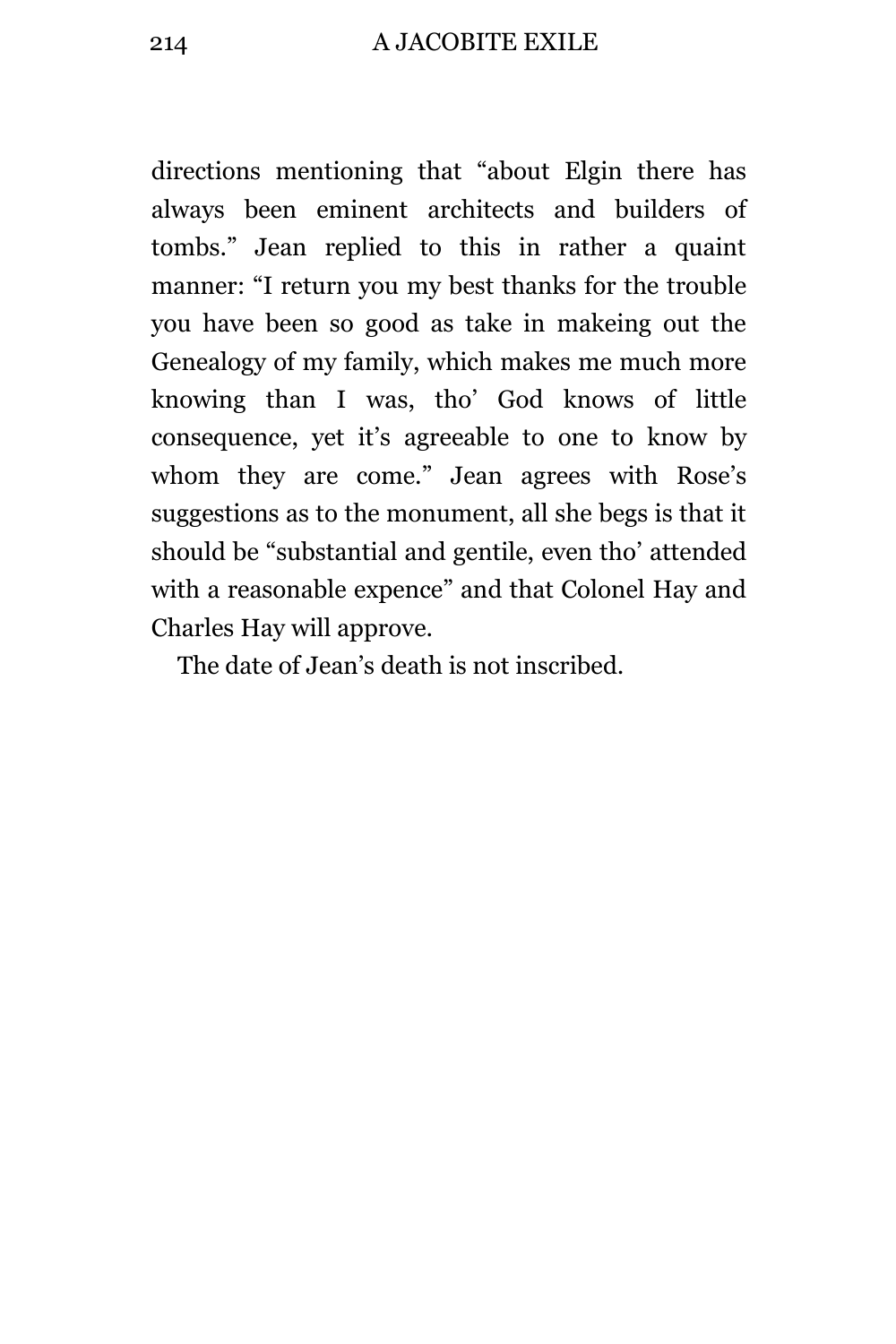directions mentioning that "about Elgin there has always been eminent architects and builders of tombs." Jean replied to this in rather a quaint manner: "I return you my best thanks for the trouble you have been so good as take in makeing out the Genealogy of my family, which makes me much more knowing than I was, tho' God knows of little consequence, yet it's agreeable to one to know by whom they are come." Jean agrees with Rose's suggestions as to the monument, all she begs is that it should be "substantial and gentile, even tho' attended with a reasonable expence" and that Colonel Hay and Charles Hay will approve.

The date of Jean's death is not inscribed.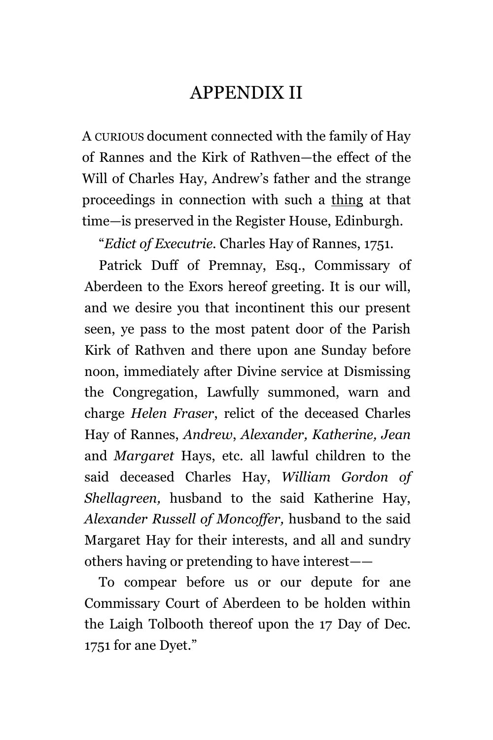# APPENDIX II

A CURIOUS document connected with the family of Hay of Rannes and the Kirk of Rathven—the effect of the Will of Charles Hay, Andrew's father and the strange proceedings in connection with such a thing at that time—is preserved in the Register House, Edinburgh.

"*Edict of Executrie*. Charles Hay of Rannes, 1751.

Patrick Duff of Premnay, Esq., Commissary of Aberdeen to the Exors hereof greeting. It is our will, and we desire you that incontinent this our present seen, ye pass to the most patent door of the Parish Kirk of Rathven and there upon ane Sunday before noon, immediately after Divine service at Dismissing the Congregation, Lawfully summoned, warn and charge *Helen Fraser*, relict of the deceased Charles Hay of Rannes, *Andrew*, *Alexander, Katherine, Jean* and *Margaret* Hays, etc. all lawful children to the said deceased Charles Hay, *William Gordon of Shellagreen,* husband to the said Katherine Hay, *Alexander Russell of Moncoffer,* husband to the said Margaret Hay for their interests, and all and sundry others having or pretending to have interest——

To compear before us or our depute for ane Commissary Court of Aberdeen to be holden within the Laigh Tolbooth thereof upon the 17 Day of Dec. 1751 for ane Dyet."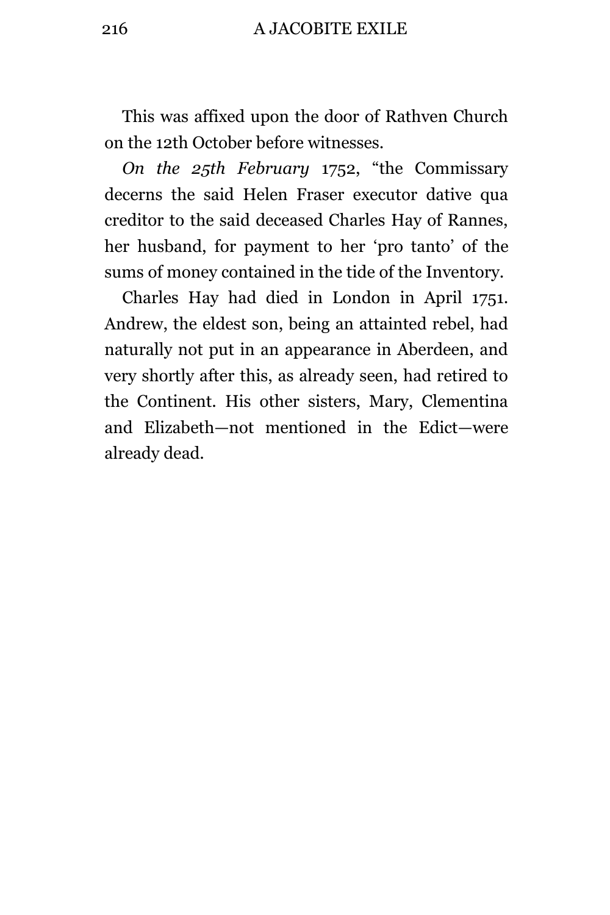This was affixed upon the door of Rathven Church on the 12th October before witnesses.

*On the 25th February* 1752, “the Commissary decerns the said Helen Fraser executor dative qua creditor to the said deceased Charles Hay of Rannes, her husband, for payment to her ‘pro tanto’ of the sums of money contained in the tide of the Inventory.

Charles Hay had died in London in April 1751. Andrew, the eldest son, being an attainted rebel, had naturally not put in an appearance in Aberdeen, and very shortly after this, as already seen, had retired to the Continent. His other sisters, Mary, Clementina and Elizabeth—not mentioned in the Edict—were already dead.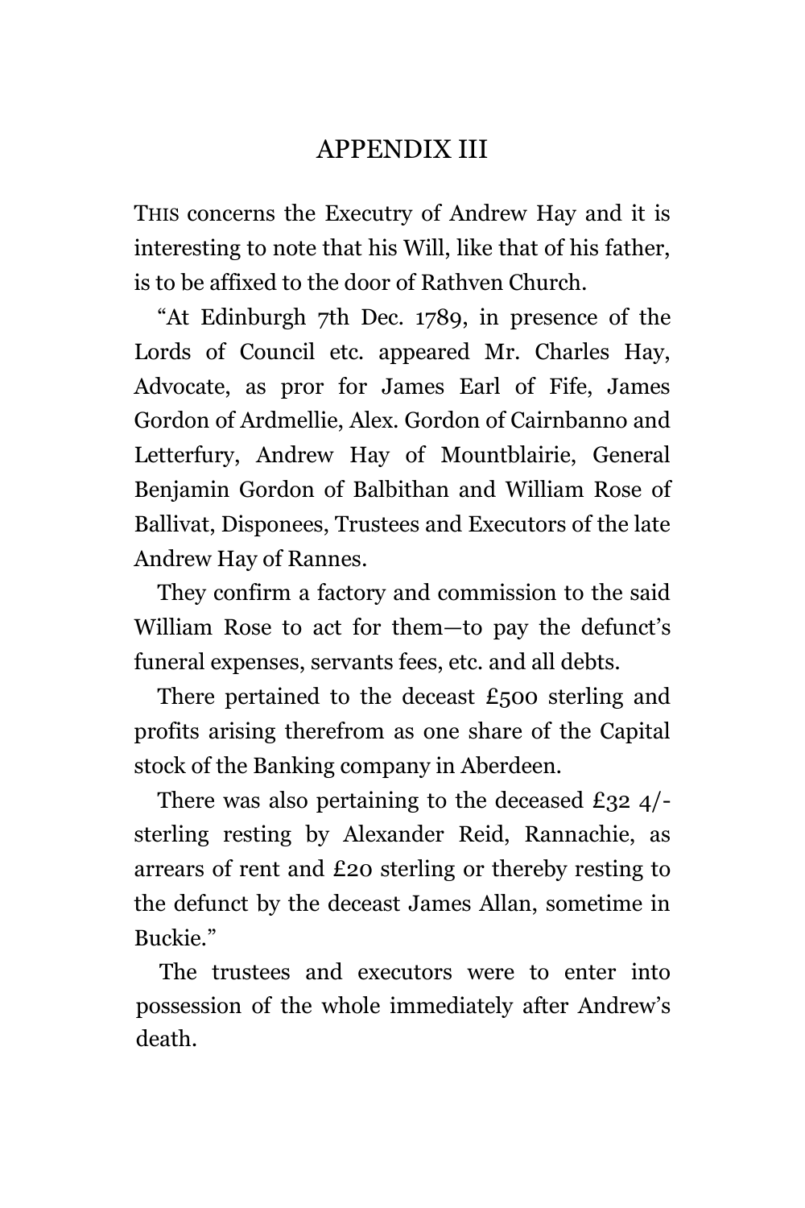# APPENDIX III

THIS concerns the Executry of Andrew Hay and it is interesting to note that his Will, like that of his father, is to be affixed to the door of Rathven Church.

"At Edinburgh 7th Dec. 1789, in presence of the Lords of Council etc. appeared Mr. Charles Hay, Advocate, as pror for James Earl of Fife, James Gordon of Ardmellie, Alex. Gordon of Cairnbanno and Letterfury, Andrew Hay of Mountblairie, General Benjamin Gordon of Balbithan and William Rose of Ballivat, Disponees, Trustees and Executors of the late Andrew Hay of Rannes.

They confirm a factory and commission to the said William Rose to act for them—to pay the defunct's funeral expenses, servants fees, etc. and all debts.

There pertained to the deceast £500 sterling and profits arising therefrom as one share of the Capital stock of the Banking company in Aberdeen.

There was also pertaining to the deceased £32 4/- sterling resting by Alexander Reid, Rannachie, as arrears of rent and £20 sterling or thereby resting to the defunct by the deceast James Allan, sometime in Buckie."

The trustees and executors were to enter into possession of the whole immediately after Andrew's death.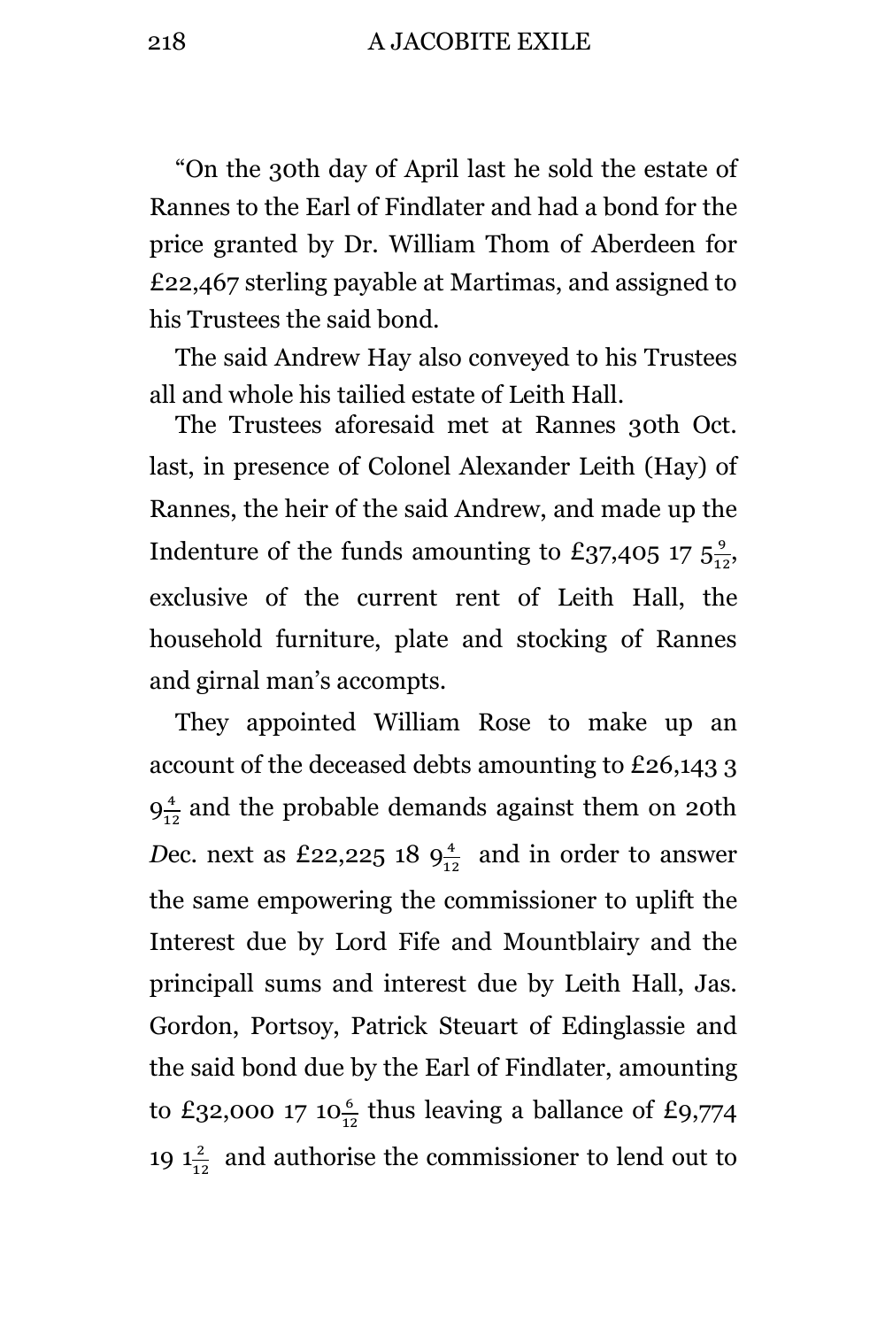"On the 30th day of April last he sold the estate of Rannes to the Earl of Findlater and had a bond for the price granted by Dr. William Thom of Aberdeen for £22,467 sterling payable at Martimas, and assigned to his Trustees the said bond.

The said Andrew Hay also conveyed to his Trustees all and whole his tailied estate of Leith Hall.

The Trustees aforesaid met at Rannes 30th Oct. last, in presence of Colonel Alexander Leith (Hay) of Rannes, the heir of the said Andrew, and made up the Indenture of the funds amounting to £37,405 17 $5\frac{9}{12}$, exclusive of the current rent of Leith Hall, the household furniture, plate and stocking of Rannes and girnal man's accompts.

They appointed William Rose to make up an account of the deceased debts amounting to £26,143 3 $9\frac{4}{12}$ and the probable demands against them on 20th *D*ec. next as £22,225 18 $9\frac{4}{12}$ and in order to answer the same empowering the commissioner to uplift the Interest due by Lord Fife and Mountblairy and the principall sums and interest due by Leith Hall, Jas. Gordon, Portsoy, Patrick Steuart of Edinglassie and the said bond due by the Earl of Findlater, amounting to £32,000 17 $10\frac{6}{12}$ thus leaving a ballance of £9,774 19 $1\frac{2}{12}$ and authorise the commissioner to lend out to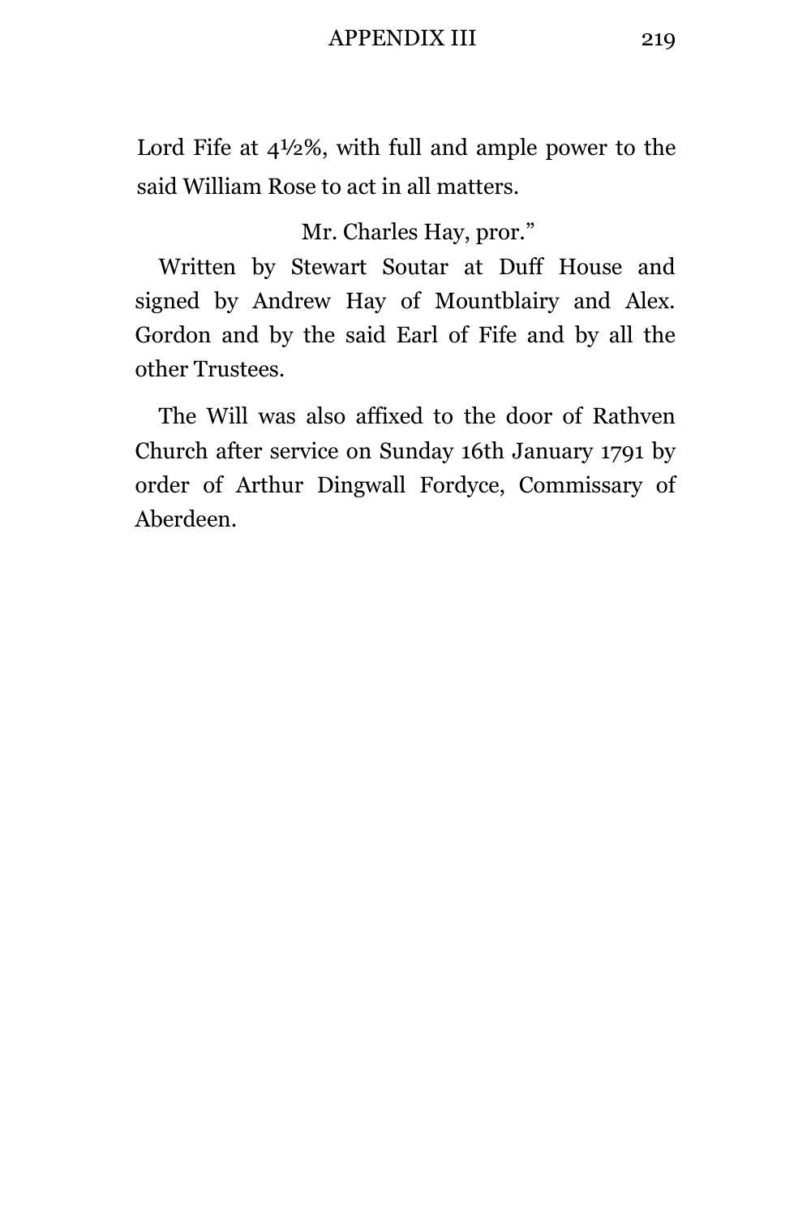Lord Fife at 4½%, with full and ample power to the said William Rose to act in all matters.

Mr. Charles Hay, pror."

Written by Stewart Soutar at Duff House and signed by Andrew Hay of Mountblairy and Alex. Gordon and by the said Earl of Fife and by all the other Trustees.

The Will was also affixed to the door of Rathven Church after service on Sunday 16th January 1791 by order of Arthur Dingwall Fordyce, Commissary of Aberdeen.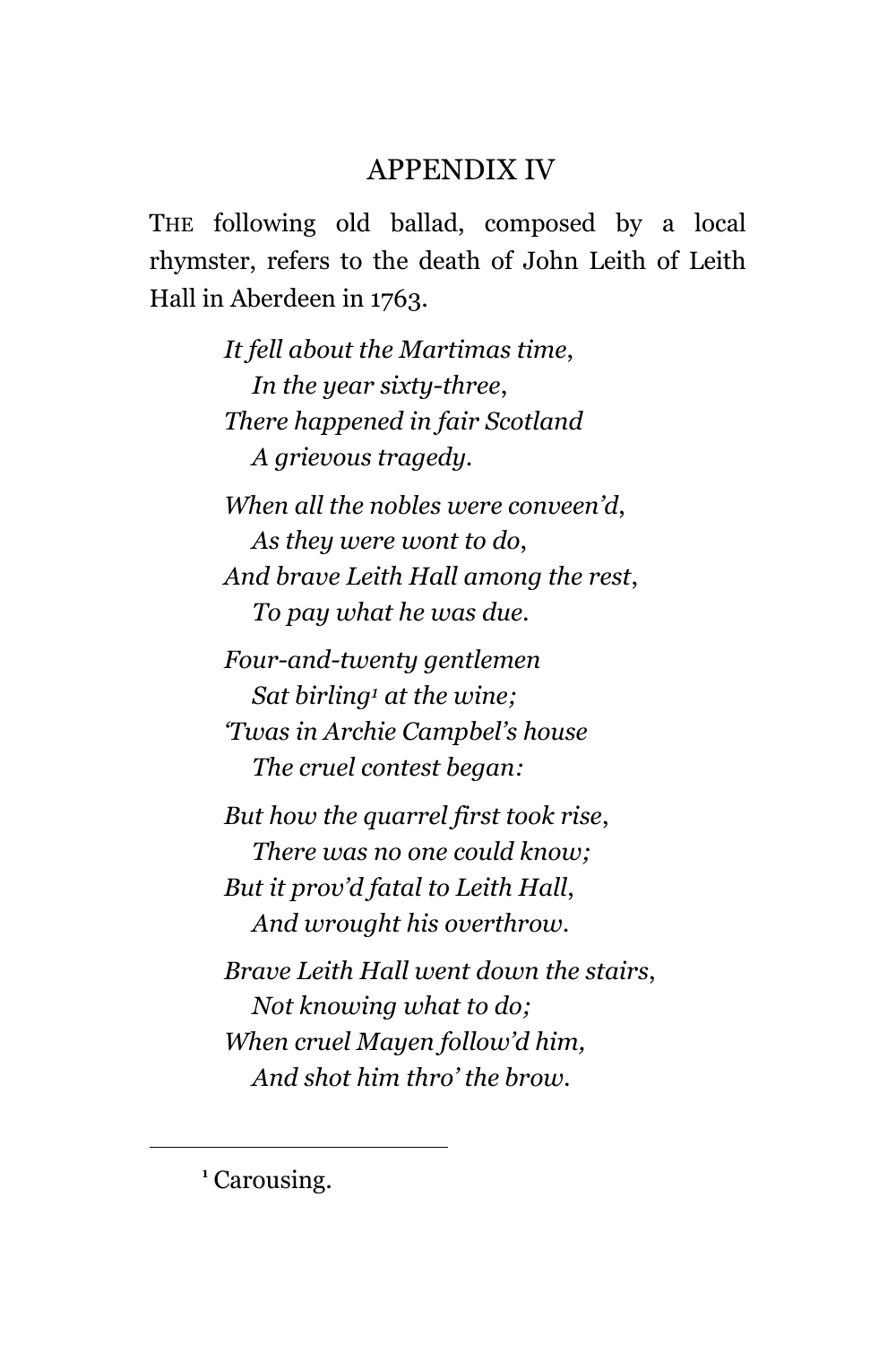## APPENDIX IV

THE following old ballad, composed by a local rhymster, refers to the death of John Leith of Leith Hall in Aberdeen in 1763.

*It fell about the Martimas time,*  
  *In the year sixty-three,*  
*There happened in fair Scotland*  
  *A grievous tragedy.*

*When all the nobles were conveen'd,*  
  *As they were wont to do,*  
*And brave Leith Hall among the rest,*  
  *To pay what he was due.*

*Four-and-twenty gentlemen*  
  *Sat birling[1] at the wine;*  
*'Twas in Archie Campbel's house*  
  *The cruel contest began:*

*But how the quarrel first took rise,*  
  *There was no one could know;*  
*But it prov'd fatal to Leith Hall,*  
  *And wrought his overthrow.*

*Brave Leith Hall went down the stairs,*  
  *Not knowing what to do;*  
*When cruel Mayen follow'd him,*  
  *And shot him thro' the brow.*

---

[1] Carousing.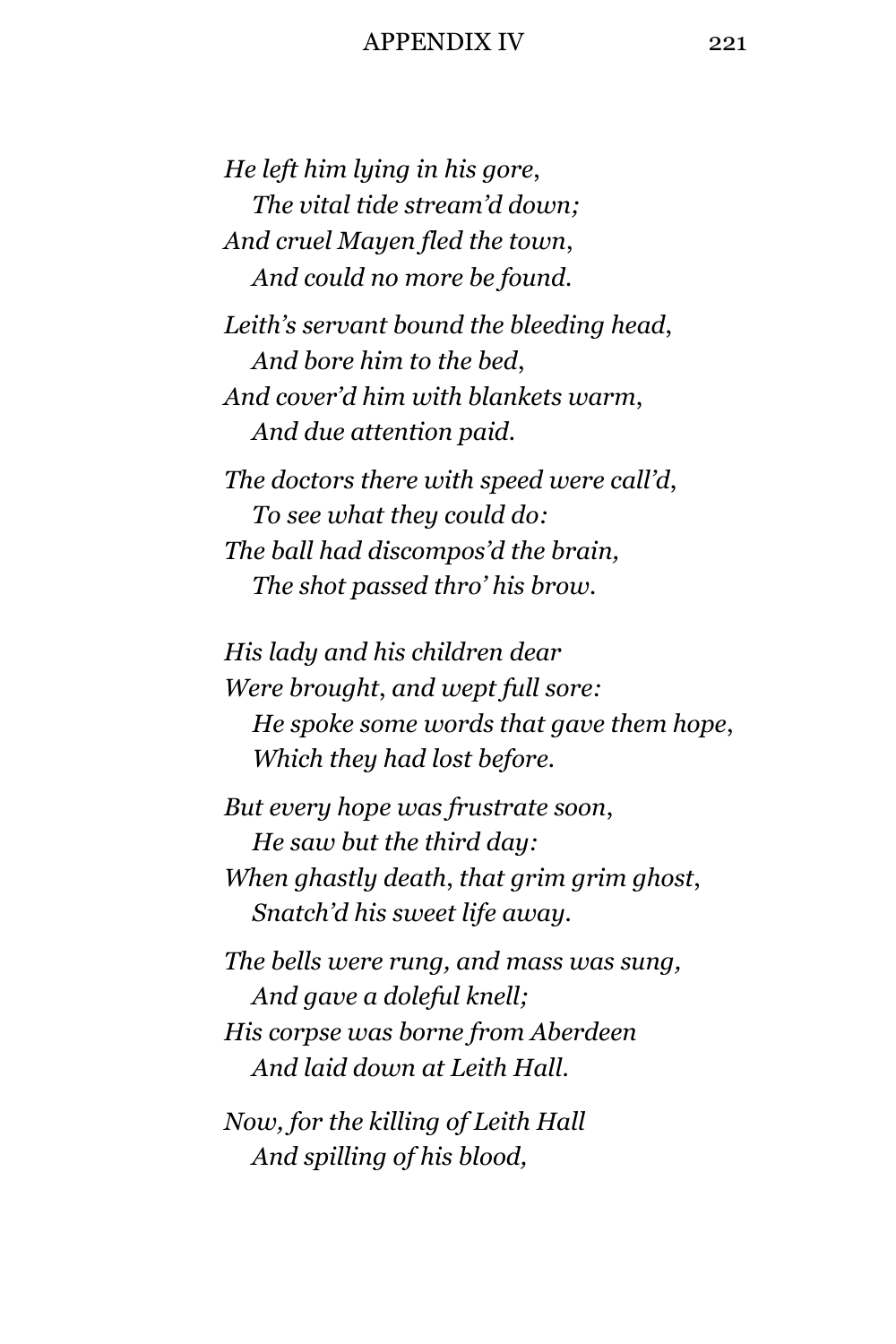*He left him lying in his gore,*
*The vital tide stream'd down;*
*And cruel Mayen fled the town,*
*And could no more be found.*

*Leith's servant bound the bleeding head,*
*And bore him to the bed,*
*And cover'd him with blankets warm,*
*And due attention paid.*

*The doctors there with speed were call'd,*
*To see what they could do:*
*The ball had discompos'd the brain,*
*The shot passed thro' his brow.*

*His lady and his children dear*
*Were brought, and wept full sore:*
*He spoke some words that gave them hope,*
*Which they had lost before.*

*But every hope was frustrate soon,*
*He saw but the third day:*
*When ghastly death, that grim grim ghost,*
*Snatch'd his sweet life away.*

*The bells were rung, and mass was sung,*
*And gave a doleful knell;*
*His corpse was borne from Aberdeen*
*And laid down at Leith Hall.*

*Now, for the killing of Leith Hall*
*And spilling of his blood,*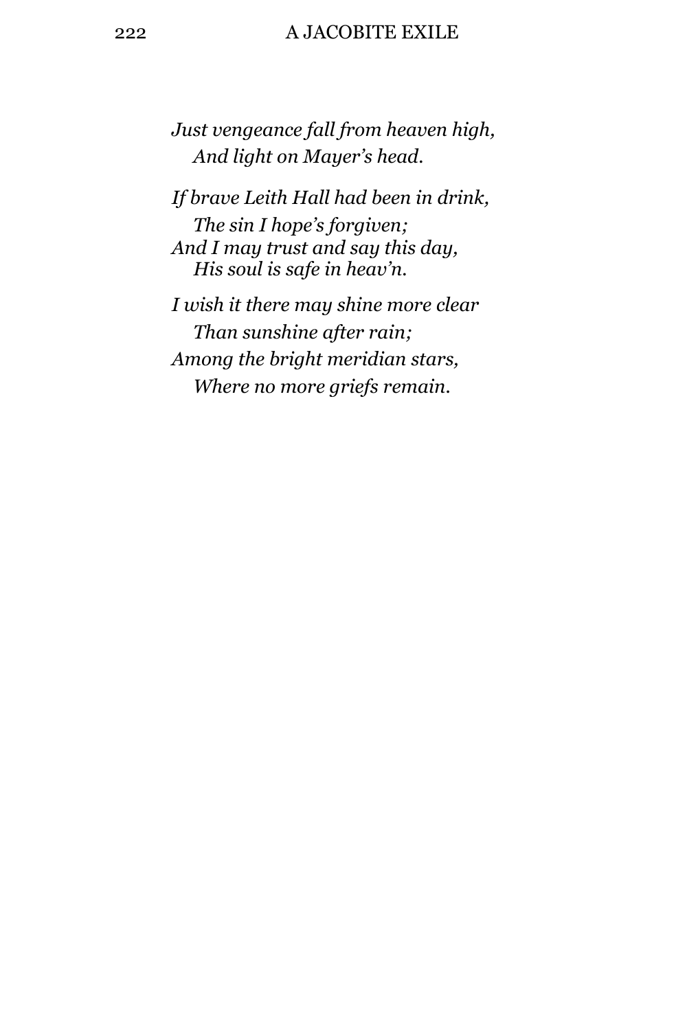*Just vengeance fall from heaven high,*
*And light on Mayer's head.*

*If brave Leith Hall had been in drink,*
*The sin I hope's forgiven;*
*And I may trust and say this day,*
*His soul is safe in heav'n.*

*I wish it there may shine more clear*
*Than sunshine after rain;*
*Among the bright meridian stars,*
*Where no more griefs remain.*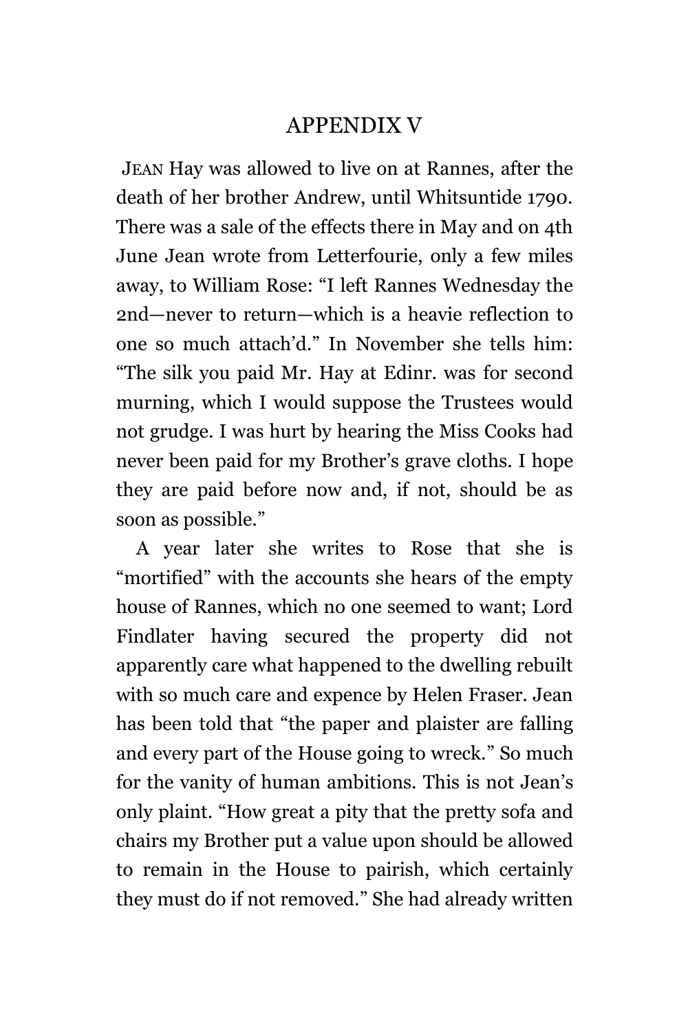# APPENDIX V

JEAN Hay was allowed to live on at Rannes, after the death of her brother Andrew, until Whitsuntide 1790. There was a sale of the effects there in May and on 4th June Jean wrote from Letterfourie, only a few miles away, to William Rose: "I left Rannes Wednesday the 2nd—never to return—which is a heavie reflection to one so much attach'd." In November she tells him: "The silk you paid Mr. Hay at Edinr. was for second murning, which I would suppose the Trustees would not grudge. I was hurt by hearing the Miss Cooks had never been paid for my Brother's grave cloths. I hope they are paid before now and, if not, should be as soon as possible."

A year later she writes to Rose that she is "mortified" with the accounts she hears of the empty house of Rannes, which no one seemed to want; Lord Findlater having secured the property did not apparently care what happened to the dwelling rebuilt with so much care and expence by Helen Fraser. Jean has been told that "the paper and plaister are falling and every part of the House going to wreck." So much for the vanity of human ambitions. This is not Jean's only plaint. "How great a pity that the pretty sofa and chairs my Brother put a value upon should be allowed to remain in the House to pairish, which certainly they must do if not removed." She had already written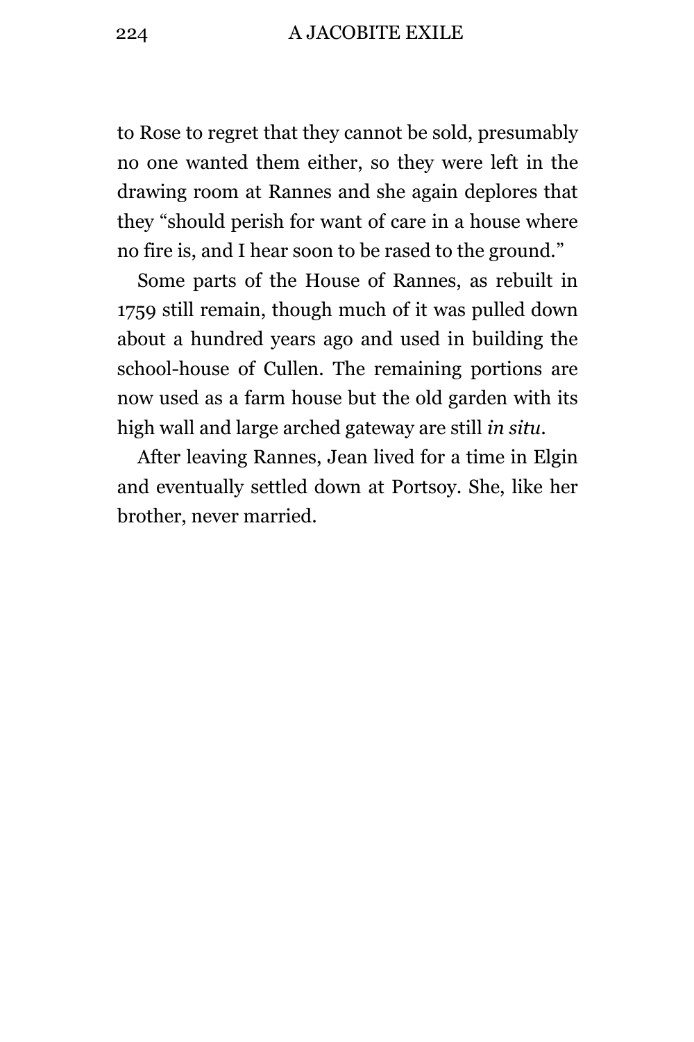to Rose to regret that they cannot be sold, presumably no one wanted them either, so they were left in the drawing room at Rannes and she again deplores that they "should perish for want of care in a house where no fire is, and I hear soon to be rased to the ground."

Some parts of the House of Rannes, as rebuilt in 1759 still remain, though much of it was pulled down about a hundred years ago and used in building the school-house of Cullen. The remaining portions are now used as a farm house but the old garden with its high wall and large arched gateway are still *in situ*.

After leaving Rannes, Jean lived for a time in Elgin and eventually settled down at Portsoy. She, like her brother, never married.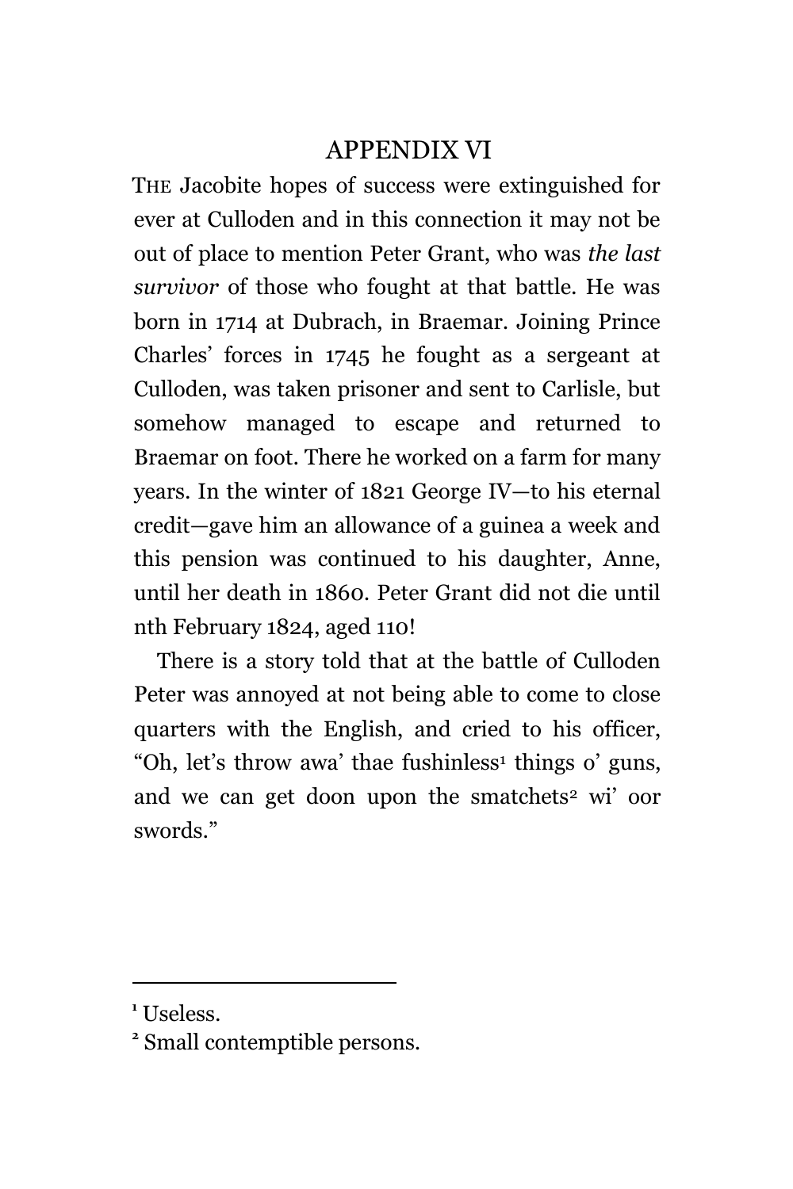## APPENDIX VI

THE Jacobite hopes of success were extinguished for ever at Culloden and in this connection it may not be out of place to mention Peter Grant, who was *the last survivor* of those who fought at that battle. He was born in 1714 at Dubrach, in Braemar. Joining Prince Charles' forces in 1745 he fought as a sergeant at Culloden, was taken prisoner and sent to Carlisle, but somehow managed to escape and returned to Braemar on foot. There he worked on a farm for many years. In the winter of 1821 George IV—to his eternal credit—gave him an allowance of a guinea a week and this pension was continued to his daughter, Anne, until her death in 1860. Peter Grant did not die until nth February 1824, aged 110!

There is a story told that at the battle of Culloden Peter was annoyed at not being able to come to close quarters with the English, and cried to his officer, "Oh, let's throw awa' thae fushinless[1] things o' guns, and we can get doon upon the smatchets[2] wi' oor swords."

---

[1] Useless.

[2] Small contemptible persons.